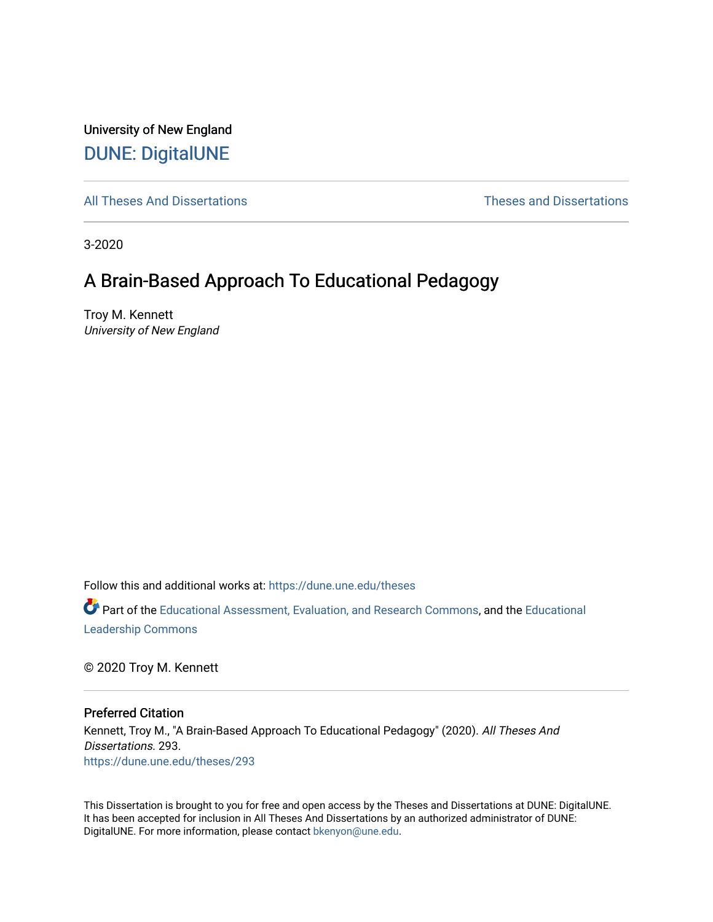University of New England

# DUNE: DigitalUNE

All Theses And Dissertations | Theses and Dissertations

3-2020

## A Brain-Based Approach To Educational Pedagogy

Troy M. Kennett
*University of New England*

Follow this and additional works at: https://dune.une.edu/theses

Part of the Educational Assessment, Evaluation, and Research Commons, and the Educational Leadership Commons

© 2020 Troy M. Kennett

### Preferred Citation

Kennett, Troy M., "A Brain-Based Approach To Educational Pedagogy" (2020). *All Theses And Dissertations*. 293.
https://dune.une.edu/theses/293

This Dissertation is brought to you for free and open access by the Theses and Dissertations at DUNE: DigitalUNE. It has been accepted for inclusion in All Theses And Dissertations by an authorized administrator of DUNE: DigitalUNE. For more information, please contact bkenyon@une.edu.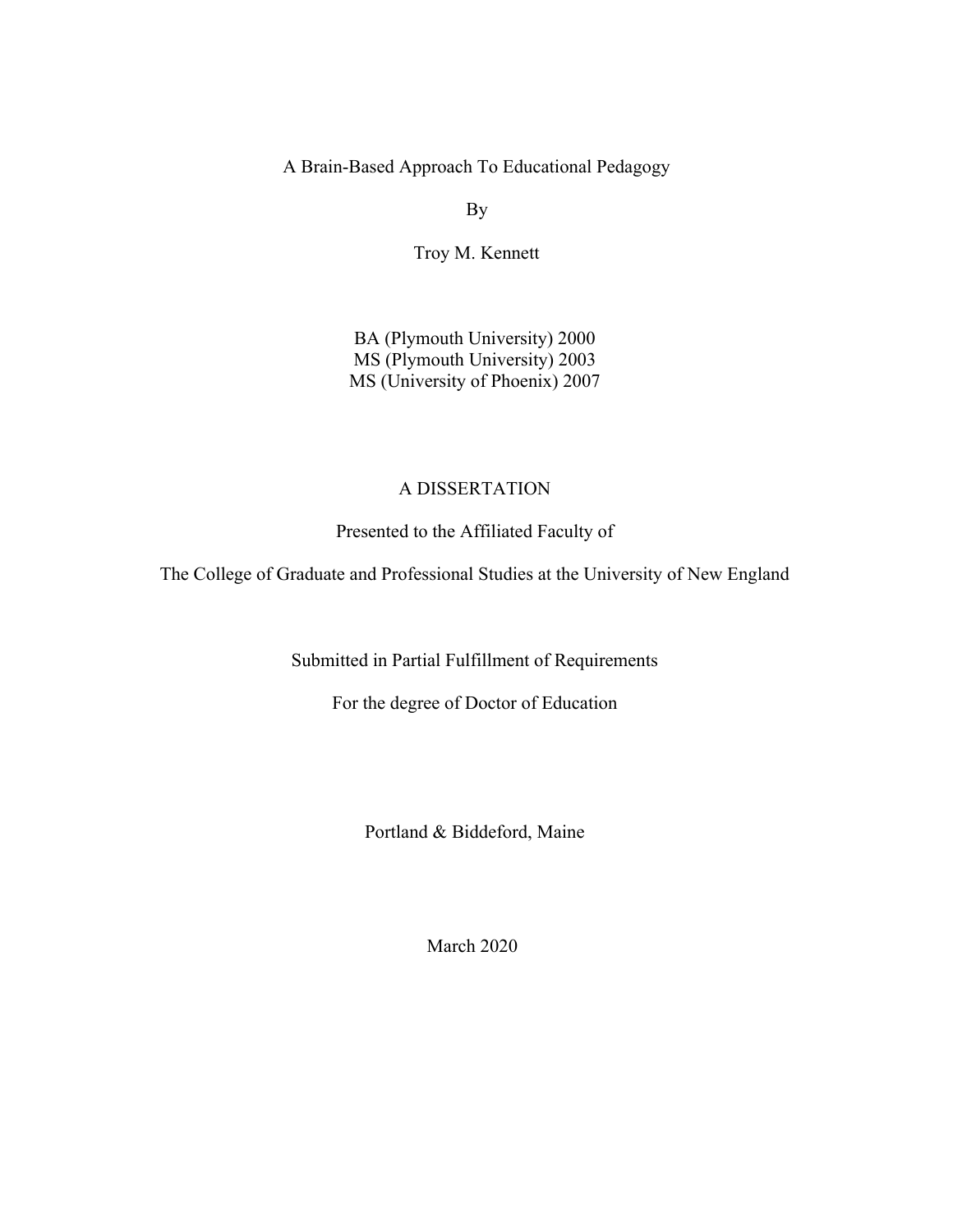A Brain-Based Approach To Educational Pedagogy

By

Troy M. Kennett

BA (Plymouth University) 2000
MS (Plymouth University) 2003
MS (University of Phoenix) 2007

A DISSERTATION

Presented to the Affiliated Faculty of

The College of Graduate and Professional Studies at the University of New England

Submitted in Partial Fulfillment of Requirements

For the degree of Doctor of Education

Portland & Biddeford, Maine

March 2020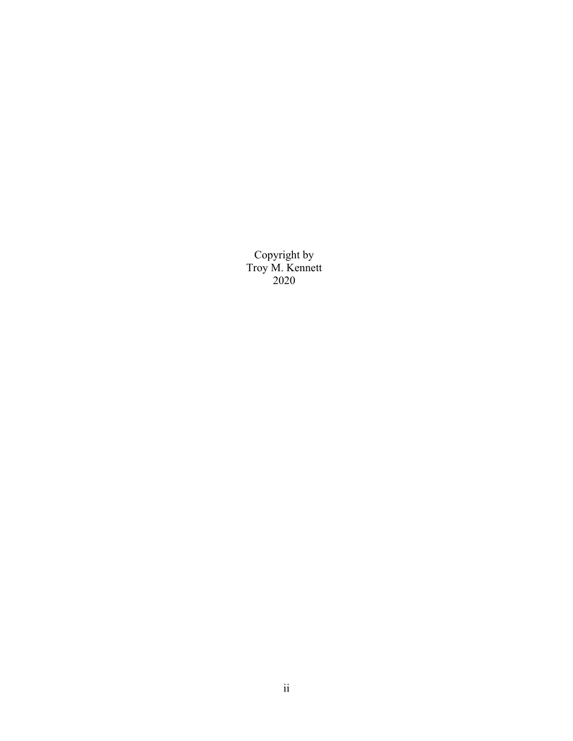Copyright by
Troy M. Kennett
2020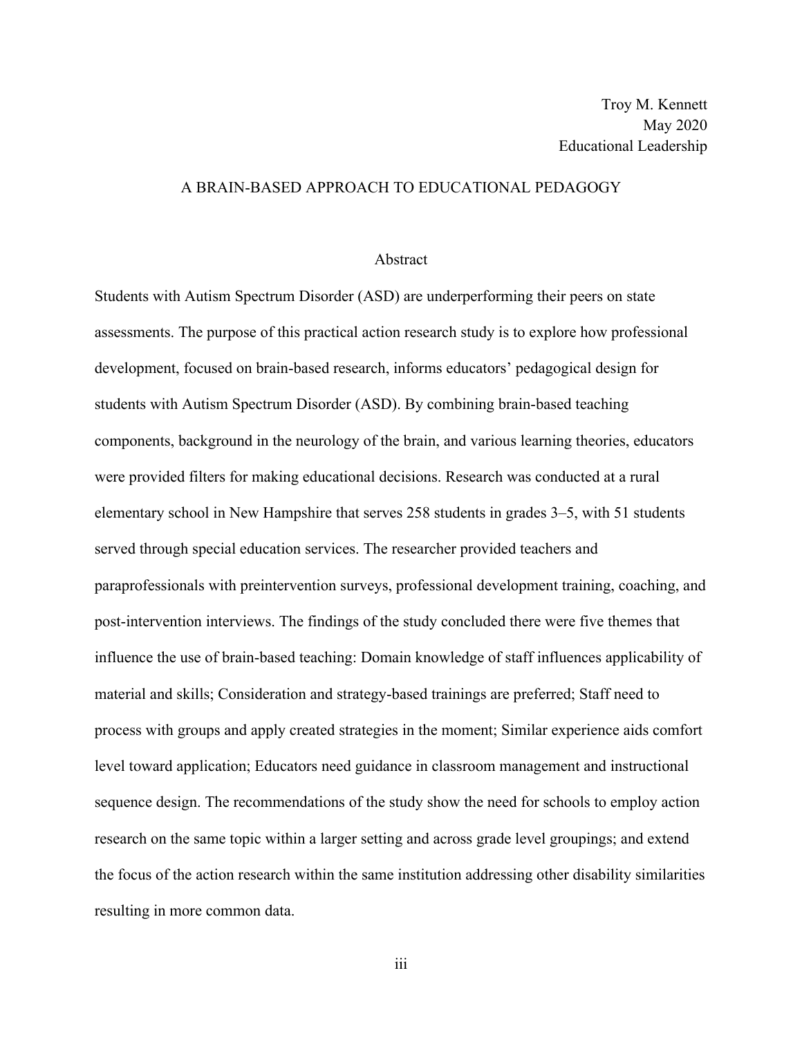Troy M. Kennett
May 2020
Educational Leadership

# A BRAIN-BASED APPROACH TO EDUCATIONAL PEDAGOGY

## Abstract

Students with Autism Spectrum Disorder (ASD) are underperforming their peers on state assessments. The purpose of this practical action research study is to explore how professional development, focused on brain-based research, informs educators' pedagogical design for students with Autism Spectrum Disorder (ASD). By combining brain-based teaching components, background in the neurology of the brain, and various learning theories, educators were provided filters for making educational decisions. Research was conducted at a rural elementary school in New Hampshire that serves 258 students in grades 3–5, with 51 students served through special education services. The researcher provided teachers and paraprofessionals with preintervention surveys, professional development training, coaching, and post-intervention interviews. The findings of the study concluded there were five themes that influence the use of brain-based teaching: Domain knowledge of staff influences applicability of material and skills; Consideration and strategy-based trainings are preferred; Staff need to process with groups and apply created strategies in the moment; Similar experience aids comfort level toward application; Educators need guidance in classroom management and instructional sequence design. The recommendations of the study show the need for schools to employ action research on the same topic within a larger setting and across grade level groupings; and extend the focus of the action research within the same institution addressing other disability similarities resulting in more common data.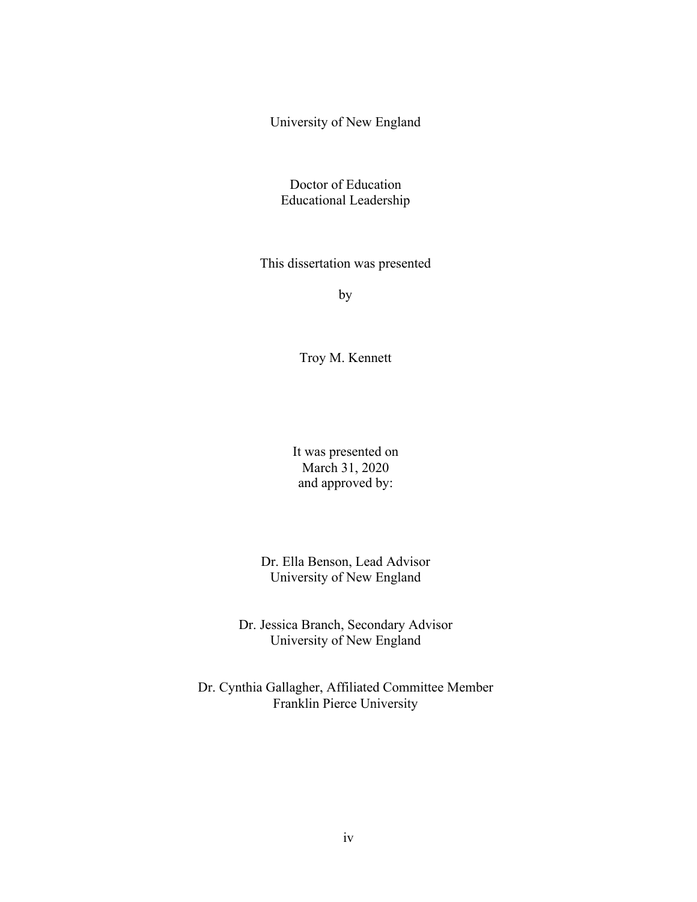University of New England

Doctor of Education
Educational Leadership

This dissertation was presented

by

Troy M. Kennett

It was presented on
March 31, 2020
and approved by:

Dr. Ella Benson, Lead Advisor
University of New England

Dr. Jessica Branch, Secondary Advisor
University of New England

Dr. Cynthia Gallagher, Affiliated Committee Member
Franklin Pierce University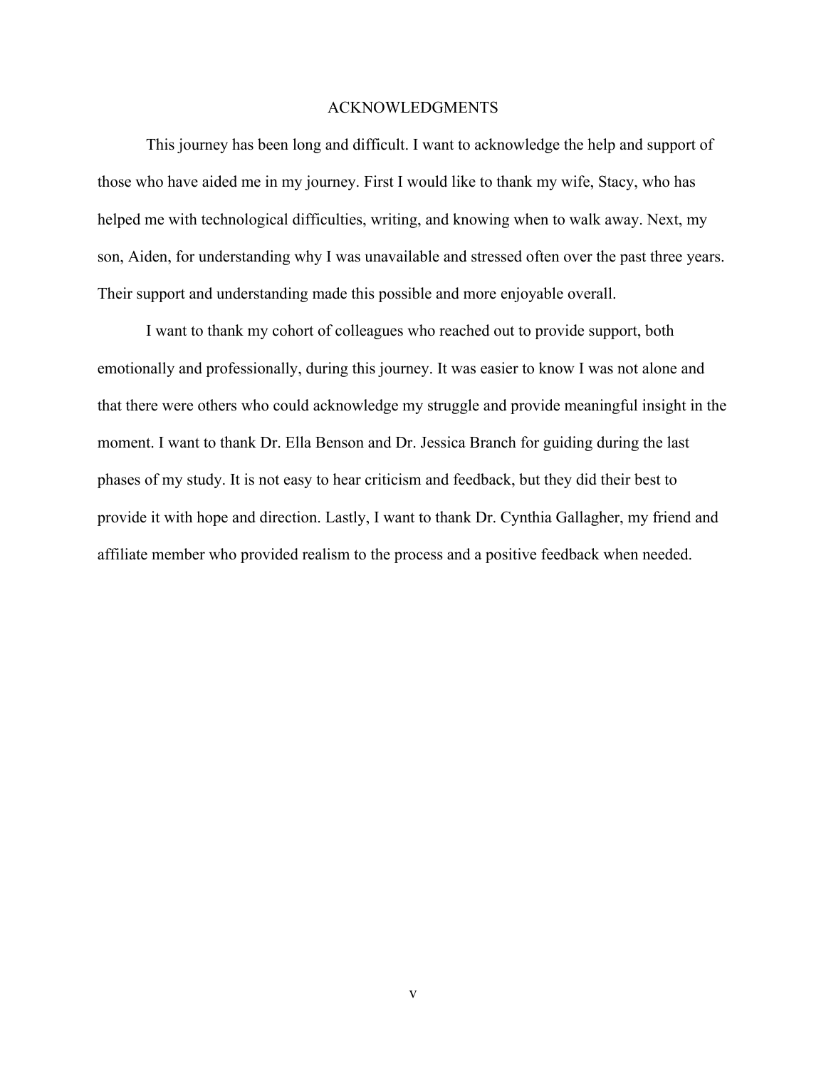# ACKNOWLEDGMENTS

This journey has been long and difficult. I want to acknowledge the help and support of those who have aided me in my journey. First I would like to thank my wife, Stacy, who has helped me with technological difficulties, writing, and knowing when to walk away. Next, my son, Aiden, for understanding why I was unavailable and stressed often over the past three years. Their support and understanding made this possible and more enjoyable overall.

I want to thank my cohort of colleagues who reached out to provide support, both emotionally and professionally, during this journey. It was easier to know I was not alone and that there were others who could acknowledge my struggle and provide meaningful insight in the moment. I want to thank Dr. Ella Benson and Dr. Jessica Branch for guiding during the last phases of my study. It is not easy to hear criticism and feedback, but they did their best to provide it with hope and direction. Lastly, I want to thank Dr. Cynthia Gallagher, my friend and affiliate member who provided realism to the process and a positive feedback when needed.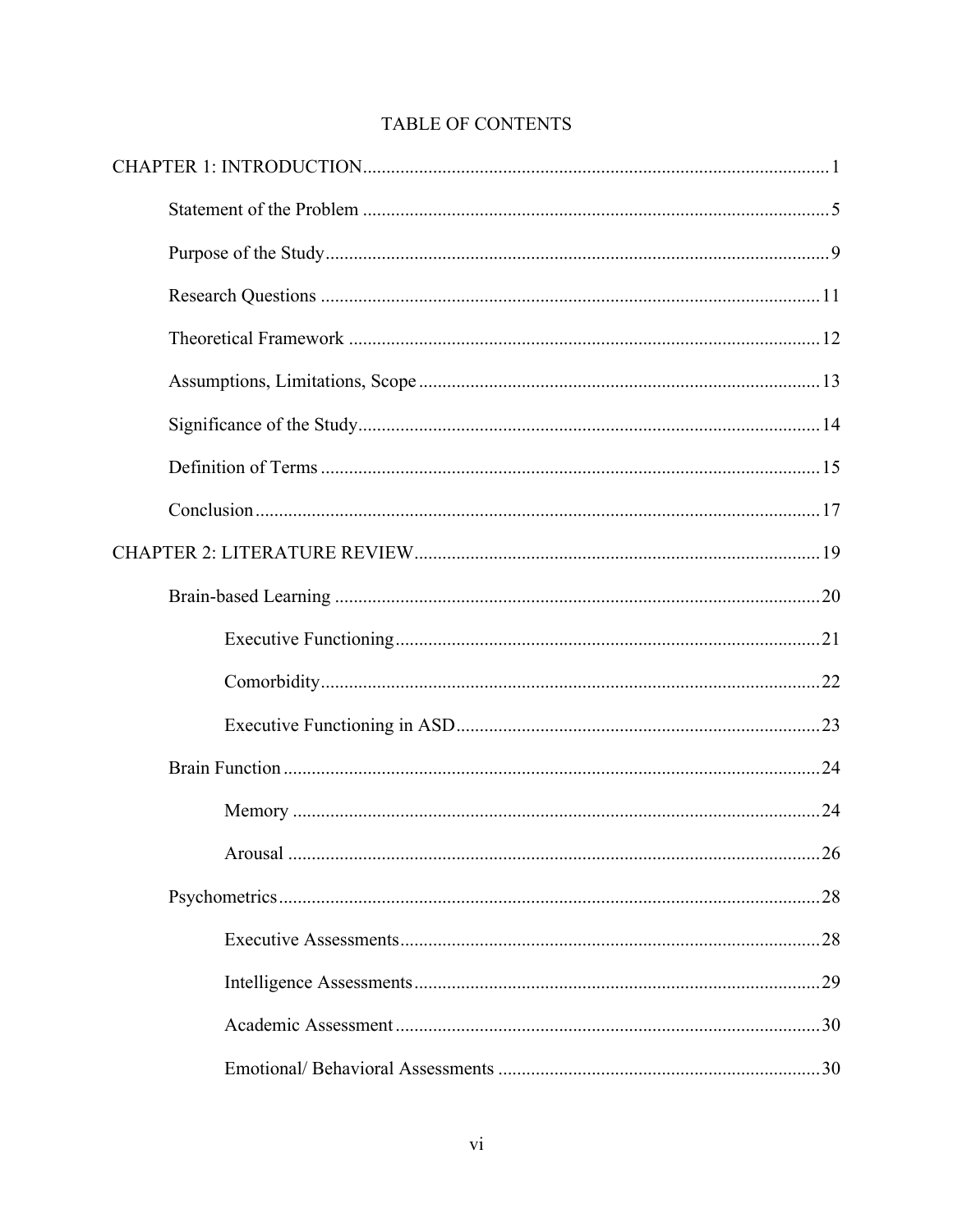TABLE OF CONTENTS

CHAPTER 1: INTRODUCTION .......... 1

- Statement of the Problem .......... 5
- Purpose of the Study .......... 9
- Research Questions .......... 11
- Theoretical Framework .......... 12
- Assumptions, Limitations, Scope .......... 13
- Significance of the Study .......... 14
- Definition of Terms .......... 15
- Conclusion .......... 17

CHAPTER 2: LITERATURE REVIEW .......... 19

- Brain-based Learning .......... 20
  - Executive Functioning .......... 21
  - Comorbidity .......... 22
  - Executive Functioning in ASD .......... 23
- Brain Function .......... 24
  - Memory .......... 24
  - Arousal .......... 26
- Psychometrics .......... 28
  - Executive Assessments .......... 28
  - Intelligence Assessments .......... 29
  - Academic Assessment .......... 30
  - Emotional/ Behavioral Assessments .......... 30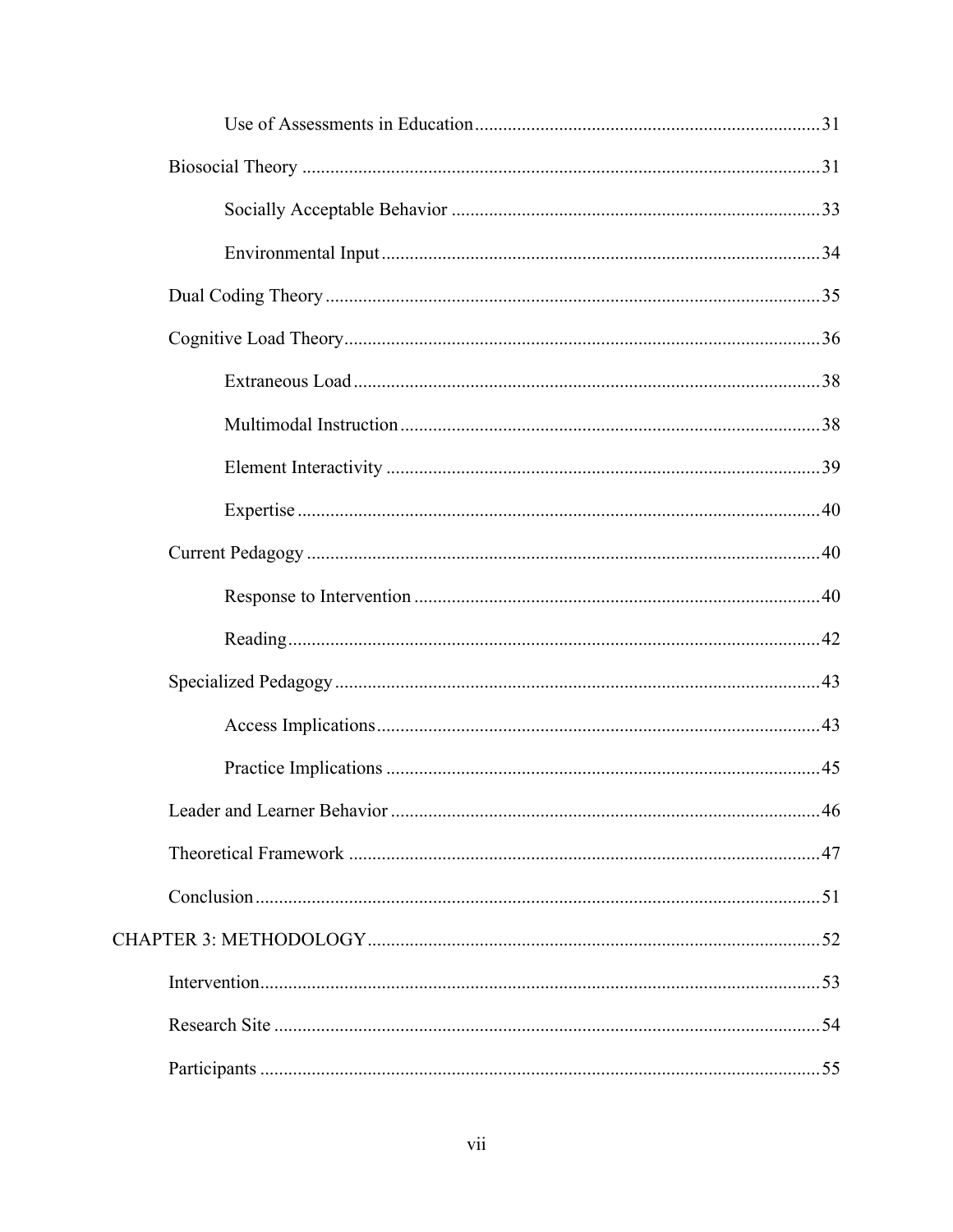Use of Assessments in Education ........................................................................ 31

Biosocial Theory ............................................................................................... 31

Socially Acceptable Behavior ............................................................................. 33

Environmental Input ............................................................................................ 34

Dual Coding Theory ........................................................................................... 35

Cognitive Load Theory ....................................................................................... 36

Extraneous Load .................................................................................................. 38

Multimodal Instruction ........................................................................................ 38

Element Interactivity ........................................................................................... 39

Expertise .............................................................................................................. 40

Current Pedagogy ............................................................................................... 40

Response to Intervention ..................................................................................... 40

Reading ................................................................................................................ 42

Specialized Pedagogy ......................................................................................... 43

Access Implications ............................................................................................. 43

Practice Implications ........................................................................................... 45

Leader and Learner Behavior ............................................................................. 46

Theoretical Framework ...................................................................................... 47

Conclusion .......................................................................................................... 51

CHAPTER 3: METHODOLOGY ............................................................................... 52

Intervention ......................................................................................................... 53

Research Site ...................................................................................................... 54

Participants ......................................................................................................... 55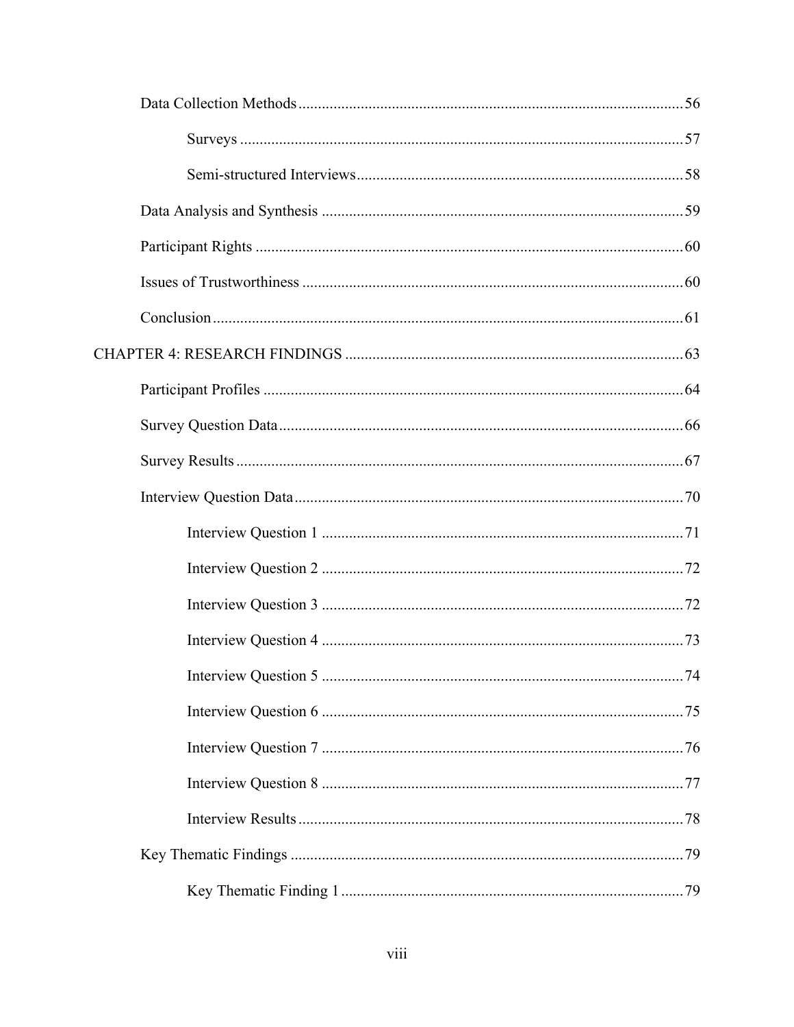Data Collection Methods ..... 56

Surveys ..... 57

Semi-structured Interviews ..... 58

Data Analysis and Synthesis ..... 59

Participant Rights ..... 60

Issues of Trustworthiness ..... 60

Conclusion ..... 61

CHAPTER 4: RESEARCH FINDINGS ..... 63

Participant Profiles ..... 64

Survey Question Data ..... 66

Survey Results ..... 67

Interview Question Data ..... 70

Interview Question 1 ..... 71

Interview Question 2 ..... 72

Interview Question 3 ..... 72

Interview Question 4 ..... 73

Interview Question 5 ..... 74

Interview Question 6 ..... 75

Interview Question 7 ..... 76

Interview Question 8 ..... 77

Interview Results ..... 78

Key Thematic Findings ..... 79

Key Thematic Finding 1 ..... 79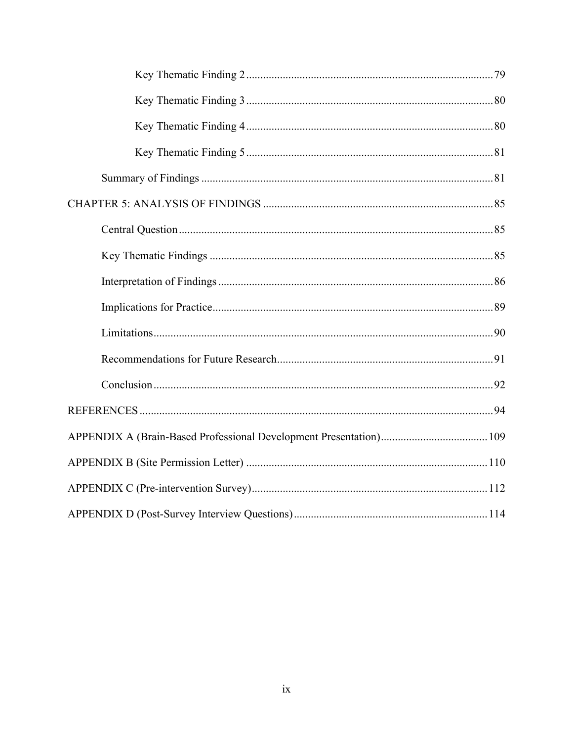Key Thematic Finding 2 ........................................................................................ 79

Key Thematic Finding 3 ........................................................................................ 80

Key Thematic Finding 4 ........................................................................................ 80

Key Thematic Finding 5 ........................................................................................ 81

Summary of Findings ........................................................................................ 81

CHAPTER 5: ANALYSIS OF FINDINGS ........................................................................................ 85

Central Question ........................................................................................ 85

Key Thematic Findings ........................................................................................ 85

Interpretation of Findings ........................................................................................ 86

Implications for Practice ........................................................................................ 89

Limitations ........................................................................................ 90

Recommendations for Future Research ........................................................................................ 91

Conclusion ........................................................................................ 92

REFERENCES ........................................................................................ 94

APPENDIX A (Brain-Based Professional Development Presentation) ........................................ 109

APPENDIX B (Site Permission Letter) ........................................................................................ 110

APPENDIX C (Pre-intervention Survey) ........................................................................................ 112

APPENDIX D (Post-Survey Interview Questions) ........................................................................................ 114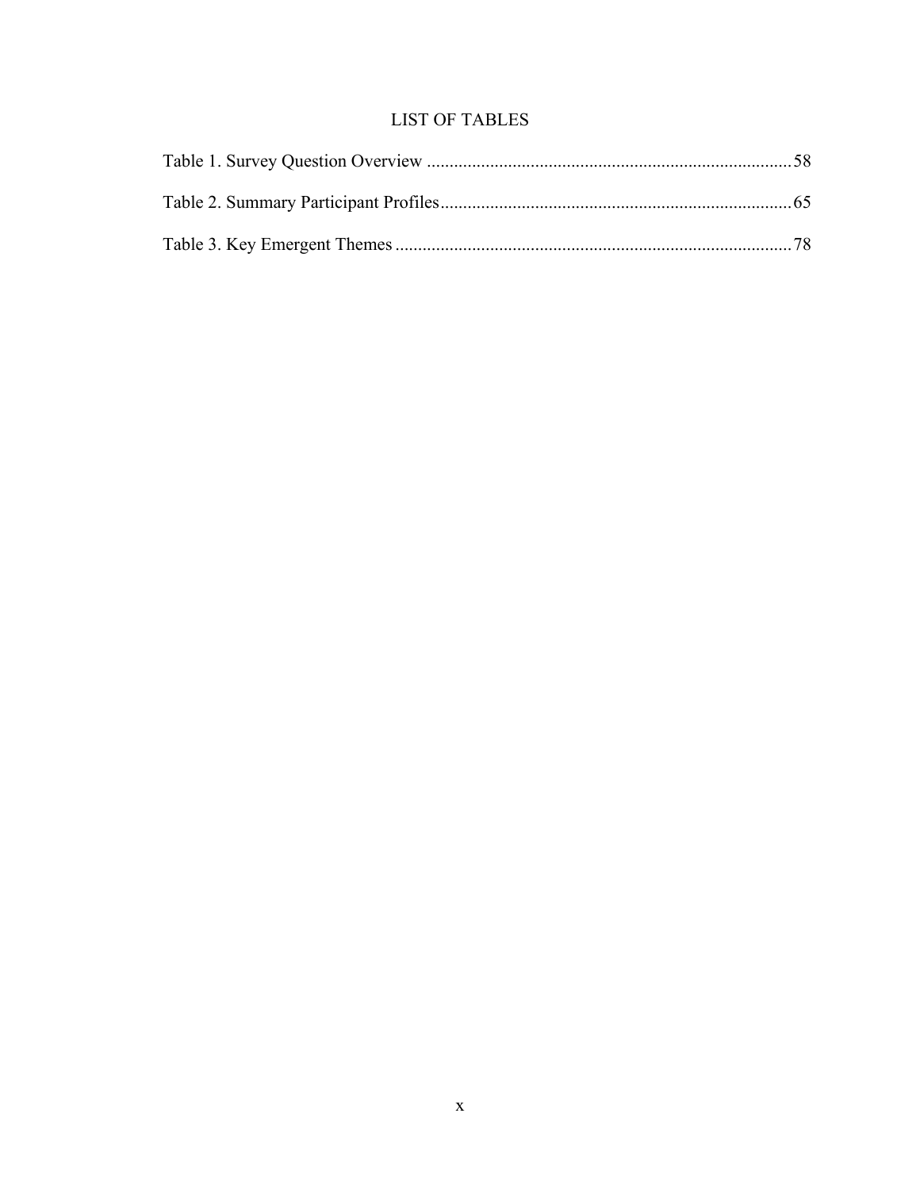# LIST OF TABLES

Table 1. Survey Question Overview ................................................................................ 58

Table 2. Summary Participant Profiles............................................................................. 65

Table 3. Key Emergent Themes ....................................................................................... 78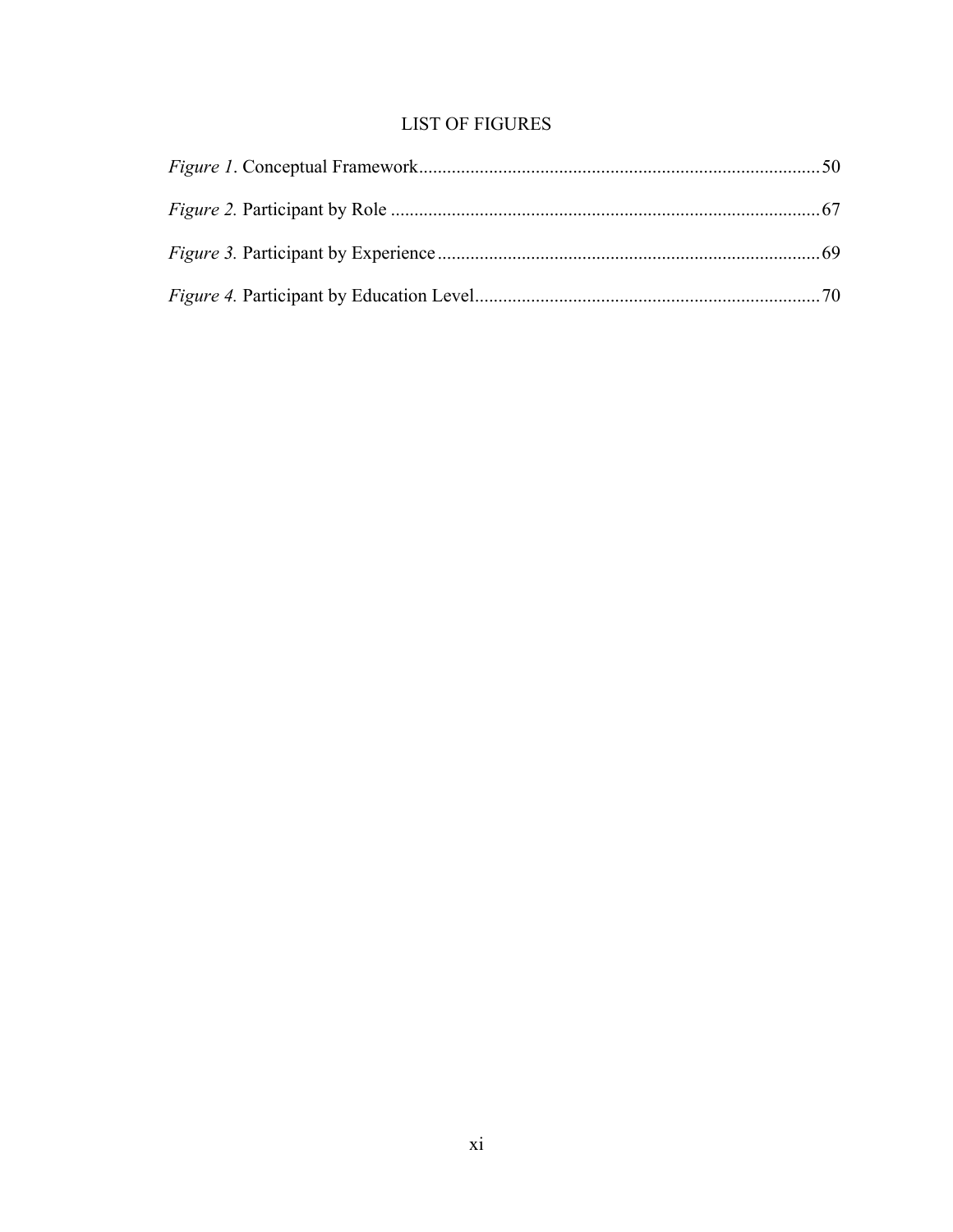# LIST OF FIGURES

*Figure 1*. Conceptual Framework......................................................................................50

*Figure 2.* Participant by Role ...........................................................................................67

*Figure 3.* Participant by Experience .................................................................................69

*Figure 4.* Participant by Education Level.........................................................................70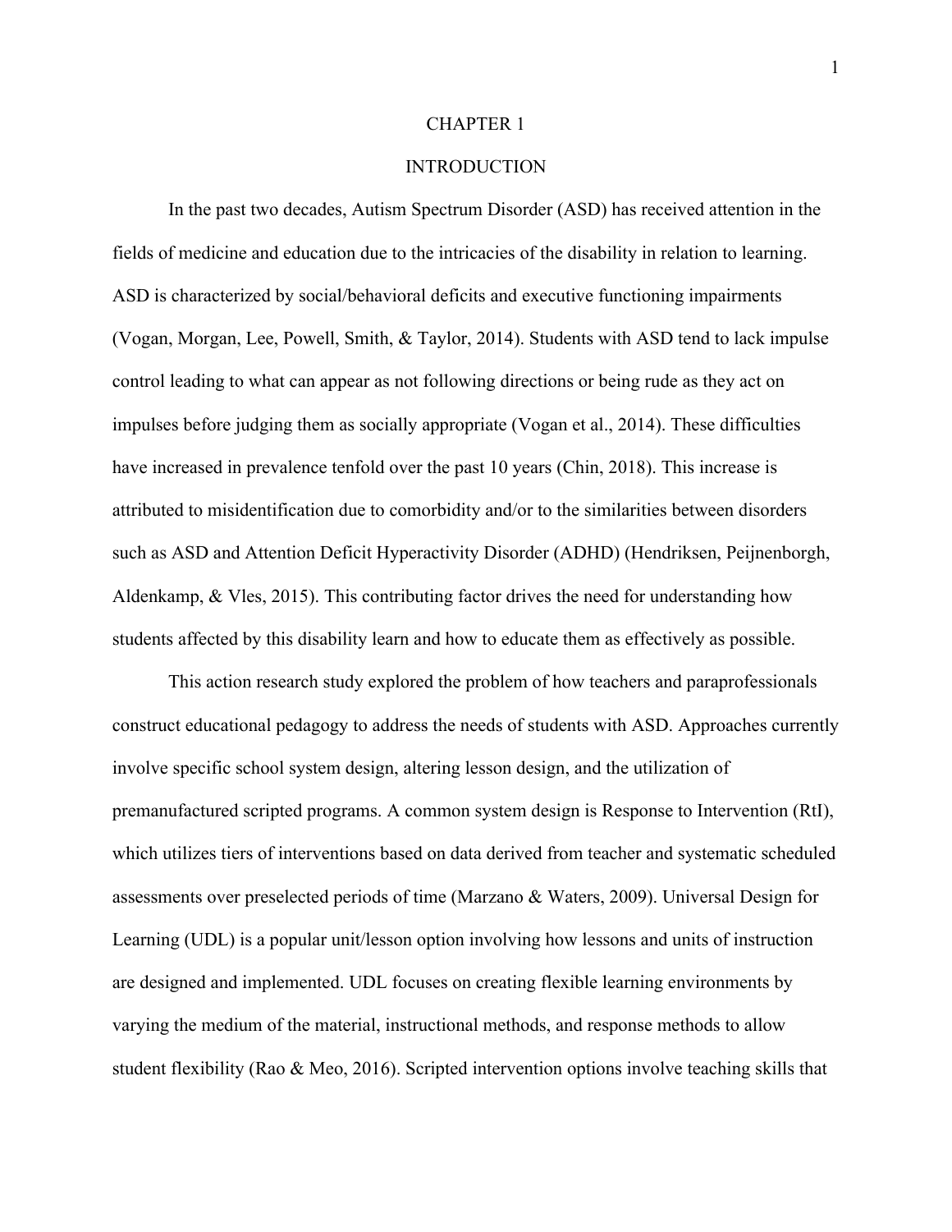# CHAPTER 1

## INTRODUCTION

In the past two decades, Autism Spectrum Disorder (ASD) has received attention in the fields of medicine and education due to the intricacies of the disability in relation to learning. ASD is characterized by social/behavioral deficits and executive functioning impairments (Vogan, Morgan, Lee, Powell, Smith, & Taylor, 2014). Students with ASD tend to lack impulse control leading to what can appear as not following directions or being rude as they act on impulses before judging them as socially appropriate (Vogan et al., 2014). These difficulties have increased in prevalence tenfold over the past 10 years (Chin, 2018). This increase is attributed to misidentification due to comorbidity and/or to the similarities between disorders such as ASD and Attention Deficit Hyperactivity Disorder (ADHD) (Hendriksen, Peijnenborgh, Aldenkamp, & Vles, 2015). This contributing factor drives the need for understanding how students affected by this disability learn and how to educate them as effectively as possible.

This action research study explored the problem of how teachers and paraprofessionals construct educational pedagogy to address the needs of students with ASD. Approaches currently involve specific school system design, altering lesson design, and the utilization of premanufactured scripted programs. A common system design is Response to Intervention (RtI), which utilizes tiers of interventions based on data derived from teacher and systematic scheduled assessments over preselected periods of time (Marzano & Waters, 2009). Universal Design for Learning (UDL) is a popular unit/lesson option involving how lessons and units of instruction are designed and implemented. UDL focuses on creating flexible learning environments by varying the medium of the material, instructional methods, and response methods to allow student flexibility (Rao & Meo, 2016). Scripted intervention options involve teaching skills that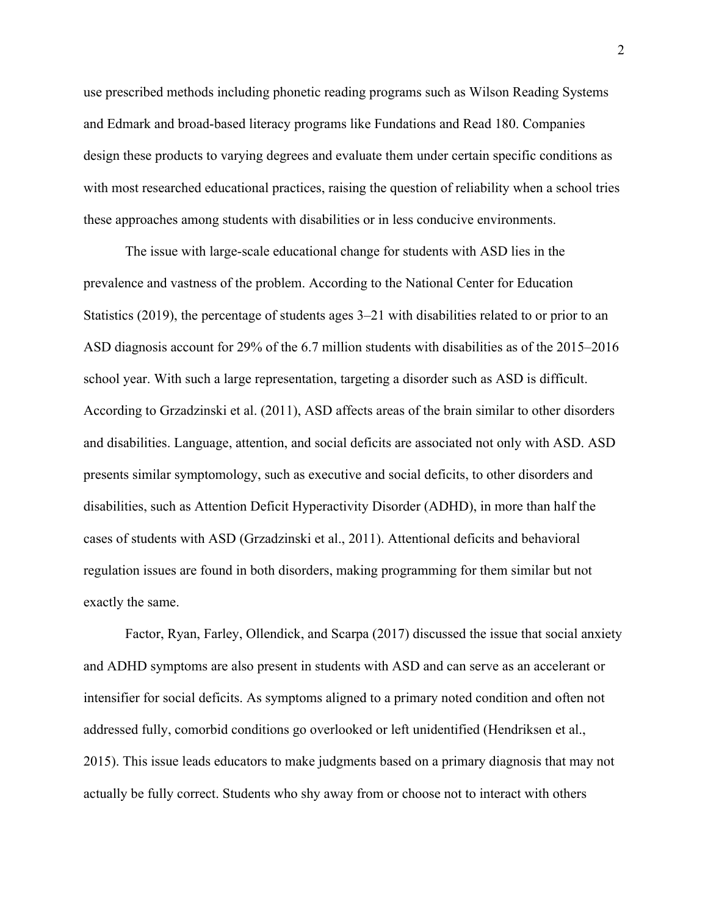use prescribed methods including phonetic reading programs such as Wilson Reading Systems and Edmark and broad-based literacy programs like Fundations and Read 180. Companies design these products to varying degrees and evaluate them under certain specific conditions as with most researched educational practices, raising the question of reliability when a school tries these approaches among students with disabilities or in less conducive environments.

The issue with large-scale educational change for students with ASD lies in the prevalence and vastness of the problem. According to the National Center for Education Statistics (2019), the percentage of students ages 3–21 with disabilities related to or prior to an ASD diagnosis account for 29% of the 6.7 million students with disabilities as of the 2015–2016 school year. With such a large representation, targeting a disorder such as ASD is difficult. According to Grzadzinski et al. (2011), ASD affects areas of the brain similar to other disorders and disabilities. Language, attention, and social deficits are associated not only with ASD. ASD presents similar symptomology, such as executive and social deficits, to other disorders and disabilities, such as Attention Deficit Hyperactivity Disorder (ADHD), in more than half the cases of students with ASD (Grzadzinski et al., 2011). Attentional deficits and behavioral regulation issues are found in both disorders, making programming for them similar but not exactly the same.

Factor, Ryan, Farley, Ollendick, and Scarpa (2017) discussed the issue that social anxiety and ADHD symptoms are also present in students with ASD and can serve as an accelerant or intensifier for social deficits. As symptoms aligned to a primary noted condition and often not addressed fully, comorbid conditions go overlooked or left unidentified (Hendriksen et al., 2015). This issue leads educators to make judgments based on a primary diagnosis that may not actually be fully correct. Students who shy away from or choose not to interact with others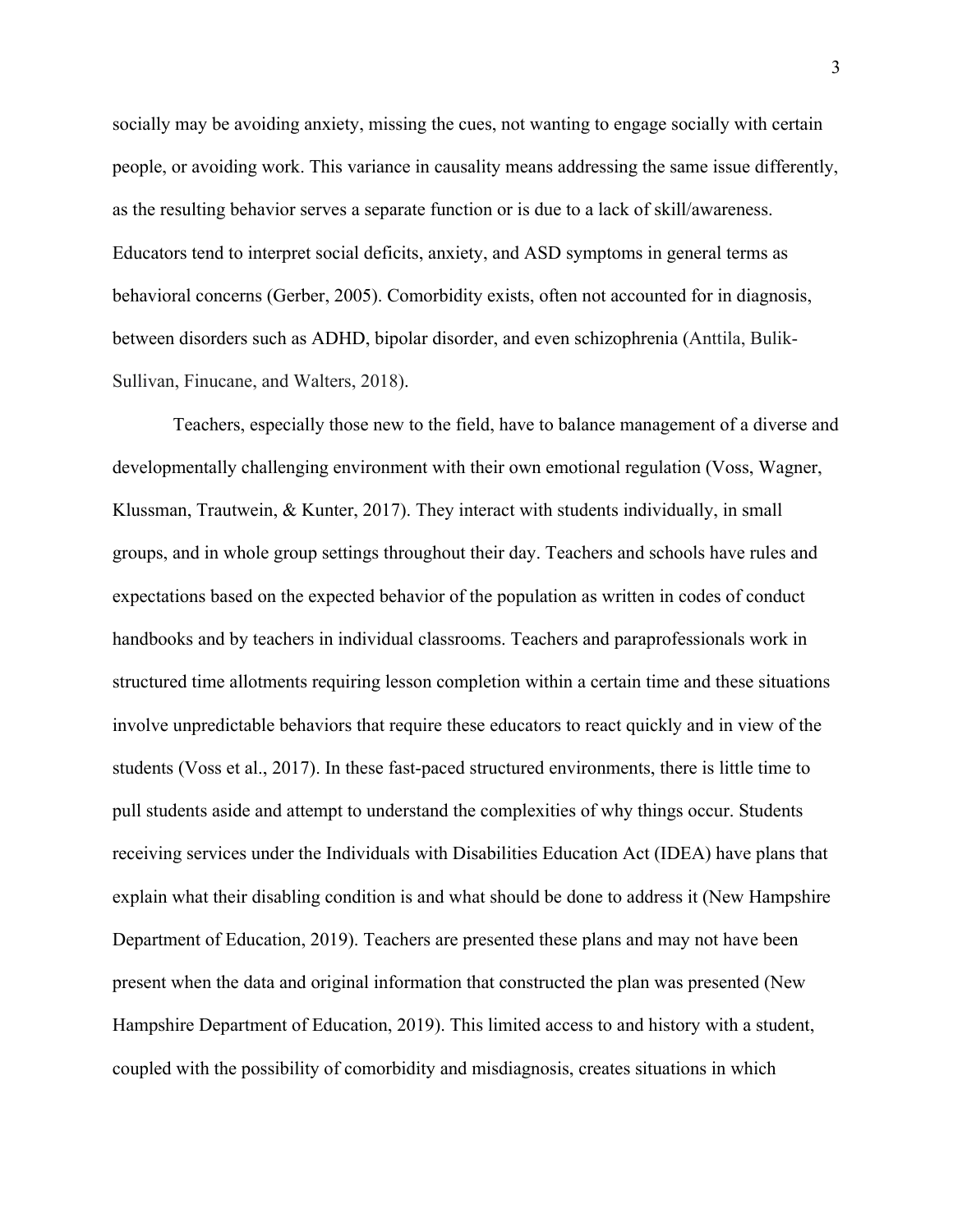socially may be avoiding anxiety, missing the cues, not wanting to engage socially with certain people, or avoiding work. This variance in causality means addressing the same issue differently, as the resulting behavior serves a separate function or is due to a lack of skill/awareness. Educators tend to interpret social deficits, anxiety, and ASD symptoms in general terms as behavioral concerns (Gerber, 2005). Comorbidity exists, often not accounted for in diagnosis, between disorders such as ADHD, bipolar disorder, and even schizophrenia (Anttila, Bulik-Sullivan, Finucane, and Walters, 2018).

Teachers, especially those new to the field, have to balance management of a diverse and developmentally challenging environment with their own emotional regulation (Voss, Wagner, Klussman, Trautwein, & Kunter, 2017). They interact with students individually, in small groups, and in whole group settings throughout their day. Teachers and schools have rules and expectations based on the expected behavior of the population as written in codes of conduct handbooks and by teachers in individual classrooms. Teachers and paraprofessionals work in structured time allotments requiring lesson completion within a certain time and these situations involve unpredictable behaviors that require these educators to react quickly and in view of the students (Voss et al., 2017). In these fast-paced structured environments, there is little time to pull students aside and attempt to understand the complexities of why things occur. Students receiving services under the Individuals with Disabilities Education Act (IDEA) have plans that explain what their disabling condition is and what should be done to address it (New Hampshire Department of Education, 2019). Teachers are presented these plans and may not have been present when the data and original information that constructed the plan was presented (New Hampshire Department of Education, 2019). This limited access to and history with a student, coupled with the possibility of comorbidity and misdiagnosis, creates situations in which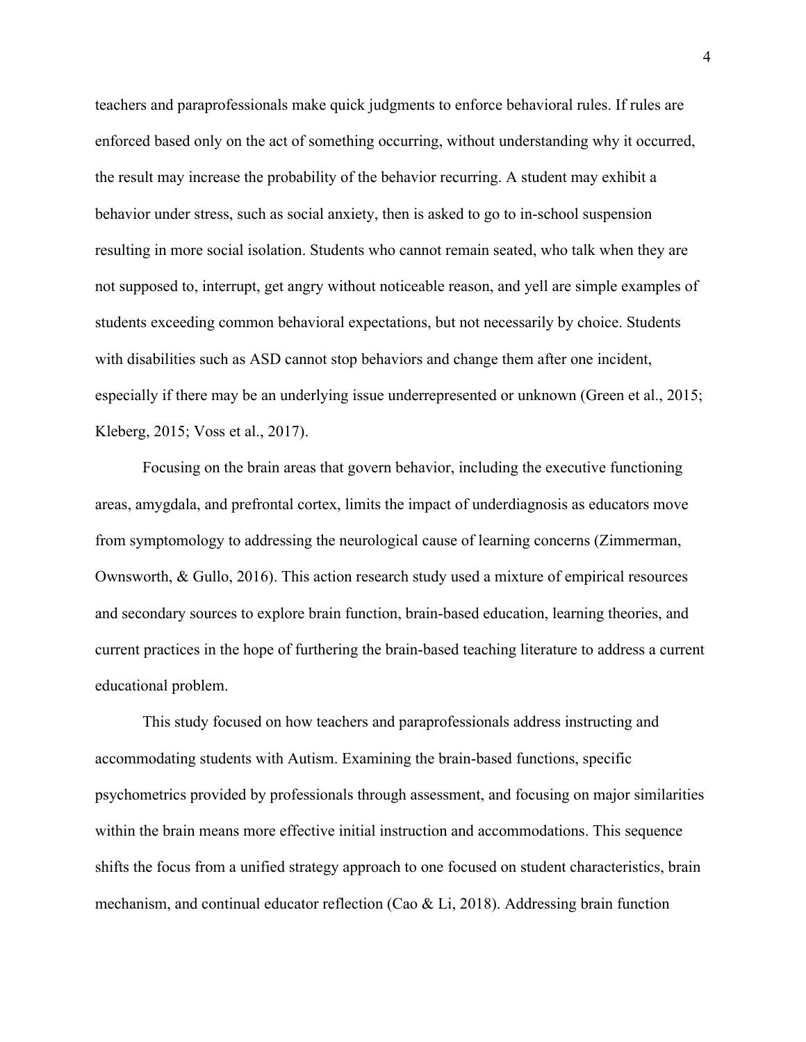teachers and paraprofessionals make quick judgments to enforce behavioral rules. If rules are enforced based only on the act of something occurring, without understanding why it occurred, the result may increase the probability of the behavior recurring. A student may exhibit a behavior under stress, such as social anxiety, then is asked to go to in-school suspension resulting in more social isolation. Students who cannot remain seated, who talk when they are not supposed to, interrupt, get angry without noticeable reason, and yell are simple examples of students exceeding common behavioral expectations, but not necessarily by choice. Students with disabilities such as ASD cannot stop behaviors and change them after one incident, especially if there may be an underlying issue underrepresented or unknown (Green et al., 2015; Kleberg, 2015; Voss et al., 2017).

Focusing on the brain areas that govern behavior, including the executive functioning areas, amygdala, and prefrontal cortex, limits the impact of underdiagnosis as educators move from symptomology to addressing the neurological cause of learning concerns (Zimmerman, Ownsworth, & Gullo, 2016). This action research study used a mixture of empirical resources and secondary sources to explore brain function, brain-based education, learning theories, and current practices in the hope of furthering the brain-based teaching literature to address a current educational problem.

This study focused on how teachers and paraprofessionals address instructing and accommodating students with Autism. Examining the brain-based functions, specific psychometrics provided by professionals through assessment, and focusing on major similarities within the brain means more effective initial instruction and accommodations. This sequence shifts the focus from a unified strategy approach to one focused on student characteristics, brain mechanism, and continual educator reflection (Cao & Li, 2018). Addressing brain function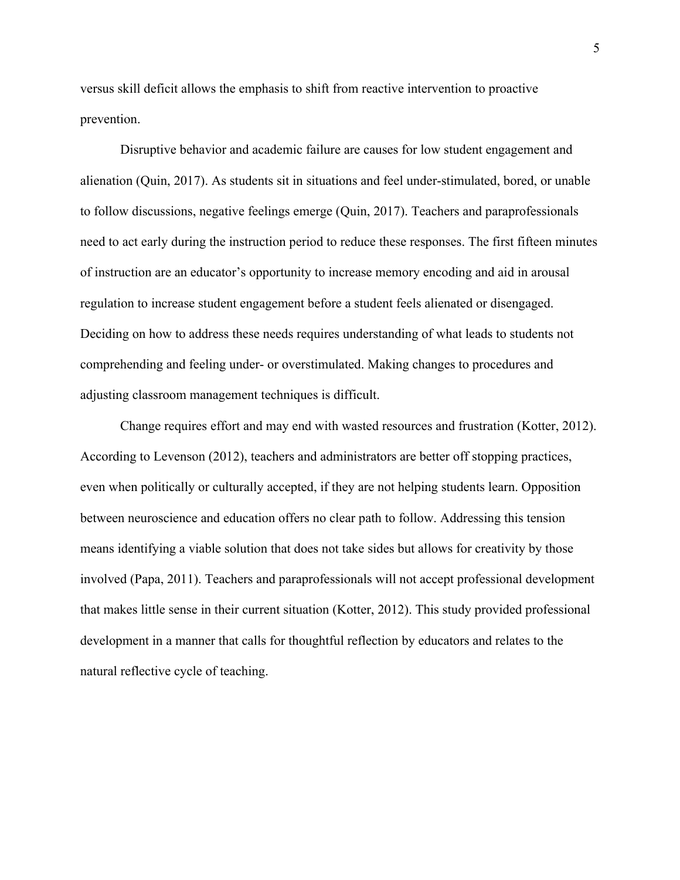versus skill deficit allows the emphasis to shift from reactive intervention to proactive prevention.

Disruptive behavior and academic failure are causes for low student engagement and alienation (Quin, 2017). As students sit in situations and feel under-stimulated, bored, or unable to follow discussions, negative feelings emerge (Quin, 2017). Teachers and paraprofessionals need to act early during the instruction period to reduce these responses. The first fifteen minutes of instruction are an educator's opportunity to increase memory encoding and aid in arousal regulation to increase student engagement before a student feels alienated or disengaged. Deciding on how to address these needs requires understanding of what leads to students not comprehending and feeling under- or overstimulated. Making changes to procedures and adjusting classroom management techniques is difficult.

Change requires effort and may end with wasted resources and frustration (Kotter, 2012). According to Levenson (2012), teachers and administrators are better off stopping practices, even when politically or culturally accepted, if they are not helping students learn. Opposition between neuroscience and education offers no clear path to follow. Addressing this tension means identifying a viable solution that does not take sides but allows for creativity by those involved (Papa, 2011). Teachers and paraprofessionals will not accept professional development that makes little sense in their current situation (Kotter, 2012). This study provided professional development in a manner that calls for thoughtful reflection by educators and relates to the natural reflective cycle of teaching.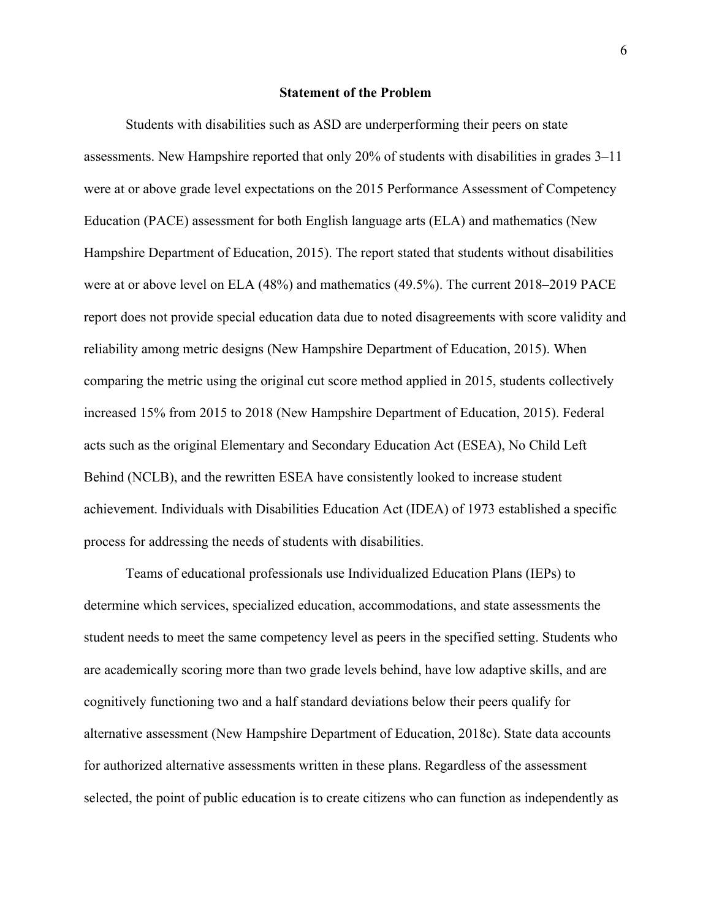## Statement of the Problem

Students with disabilities such as ASD are underperforming their peers on state assessments. New Hampshire reported that only 20% of students with disabilities in grades 3–11 were at or above grade level expectations on the 2015 Performance Assessment of Competency Education (PACE) assessment for both English language arts (ELA) and mathematics (New Hampshire Department of Education, 2015). The report stated that students without disabilities were at or above level on ELA (48%) and mathematics (49.5%). The current 2018–2019 PACE report does not provide special education data due to noted disagreements with score validity and reliability among metric designs (New Hampshire Department of Education, 2015). When comparing the metric using the original cut score method applied in 2015, students collectively increased 15% from 2015 to 2018 (New Hampshire Department of Education, 2015). Federal acts such as the original Elementary and Secondary Education Act (ESEA), No Child Left Behind (NCLB), and the rewritten ESEA have consistently looked to increase student achievement. Individuals with Disabilities Education Act (IDEA) of 1973 established a specific process for addressing the needs of students with disabilities.

Teams of educational professionals use Individualized Education Plans (IEPs) to determine which services, specialized education, accommodations, and state assessments the student needs to meet the same competency level as peers in the specified setting. Students who are academically scoring more than two grade levels behind, have low adaptive skills, and are cognitively functioning two and a half standard deviations below their peers qualify for alternative assessment (New Hampshire Department of Education, 2018c). State data accounts for authorized alternative assessments written in these plans. Regardless of the assessment selected, the point of public education is to create citizens who can function as independently as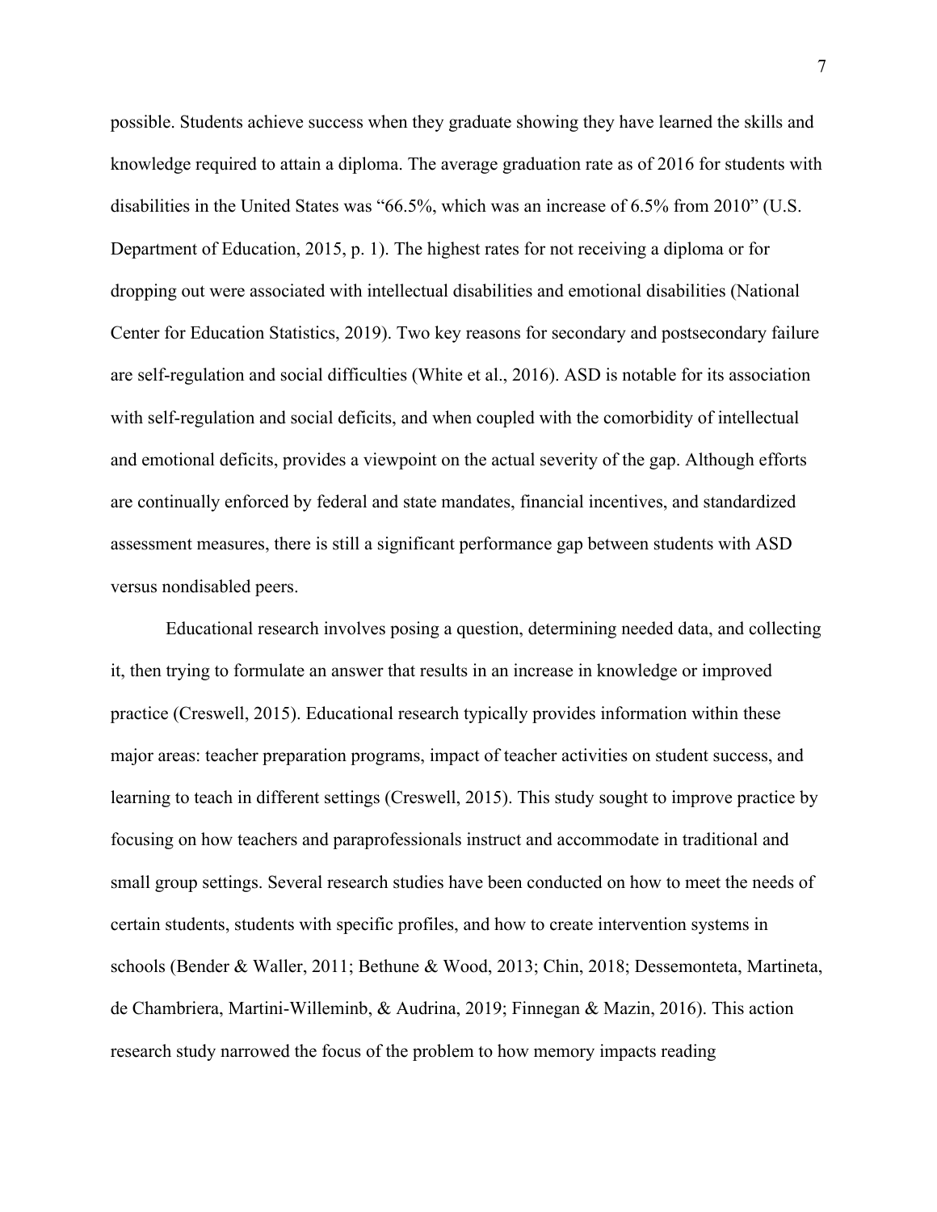possible. Students achieve success when they graduate showing they have learned the skills and knowledge required to attain a diploma. The average graduation rate as of 2016 for students with disabilities in the United States was “66.5%, which was an increase of 6.5% from 2010” (U.S. Department of Education, 2015, p. 1). The highest rates for not receiving a diploma or for dropping out were associated with intellectual disabilities and emotional disabilities (National Center for Education Statistics, 2019). Two key reasons for secondary and postsecondary failure are self-regulation and social difficulties (White et al., 2016). ASD is notable for its association with self-regulation and social deficits, and when coupled with the comorbidity of intellectual and emotional deficits, provides a viewpoint on the actual severity of the gap. Although efforts are continually enforced by federal and state mandates, financial incentives, and standardized assessment measures, there is still a significant performance gap between students with ASD versus nondisabled peers.

Educational research involves posing a question, determining needed data, and collecting it, then trying to formulate an answer that results in an increase in knowledge or improved practice (Creswell, 2015). Educational research typically provides information within these major areas: teacher preparation programs, impact of teacher activities on student success, and learning to teach in different settings (Creswell, 2015). This study sought to improve practice by focusing on how teachers and paraprofessionals instruct and accommodate in traditional and small group settings. Several research studies have been conducted on how to meet the needs of certain students, students with specific profiles, and how to create intervention systems in schools (Bender & Waller, 2011; Bethune & Wood, 2013; Chin, 2018; Dessemonteta, Martineta, de Chambriera, Martini-Willeminb, & Audrina, 2019; Finnegan & Mazin, 2016). This action research study narrowed the focus of the problem to how memory impacts reading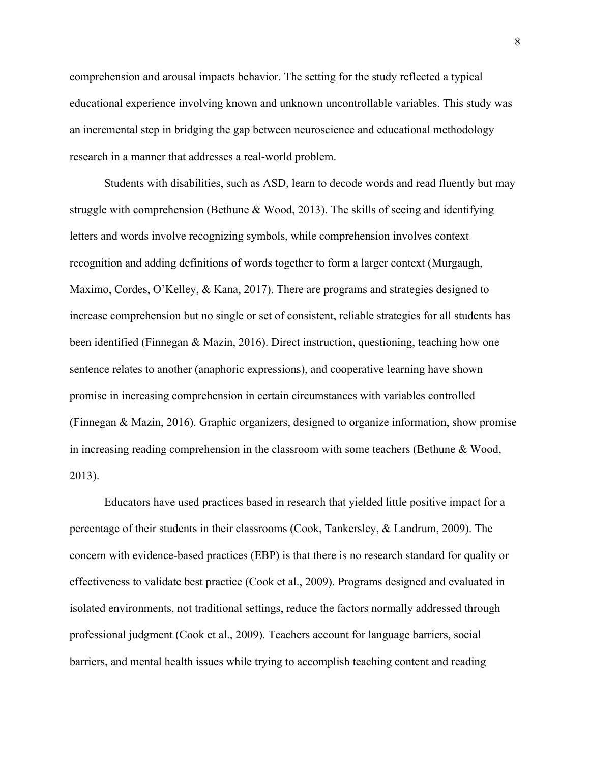comprehension and arousal impacts behavior. The setting for the study reflected a typical educational experience involving known and unknown uncontrollable variables. This study was an incremental step in bridging the gap between neuroscience and educational methodology research in a manner that addresses a real-world problem.

Students with disabilities, such as ASD, learn to decode words and read fluently but may struggle with comprehension (Bethune & Wood, 2013). The skills of seeing and identifying letters and words involve recognizing symbols, while comprehension involves context recognition and adding definitions of words together to form a larger context (Murgaugh, Maximo, Cordes, O'Kelley, & Kana, 2017). There are programs and strategies designed to increase comprehension but no single or set of consistent, reliable strategies for all students has been identified (Finnegan & Mazin, 2016). Direct instruction, questioning, teaching how one sentence relates to another (anaphoric expressions), and cooperative learning have shown promise in increasing comprehension in certain circumstances with variables controlled (Finnegan & Mazin, 2016). Graphic organizers, designed to organize information, show promise in increasing reading comprehension in the classroom with some teachers (Bethune & Wood, 2013).

Educators have used practices based in research that yielded little positive impact for a percentage of their students in their classrooms (Cook, Tankersley, & Landrum, 2009). The concern with evidence-based practices (EBP) is that there is no research standard for quality or effectiveness to validate best practice (Cook et al., 2009). Programs designed and evaluated in isolated environments, not traditional settings, reduce the factors normally addressed through professional judgment (Cook et al., 2009). Teachers account for language barriers, social barriers, and mental health issues while trying to accomplish teaching content and reading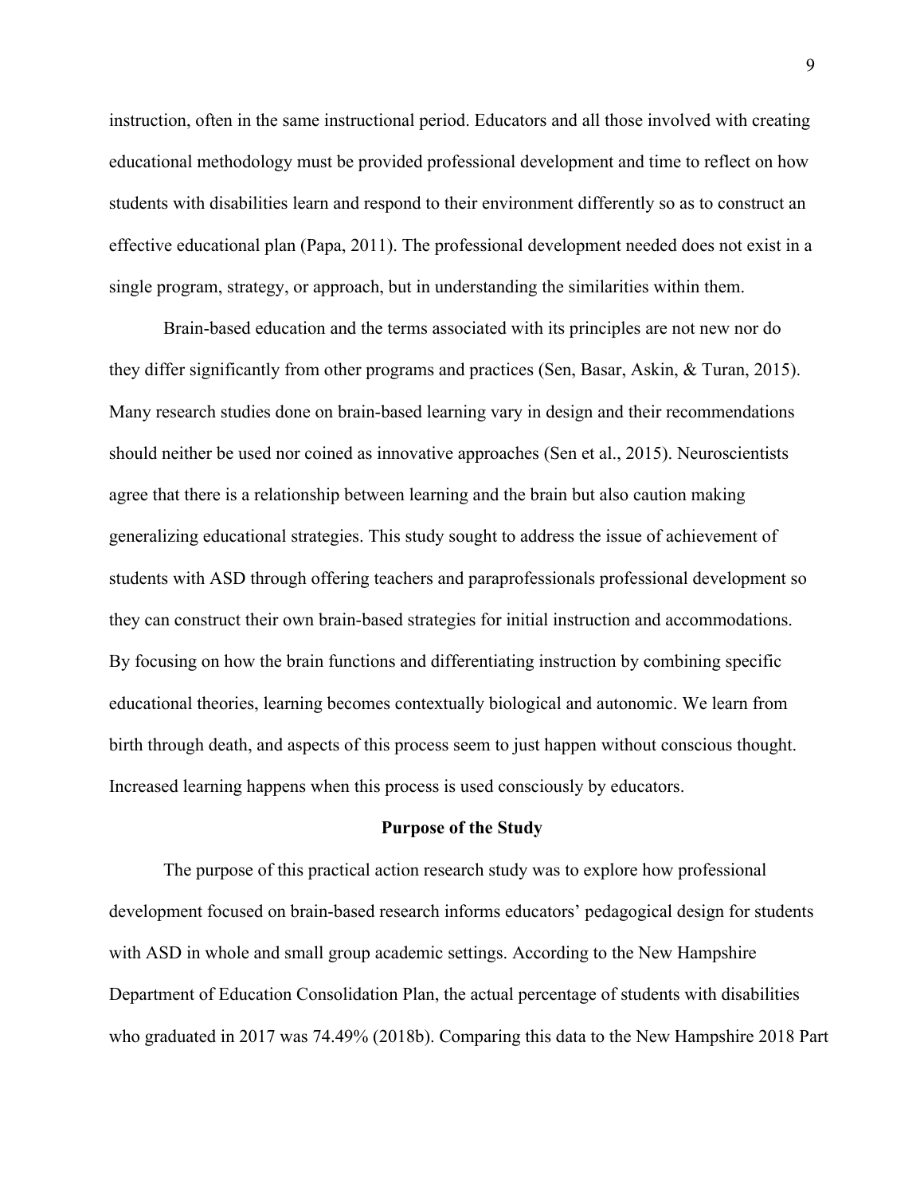instruction, often in the same instructional period. Educators and all those involved with creating educational methodology must be provided professional development and time to reflect on how students with disabilities learn and respond to their environment differently so as to construct an effective educational plan (Papa, 2011). The professional development needed does not exist in a single program, strategy, or approach, but in understanding the similarities within them.

Brain-based education and the terms associated with its principles are not new nor do they differ significantly from other programs and practices (Sen, Basar, Askin, & Turan, 2015). Many research studies done on brain-based learning vary in design and their recommendations should neither be used nor coined as innovative approaches (Sen et al., 2015). Neuroscientists agree that there is a relationship between learning and the brain but also caution making generalizing educational strategies. This study sought to address the issue of achievement of students with ASD through offering teachers and paraprofessionals professional development so they can construct their own brain-based strategies for initial instruction and accommodations. By focusing on how the brain functions and differentiating instruction by combining specific educational theories, learning becomes contextually biological and autonomic. We learn from birth through death, and aspects of this process seem to just happen without conscious thought. Increased learning happens when this process is used consciously by educators.

## Purpose of the Study

The purpose of this practical action research study was to explore how professional development focused on brain-based research informs educators' pedagogical design for students with ASD in whole and small group academic settings. According to the New Hampshire Department of Education Consolidation Plan, the actual percentage of students with disabilities who graduated in 2017 was 74.49% (2018b). Comparing this data to the New Hampshire 2018 Part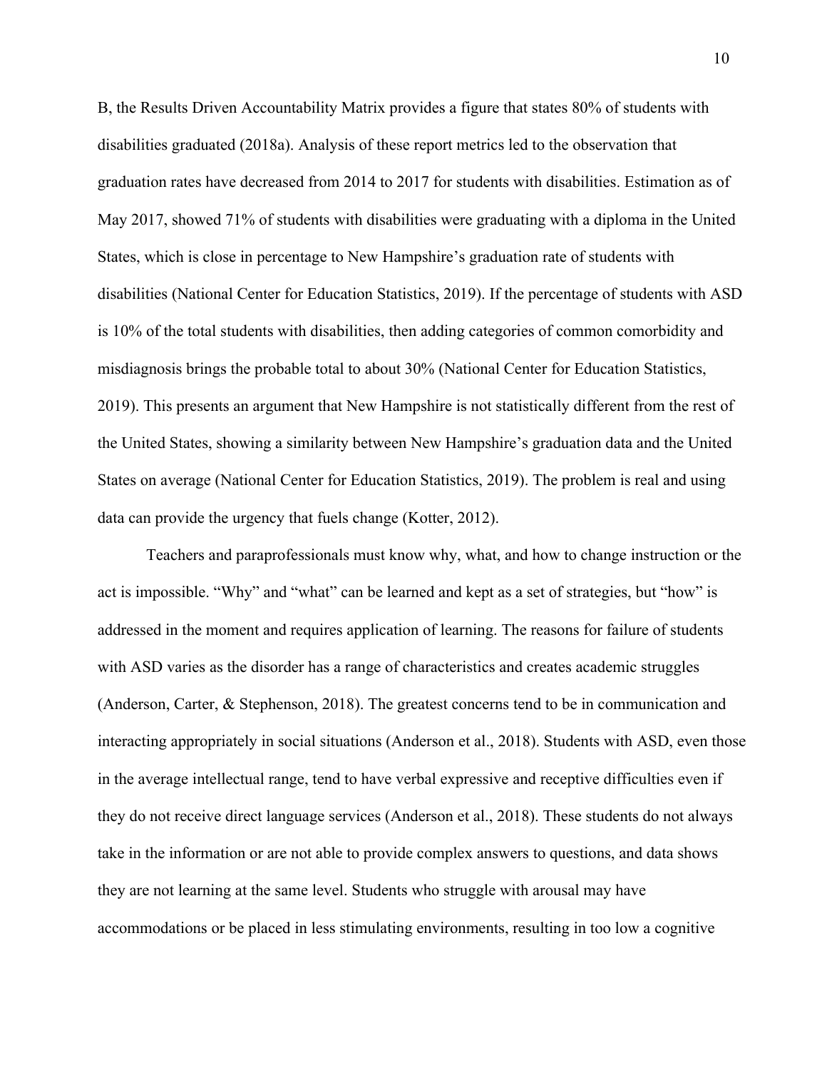B, the Results Driven Accountability Matrix provides a figure that states 80% of students with disabilities graduated (2018a). Analysis of these report metrics led to the observation that graduation rates have decreased from 2014 to 2017 for students with disabilities. Estimation as of May 2017, showed 71% of students with disabilities were graduating with a diploma in the United States, which is close in percentage to New Hampshire's graduation rate of students with disabilities (National Center for Education Statistics, 2019). If the percentage of students with ASD is 10% of the total students with disabilities, then adding categories of common comorbidity and misdiagnosis brings the probable total to about 30% (National Center for Education Statistics, 2019). This presents an argument that New Hampshire is not statistically different from the rest of the United States, showing a similarity between New Hampshire's graduation data and the United States on average (National Center for Education Statistics, 2019). The problem is real and using data can provide the urgency that fuels change (Kotter, 2012).

Teachers and paraprofessionals must know why, what, and how to change instruction or the act is impossible. "Why" and "what" can be learned and kept as a set of strategies, but "how" is addressed in the moment and requires application of learning. The reasons for failure of students with ASD varies as the disorder has a range of characteristics and creates academic struggles (Anderson, Carter, & Stephenson, 2018). The greatest concerns tend to be in communication and interacting appropriately in social situations (Anderson et al., 2018). Students with ASD, even those in the average intellectual range, tend to have verbal expressive and receptive difficulties even if they do not receive direct language services (Anderson et al., 2018). These students do not always take in the information or are not able to provide complex answers to questions, and data shows they are not learning at the same level. Students who struggle with arousal may have accommodations or be placed in less stimulating environments, resulting in too low a cognitive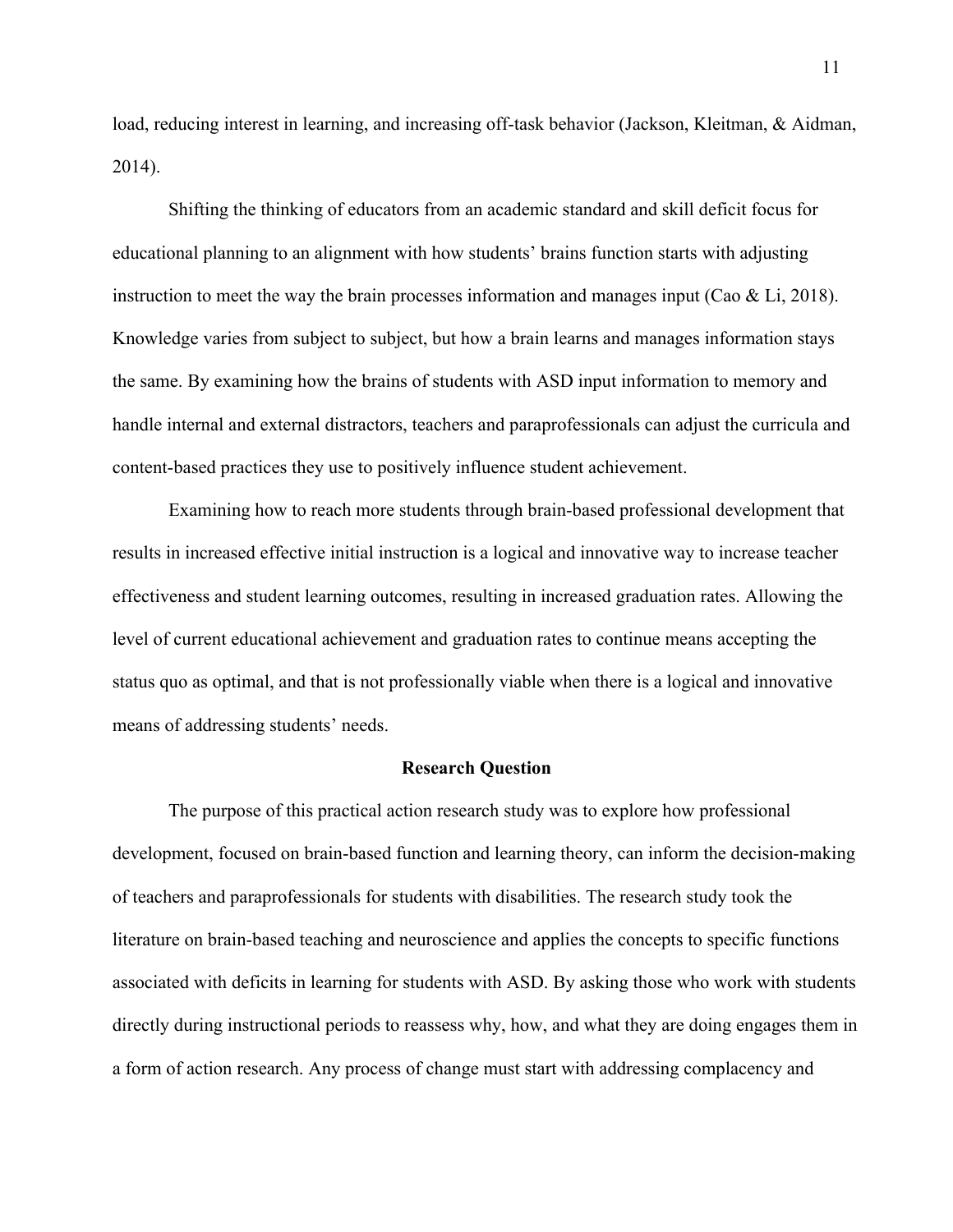load, reducing interest in learning, and increasing off-task behavior (Jackson, Kleitman, & Aidman, 2014).

Shifting the thinking of educators from an academic standard and skill deficit focus for educational planning to an alignment with how students' brains function starts with adjusting instruction to meet the way the brain processes information and manages input (Cao & Li, 2018). Knowledge varies from subject to subject, but how a brain learns and manages information stays the same. By examining how the brains of students with ASD input information to memory and handle internal and external distractors, teachers and paraprofessionals can adjust the curricula and content-based practices they use to positively influence student achievement.

Examining how to reach more students through brain-based professional development that results in increased effective initial instruction is a logical and innovative way to increase teacher effectiveness and student learning outcomes, resulting in increased graduation rates. Allowing the level of current educational achievement and graduation rates to continue means accepting the status quo as optimal, and that is not professionally viable when there is a logical and innovative means of addressing students' needs.

## Research Question

The purpose of this practical action research study was to explore how professional development, focused on brain-based function and learning theory, can inform the decision-making of teachers and paraprofessionals for students with disabilities. The research study took the literature on brain-based teaching and neuroscience and applies the concepts to specific functions associated with deficits in learning for students with ASD. By asking those who work with students directly during instructional periods to reassess why, how, and what they are doing engages them in a form of action research. Any process of change must start with addressing complacency and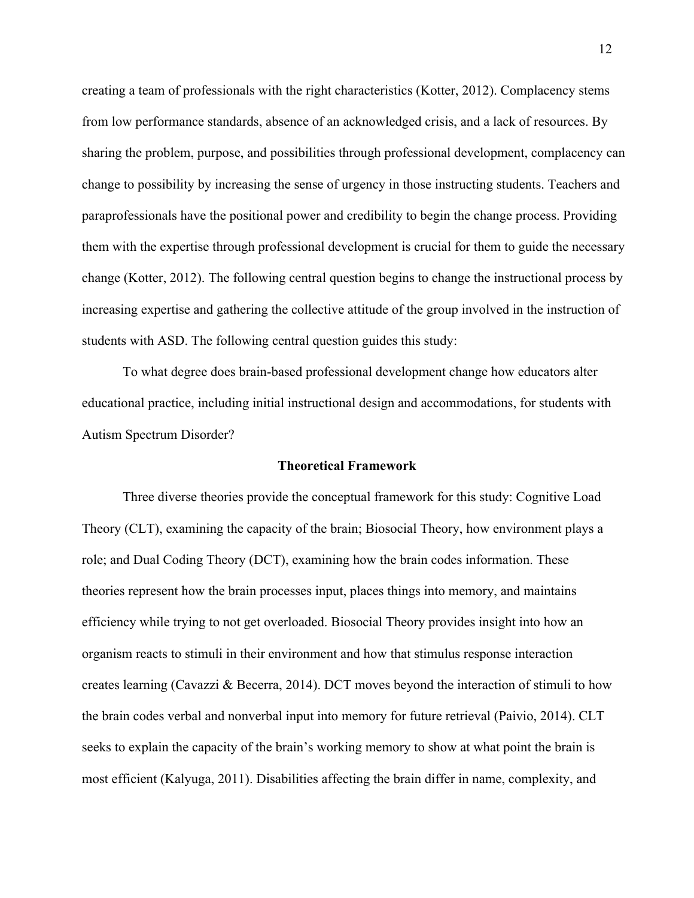creating a team of professionals with the right characteristics (Kotter, 2012). Complacency stems from low performance standards, absence of an acknowledged crisis, and a lack of resources. By sharing the problem, purpose, and possibilities through professional development, complacency can change to possibility by increasing the sense of urgency in those instructing students. Teachers and paraprofessionals have the positional power and credibility to begin the change process. Providing them with the expertise through professional development is crucial for them to guide the necessary change (Kotter, 2012). The following central question begins to change the instructional process by increasing expertise and gathering the collective attitude of the group involved in the instruction of students with ASD. The following central question guides this study:

To what degree does brain-based professional development change how educators alter educational practice, including initial instructional design and accommodations, for students with Autism Spectrum Disorder?

## Theoretical Framework

Three diverse theories provide the conceptual framework for this study: Cognitive Load Theory (CLT), examining the capacity of the brain; Biosocial Theory, how environment plays a role; and Dual Coding Theory (DCT), examining how the brain codes information. These theories represent how the brain processes input, places things into memory, and maintains efficiency while trying to not get overloaded. Biosocial Theory provides insight into how an organism reacts to stimuli in their environment and how that stimulus response interaction creates learning (Cavazzi & Becerra, 2014). DCT moves beyond the interaction of stimuli to how the brain codes verbal and nonverbal input into memory for future retrieval (Paivio, 2014). CLT seeks to explain the capacity of the brain's working memory to show at what point the brain is most efficient (Kalyuga, 2011). Disabilities affecting the brain differ in name, complexity, and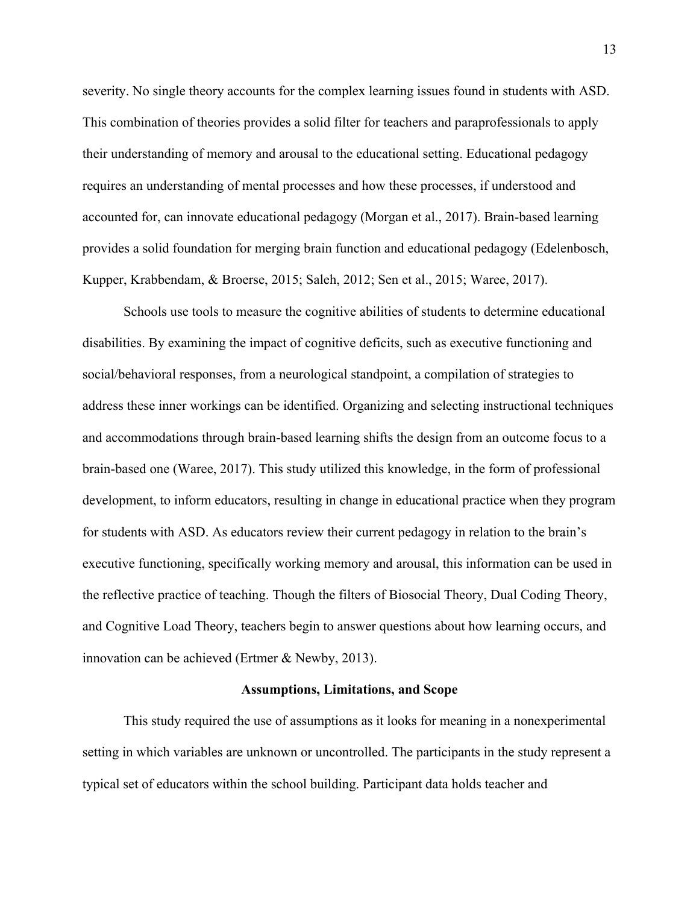severity. No single theory accounts for the complex learning issues found in students with ASD. This combination of theories provides a solid filter for teachers and paraprofessionals to apply their understanding of memory and arousal to the educational setting. Educational pedagogy requires an understanding of mental processes and how these processes, if understood and accounted for, can innovate educational pedagogy (Morgan et al., 2017). Brain-based learning provides a solid foundation for merging brain function and educational pedagogy (Edelenbosch, Kupper, Krabbendam, & Broerse, 2015; Saleh, 2012; Sen et al., 2015; Waree, 2017).

Schools use tools to measure the cognitive abilities of students to determine educational disabilities. By examining the impact of cognitive deficits, such as executive functioning and social/behavioral responses, from a neurological standpoint, a compilation of strategies to address these inner workings can be identified. Organizing and selecting instructional techniques and accommodations through brain-based learning shifts the design from an outcome focus to a brain-based one (Waree, 2017). This study utilized this knowledge, in the form of professional development, to inform educators, resulting in change in educational practice when they program for students with ASD. As educators review their current pedagogy in relation to the brain's executive functioning, specifically working memory and arousal, this information can be used in the reflective practice of teaching. Though the filters of Biosocial Theory, Dual Coding Theory, and Cognitive Load Theory, teachers begin to answer questions about how learning occurs, and innovation can be achieved (Ertmer & Newby, 2013).

## Assumptions, Limitations, and Scope

This study required the use of assumptions as it looks for meaning in a nonexperimental setting in which variables are unknown or uncontrolled. The participants in the study represent a typical set of educators within the school building. Participant data holds teacher and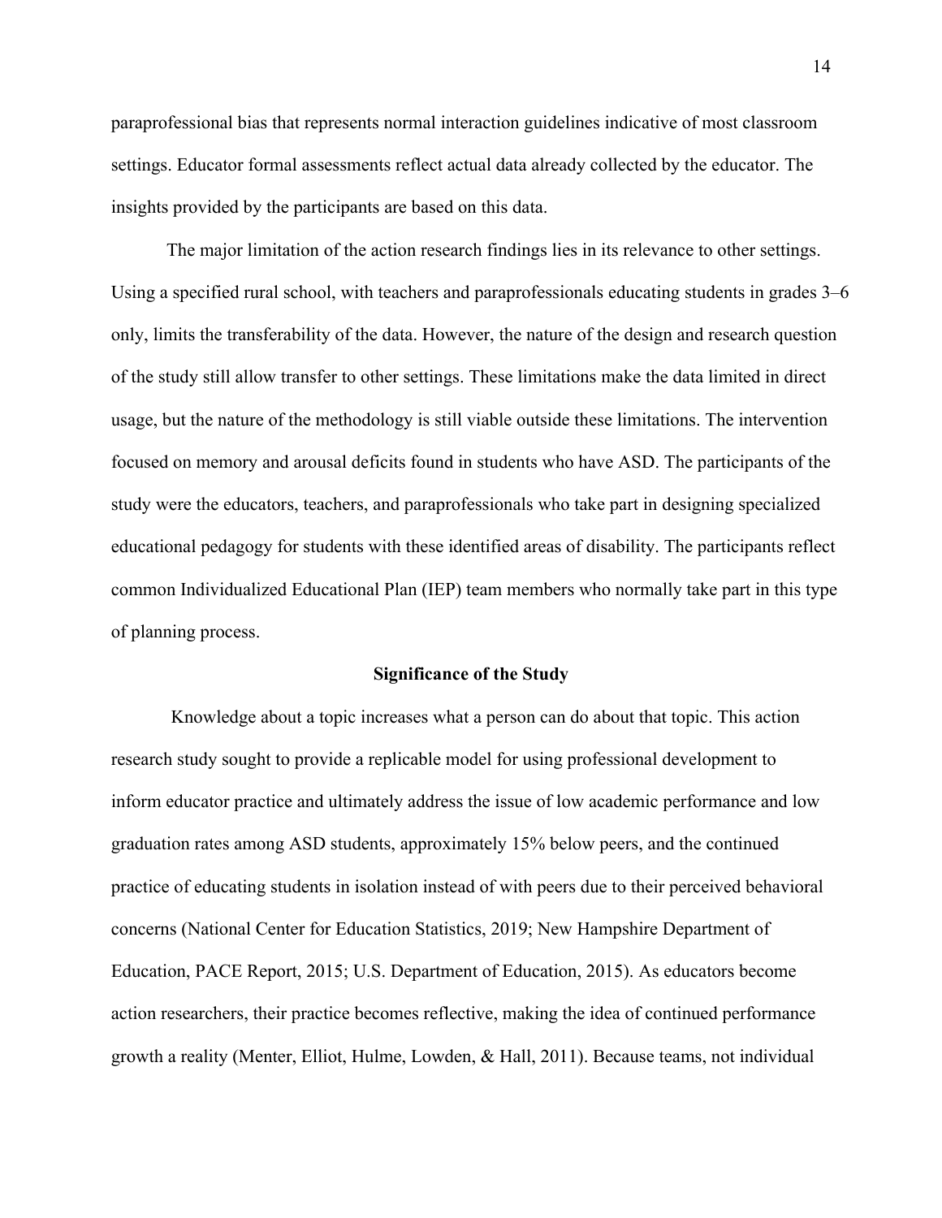paraprofessional bias that represents normal interaction guidelines indicative of most classroom settings. Educator formal assessments reflect actual data already collected by the educator. The insights provided by the participants are based on this data.

The major limitation of the action research findings lies in its relevance to other settings. Using a specified rural school, with teachers and paraprofessionals educating students in grades 3–6 only, limits the transferability of the data. However, the nature of the design and research question of the study still allow transfer to other settings. These limitations make the data limited in direct usage, but the nature of the methodology is still viable outside these limitations. The intervention focused on memory and arousal deficits found in students who have ASD. The participants of the study were the educators, teachers, and paraprofessionals who take part in designing specialized educational pedagogy for students with these identified areas of disability. The participants reflect common Individualized Educational Plan (IEP) team members who normally take part in this type of planning process.

## Significance of the Study

Knowledge about a topic increases what a person can do about that topic. This action research study sought to provide a replicable model for using professional development to inform educator practice and ultimately address the issue of low academic performance and low graduation rates among ASD students, approximately 15% below peers, and the continued practice of educating students in isolation instead of with peers due to their perceived behavioral concerns (National Center for Education Statistics, 2019; New Hampshire Department of Education, PACE Report, 2015; U.S. Department of Education, 2015). As educators become action researchers, their practice becomes reflective, making the idea of continued performance growth a reality (Menter, Elliot, Hulme, Lowden, & Hall, 2011). Because teams, not individual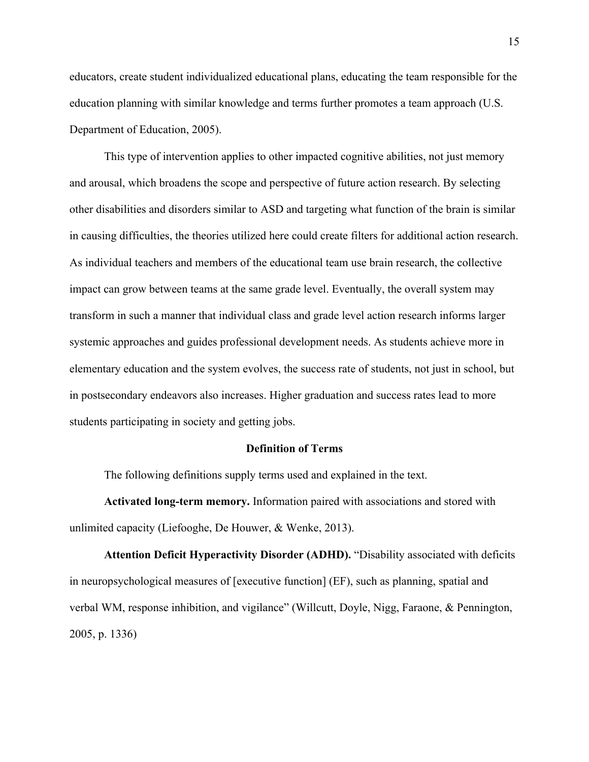educators, create student individualized educational plans, educating the team responsible for the education planning with similar knowledge and terms further promotes a team approach (U.S. Department of Education, 2005).

This type of intervention applies to other impacted cognitive abilities, not just memory and arousal, which broadens the scope and perspective of future action research. By selecting other disabilities and disorders similar to ASD and targeting what function of the brain is similar in causing difficulties, the theories utilized here could create filters for additional action research. As individual teachers and members of the educational team use brain research, the collective impact can grow between teams at the same grade level. Eventually, the overall system may transform in such a manner that individual class and grade level action research informs larger systemic approaches and guides professional development needs. As students achieve more in elementary education and the system evolves, the success rate of students, not just in school, but in postsecondary endeavors also increases. Higher graduation and success rates lead to more students participating in society and getting jobs.

## Definition of Terms

The following definitions supply terms used and explained in the text.

**Activated long-term memory.** Information paired with associations and stored with unlimited capacity (Liefooghe, De Houwer, & Wenke, 2013).

**Attention Deficit Hyperactivity Disorder (ADHD).** "Disability associated with deficits in neuropsychological measures of [executive function] (EF), such as planning, spatial and verbal WM, response inhibition, and vigilance" (Willcutt, Doyle, Nigg, Faraone, & Pennington, 2005, p. 1336)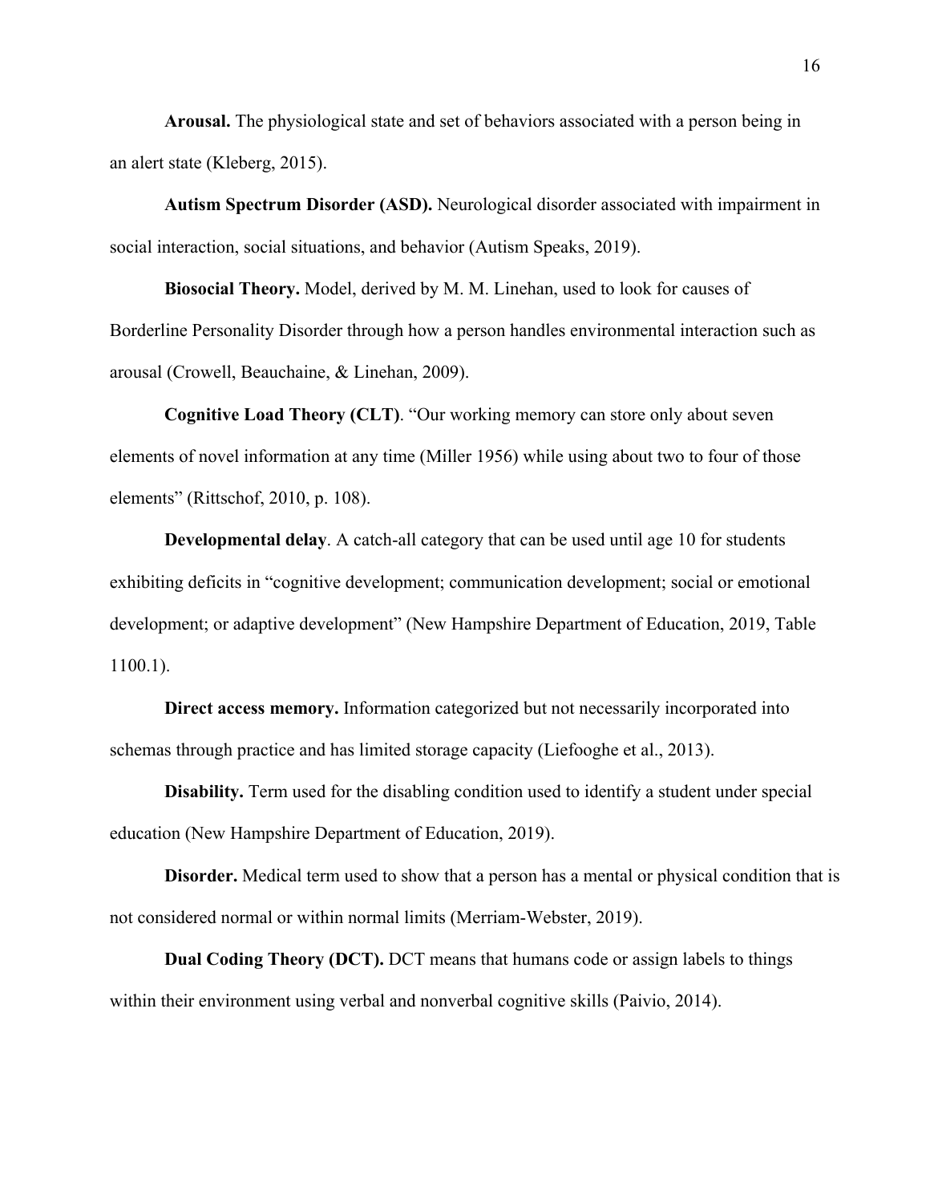**Arousal.** The physiological state and set of behaviors associated with a person being in an alert state (Kleberg, 2015).

**Autism Spectrum Disorder (ASD).** Neurological disorder associated with impairment in social interaction, social situations, and behavior (Autism Speaks, 2019).

**Biosocial Theory.** Model, derived by M. M. Linehan, used to look for causes of Borderline Personality Disorder through how a person handles environmental interaction such as arousal (Crowell, Beauchaine, & Linehan, 2009).

**Cognitive Load Theory (CLT)**. "Our working memory can store only about seven elements of novel information at any time (Miller 1956) while using about two to four of those elements" (Rittschof, 2010, p. 108).

**Developmental delay**. A catch-all category that can be used until age 10 for students exhibiting deficits in "cognitive development; communication development; social or emotional development; or adaptive development" (New Hampshire Department of Education, 2019, Table 1100.1).

**Direct access memory.** Information categorized but not necessarily incorporated into schemas through practice and has limited storage capacity (Liefooghe et al., 2013).

**Disability.** Term used for the disabling condition used to identify a student under special education (New Hampshire Department of Education, 2019).

**Disorder.** Medical term used to show that a person has a mental or physical condition that is not considered normal or within normal limits (Merriam-Webster, 2019).

**Dual Coding Theory (DCT).** DCT means that humans code or assign labels to things within their environment using verbal and nonverbal cognitive skills (Paivio, 2014).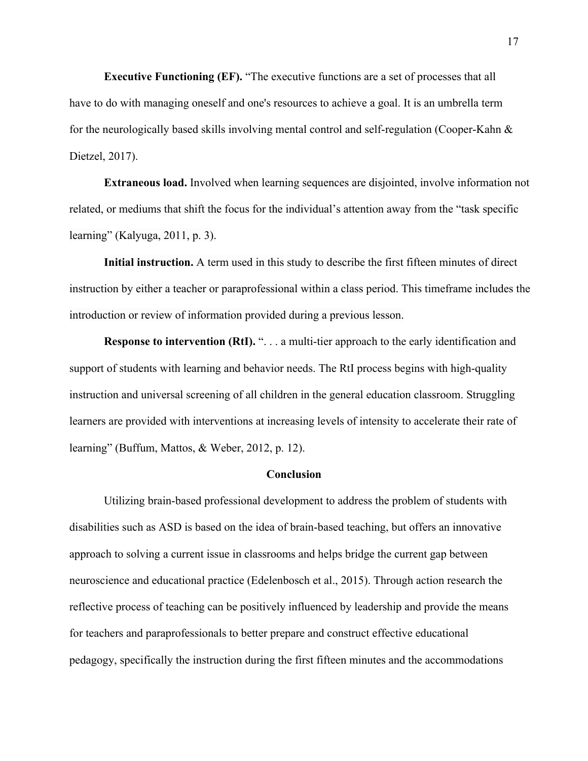**Executive Functioning (EF).** "The executive functions are a set of processes that all have to do with managing oneself and one's resources to achieve a goal. It is an umbrella term for the neurologically based skills involving mental control and self-regulation (Cooper-Kahn & Dietzel, 2017).

**Extraneous load.** Involved when learning sequences are disjointed, involve information not related, or mediums that shift the focus for the individual's attention away from the "task specific learning" (Kalyuga, 2011, p. 3).

**Initial instruction.** A term used in this study to describe the first fifteen minutes of direct instruction by either a teacher or paraprofessional within a class period. This timeframe includes the introduction or review of information provided during a previous lesson.

**Response to intervention (RtI).** ". . . a multi-tier approach to the early identification and support of students with learning and behavior needs. The RtI process begins with high-quality instruction and universal screening of all children in the general education classroom. Struggling learners are provided with interventions at increasing levels of intensity to accelerate their rate of learning" (Buffum, Mattos, & Weber, 2012, p. 12).

## Conclusion

Utilizing brain-based professional development to address the problem of students with disabilities such as ASD is based on the idea of brain-based teaching, but offers an innovative approach to solving a current issue in classrooms and helps bridge the current gap between neuroscience and educational practice (Edelenbosch et al., 2015). Through action research the reflective process of teaching can be positively influenced by leadership and provide the means for teachers and paraprofessionals to better prepare and construct effective educational pedagogy, specifically the instruction during the first fifteen minutes and the accommodations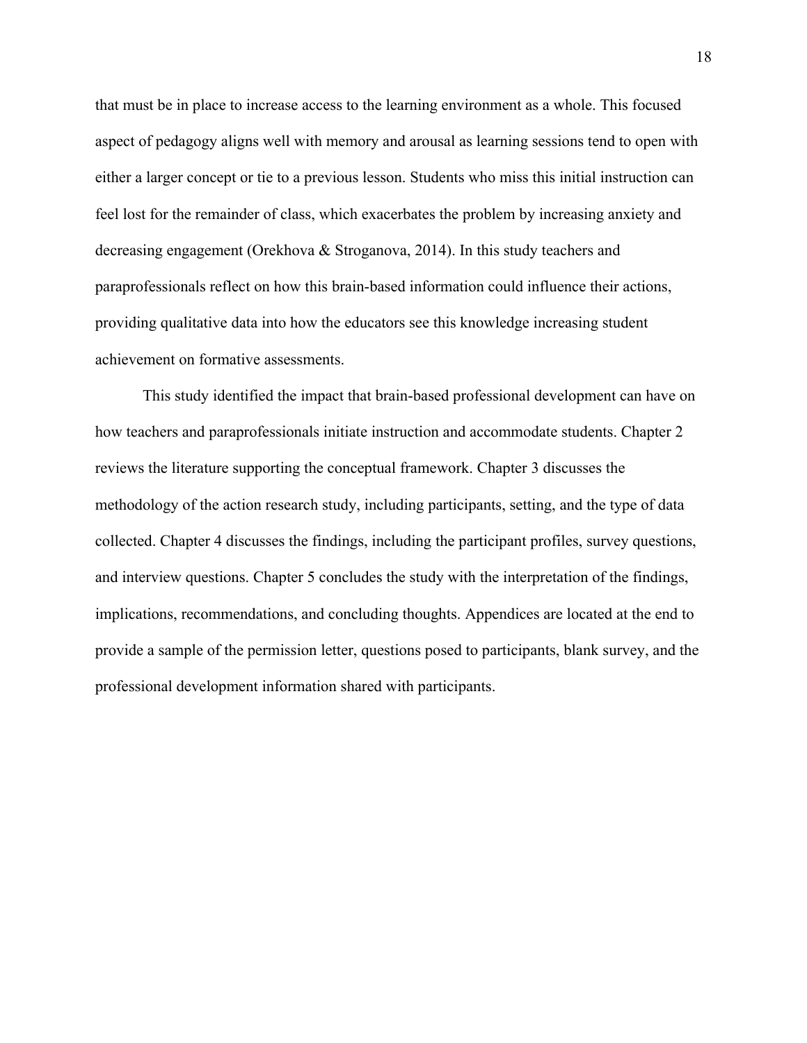that must be in place to increase access to the learning environment as a whole. This focused aspect of pedagogy aligns well with memory and arousal as learning sessions tend to open with either a larger concept or tie to a previous lesson. Students who miss this initial instruction can feel lost for the remainder of class, which exacerbates the problem by increasing anxiety and decreasing engagement (Orekhova & Stroganova, 2014). In this study teachers and paraprofessionals reflect on how this brain-based information could influence their actions, providing qualitative data into how the educators see this knowledge increasing student achievement on formative assessments.

This study identified the impact that brain-based professional development can have on how teachers and paraprofessionals initiate instruction and accommodate students. Chapter 2 reviews the literature supporting the conceptual framework. Chapter 3 discusses the methodology of the action research study, including participants, setting, and the type of data collected. Chapter 4 discusses the findings, including the participant profiles, survey questions, and interview questions. Chapter 5 concludes the study with the interpretation of the findings, implications, recommendations, and concluding thoughts. Appendices are located at the end to provide a sample of the permission letter, questions posed to participants, blank survey, and the professional development information shared with participants.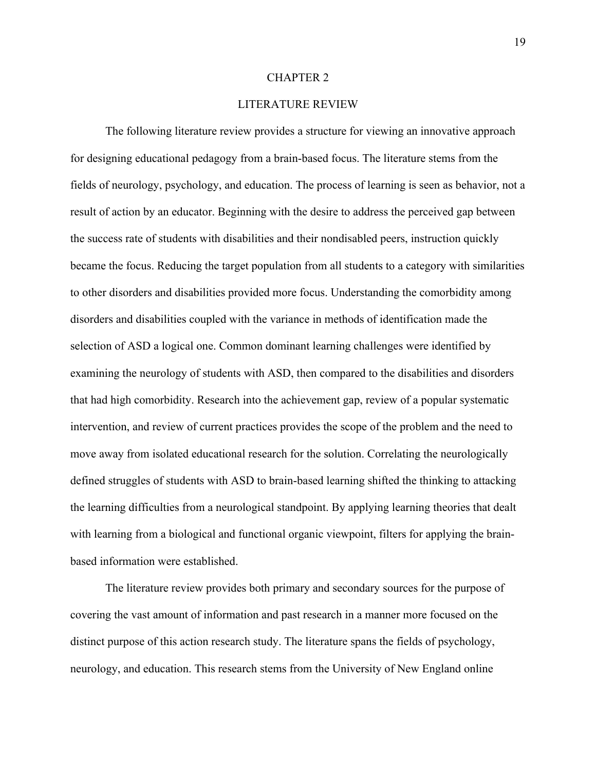# CHAPTER 2

## LITERATURE REVIEW

The following literature review provides a structure for viewing an innovative approach for designing educational pedagogy from a brain-based focus. The literature stems from the fields of neurology, psychology, and education. The process of learning is seen as behavior, not a result of action by an educator. Beginning with the desire to address the perceived gap between the success rate of students with disabilities and their nondisabled peers, instruction quickly became the focus. Reducing the target population from all students to a category with similarities to other disorders and disabilities provided more focus. Understanding the comorbidity among disorders and disabilities coupled with the variance in methods of identification made the selection of ASD a logical one. Common dominant learning challenges were identified by examining the neurology of students with ASD, then compared to the disabilities and disorders that had high comorbidity. Research into the achievement gap, review of a popular systematic intervention, and review of current practices provides the scope of the problem and the need to move away from isolated educational research for the solution. Correlating the neurologically defined struggles of students with ASD to brain-based learning shifted the thinking to attacking the learning difficulties from a neurological standpoint. By applying learning theories that dealt with learning from a biological and functional organic viewpoint, filters for applying the brain-based information were established.

The literature review provides both primary and secondary sources for the purpose of covering the vast amount of information and past research in a manner more focused on the distinct purpose of this action research study. The literature spans the fields of psychology, neurology, and education. This research stems from the University of New England online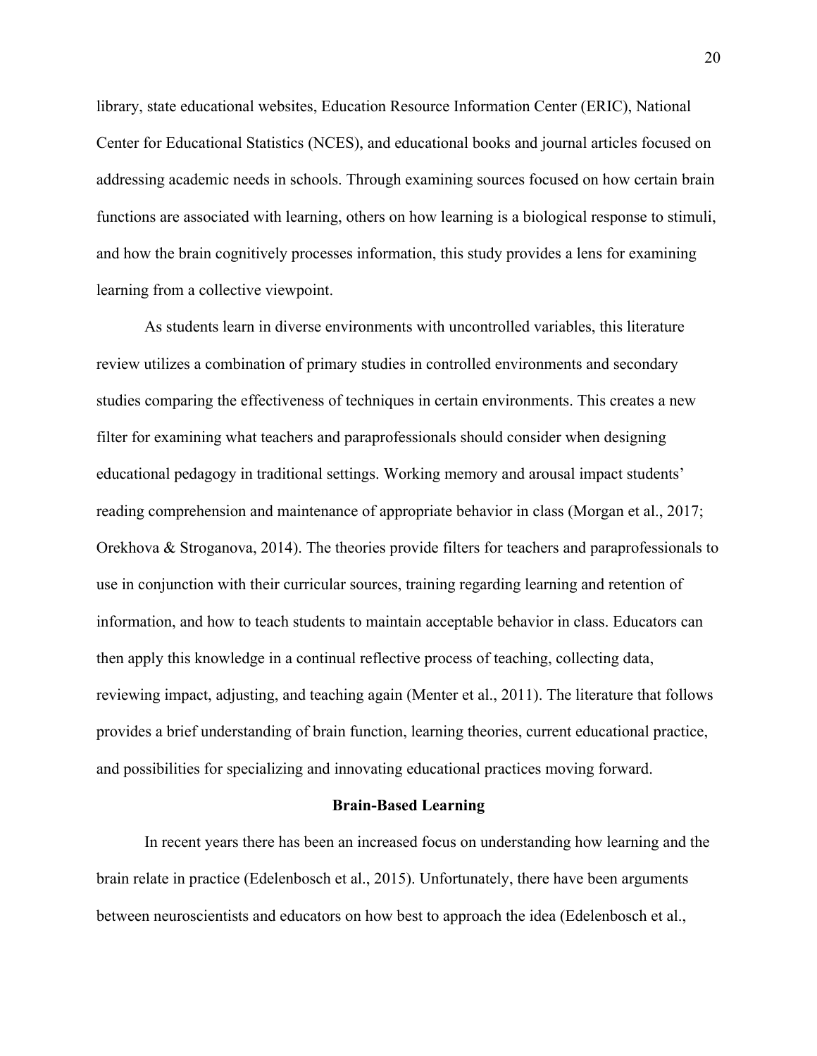library, state educational websites, Education Resource Information Center (ERIC), National Center for Educational Statistics (NCES), and educational books and journal articles focused on addressing academic needs in schools. Through examining sources focused on how certain brain functions are associated with learning, others on how learning is a biological response to stimuli, and how the brain cognitively processes information, this study provides a lens for examining learning from a collective viewpoint.

As students learn in diverse environments with uncontrolled variables, this literature review utilizes a combination of primary studies in controlled environments and secondary studies comparing the effectiveness of techniques in certain environments. This creates a new filter for examining what teachers and paraprofessionals should consider when designing educational pedagogy in traditional settings. Working memory and arousal impact students' reading comprehension and maintenance of appropriate behavior in class (Morgan et al., 2017; Orekhova & Stroganova, 2014). The theories provide filters for teachers and paraprofessionals to use in conjunction with their curricular sources, training regarding learning and retention of information, and how to teach students to maintain acceptable behavior in class. Educators can then apply this knowledge in a continual reflective process of teaching, collecting data, reviewing impact, adjusting, and teaching again (Menter et al., 2011). The literature that follows provides a brief understanding of brain function, learning theories, current educational practice, and possibilities for specializing and innovating educational practices moving forward.

## Brain-Based Learning

In recent years there has been an increased focus on understanding how learning and the brain relate in practice (Edelenbosch et al., 2015). Unfortunately, there have been arguments between neuroscientists and educators on how best to approach the idea (Edelenbosch et al.,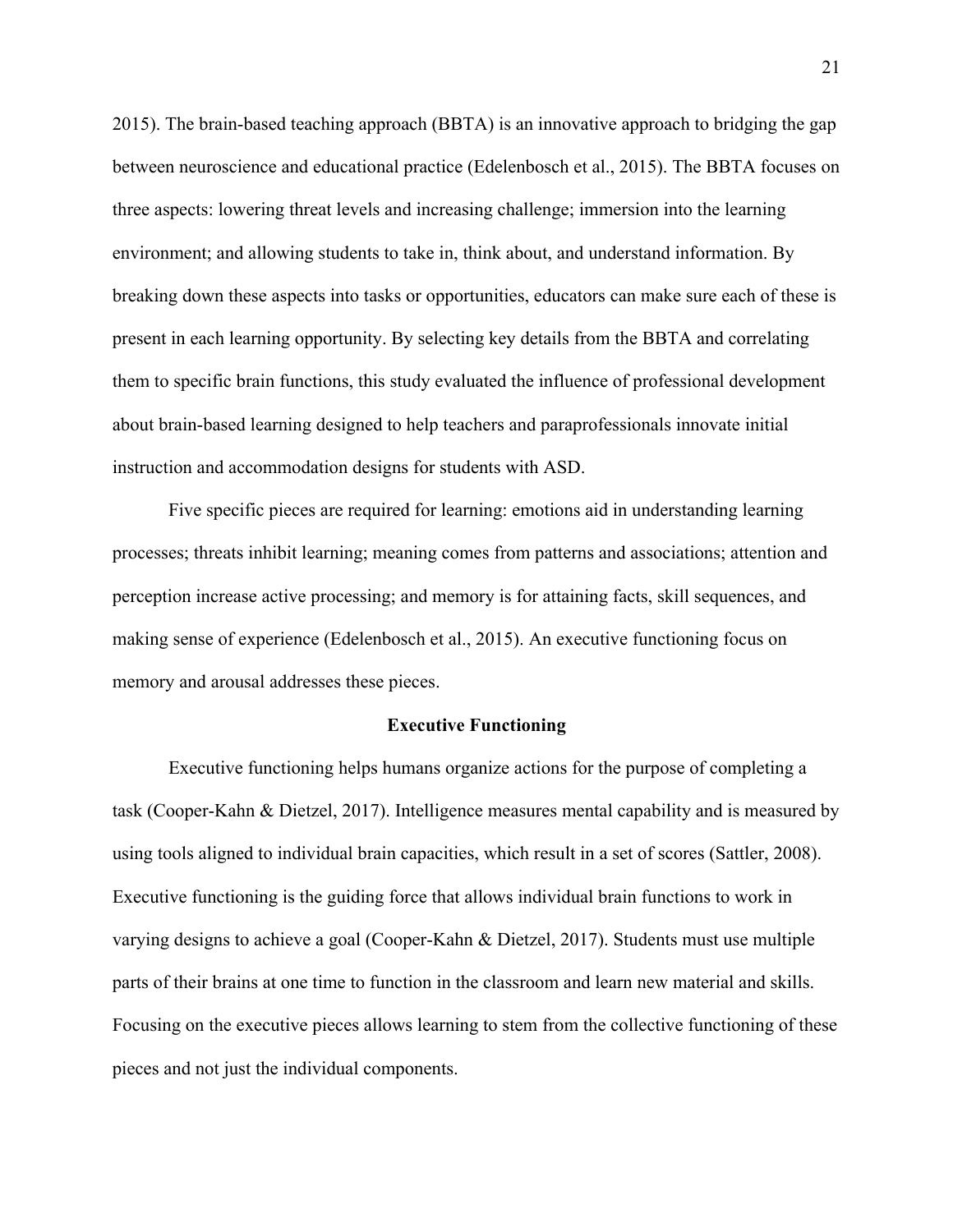2015). The brain-based teaching approach (BBTA) is an innovative approach to bridging the gap between neuroscience and educational practice (Edelenbosch et al., 2015). The BBTA focuses on three aspects: lowering threat levels and increasing challenge; immersion into the learning environment; and allowing students to take in, think about, and understand information. By breaking down these aspects into tasks or opportunities, educators can make sure each of these is present in each learning opportunity. By selecting key details from the BBTA and correlating them to specific brain functions, this study evaluated the influence of professional development about brain-based learning designed to help teachers and paraprofessionals innovate initial instruction and accommodation designs for students with ASD.

Five specific pieces are required for learning: emotions aid in understanding learning processes; threats inhibit learning; meaning comes from patterns and associations; attention and perception increase active processing; and memory is for attaining facts, skill sequences, and making sense of experience (Edelenbosch et al., 2015). An executive functioning focus on memory and arousal addresses these pieces.

## Executive Functioning

Executive functioning helps humans organize actions for the purpose of completing a task (Cooper-Kahn & Dietzel, 2017). Intelligence measures mental capability and is measured by using tools aligned to individual brain capacities, which result in a set of scores (Sattler, 2008). Executive functioning is the guiding force that allows individual brain functions to work in varying designs to achieve a goal (Cooper-Kahn & Dietzel, 2017). Students must use multiple parts of their brains at one time to function in the classroom and learn new material and skills. Focusing on the executive pieces allows learning to stem from the collective functioning of these pieces and not just the individual components.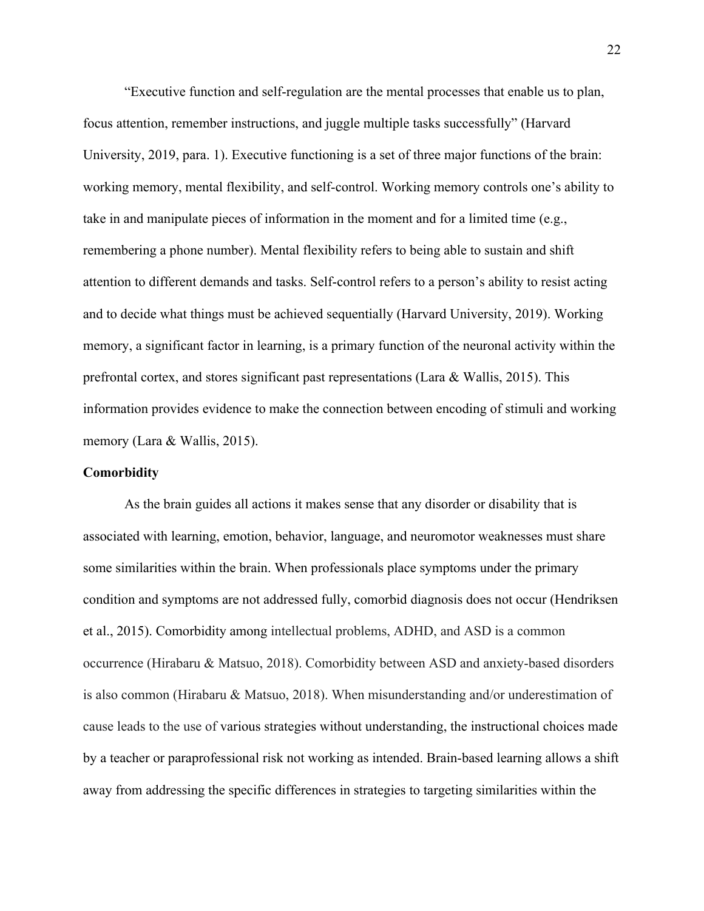"Executive function and self-regulation are the mental processes that enable us to plan, focus attention, remember instructions, and juggle multiple tasks successfully" (Harvard University, 2019, para. 1). Executive functioning is a set of three major functions of the brain: working memory, mental flexibility, and self-control. Working memory controls one's ability to take in and manipulate pieces of information in the moment and for a limited time (e.g., remembering a phone number). Mental flexibility refers to being able to sustain and shift attention to different demands and tasks. Self-control refers to a person's ability to resist acting and to decide what things must be achieved sequentially (Harvard University, 2019). Working memory, a significant factor in learning, is a primary function of the neuronal activity within the prefrontal cortex, and stores significant past representations (Lara & Wallis, 2015). This information provides evidence to make the connection between encoding of stimuli and working memory (Lara & Wallis, 2015).

**Comorbidity**

As the brain guides all actions it makes sense that any disorder or disability that is associated with learning, emotion, behavior, language, and neuromotor weaknesses must share some similarities within the brain. When professionals place symptoms under the primary condition and symptoms are not addressed fully, comorbid diagnosis does not occur (Hendriksen et al., 2015). Comorbidity among intellectual problems, ADHD, and ASD is a common occurrence (Hirabaru & Matsuo, 2018). Comorbidity between ASD and anxiety-based disorders is also common (Hirabaru & Matsuo, 2018). When misunderstanding and/or underestimation of cause leads to the use of various strategies without understanding, the instructional choices made by a teacher or paraprofessional risk not working as intended. Brain-based learning allows a shift away from addressing the specific differences in strategies to targeting similarities within the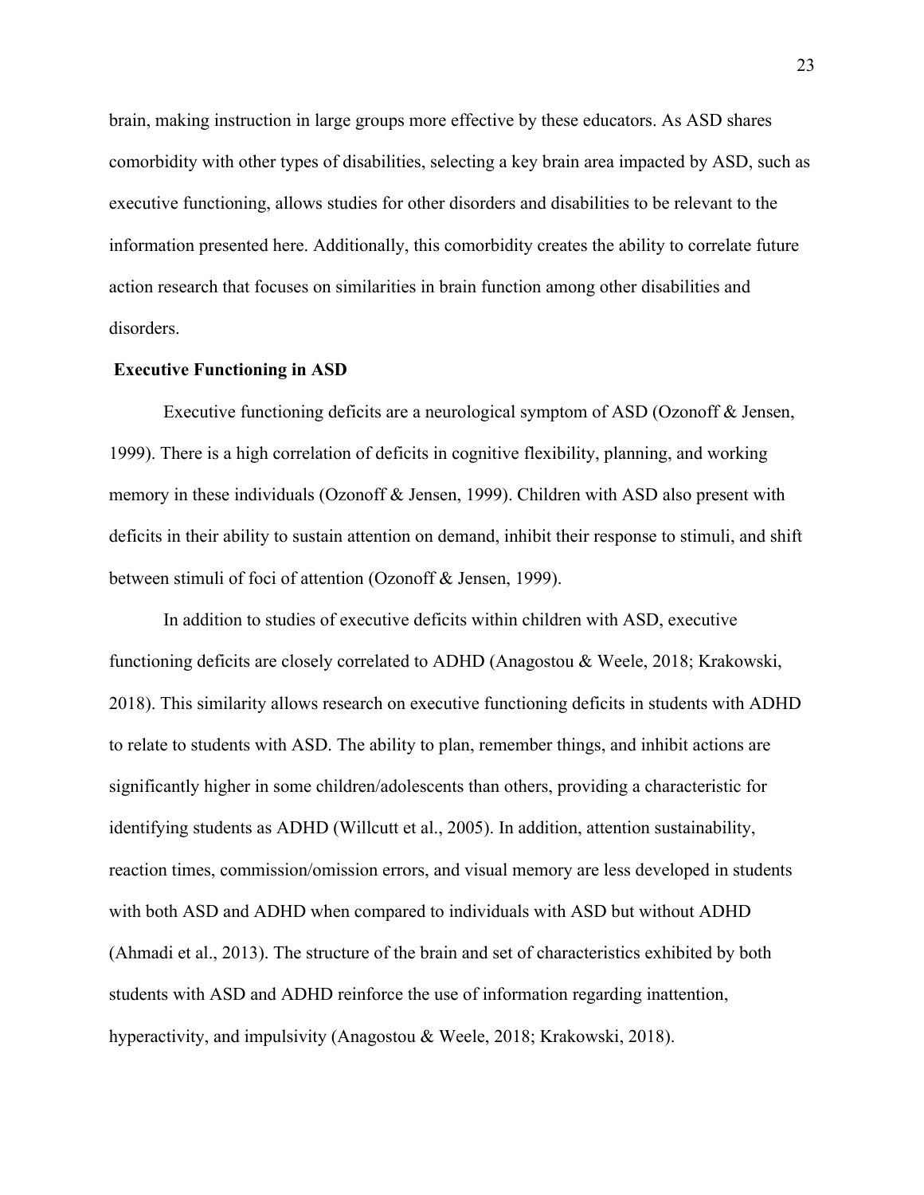brain, making instruction in large groups more effective by these educators. As ASD shares comorbidity with other types of disabilities, selecting a key brain area impacted by ASD, such as executive functioning, allows studies for other disorders and disabilities to be relevant to the information presented here. Additionally, this comorbidity creates the ability to correlate future action research that focuses on similarities in brain function among other disabilities and disorders.

**Executive Functioning in ASD**

Executive functioning deficits are a neurological symptom of ASD (Ozonoff & Jensen, 1999). There is a high correlation of deficits in cognitive flexibility, planning, and working memory in these individuals (Ozonoff & Jensen, 1999). Children with ASD also present with deficits in their ability to sustain attention on demand, inhibit their response to stimuli, and shift between stimuli of foci of attention (Ozonoff & Jensen, 1999).

In addition to studies of executive deficits within children with ASD, executive functioning deficits are closely correlated to ADHD (Anagostou & Weele, 2018; Krakowski, 2018). This similarity allows research on executive functioning deficits in students with ADHD to relate to students with ASD. The ability to plan, remember things, and inhibit actions are significantly higher in some children/adolescents than others, providing a characteristic for identifying students as ADHD (Willcutt et al., 2005). In addition, attention sustainability, reaction times, commission/omission errors, and visual memory are less developed in students with both ASD and ADHD when compared to individuals with ASD but without ADHD (Ahmadi et al., 2013). The structure of the brain and set of characteristics exhibited by both students with ASD and ADHD reinforce the use of information regarding inattention, hyperactivity, and impulsivity (Anagostou & Weele, 2018; Krakowski, 2018).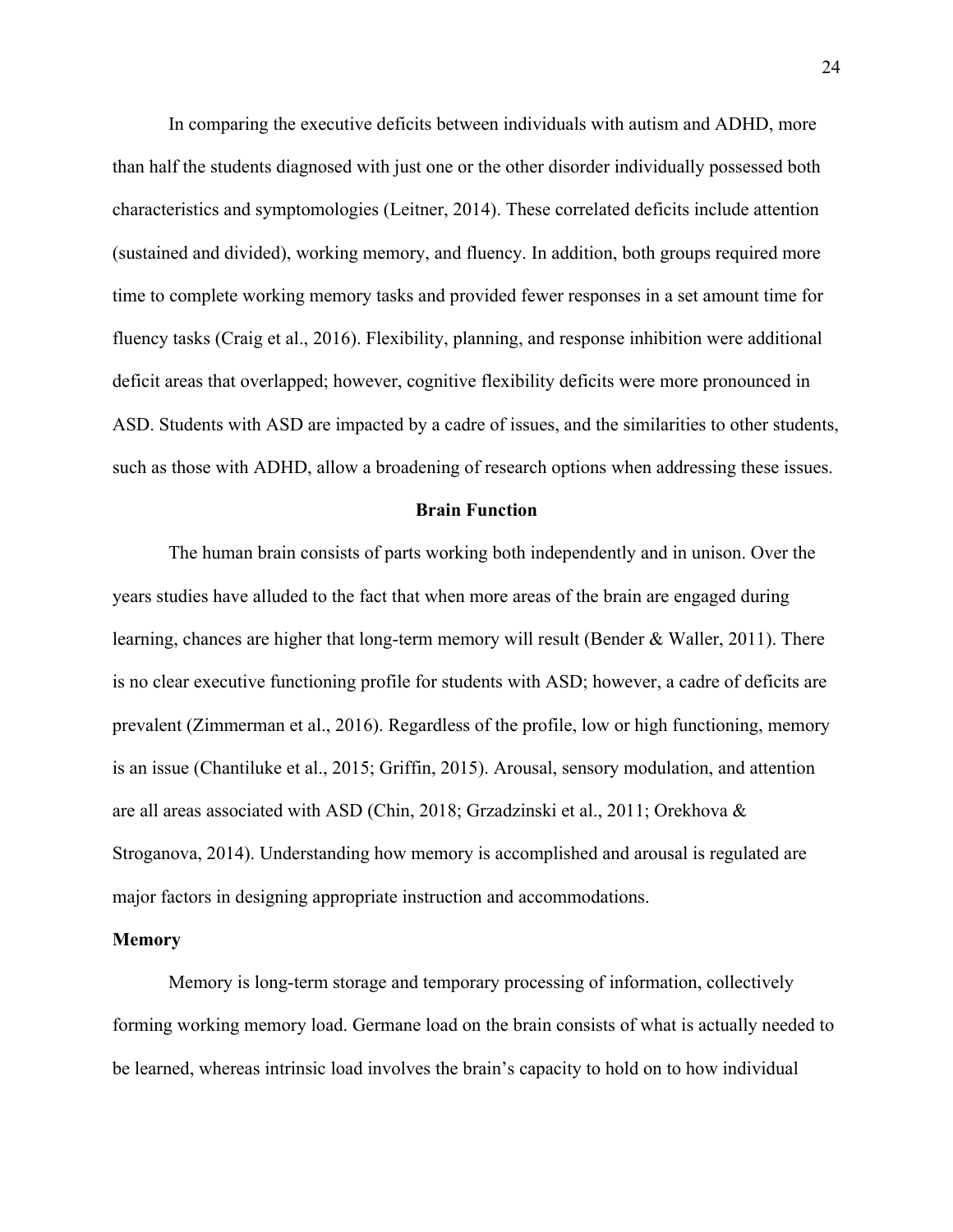In comparing the executive deficits between individuals with autism and ADHD, more than half the students diagnosed with just one or the other disorder individually possessed both characteristics and symptomologies (Leitner, 2014). These correlated deficits include attention (sustained and divided), working memory, and fluency. In addition, both groups required more time to complete working memory tasks and provided fewer responses in a set amount time for fluency tasks (Craig et al., 2016). Flexibility, planning, and response inhibition were additional deficit areas that overlapped; however, cognitive flexibility deficits were more pronounced in ASD. Students with ASD are impacted by a cadre of issues, and the similarities to other students, such as those with ADHD, allow a broadening of research options when addressing these issues.

## Brain Function

The human brain consists of parts working both independently and in unison. Over the years studies have alluded to the fact that when more areas of the brain are engaged during learning, chances are higher that long-term memory will result (Bender & Waller, 2011). There is no clear executive functioning profile for students with ASD; however, a cadre of deficits are prevalent (Zimmerman et al., 2016). Regardless of the profile, low or high functioning, memory is an issue (Chantiluke et al., 2015; Griffin, 2015). Arousal, sensory modulation, and attention are all areas associated with ASD (Chin, 2018; Grzadzinski et al., 2011; Orekhova & Stroganova, 2014). Understanding how memory is accomplished and arousal is regulated are major factors in designing appropriate instruction and accommodations.

### Memory

Memory is long-term storage and temporary processing of information, collectively forming working memory load. Germane load on the brain consists of what is actually needed to be learned, whereas intrinsic load involves the brain's capacity to hold on to how individual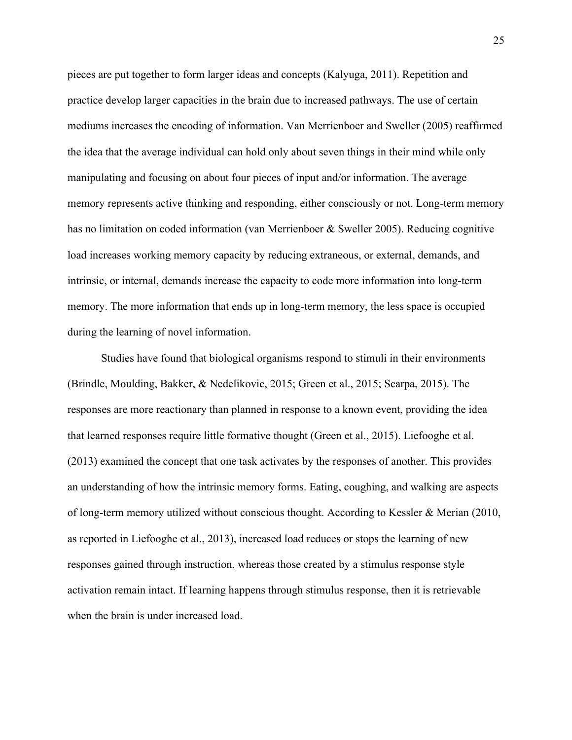pieces are put together to form larger ideas and concepts (Kalyuga, 2011). Repetition and practice develop larger capacities in the brain due to increased pathways. The use of certain mediums increases the encoding of information. Van Merrienboer and Sweller (2005) reaffirmed the idea that the average individual can hold only about seven things in their mind while only manipulating and focusing on about four pieces of input and/or information. The average memory represents active thinking and responding, either consciously or not. Long-term memory has no limitation on coded information (van Merrienboer & Sweller 2005). Reducing cognitive load increases working memory capacity by reducing extraneous, or external, demands, and intrinsic, or internal, demands increase the capacity to code more information into long-term memory. The more information that ends up in long-term memory, the less space is occupied during the learning of novel information.

Studies have found that biological organisms respond to stimuli in their environments (Brindle, Moulding, Bakker, & Nedelikovic, 2015; Green et al., 2015; Scarpa, 2015). The responses are more reactionary than planned in response to a known event, providing the idea that learned responses require little formative thought (Green et al., 2015). Liefooghe et al. (2013) examined the concept that one task activates by the responses of another. This provides an understanding of how the intrinsic memory forms. Eating, coughing, and walking are aspects of long-term memory utilized without conscious thought. According to Kessler & Merian (2010, as reported in Liefooghe et al., 2013), increased load reduces or stops the learning of new responses gained through instruction, whereas those created by a stimulus response style activation remain intact. If learning happens through stimulus response, then it is retrievable when the brain is under increased load.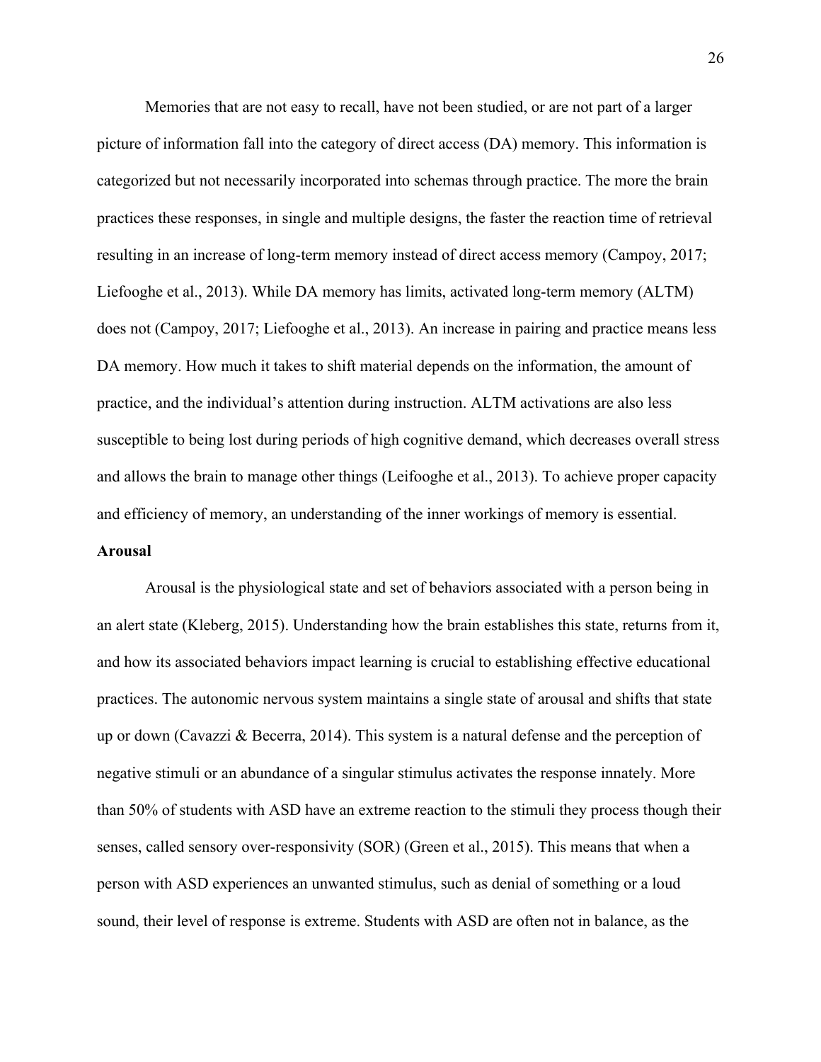Memories that are not easy to recall, have not been studied, or are not part of a larger picture of information fall into the category of direct access (DA) memory. This information is categorized but not necessarily incorporated into schemas through practice. The more the brain practices these responses, in single and multiple designs, the faster the reaction time of retrieval resulting in an increase of long-term memory instead of direct access memory (Campoy, 2017; Liefooghe et al., 2013). While DA memory has limits, activated long-term memory (ALTM) does not (Campoy, 2017; Liefooghe et al., 2013). An increase in pairing and practice means less DA memory. How much it takes to shift material depends on the information, the amount of practice, and the individual's attention during instruction. ALTM activations are also less susceptible to being lost during periods of high cognitive demand, which decreases overall stress and allows the brain to manage other things (Leifooghe et al., 2013). To achieve proper capacity and efficiency of memory, an understanding of the inner workings of memory is essential.

**Arousal**

Arousal is the physiological state and set of behaviors associated with a person being in an alert state (Kleberg, 2015). Understanding how the brain establishes this state, returns from it, and how its associated behaviors impact learning is crucial to establishing effective educational practices. The autonomic nervous system maintains a single state of arousal and shifts that state up or down (Cavazzi & Becerra, 2014). This system is a natural defense and the perception of negative stimuli or an abundance of a singular stimulus activates the response innately. More than 50% of students with ASD have an extreme reaction to the stimuli they process though their senses, called sensory over-responsivity (SOR) (Green et al., 2015). This means that when a person with ASD experiences an unwanted stimulus, such as denial of something or a loud sound, their level of response is extreme. Students with ASD are often not in balance, as the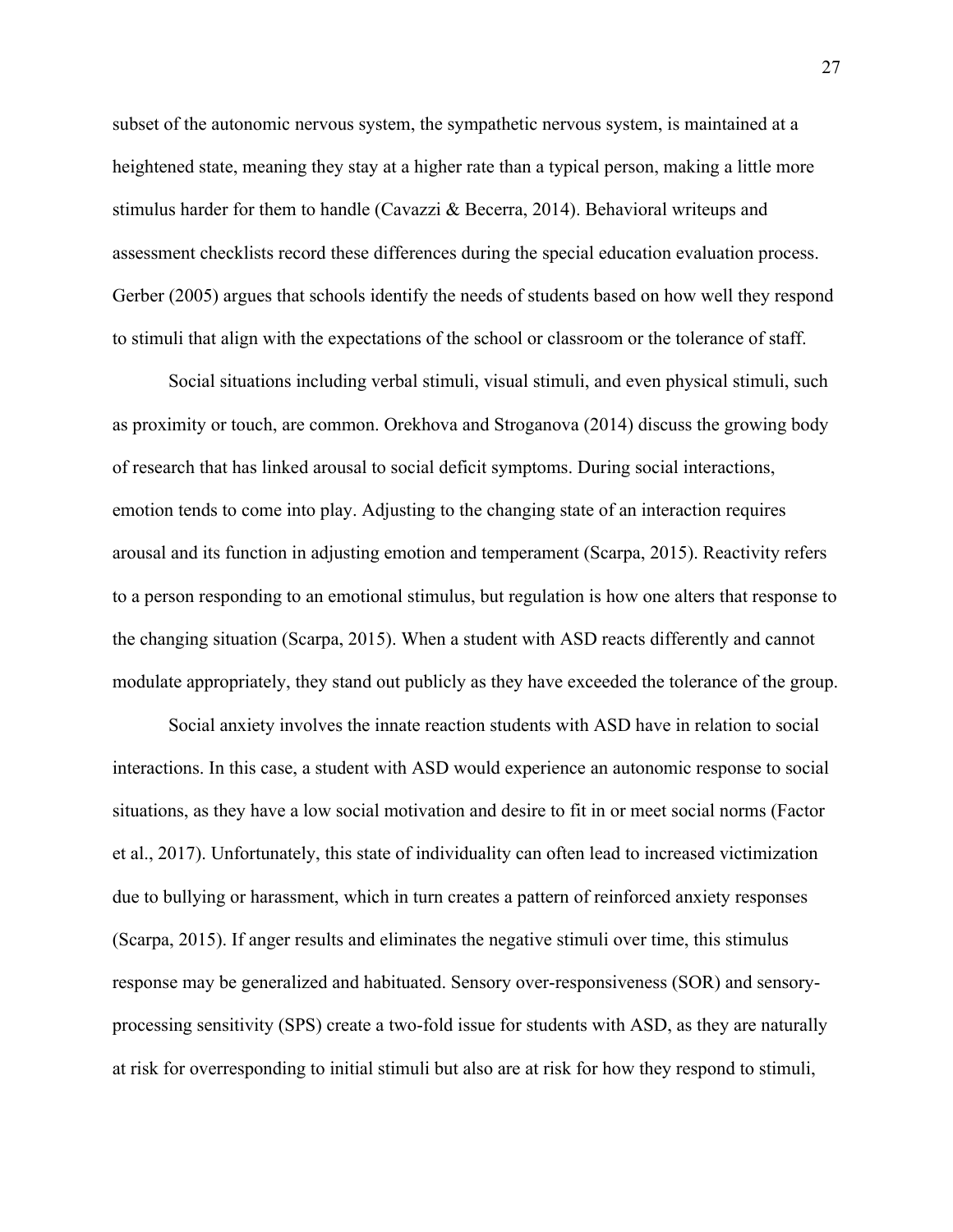subset of the autonomic nervous system, the sympathetic nervous system, is maintained at a heightened state, meaning they stay at a higher rate than a typical person, making a little more stimulus harder for them to handle (Cavazzi & Becerra, 2014). Behavioral writeups and assessment checklists record these differences during the special education evaluation process. Gerber (2005) argues that schools identify the needs of students based on how well they respond to stimuli that align with the expectations of the school or classroom or the tolerance of staff.

Social situations including verbal stimuli, visual stimuli, and even physical stimuli, such as proximity or touch, are common. Orekhova and Stroganova (2014) discuss the growing body of research that has linked arousal to social deficit symptoms. During social interactions, emotion tends to come into play. Adjusting to the changing state of an interaction requires arousal and its function in adjusting emotion and temperament (Scarpa, 2015). Reactivity refers to a person responding to an emotional stimulus, but regulation is how one alters that response to the changing situation (Scarpa, 2015). When a student with ASD reacts differently and cannot modulate appropriately, they stand out publicly as they have exceeded the tolerance of the group.

Social anxiety involves the innate reaction students with ASD have in relation to social interactions. In this case, a student with ASD would experience an autonomic response to social situations, as they have a low social motivation and desire to fit in or meet social norms (Factor et al., 2017). Unfortunately, this state of individuality can often lead to increased victimization due to bullying or harassment, which in turn creates a pattern of reinforced anxiety responses (Scarpa, 2015). If anger results and eliminates the negative stimuli over time, this stimulus response may be generalized and habituated. Sensory over-responsiveness (SOR) and sensory-processing sensitivity (SPS) create a two-fold issue for students with ASD, as they are naturally at risk for overresponding to initial stimuli but also are at risk for how they respond to stimuli,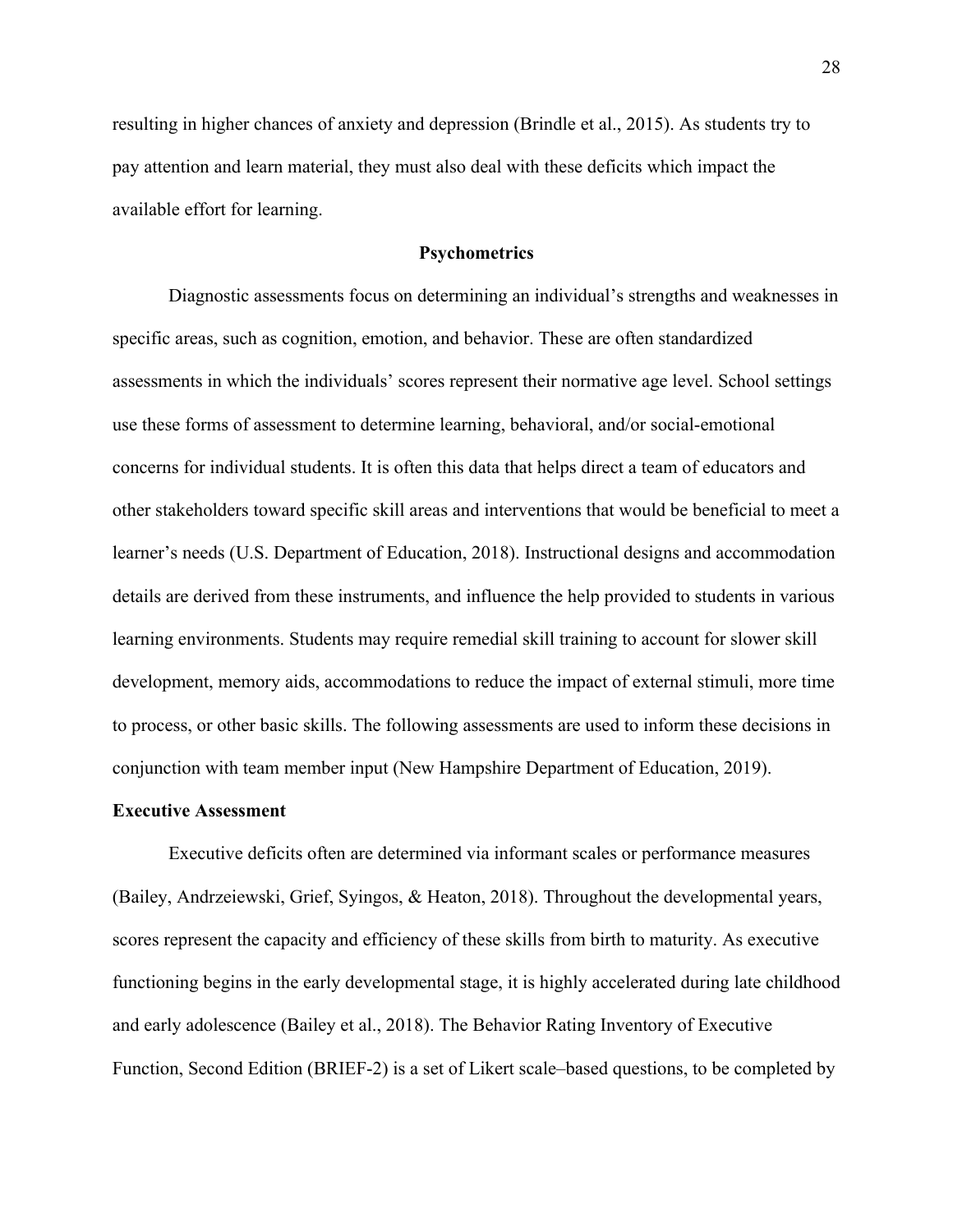resulting in higher chances of anxiety and depression (Brindle et al., 2015). As students try to pay attention and learn material, they must also deal with these deficits which impact the available effort for learning.

## Psychometrics

Diagnostic assessments focus on determining an individual's strengths and weaknesses in specific areas, such as cognition, emotion, and behavior. These are often standardized assessments in which the individuals' scores represent their normative age level. School settings use these forms of assessment to determine learning, behavioral, and/or social-emotional concerns for individual students. It is often this data that helps direct a team of educators and other stakeholders toward specific skill areas and interventions that would be beneficial to meet a learner's needs (U.S. Department of Education, 2018). Instructional designs and accommodation details are derived from these instruments, and influence the help provided to students in various learning environments. Students may require remedial skill training to account for slower skill development, memory aids, accommodations to reduce the impact of external stimuli, more time to process, or other basic skills. The following assessments are used to inform these decisions in conjunction with team member input (New Hampshire Department of Education, 2019).

### Executive Assessment

Executive deficits often are determined via informant scales or performance measures (Bailey, Andrzeiewski, Grief, Syingos, & Heaton, 2018). Throughout the developmental years, scores represent the capacity and efficiency of these skills from birth to maturity. As executive functioning begins in the early developmental stage, it is highly accelerated during late childhood and early adolescence (Bailey et al., 2018). The Behavior Rating Inventory of Executive Function, Second Edition (BRIEF-2) is a set of Likert scale–based questions, to be completed by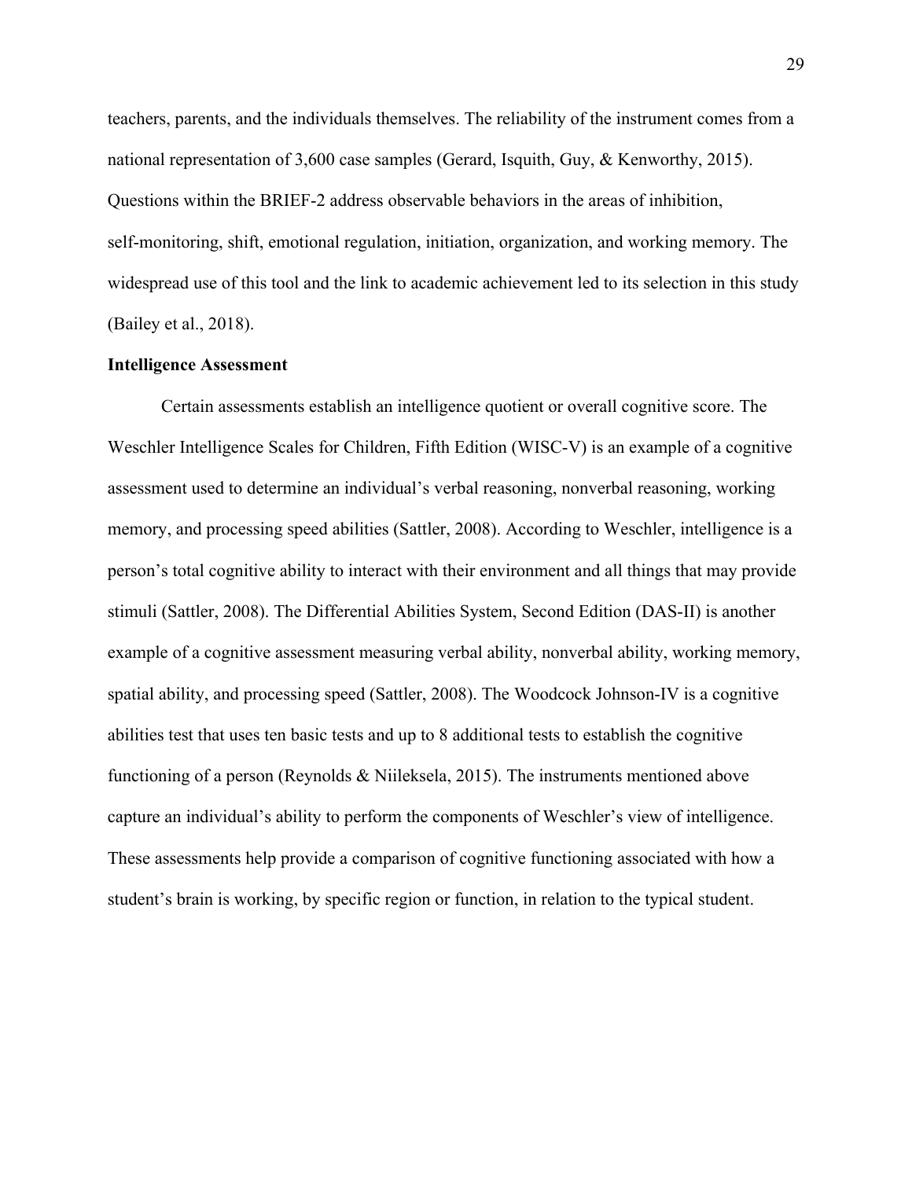teachers, parents, and the individuals themselves. The reliability of the instrument comes from a national representation of 3,600 case samples (Gerard, Isquith, Guy, & Kenworthy, 2015). Questions within the BRIEF-2 address observable behaviors in the areas of inhibition, self-monitoring, shift, emotional regulation, initiation, organization, and working memory. The widespread use of this tool and the link to academic achievement led to its selection in this study (Bailey et al., 2018).

**Intelligence Assessment**

Certain assessments establish an intelligence quotient or overall cognitive score. The Weschler Intelligence Scales for Children, Fifth Edition (WISC-V) is an example of a cognitive assessment used to determine an individual's verbal reasoning, nonverbal reasoning, working memory, and processing speed abilities (Sattler, 2008). According to Weschler, intelligence is a person's total cognitive ability to interact with their environment and all things that may provide stimuli (Sattler, 2008). The Differential Abilities System, Second Edition (DAS-II) is another example of a cognitive assessment measuring verbal ability, nonverbal ability, working memory, spatial ability, and processing speed (Sattler, 2008). The Woodcock Johnson-IV is a cognitive abilities test that uses ten basic tests and up to 8 additional tests to establish the cognitive functioning of a person (Reynolds & Niileksela, 2015). The instruments mentioned above capture an individual's ability to perform the components of Weschler's view of intelligence. These assessments help provide a comparison of cognitive functioning associated with how a student's brain is working, by specific region or function, in relation to the typical student.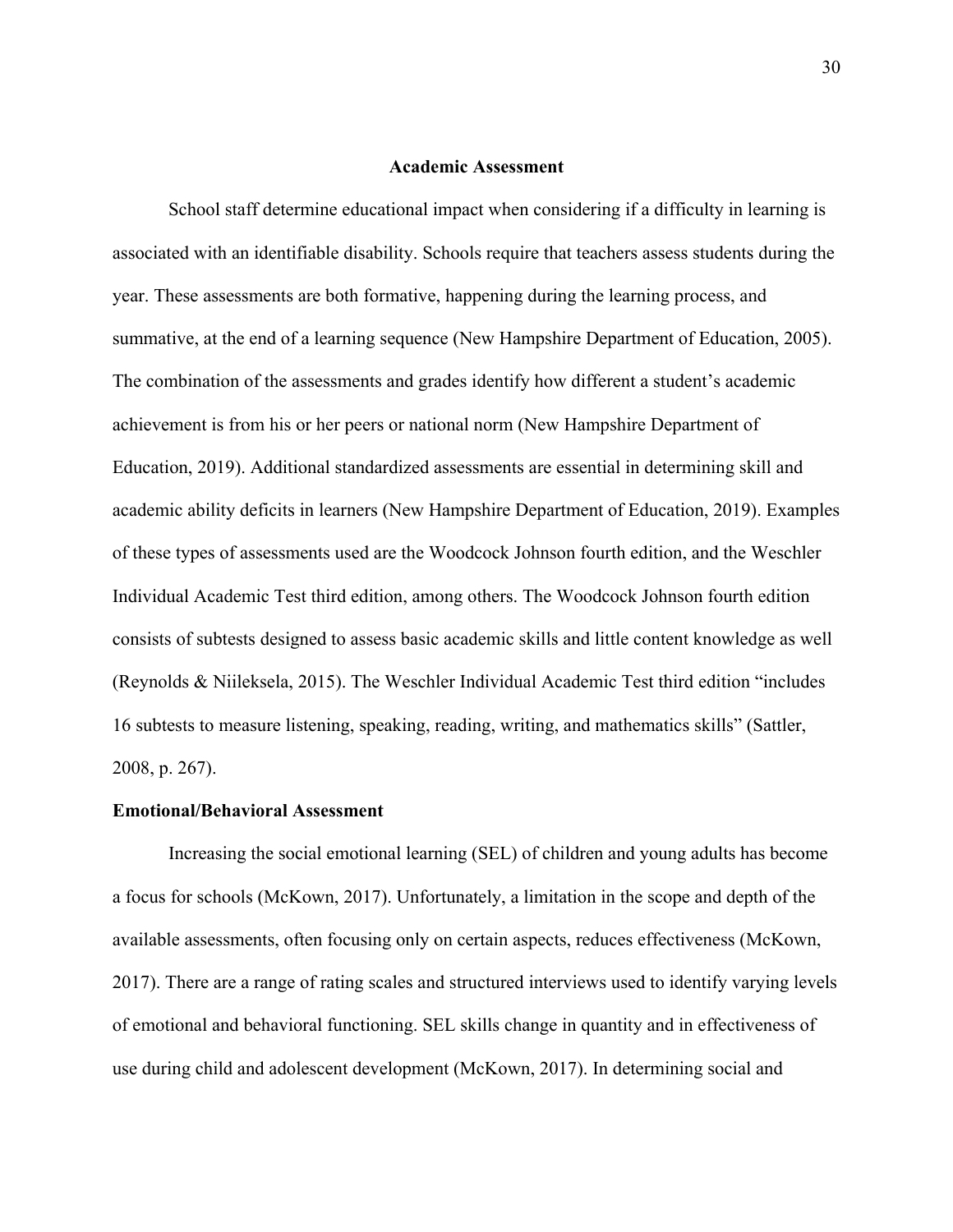## Academic Assessment

School staff determine educational impact when considering if a difficulty in learning is associated with an identifiable disability. Schools require that teachers assess students during the year. These assessments are both formative, happening during the learning process, and summative, at the end of a learning sequence (New Hampshire Department of Education, 2005). The combination of the assessments and grades identify how different a student's academic achievement is from his or her peers or national norm (New Hampshire Department of Education, 2019). Additional standardized assessments are essential in determining skill and academic ability deficits in learners (New Hampshire Department of Education, 2019). Examples of these types of assessments used are the Woodcock Johnson fourth edition, and the Weschler Individual Academic Test third edition, among others. The Woodcock Johnson fourth edition consists of subtests designed to assess basic academic skills and little content knowledge as well (Reynolds & Niileksela, 2015). The Weschler Individual Academic Test third edition "includes 16 subtests to measure listening, speaking, reading, writing, and mathematics skills" (Sattler, 2008, p. 267).

### Emotional/Behavioral Assessment

Increasing the social emotional learning (SEL) of children and young adults has become a focus for schools (McKown, 2017). Unfortunately, a limitation in the scope and depth of the available assessments, often focusing only on certain aspects, reduces effectiveness (McKown, 2017). There are a range of rating scales and structured interviews used to identify varying levels of emotional and behavioral functioning. SEL skills change in quantity and in effectiveness of use during child and adolescent development (McKown, 2017). In determining social and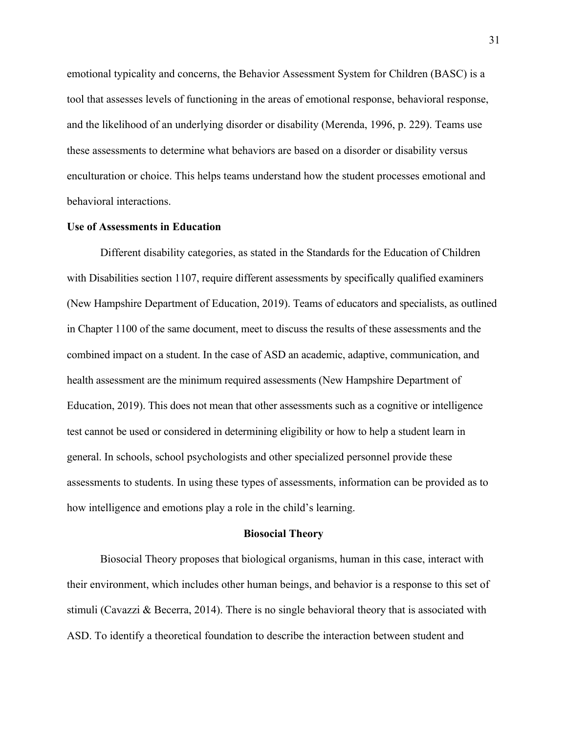emotional typicality and concerns, the Behavior Assessment System for Children (BASC) is a tool that assesses levels of functioning in the areas of emotional response, behavioral response, and the likelihood of an underlying disorder or disability (Merenda, 1996, p. 229). Teams use these assessments to determine what behaviors are based on a disorder or disability versus enculturation or choice. This helps teams understand how the student processes emotional and behavioral interactions.

### Use of Assessments in Education

Different disability categories, as stated in the Standards for the Education of Children with Disabilities section 1107, require different assessments by specifically qualified examiners (New Hampshire Department of Education, 2019). Teams of educators and specialists, as outlined in Chapter 1100 of the same document, meet to discuss the results of these assessments and the combined impact on a student. In the case of ASD an academic, adaptive, communication, and health assessment are the minimum required assessments (New Hampshire Department of Education, 2019). This does not mean that other assessments such as a cognitive or intelligence test cannot be used or considered in determining eligibility or how to help a student learn in general. In schools, school psychologists and other specialized personnel provide these assessments to students. In using these types of assessments, information can be provided as to how intelligence and emotions play a role in the child's learning.

## Biosocial Theory

Biosocial Theory proposes that biological organisms, human in this case, interact with their environment, which includes other human beings, and behavior is a response to this set of stimuli (Cavazzi & Becerra, 2014). There is no single behavioral theory that is associated with ASD. To identify a theoretical foundation to describe the interaction between student and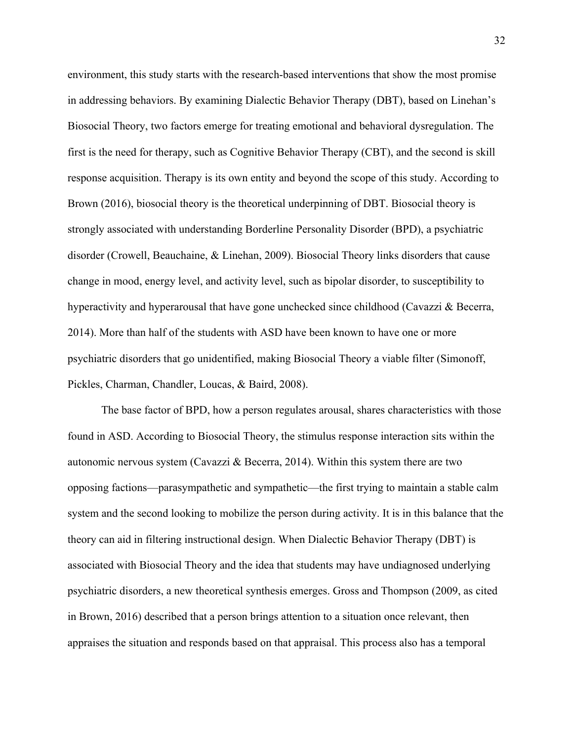environment, this study starts with the research-based interventions that show the most promise in addressing behaviors. By examining Dialectic Behavior Therapy (DBT), based on Linehan's Biosocial Theory, two factors emerge for treating emotional and behavioral dysregulation. The first is the need for therapy, such as Cognitive Behavior Therapy (CBT), and the second is skill response acquisition. Therapy is its own entity and beyond the scope of this study. According to Brown (2016), biosocial theory is the theoretical underpinning of DBT. Biosocial theory is strongly associated with understanding Borderline Personality Disorder (BPD), a psychiatric disorder (Crowell, Beauchaine, & Linehan, 2009). Biosocial Theory links disorders that cause change in mood, energy level, and activity level, such as bipolar disorder, to susceptibility to hyperactivity and hyperarousal that have gone unchecked since childhood (Cavazzi & Becerra, 2014). More than half of the students with ASD have been known to have one or more psychiatric disorders that go unidentified, making Biosocial Theory a viable filter (Simonoff, Pickles, Charman, Chandler, Loucas, & Baird, 2008).

The base factor of BPD, how a person regulates arousal, shares characteristics with those found in ASD. According to Biosocial Theory, the stimulus response interaction sits within the autonomic nervous system (Cavazzi & Becerra, 2014). Within this system there are two opposing factions—parasympathetic and sympathetic—the first trying to maintain a stable calm system and the second looking to mobilize the person during activity. It is in this balance that the theory can aid in filtering instructional design. When Dialectic Behavior Therapy (DBT) is associated with Biosocial Theory and the idea that students may have undiagnosed underlying psychiatric disorders, a new theoretical synthesis emerges. Gross and Thompson (2009, as cited in Brown, 2016) described that a person brings attention to a situation once relevant, then appraises the situation and responds based on that appraisal. This process also has a temporal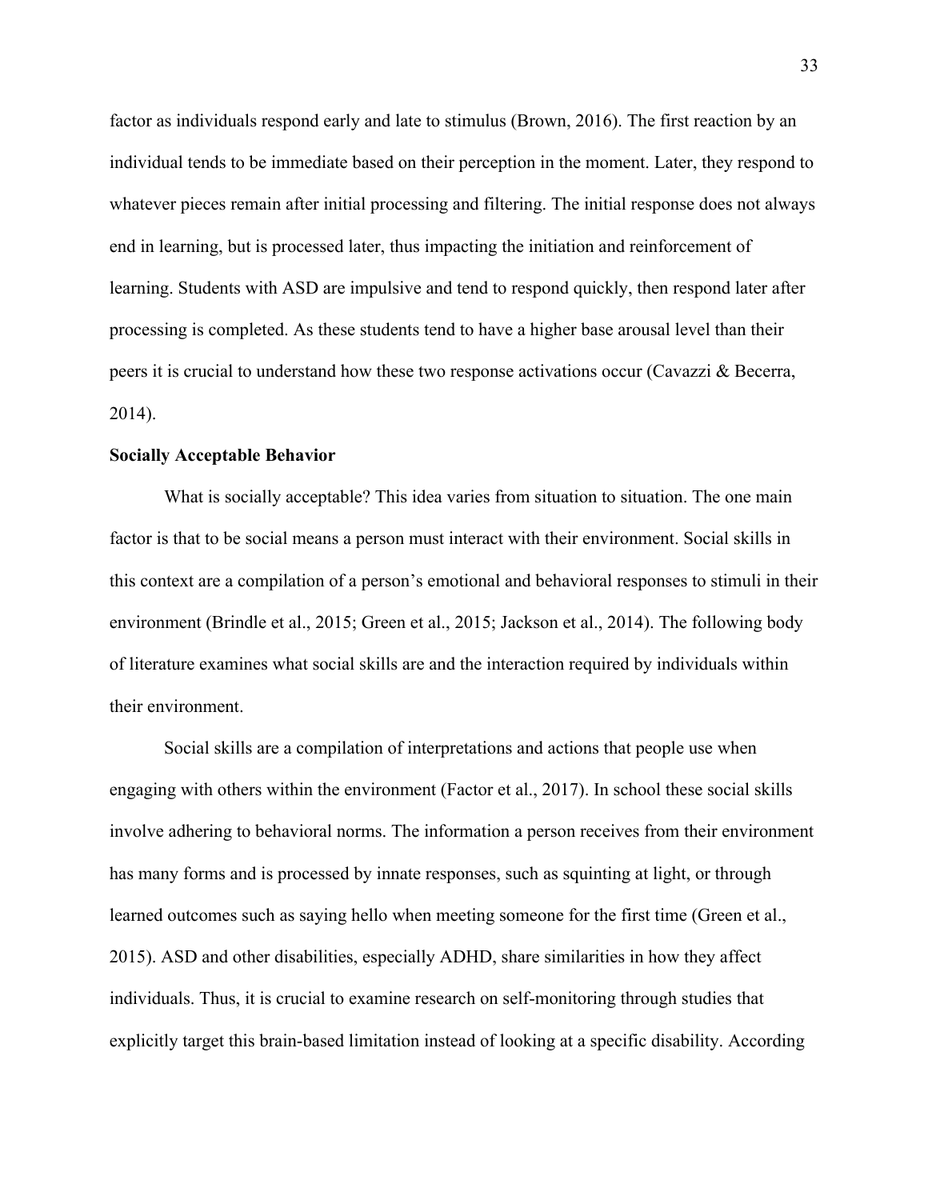factor as individuals respond early and late to stimulus (Brown, 2016). The first reaction by an individual tends to be immediate based on their perception in the moment. Later, they respond to whatever pieces remain after initial processing and filtering. The initial response does not always end in learning, but is processed later, thus impacting the initiation and reinforcement of learning. Students with ASD are impulsive and tend to respond quickly, then respond later after processing is completed. As these students tend to have a higher base arousal level than their peers it is crucial to understand how these two response activations occur (Cavazzi & Becerra, 2014).

**Socially Acceptable Behavior**

What is socially acceptable? This idea varies from situation to situation. The one main factor is that to be social means a person must interact with their environment. Social skills in this context are a compilation of a person's emotional and behavioral responses to stimuli in their environment (Brindle et al., 2015; Green et al., 2015; Jackson et al., 2014). The following body of literature examines what social skills are and the interaction required by individuals within their environment.

Social skills are a compilation of interpretations and actions that people use when engaging with others within the environment (Factor et al., 2017). In school these social skills involve adhering to behavioral norms. The information a person receives from their environment has many forms and is processed by innate responses, such as squinting at light, or through learned outcomes such as saying hello when meeting someone for the first time (Green et al., 2015). ASD and other disabilities, especially ADHD, share similarities in how they affect individuals. Thus, it is crucial to examine research on self-monitoring through studies that explicitly target this brain-based limitation instead of looking at a specific disability. According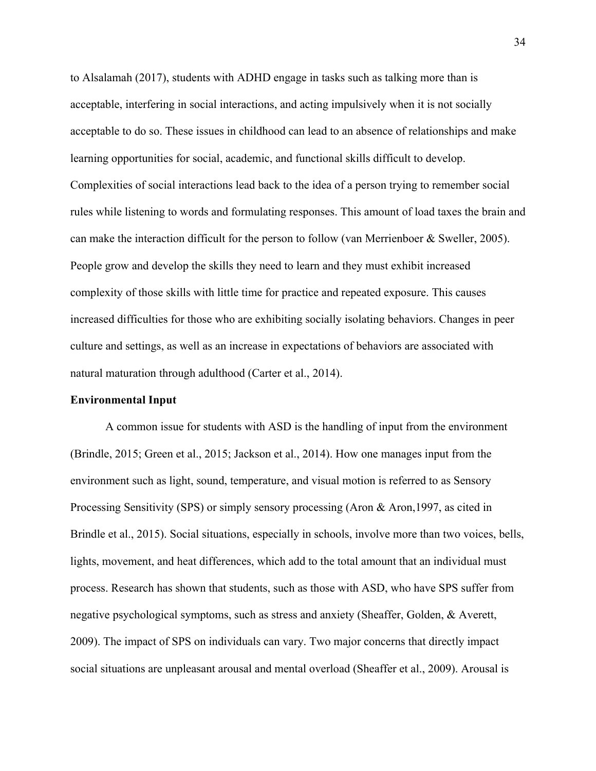to Alsalamah (2017), students with ADHD engage in tasks such as talking more than is acceptable, interfering in social interactions, and acting impulsively when it is not socially acceptable to do so. These issues in childhood can lead to an absence of relationships and make learning opportunities for social, academic, and functional skills difficult to develop. Complexities of social interactions lead back to the idea of a person trying to remember social rules while listening to words and formulating responses. This amount of load taxes the brain and can make the interaction difficult for the person to follow (van Merrienboer & Sweller, 2005). People grow and develop the skills they need to learn and they must exhibit increased complexity of those skills with little time for practice and repeated exposure. This causes increased difficulties for those who are exhibiting socially isolating behaviors. Changes in peer culture and settings, as well as an increase in expectations of behaviors are associated with natural maturation through adulthood (Carter et al., 2014).

**Environmental Input**

A common issue for students with ASD is the handling of input from the environment (Brindle, 2015; Green et al., 2015; Jackson et al., 2014). How one manages input from the environment such as light, sound, temperature, and visual motion is referred to as Sensory Processing Sensitivity (SPS) or simply sensory processing (Aron & Aron,1997, as cited in Brindle et al., 2015). Social situations, especially in schools, involve more than two voices, bells, lights, movement, and heat differences, which add to the total amount that an individual must process. Research has shown that students, such as those with ASD, who have SPS suffer from negative psychological symptoms, such as stress and anxiety (Sheaffer, Golden, & Averett, 2009). The impact of SPS on individuals can vary. Two major concerns that directly impact social situations are unpleasant arousal and mental overload (Sheaffer et al., 2009). Arousal is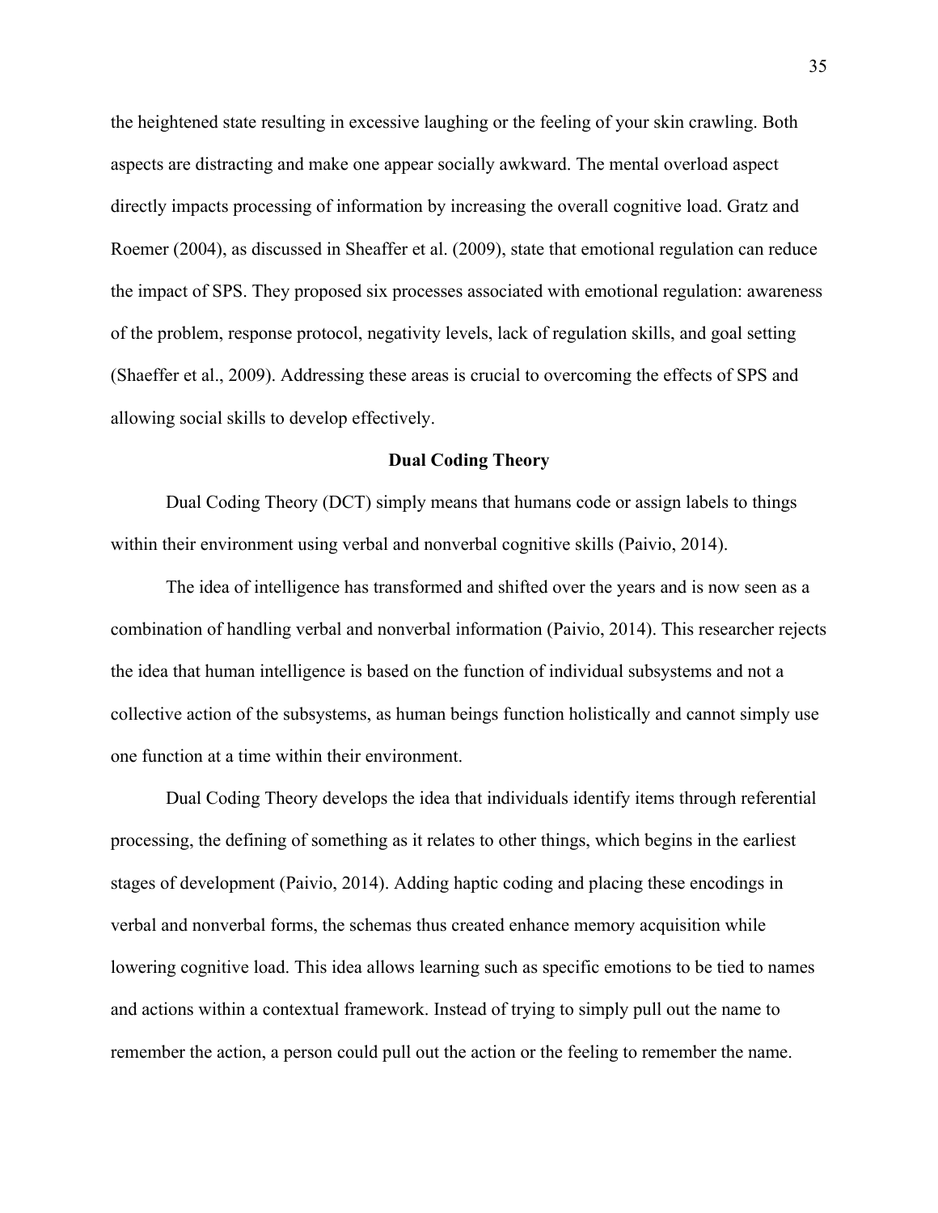the heightened state resulting in excessive laughing or the feeling of your skin crawling. Both aspects are distracting and make one appear socially awkward. The mental overload aspect directly impacts processing of information by increasing the overall cognitive load. Gratz and Roemer (2004), as discussed in Sheaffer et al. (2009), state that emotional regulation can reduce the impact of SPS. They proposed six processes associated with emotional regulation: awareness of the problem, response protocol, negativity levels, lack of regulation skills, and goal setting (Shaeffer et al., 2009). Addressing these areas is crucial to overcoming the effects of SPS and allowing social skills to develop effectively.

## Dual Coding Theory

Dual Coding Theory (DCT) simply means that humans code or assign labels to things within their environment using verbal and nonverbal cognitive skills (Paivio, 2014).

The idea of intelligence has transformed and shifted over the years and is now seen as a combination of handling verbal and nonverbal information (Paivio, 2014). This researcher rejects the idea that human intelligence is based on the function of individual subsystems and not a collective action of the subsystems, as human beings function holistically and cannot simply use one function at a time within their environment.

Dual Coding Theory develops the idea that individuals identify items through referential processing, the defining of something as it relates to other things, which begins in the earliest stages of development (Paivio, 2014). Adding haptic coding and placing these encodings in verbal and nonverbal forms, the schemas thus created enhance memory acquisition while lowering cognitive load. This idea allows learning such as specific emotions to be tied to names and actions within a contextual framework. Instead of trying to simply pull out the name to remember the action, a person could pull out the action or the feeling to remember the name.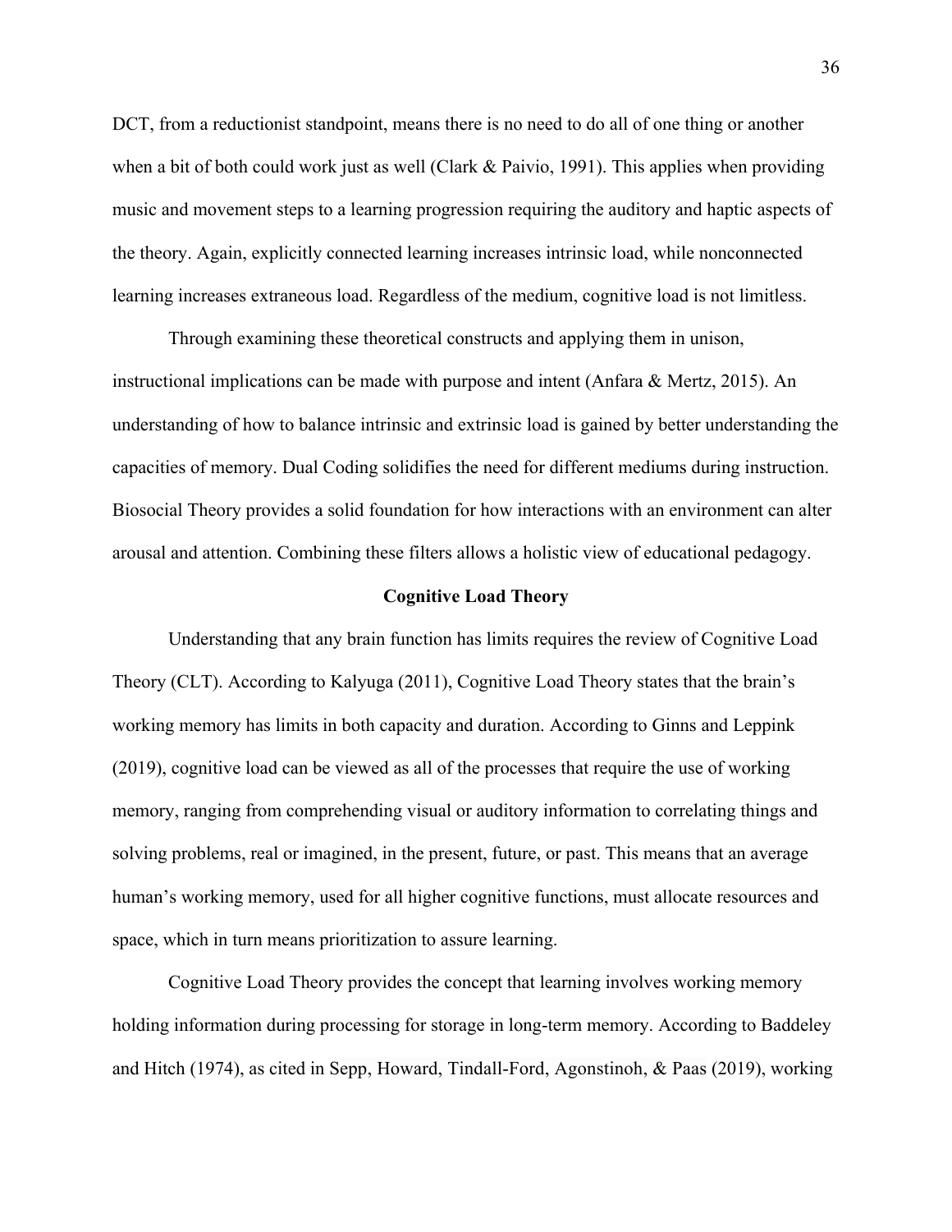DCT, from a reductionist standpoint, means there is no need to do all of one thing or another when a bit of both could work just as well (Clark & Paivio, 1991). This applies when providing music and movement steps to a learning progression requiring the auditory and haptic aspects of the theory. Again, explicitly connected learning increases intrinsic load, while nonconnected learning increases extraneous load. Regardless of the medium, cognitive load is not limitless.

Through examining these theoretical constructs and applying them in unison, instructional implications can be made with purpose and intent (Anfara & Mertz, 2015). An understanding of how to balance intrinsic and extrinsic load is gained by better understanding the capacities of memory. Dual Coding solidifies the need for different mediums during instruction. Biosocial Theory provides a solid foundation for how interactions with an environment can alter arousal and attention. Combining these filters allows a holistic view of educational pedagogy.

## Cognitive Load Theory

Understanding that any brain function has limits requires the review of Cognitive Load Theory (CLT). According to Kalyuga (2011), Cognitive Load Theory states that the brain's working memory has limits in both capacity and duration. According to Ginns and Leppink (2019), cognitive load can be viewed as all of the processes that require the use of working memory, ranging from comprehending visual or auditory information to correlating things and solving problems, real or imagined, in the present, future, or past. This means that an average human's working memory, used for all higher cognitive functions, must allocate resources and space, which in turn means prioritization to assure learning.

Cognitive Load Theory provides the concept that learning involves working memory holding information during processing for storage in long-term memory. According to Baddeley and Hitch (1974), as cited in Sepp, Howard, Tindall-Ford, Agonstinoh, & Paas (2019), working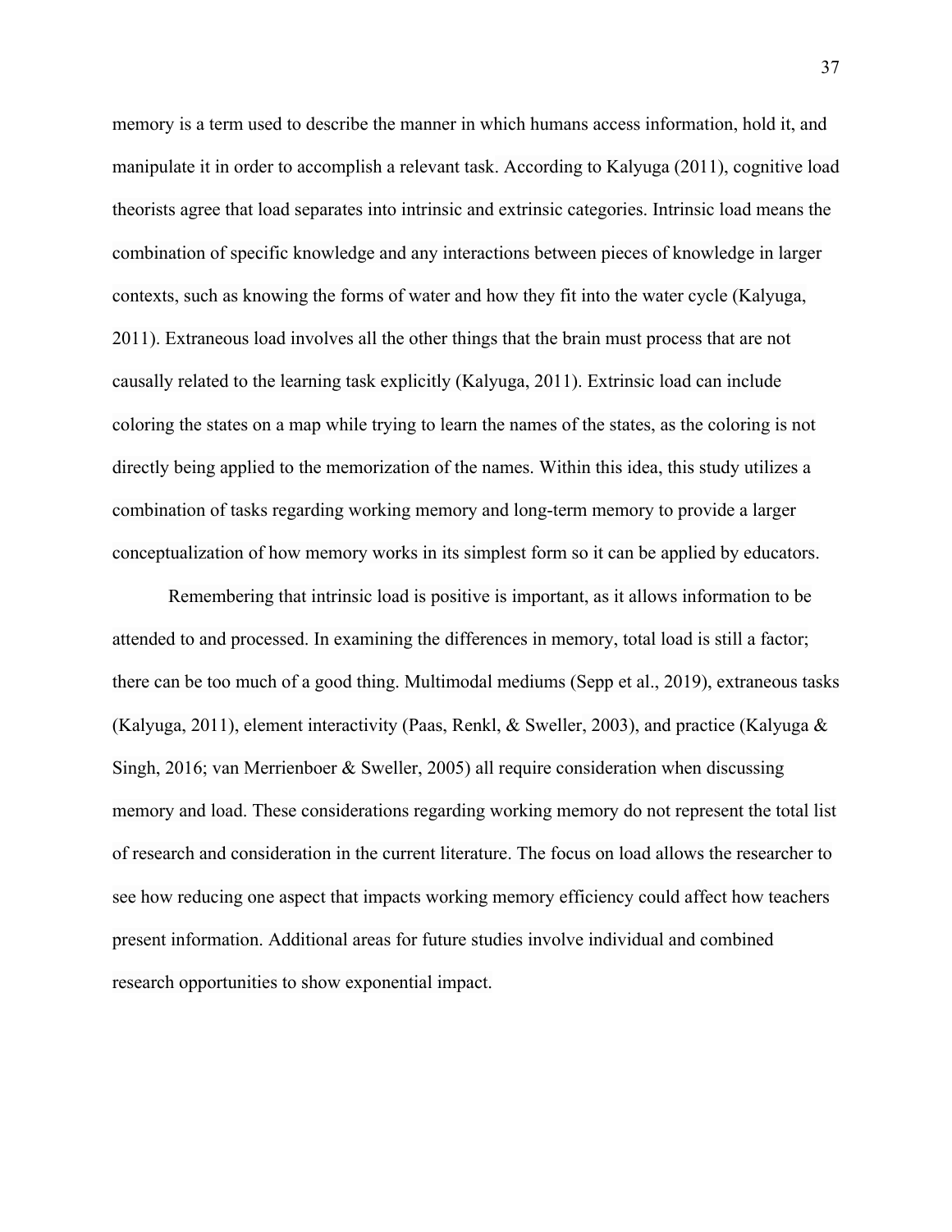memory is a term used to describe the manner in which humans access information, hold it, and manipulate it in order to accomplish a relevant task. According to Kalyuga (2011), cognitive load theorists agree that load separates into intrinsic and extrinsic categories. Intrinsic load means the combination of specific knowledge and any interactions between pieces of knowledge in larger contexts, such as knowing the forms of water and how they fit into the water cycle (Kalyuga, 2011). Extraneous load involves all the other things that the brain must process that are not causally related to the learning task explicitly (Kalyuga, 2011). Extrinsic load can include coloring the states on a map while trying to learn the names of the states, as the coloring is not directly being applied to the memorization of the names. Within this idea, this study utilizes a combination of tasks regarding working memory and long-term memory to provide a larger conceptualization of how memory works in its simplest form so it can be applied by educators.

Remembering that intrinsic load is positive is important, as it allows information to be attended to and processed. In examining the differences in memory, total load is still a factor; there can be too much of a good thing. Multimodal mediums (Sepp et al., 2019), extraneous tasks (Kalyuga, 2011), element interactivity (Paas, Renkl, & Sweller, 2003), and practice (Kalyuga & Singh, 2016; van Merrienboer & Sweller, 2005) all require consideration when discussing memory and load. These considerations regarding working memory do not represent the total list of research and consideration in the current literature. The focus on load allows the researcher to see how reducing one aspect that impacts working memory efficiency could affect how teachers present information. Additional areas for future studies involve individual and combined research opportunities to show exponential impact.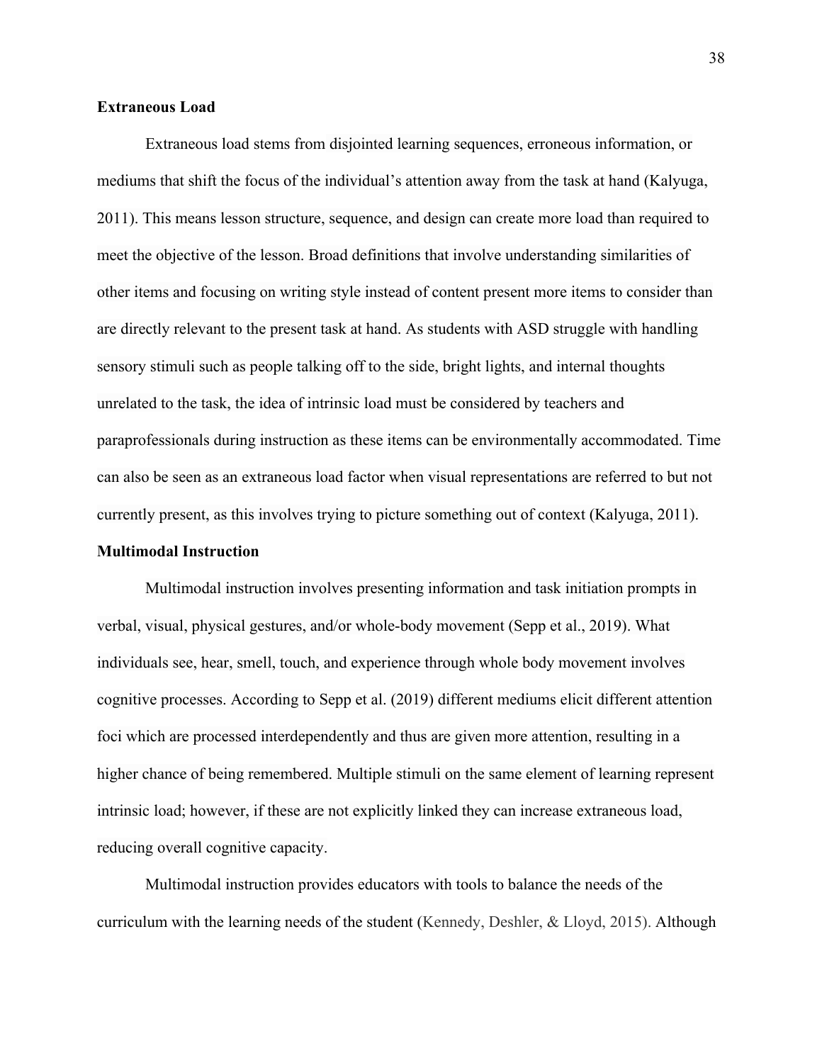**Extraneous Load**

Extraneous load stems from disjointed learning sequences, erroneous information, or mediums that shift the focus of the individual's attention away from the task at hand (Kalyuga, 2011). This means lesson structure, sequence, and design can create more load than required to meet the objective of the lesson. Broad definitions that involve understanding similarities of other items and focusing on writing style instead of content present more items to consider than are directly relevant to the present task at hand. As students with ASD struggle with handling sensory stimuli such as people talking off to the side, bright lights, and internal thoughts unrelated to the task, the idea of intrinsic load must be considered by teachers and paraprofessionals during instruction as these items can be environmentally accommodated. Time can also be seen as an extraneous load factor when visual representations are referred to but not currently present, as this involves trying to picture something out of context (Kalyuga, 2011).

**Multimodal Instruction**

Multimodal instruction involves presenting information and task initiation prompts in verbal, visual, physical gestures, and/or whole-body movement (Sepp et al., 2019). What individuals see, hear, smell, touch, and experience through whole body movement involves cognitive processes. According to Sepp et al. (2019) different mediums elicit different attention foci which are processed interdependently and thus are given more attention, resulting in a higher chance of being remembered. Multiple stimuli on the same element of learning represent intrinsic load; however, if these are not explicitly linked they can increase extraneous load, reducing overall cognitive capacity.

Multimodal instruction provides educators with tools to balance the needs of the curriculum with the learning needs of the student (Kennedy, Deshler, & Lloyd, 2015). Although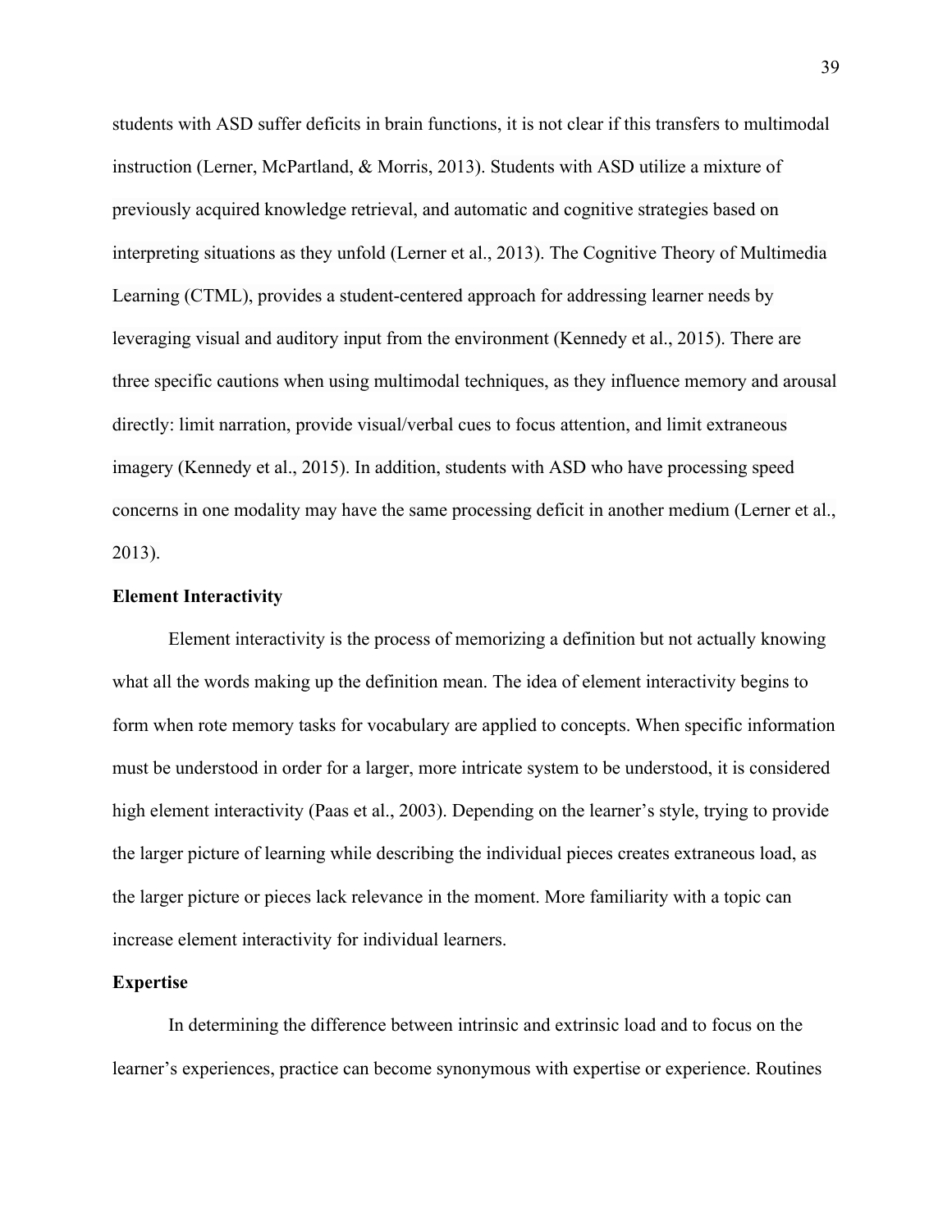students with ASD suffer deficits in brain functions, it is not clear if this transfers to multimodal instruction (Lerner, McPartland, & Morris, 2013). Students with ASD utilize a mixture of previously acquired knowledge retrieval, and automatic and cognitive strategies based on interpreting situations as they unfold (Lerner et al., 2013). The Cognitive Theory of Multimedia Learning (CTML), provides a student-centered approach for addressing learner needs by leveraging visual and auditory input from the environment (Kennedy et al., 2015). There are three specific cautions when using multimodal techniques, as they influence memory and arousal directly: limit narration, provide visual/verbal cues to focus attention, and limit extraneous imagery (Kennedy et al., 2015). In addition, students with ASD who have processing speed concerns in one modality may have the same processing deficit in another medium (Lerner et al., 2013).

### Element Interactivity

Element interactivity is the process of memorizing a definition but not actually knowing what all the words making up the definition mean. The idea of element interactivity begins to form when rote memory tasks for vocabulary are applied to concepts. When specific information must be understood in order for a larger, more intricate system to be understood, it is considered high element interactivity (Paas et al., 2003). Depending on the learner's style, trying to provide the larger picture of learning while describing the individual pieces creates extraneous load, as the larger picture or pieces lack relevance in the moment. More familiarity with a topic can increase element interactivity for individual learners.

### Expertise

In determining the difference between intrinsic and extrinsic load and to focus on the learner's experiences, practice can become synonymous with expertise or experience. Routines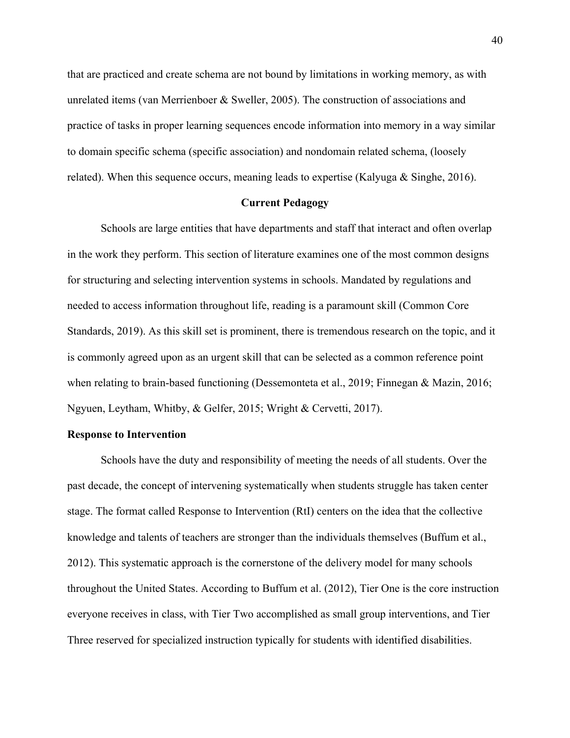that are practiced and create schema are not bound by limitations in working memory, as with unrelated items (van Merrienboer & Sweller, 2005). The construction of associations and practice of tasks in proper learning sequences encode information into memory in a way similar to domain specific schema (specific association) and nondomain related schema, (loosely related). When this sequence occurs, meaning leads to expertise (Kalyuga & Singhe, 2016).

## Current Pedagogy

Schools are large entities that have departments and staff that interact and often overlap in the work they perform. This section of literature examines one of the most common designs for structuring and selecting intervention systems in schools. Mandated by regulations and needed to access information throughout life, reading is a paramount skill (Common Core Standards, 2019). As this skill set is prominent, there is tremendous research on the topic, and it is commonly agreed upon as an urgent skill that can be selected as a common reference point when relating to brain-based functioning (Dessemonteta et al., 2019; Finnegan & Mazin, 2016; Ngyuen, Leytham, Whitby, & Gelfer, 2015; Wright & Cervetti, 2017).

### Response to Intervention

Schools have the duty and responsibility of meeting the needs of all students. Over the past decade, the concept of intervening systematically when students struggle has taken center stage. The format called Response to Intervention (RtI) centers on the idea that the collective knowledge and talents of teachers are stronger than the individuals themselves (Buffum et al., 2012). This systematic approach is the cornerstone of the delivery model for many schools throughout the United States. According to Buffum et al. (2012), Tier One is the core instruction everyone receives in class, with Tier Two accomplished as small group interventions, and Tier Three reserved for specialized instruction typically for students with identified disabilities.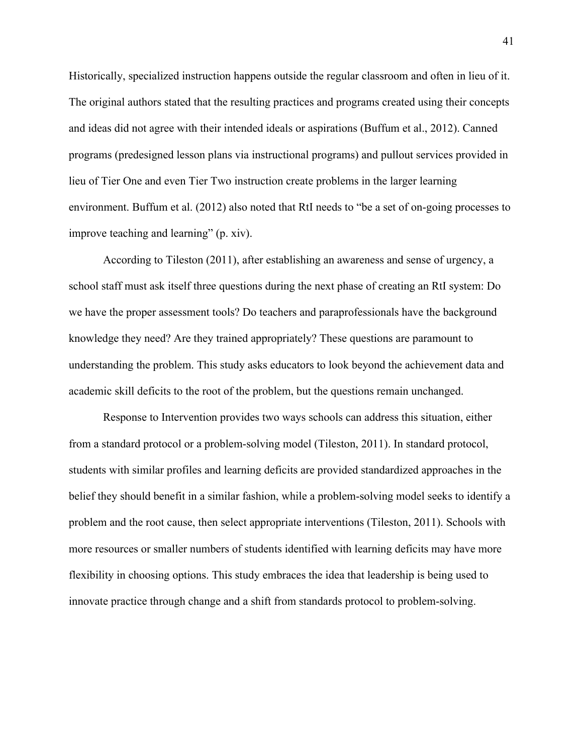Historically, specialized instruction happens outside the regular classroom and often in lieu of it. The original authors stated that the resulting practices and programs created using their concepts and ideas did not agree with their intended ideals or aspirations (Buffum et al., 2012). Canned programs (predesigned lesson plans via instructional programs) and pullout services provided in lieu of Tier One and even Tier Two instruction create problems in the larger learning environment. Buffum et al. (2012) also noted that RtI needs to "be a set of on-going processes to improve teaching and learning" (p. xiv).

According to Tileston (2011), after establishing an awareness and sense of urgency, a school staff must ask itself three questions during the next phase of creating an RtI system: Do we have the proper assessment tools? Do teachers and paraprofessionals have the background knowledge they need? Are they trained appropriately? These questions are paramount to understanding the problem. This study asks educators to look beyond the achievement data and academic skill deficits to the root of the problem, but the questions remain unchanged.

Response to Intervention provides two ways schools can address this situation, either from a standard protocol or a problem-solving model (Tileston, 2011). In standard protocol, students with similar profiles and learning deficits are provided standardized approaches in the belief they should benefit in a similar fashion, while a problem-solving model seeks to identify a problem and the root cause, then select appropriate interventions (Tileston, 2011). Schools with more resources or smaller numbers of students identified with learning deficits may have more flexibility in choosing options. This study embraces the idea that leadership is being used to innovate practice through change and a shift from standards protocol to problem-solving.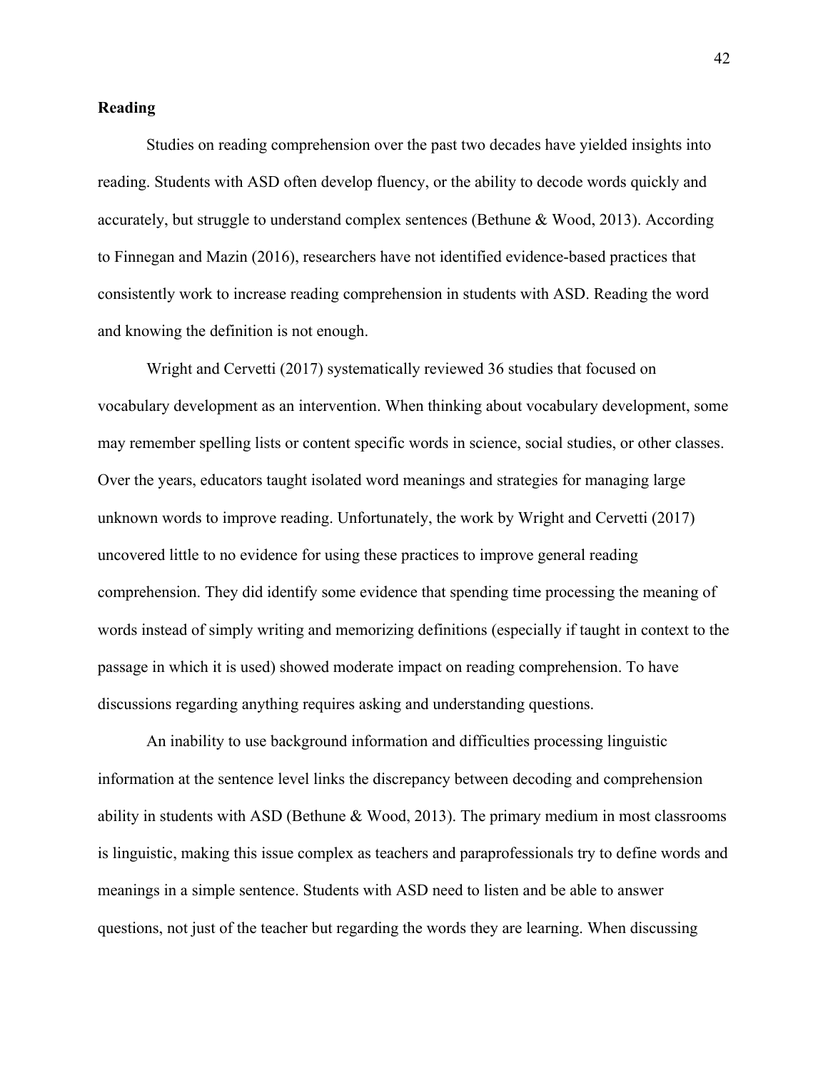**Reading**

Studies on reading comprehension over the past two decades have yielded insights into reading. Students with ASD often develop fluency, or the ability to decode words quickly and accurately, but struggle to understand complex sentences (Bethune & Wood, 2013). According to Finnegan and Mazin (2016), researchers have not identified evidence-based practices that consistently work to increase reading comprehension in students with ASD. Reading the word and knowing the definition is not enough.

Wright and Cervetti (2017) systematically reviewed 36 studies that focused on vocabulary development as an intervention. When thinking about vocabulary development, some may remember spelling lists or content specific words in science, social studies, or other classes. Over the years, educators taught isolated word meanings and strategies for managing large unknown words to improve reading. Unfortunately, the work by Wright and Cervetti (2017) uncovered little to no evidence for using these practices to improve general reading comprehension. They did identify some evidence that spending time processing the meaning of words instead of simply writing and memorizing definitions (especially if taught in context to the passage in which it is used) showed moderate impact on reading comprehension. To have discussions regarding anything requires asking and understanding questions.

An inability to use background information and difficulties processing linguistic information at the sentence level links the discrepancy between decoding and comprehension ability in students with ASD (Bethune & Wood, 2013). The primary medium in most classrooms is linguistic, making this issue complex as teachers and paraprofessionals try to define words and meanings in a simple sentence. Students with ASD need to listen and be able to answer questions, not just of the teacher but regarding the words they are learning. When discussing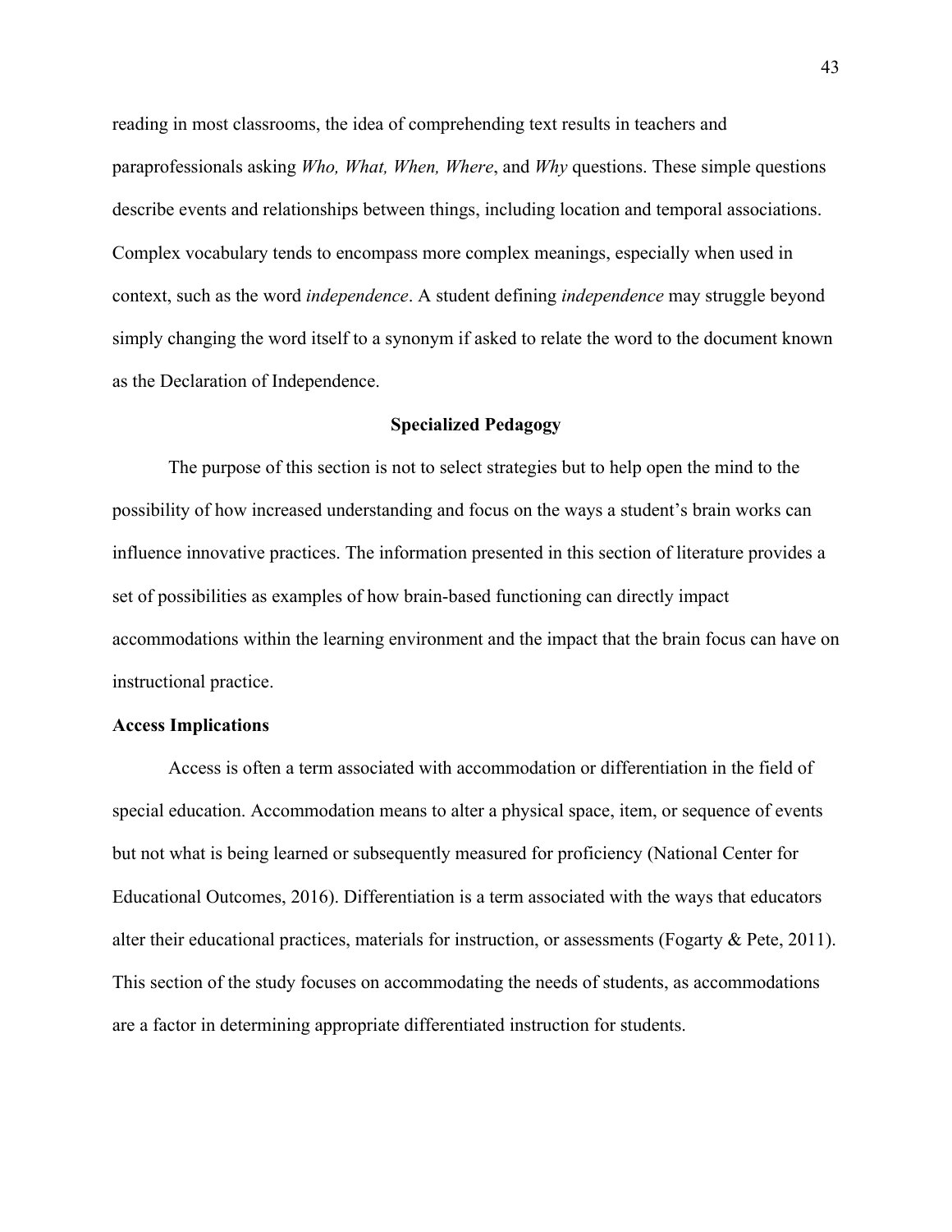reading in most classrooms, the idea of comprehending text results in teachers and paraprofessionals asking *Who, What, When, Where*, and *Why* questions. These simple questions describe events and relationships between things, including location and temporal associations. Complex vocabulary tends to encompass more complex meanings, especially when used in context, such as the word *independence*. A student defining *independence* may struggle beyond simply changing the word itself to a synonym if asked to relate the word to the document known as the Declaration of Independence.

## Specialized Pedagogy

The purpose of this section is not to select strategies but to help open the mind to the possibility of how increased understanding and focus on the ways a student's brain works can influence innovative practices. The information presented in this section of literature provides a set of possibilities as examples of how brain-based functioning can directly impact accommodations within the learning environment and the impact that the brain focus can have on instructional practice.

### Access Implications

Access is often a term associated with accommodation or differentiation in the field of special education. Accommodation means to alter a physical space, item, or sequence of events but not what is being learned or subsequently measured for proficiency (National Center for Educational Outcomes, 2016). Differentiation is a term associated with the ways that educators alter their educational practices, materials for instruction, or assessments (Fogarty & Pete, 2011). This section of the study focuses on accommodating the needs of students, as accommodations are a factor in determining appropriate differentiated instruction for students.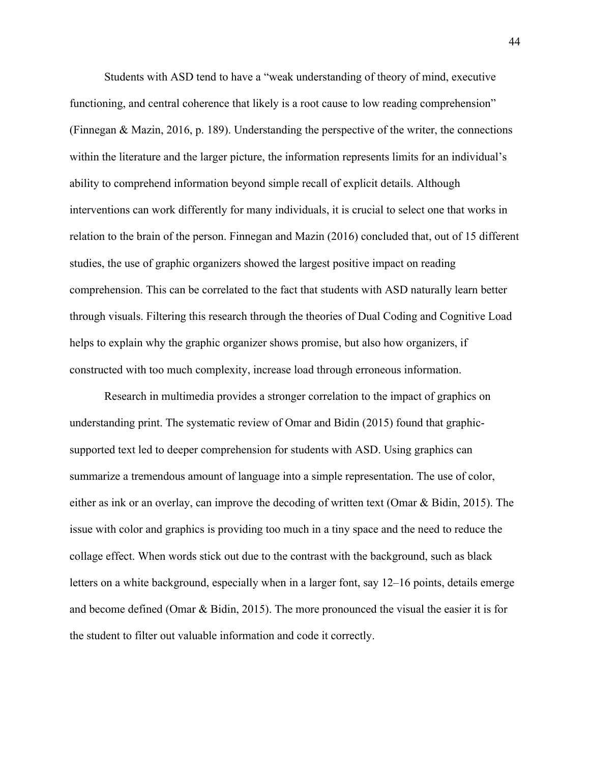Students with ASD tend to have a "weak understanding of theory of mind, executive functioning, and central coherence that likely is a root cause to low reading comprehension" (Finnegan & Mazin, 2016, p. 189). Understanding the perspective of the writer, the connections within the literature and the larger picture, the information represents limits for an individual's ability to comprehend information beyond simple recall of explicit details. Although interventions can work differently for many individuals, it is crucial to select one that works in relation to the brain of the person. Finnegan and Mazin (2016) concluded that, out of 15 different studies, the use of graphic organizers showed the largest positive impact on reading comprehension. This can be correlated to the fact that students with ASD naturally learn better through visuals. Filtering this research through the theories of Dual Coding and Cognitive Load helps to explain why the graphic organizer shows promise, but also how organizers, if constructed with too much complexity, increase load through erroneous information.

Research in multimedia provides a stronger correlation to the impact of graphics on understanding print. The systematic review of Omar and Bidin (2015) found that graphic-supported text led to deeper comprehension for students with ASD. Using graphics can summarize a tremendous amount of language into a simple representation. The use of color, either as ink or an overlay, can improve the decoding of written text (Omar & Bidin, 2015). The issue with color and graphics is providing too much in a tiny space and the need to reduce the collage effect. When words stick out due to the contrast with the background, such as black letters on a white background, especially when in a larger font, say 12–16 points, details emerge and become defined (Omar & Bidin, 2015). The more pronounced the visual the easier it is for the student to filter out valuable information and code it correctly.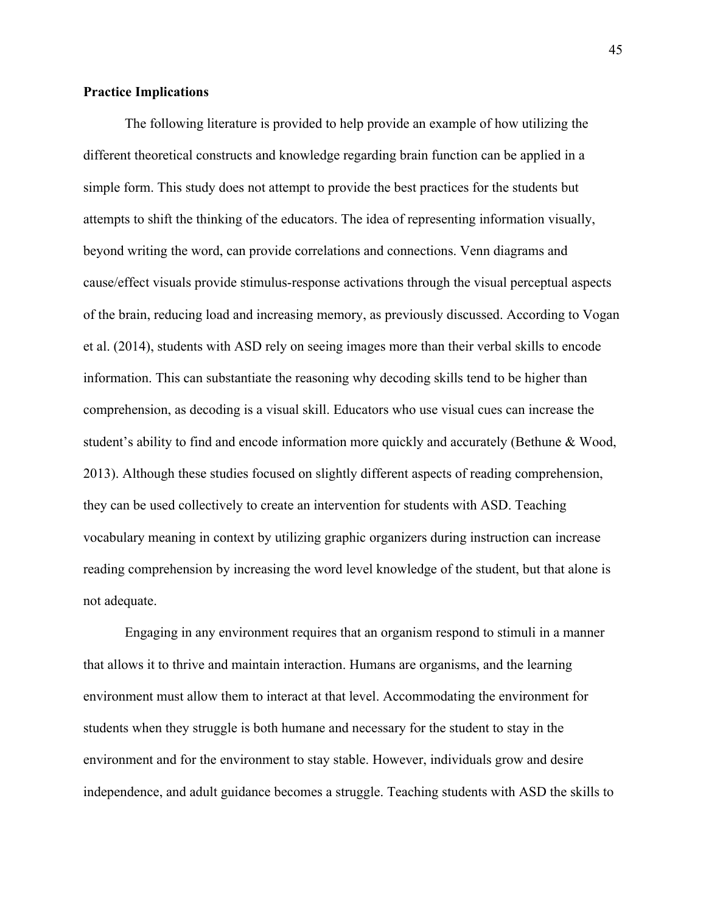**Practice Implications**

The following literature is provided to help provide an example of how utilizing the different theoretical constructs and knowledge regarding brain function can be applied in a simple form. This study does not attempt to provide the best practices for the students but attempts to shift the thinking of the educators. The idea of representing information visually, beyond writing the word, can provide correlations and connections. Venn diagrams and cause/effect visuals provide stimulus-response activations through the visual perceptual aspects of the brain, reducing load and increasing memory, as previously discussed. According to Vogan et al. (2014), students with ASD rely on seeing images more than their verbal skills to encode information. This can substantiate the reasoning why decoding skills tend to be higher than comprehension, as decoding is a visual skill. Educators who use visual cues can increase the student's ability to find and encode information more quickly and accurately (Bethune & Wood, 2013). Although these studies focused on slightly different aspects of reading comprehension, they can be used collectively to create an intervention for students with ASD. Teaching vocabulary meaning in context by utilizing graphic organizers during instruction can increase reading comprehension by increasing the word level knowledge of the student, but that alone is not adequate.

Engaging in any environment requires that an organism respond to stimuli in a manner that allows it to thrive and maintain interaction. Humans are organisms, and the learning environment must allow them to interact at that level. Accommodating the environment for students when they struggle is both humane and necessary for the student to stay in the environment and for the environment to stay stable. However, individuals grow and desire independence, and adult guidance becomes a struggle. Teaching students with ASD the skills to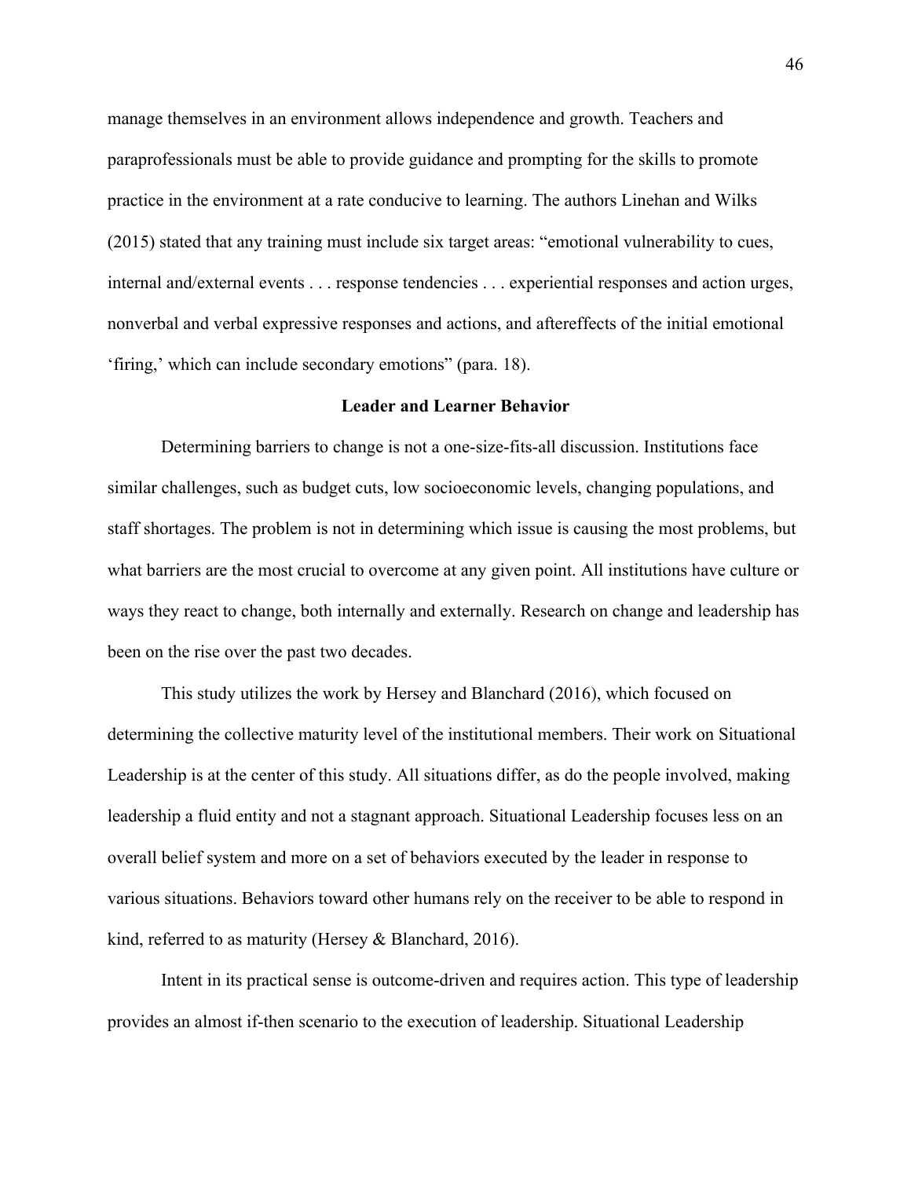manage themselves in an environment allows independence and growth. Teachers and paraprofessionals must be able to provide guidance and prompting for the skills to promote practice in the environment at a rate conducive to learning. The authors Linehan and Wilks (2015) stated that any training must include six target areas: "emotional vulnerability to cues, internal and/external events . . . response tendencies . . . experiential responses and action urges, nonverbal and verbal expressive responses and actions, and aftereffects of the initial emotional 'firing,' which can include secondary emotions" (para. 18).

## Leader and Learner Behavior

Determining barriers to change is not a one-size-fits-all discussion. Institutions face similar challenges, such as budget cuts, low socioeconomic levels, changing populations, and staff shortages. The problem is not in determining which issue is causing the most problems, but what barriers are the most crucial to overcome at any given point. All institutions have culture or ways they react to change, both internally and externally. Research on change and leadership has been on the rise over the past two decades.

This study utilizes the work by Hersey and Blanchard (2016), which focused on determining the collective maturity level of the institutional members. Their work on Situational Leadership is at the center of this study. All situations differ, as do the people involved, making leadership a fluid entity and not a stagnant approach. Situational Leadership focuses less on an overall belief system and more on a set of behaviors executed by the leader in response to various situations. Behaviors toward other humans rely on the receiver to be able to respond in kind, referred to as maturity (Hersey & Blanchard, 2016).

Intent in its practical sense is outcome-driven and requires action. This type of leadership provides an almost if-then scenario to the execution of leadership. Situational Leadership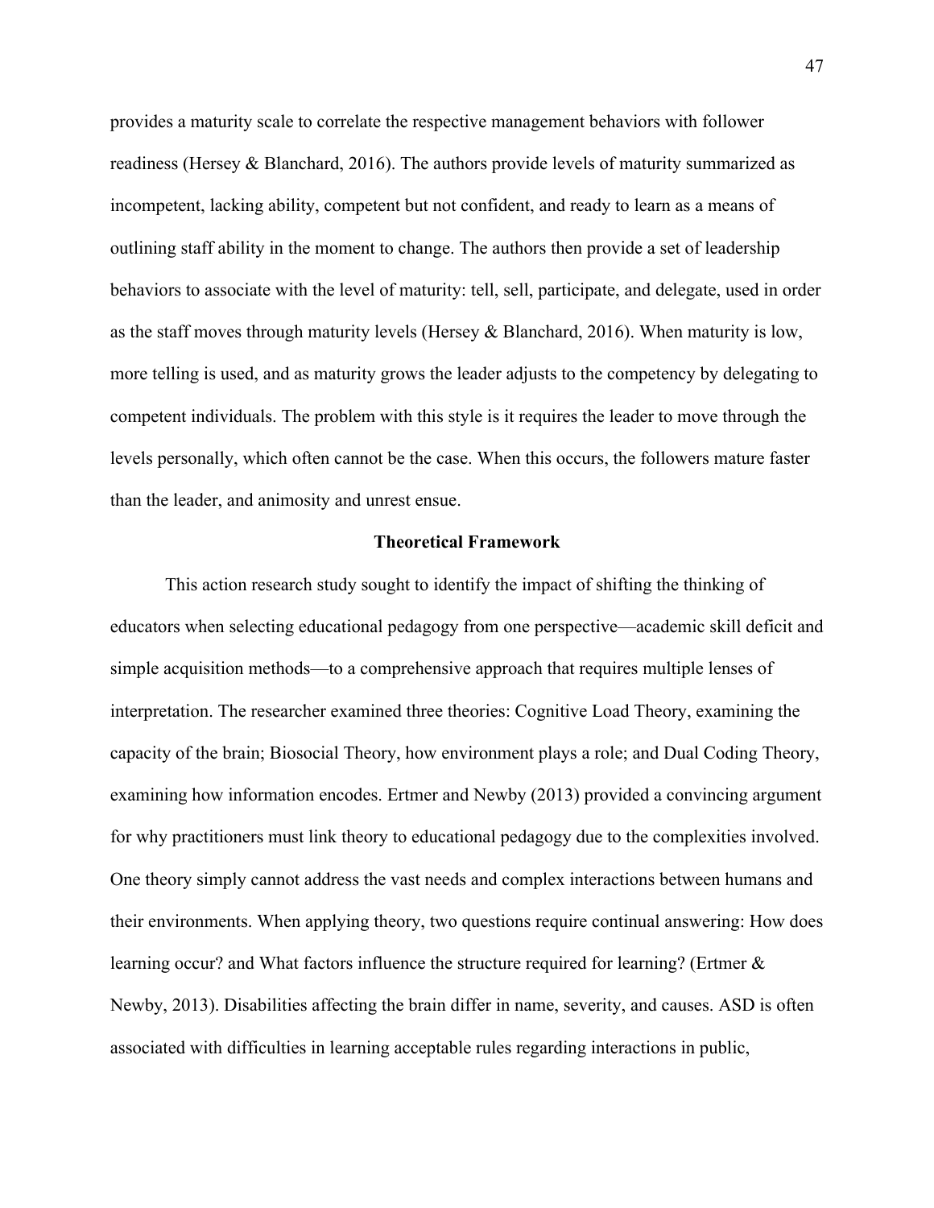provides a maturity scale to correlate the respective management behaviors with follower readiness (Hersey & Blanchard, 2016). The authors provide levels of maturity summarized as incompetent, lacking ability, competent but not confident, and ready to learn as a means of outlining staff ability in the moment to change. The authors then provide a set of leadership behaviors to associate with the level of maturity: tell, sell, participate, and delegate, used in order as the staff moves through maturity levels (Hersey & Blanchard, 2016). When maturity is low, more telling is used, and as maturity grows the leader adjusts to the competency by delegating to competent individuals. The problem with this style is it requires the leader to move through the levels personally, which often cannot be the case. When this occurs, the followers mature faster than the leader, and animosity and unrest ensue.

## Theoretical Framework

This action research study sought to identify the impact of shifting the thinking of educators when selecting educational pedagogy from one perspective—academic skill deficit and simple acquisition methods—to a comprehensive approach that requires multiple lenses of interpretation. The researcher examined three theories: Cognitive Load Theory, examining the capacity of the brain; Biosocial Theory, how environment plays a role; and Dual Coding Theory, examining how information encodes. Ertmer and Newby (2013) provided a convincing argument for why practitioners must link theory to educational pedagogy due to the complexities involved. One theory simply cannot address the vast needs and complex interactions between humans and their environments. When applying theory, two questions require continual answering: How does learning occur? and What factors influence the structure required for learning? (Ertmer & Newby, 2013). Disabilities affecting the brain differ in name, severity, and causes. ASD is often associated with difficulties in learning acceptable rules regarding interactions in public,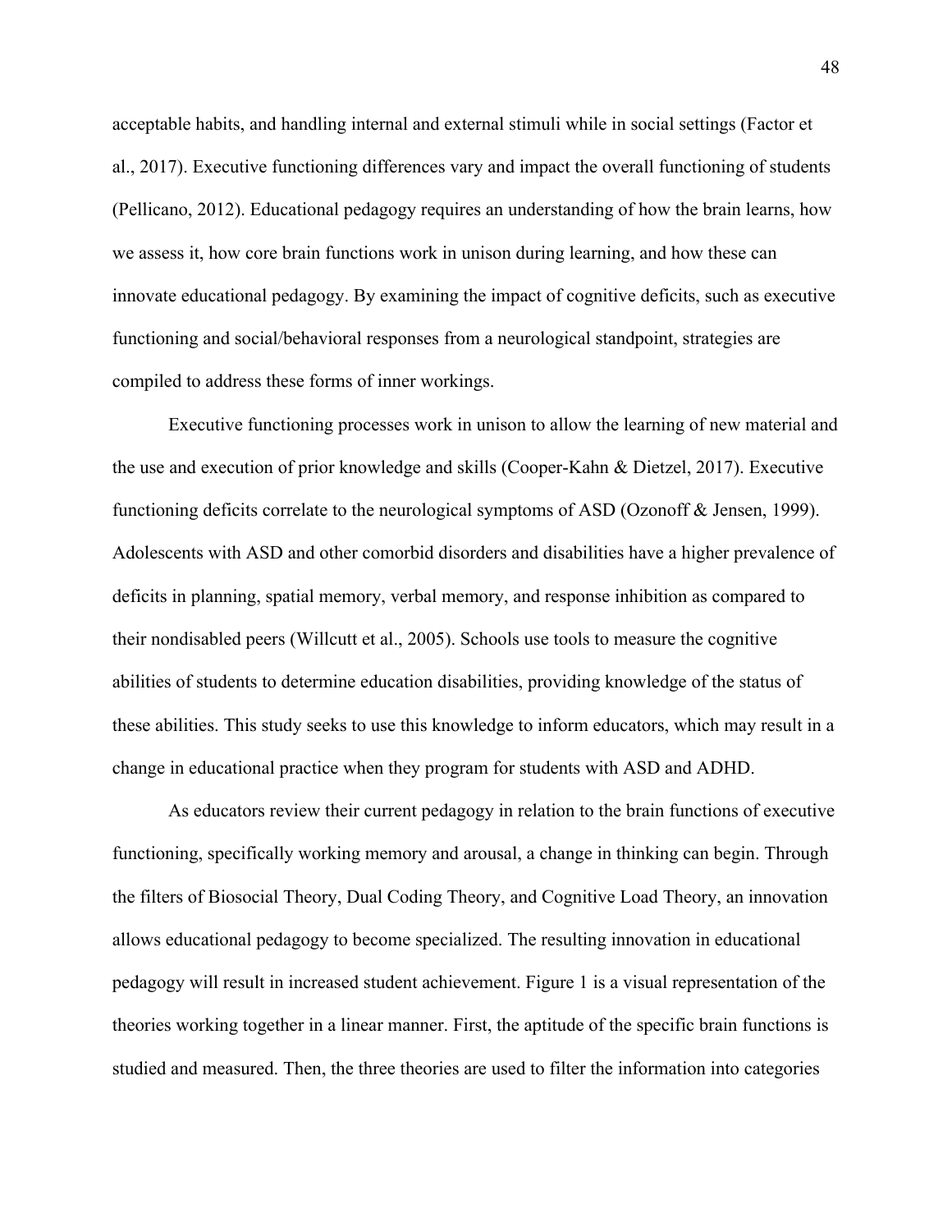acceptable habits, and handling internal and external stimuli while in social settings (Factor et al., 2017). Executive functioning differences vary and impact the overall functioning of students (Pellicano, 2012). Educational pedagogy requires an understanding of how the brain learns, how we assess it, how core brain functions work in unison during learning, and how these can innovate educational pedagogy. By examining the impact of cognitive deficits, such as executive functioning and social/behavioral responses from a neurological standpoint, strategies are compiled to address these forms of inner workings.

Executive functioning processes work in unison to allow the learning of new material and the use and execution of prior knowledge and skills (Cooper-Kahn & Dietzel, 2017). Executive functioning deficits correlate to the neurological symptoms of ASD (Ozonoff & Jensen, 1999). Adolescents with ASD and other comorbid disorders and disabilities have a higher prevalence of deficits in planning, spatial memory, verbal memory, and response inhibition as compared to their nondisabled peers (Willcutt et al., 2005). Schools use tools to measure the cognitive abilities of students to determine education disabilities, providing knowledge of the status of these abilities. This study seeks to use this knowledge to inform educators, which may result in a change in educational practice when they program for students with ASD and ADHD.

As educators review their current pedagogy in relation to the brain functions of executive functioning, specifically working memory and arousal, a change in thinking can begin. Through the filters of Biosocial Theory, Dual Coding Theory, and Cognitive Load Theory, an innovation allows educational pedagogy to become specialized. The resulting innovation in educational pedagogy will result in increased student achievement. Figure 1 is a visual representation of the theories working together in a linear manner. First, the aptitude of the specific brain functions is studied and measured. Then, the three theories are used to filter the information into categories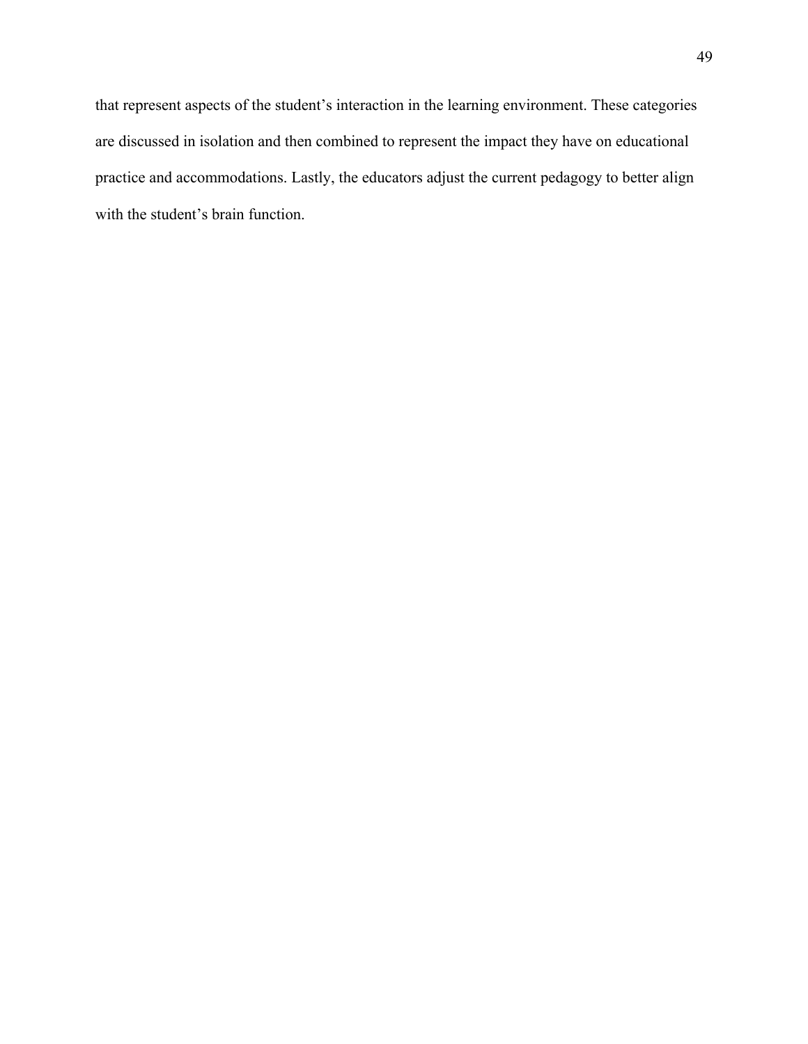that represent aspects of the student’s interaction in the learning environment. These categories are discussed in isolation and then combined to represent the impact they have on educational practice and accommodations. Lastly, the educators adjust the current pedagogy to better align with the student’s brain function.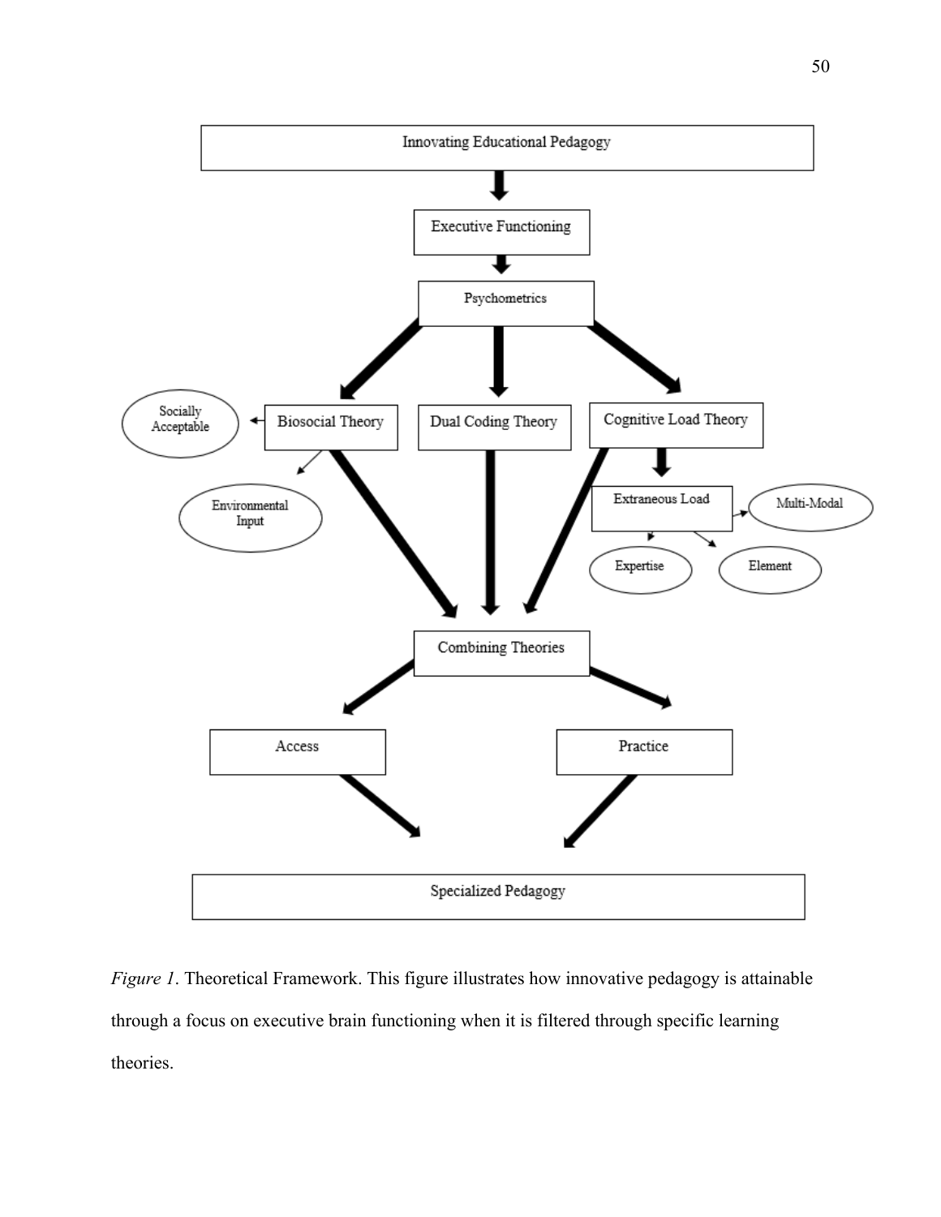*Figure 1*. Theoretical Framework. This figure illustrates how innovative pedagogy is attainable through a focus on executive brain functioning when it is filtered through specific learning theories.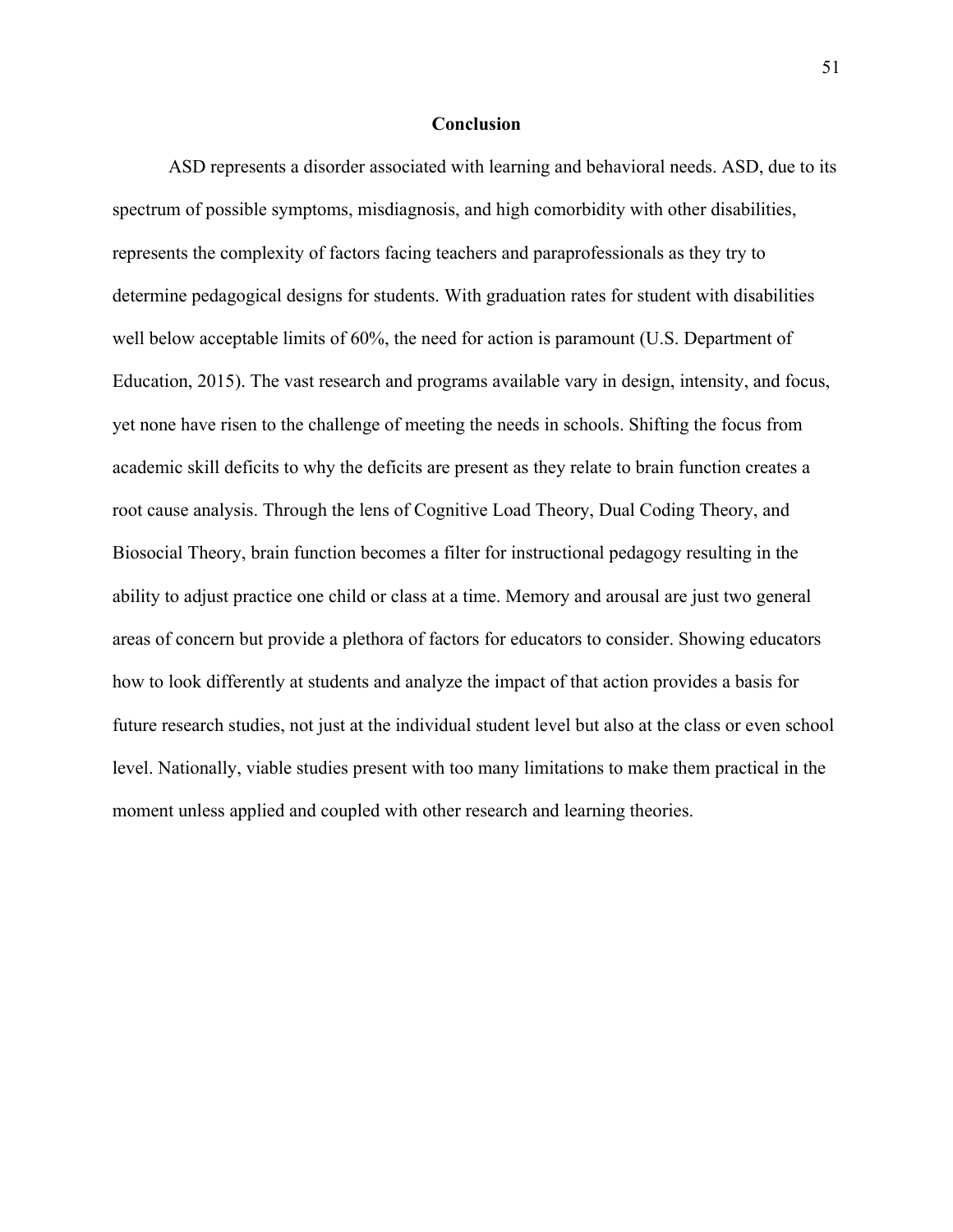## Conclusion

ASD represents a disorder associated with learning and behavioral needs. ASD, due to its spectrum of possible symptoms, misdiagnosis, and high comorbidity with other disabilities, represents the complexity of factors facing teachers and paraprofessionals as they try to determine pedagogical designs for students. With graduation rates for student with disabilities well below acceptable limits of 60%, the need for action is paramount (U.S. Department of Education, 2015). The vast research and programs available vary in design, intensity, and focus, yet none have risen to the challenge of meeting the needs in schools. Shifting the focus from academic skill deficits to why the deficits are present as they relate to brain function creates a root cause analysis. Through the lens of Cognitive Load Theory, Dual Coding Theory, and Biosocial Theory, brain function becomes a filter for instructional pedagogy resulting in the ability to adjust practice one child or class at a time. Memory and arousal are just two general areas of concern but provide a plethora of factors for educators to consider. Showing educators how to look differently at students and analyze the impact of that action provides a basis for future research studies, not just at the individual student level but also at the class or even school level. Nationally, viable studies present with too many limitations to make them practical in the moment unless applied and coupled with other research and learning theories.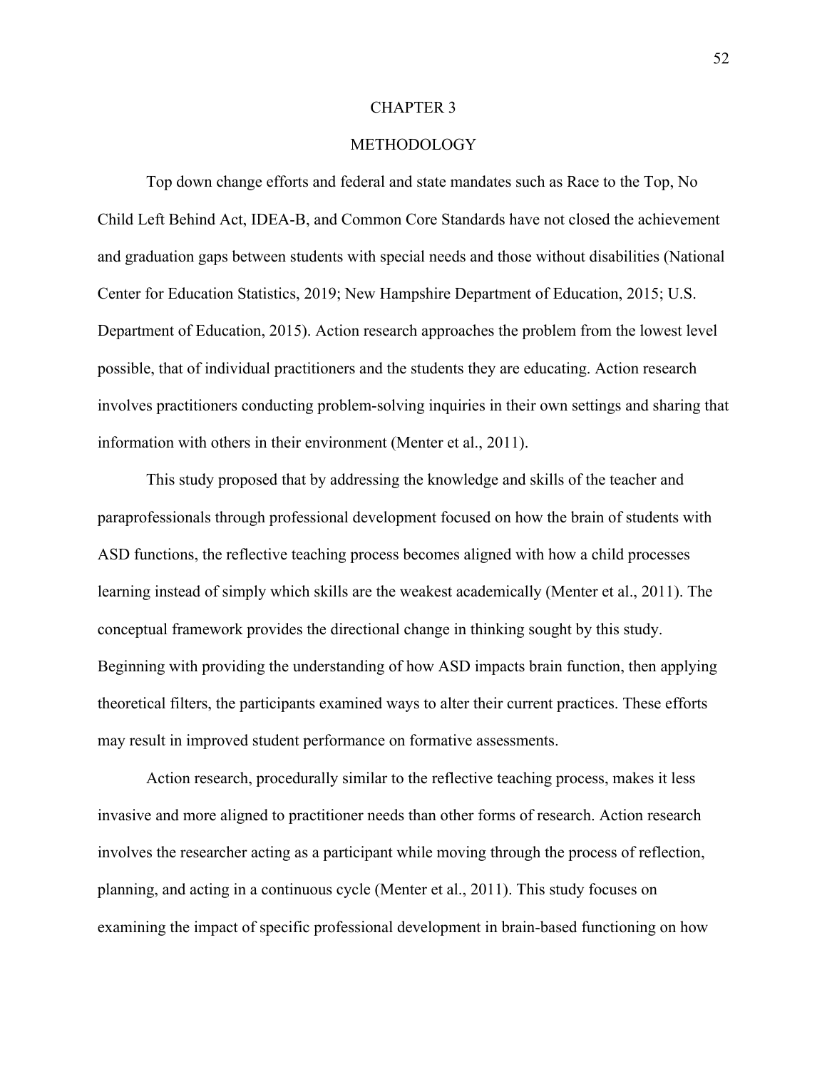# CHAPTER 3

## METHODOLOGY

Top down change efforts and federal and state mandates such as Race to the Top, No Child Left Behind Act, IDEA-B, and Common Core Standards have not closed the achievement and graduation gaps between students with special needs and those without disabilities (National Center for Education Statistics, 2019; New Hampshire Department of Education, 2015; U.S. Department of Education, 2015). Action research approaches the problem from the lowest level possible, that of individual practitioners and the students they are educating. Action research involves practitioners conducting problem-solving inquiries in their own settings and sharing that information with others in their environment (Menter et al., 2011).

This study proposed that by addressing the knowledge and skills of the teacher and paraprofessionals through professional development focused on how the brain of students with ASD functions, the reflective teaching process becomes aligned with how a child processes learning instead of simply which skills are the weakest academically (Menter et al., 2011). The conceptual framework provides the directional change in thinking sought by this study. Beginning with providing the understanding of how ASD impacts brain function, then applying theoretical filters, the participants examined ways to alter their current practices. These efforts may result in improved student performance on formative assessments.

Action research, procedurally similar to the reflective teaching process, makes it less invasive and more aligned to practitioner needs than other forms of research. Action research involves the researcher acting as a participant while moving through the process of reflection, planning, and acting in a continuous cycle (Menter et al., 2011). This study focuses on examining the impact of specific professional development in brain-based functioning on how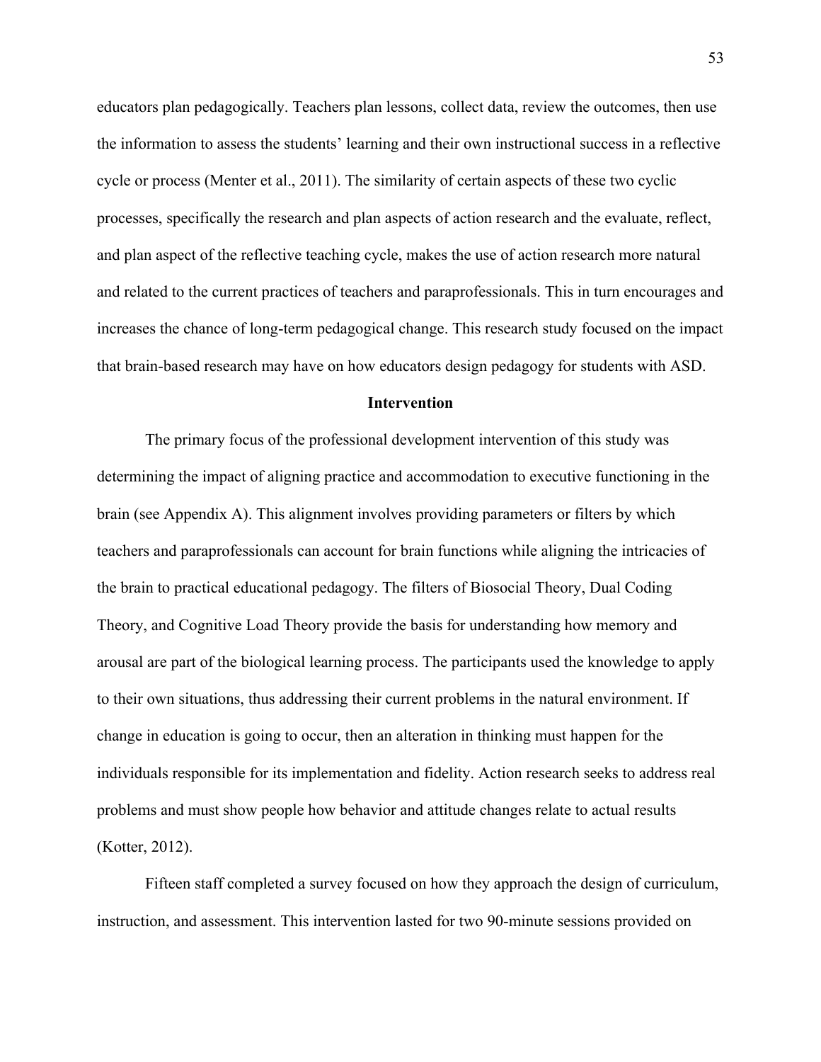educators plan pedagogically. Teachers plan lessons, collect data, review the outcomes, then use the information to assess the students' learning and their own instructional success in a reflective cycle or process (Menter et al., 2011). The similarity of certain aspects of these two cyclic processes, specifically the research and plan aspects of action research and the evaluate, reflect, and plan aspect of the reflective teaching cycle, makes the use of action research more natural and related to the current practices of teachers and paraprofessionals. This in turn encourages and increases the chance of long-term pedagogical change. This research study focused on the impact that brain-based research may have on how educators design pedagogy for students with ASD.

## Intervention

The primary focus of the professional development intervention of this study was determining the impact of aligning practice and accommodation to executive functioning in the brain (see Appendix A). This alignment involves providing parameters or filters by which teachers and paraprofessionals can account for brain functions while aligning the intricacies of the brain to practical educational pedagogy. The filters of Biosocial Theory, Dual Coding Theory, and Cognitive Load Theory provide the basis for understanding how memory and arousal are part of the biological learning process. The participants used the knowledge to apply to their own situations, thus addressing their current problems in the natural environment. If change in education is going to occur, then an alteration in thinking must happen for the individuals responsible for its implementation and fidelity. Action research seeks to address real problems and must show people how behavior and attitude changes relate to actual results (Kotter, 2012).

Fifteen staff completed a survey focused on how they approach the design of curriculum, instruction, and assessment. This intervention lasted for two 90-minute sessions provided on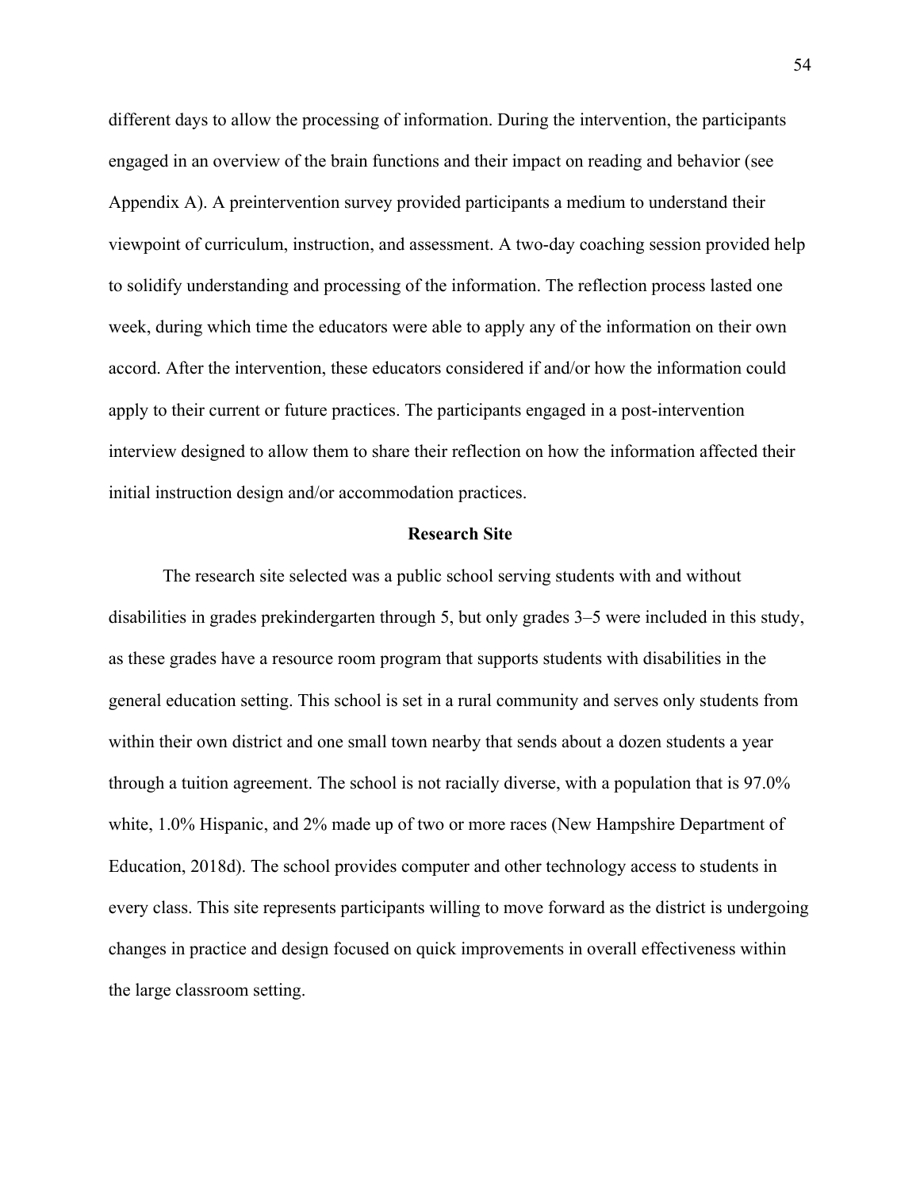different days to allow the processing of information. During the intervention, the participants engaged in an overview of the brain functions and their impact on reading and behavior (see Appendix A). A preintervention survey provided participants a medium to understand their viewpoint of curriculum, instruction, and assessment. A two-day coaching session provided help to solidify understanding and processing of the information. The reflection process lasted one week, during which time the educators were able to apply any of the information on their own accord. After the intervention, these educators considered if and/or how the information could apply to their current or future practices. The participants engaged in a post-intervention interview designed to allow them to share their reflection on how the information affected their initial instruction design and/or accommodation practices.

## Research Site

The research site selected was a public school serving students with and without disabilities in grades prekindergarten through 5, but only grades 3–5 were included in this study, as these grades have a resource room program that supports students with disabilities in the general education setting. This school is set in a rural community and serves only students from within their own district and one small town nearby that sends about a dozen students a year through a tuition agreement. The school is not racially diverse, with a population that is 97.0% white, 1.0% Hispanic, and 2% made up of two or more races (New Hampshire Department of Education, 2018d). The school provides computer and other technology access to students in every class. This site represents participants willing to move forward as the district is undergoing changes in practice and design focused on quick improvements in overall effectiveness within the large classroom setting.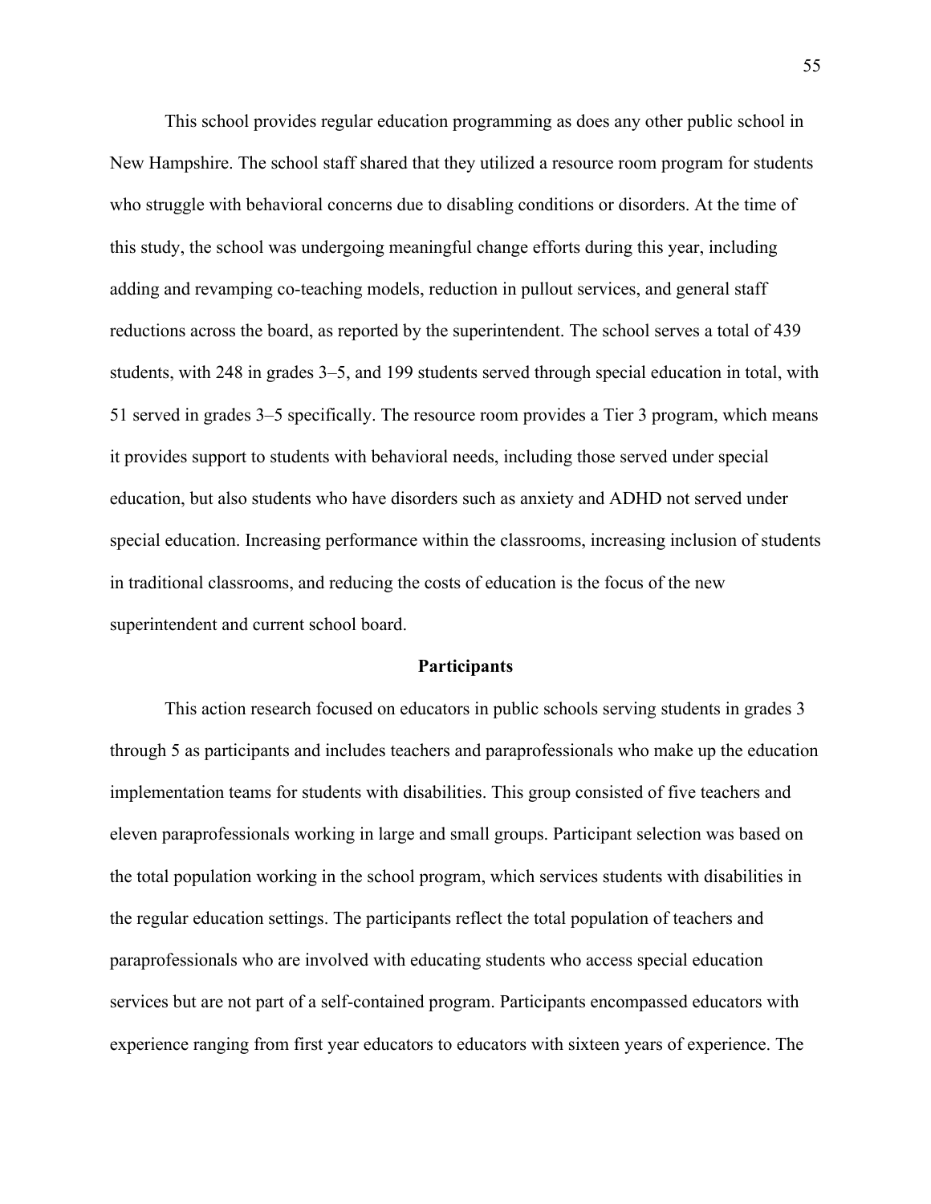This school provides regular education programming as does any other public school in New Hampshire. The school staff shared that they utilized a resource room program for students who struggle with behavioral concerns due to disabling conditions or disorders. At the time of this study, the school was undergoing meaningful change efforts during this year, including adding and revamping co-teaching models, reduction in pullout services, and general staff reductions across the board, as reported by the superintendent. The school serves a total of 439 students, with 248 in grades 3–5, and 199 students served through special education in total, with 51 served in grades 3–5 specifically. The resource room provides a Tier 3 program, which means it provides support to students with behavioral needs, including those served under special education, but also students who have disorders such as anxiety and ADHD not served under special education. Increasing performance within the classrooms, increasing inclusion of students in traditional classrooms, and reducing the costs of education is the focus of the new superintendent and current school board.

## Participants

This action research focused on educators in public schools serving students in grades 3 through 5 as participants and includes teachers and paraprofessionals who make up the education implementation teams for students with disabilities. This group consisted of five teachers and eleven paraprofessionals working in large and small groups. Participant selection was based on the total population working in the school program, which services students with disabilities in the regular education settings. The participants reflect the total population of teachers and paraprofessionals who are involved with educating students who access special education services but are not part of a self-contained program. Participants encompassed educators with experience ranging from first year educators to educators with sixteen years of experience. The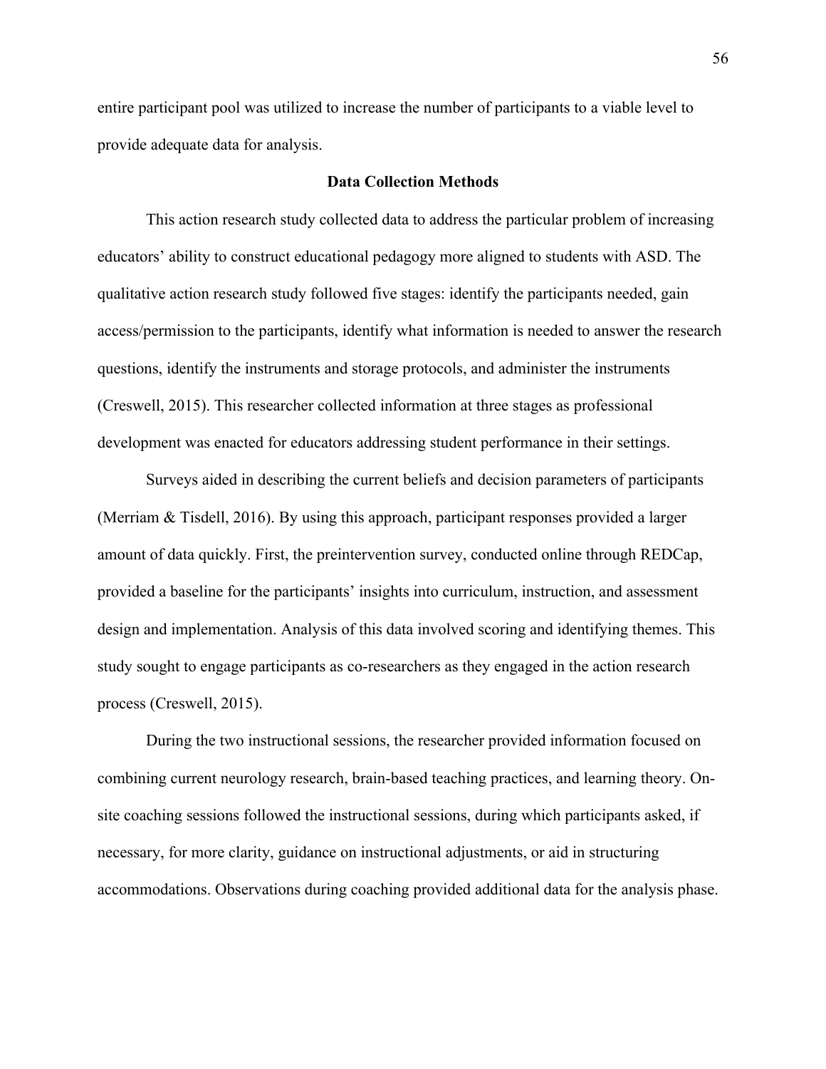entire participant pool was utilized to increase the number of participants to a viable level to provide adequate data for analysis.

## Data Collection Methods

This action research study collected data to address the particular problem of increasing educators' ability to construct educational pedagogy more aligned to students with ASD. The qualitative action research study followed five stages: identify the participants needed, gain access/permission to the participants, identify what information is needed to answer the research questions, identify the instruments and storage protocols, and administer the instruments (Creswell, 2015). This researcher collected information at three stages as professional development was enacted for educators addressing student performance in their settings.

Surveys aided in describing the current beliefs and decision parameters of participants (Merriam & Tisdell, 2016). By using this approach, participant responses provided a larger amount of data quickly. First, the preintervention survey, conducted online through REDCap, provided a baseline for the participants' insights into curriculum, instruction, and assessment design and implementation. Analysis of this data involved scoring and identifying themes. This study sought to engage participants as co-researchers as they engaged in the action research process (Creswell, 2015).

During the two instructional sessions, the researcher provided information focused on combining current neurology research, brain-based teaching practices, and learning theory. On-site coaching sessions followed the instructional sessions, during which participants asked, if necessary, for more clarity, guidance on instructional adjustments, or aid in structuring accommodations. Observations during coaching provided additional data for the analysis phase.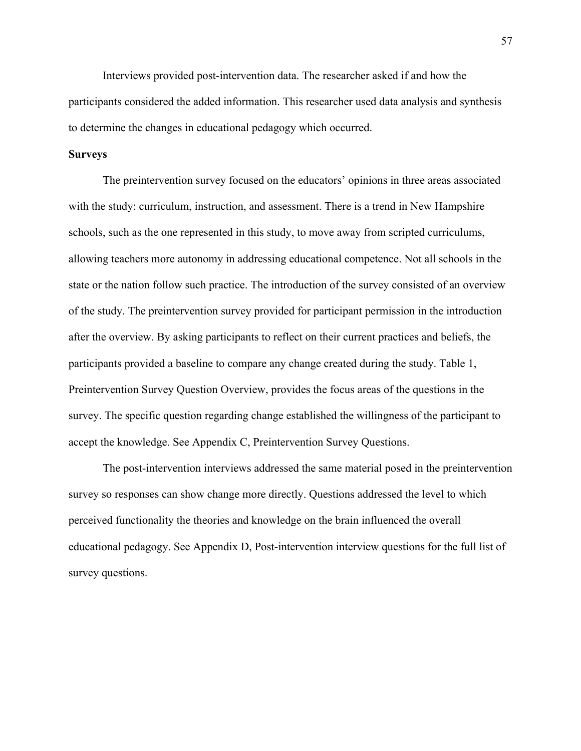Interviews provided post-intervention data. The researcher asked if and how the participants considered the added information. This researcher used data analysis and synthesis to determine the changes in educational pedagogy which occurred.

**Surveys**

The preintervention survey focused on the educators' opinions in three areas associated with the study: curriculum, instruction, and assessment. There is a trend in New Hampshire schools, such as the one represented in this study, to move away from scripted curriculums, allowing teachers more autonomy in addressing educational competence. Not all schools in the state or the nation follow such practice. The introduction of the survey consisted of an overview of the study. The preintervention survey provided for participant permission in the introduction after the overview. By asking participants to reflect on their current practices and beliefs, the participants provided a baseline to compare any change created during the study. Table 1, Preintervention Survey Question Overview, provides the focus areas of the questions in the survey. The specific question regarding change established the willingness of the participant to accept the knowledge. See Appendix C, Preintervention Survey Questions.

The post-intervention interviews addressed the same material posed in the preintervention survey so responses can show change more directly. Questions addressed the level to which perceived functionality the theories and knowledge on the brain influenced the overall educational pedagogy. See Appendix D, Post-intervention interview questions for the full list of survey questions.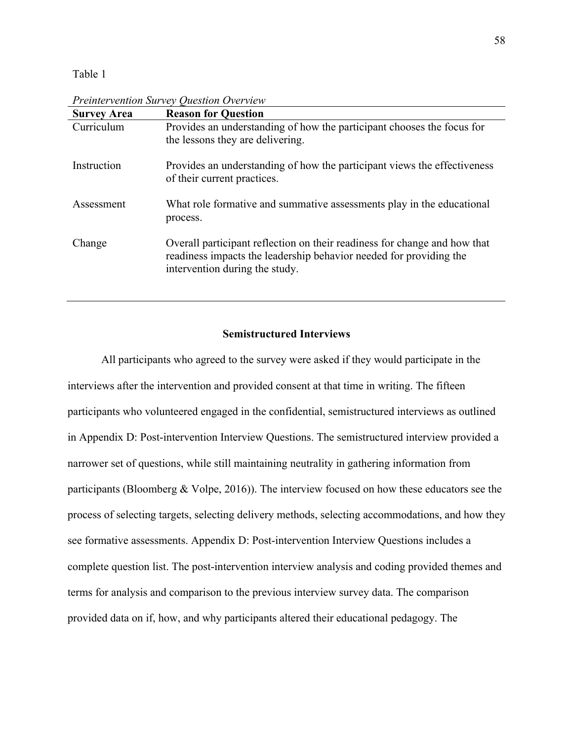Table 1

*Preintervention Survey Question Overview*

| Survey Area | Reason for Question |
|---|---|
| Curriculum | Provides an understanding of how the participant chooses the focus for the lessons they are delivering. |
| Instruction | Provides an understanding of how the participant views the effectiveness of their current practices. |
| Assessment | What role formative and summative assessments play in the educational process. |
| Change | Overall participant reflection on their readiness for change and how that readiness impacts the leadership behavior needed for providing the intervention during the study. |

## Semistructured Interviews

All participants who agreed to the survey were asked if they would participate in the interviews after the intervention and provided consent at that time in writing. The fifteen participants who volunteered engaged in the confidential, semistructured interviews as outlined in Appendix D: Post-intervention Interview Questions. The semistructured interview provided a narrower set of questions, while still maintaining neutrality in gathering information from participants (Bloomberg & Volpe, 2016)). The interview focused on how these educators see the process of selecting targets, selecting delivery methods, selecting accommodations, and how they see formative assessments. Appendix D: Post-intervention Interview Questions includes a complete question list. The post-intervention interview analysis and coding provided themes and terms for analysis and comparison to the previous interview survey data. The comparison provided data on if, how, and why participants altered their educational pedagogy. The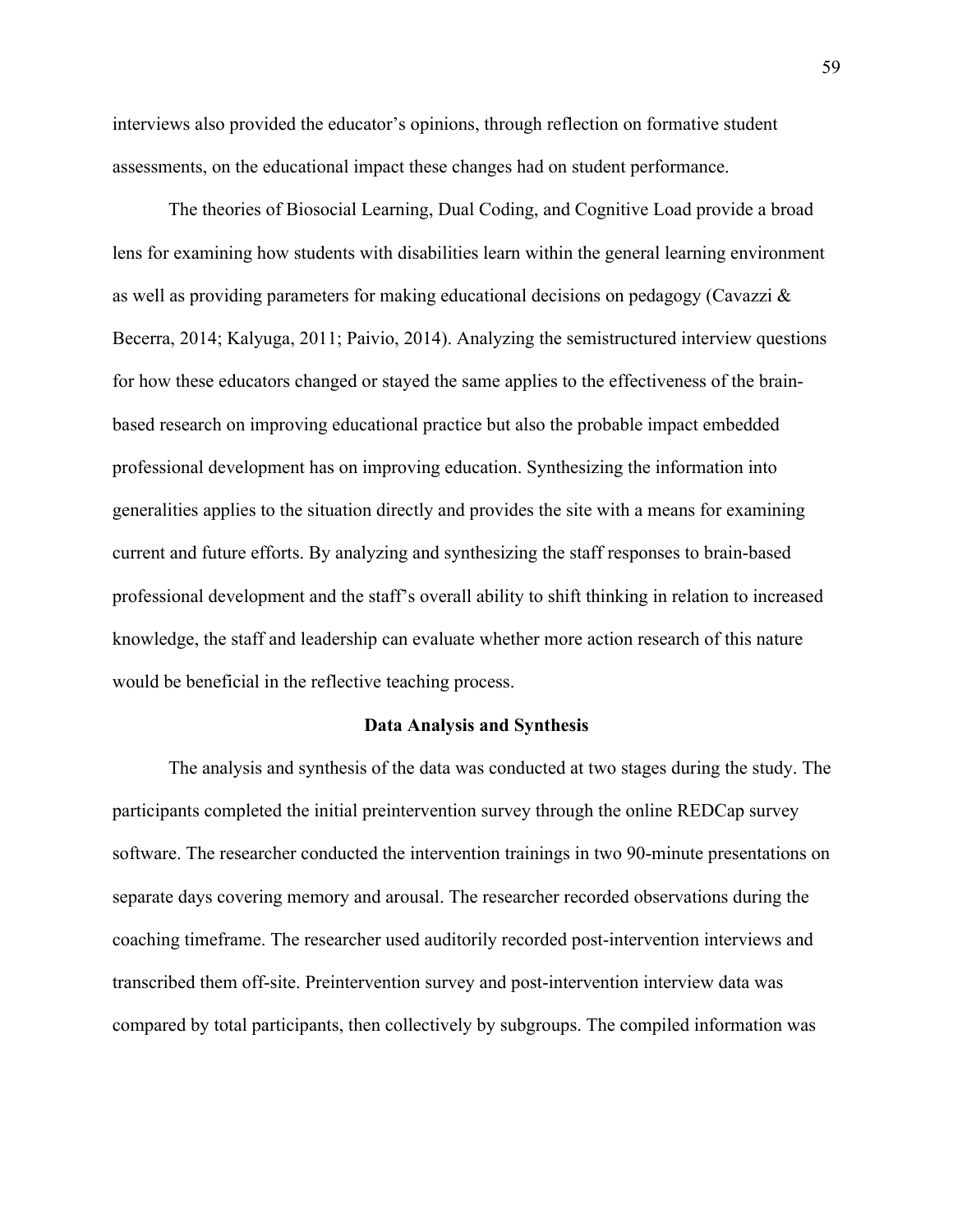interviews also provided the educator's opinions, through reflection on formative student assessments, on the educational impact these changes had on student performance.

The theories of Biosocial Learning, Dual Coding, and Cognitive Load provide a broad lens for examining how students with disabilities learn within the general learning environment as well as providing parameters for making educational decisions on pedagogy (Cavazzi & Becerra, 2014; Kalyuga, 2011; Paivio, 2014). Analyzing the semistructured interview questions for how these educators changed or stayed the same applies to the effectiveness of the brain-based research on improving educational practice but also the probable impact embedded professional development has on improving education. Synthesizing the information into generalities applies to the situation directly and provides the site with a means for examining current and future efforts. By analyzing and synthesizing the staff responses to brain-based professional development and the staff's overall ability to shift thinking in relation to increased knowledge, the staff and leadership can evaluate whether more action research of this nature would be beneficial in the reflective teaching process.

## Data Analysis and Synthesis

The analysis and synthesis of the data was conducted at two stages during the study. The participants completed the initial preintervention survey through the online REDCap survey software. The researcher conducted the intervention trainings in two 90-minute presentations on separate days covering memory and arousal. The researcher recorded observations during the coaching timeframe. The researcher used auditorily recorded post-intervention interviews and transcribed them off-site. Preintervention survey and post-intervention interview data was compared by total participants, then collectively by subgroups. The compiled information was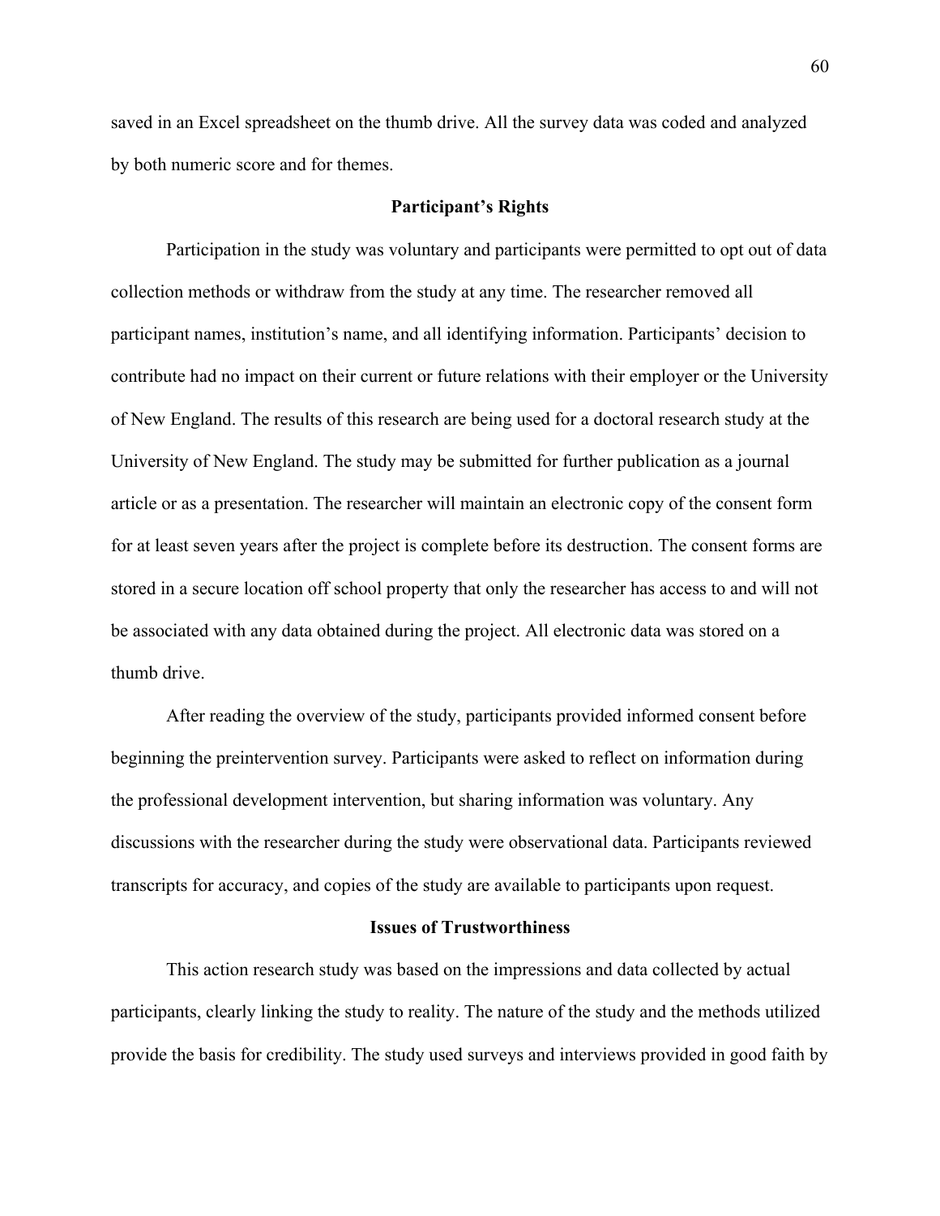saved in an Excel spreadsheet on the thumb drive. All the survey data was coded and analyzed by both numeric score and for themes.

## Participant's Rights

Participation in the study was voluntary and participants were permitted to opt out of data collection methods or withdraw from the study at any time. The researcher removed all participant names, institution's name, and all identifying information. Participants' decision to contribute had no impact on their current or future relations with their employer or the University of New England. The results of this research are being used for a doctoral research study at the University of New England. The study may be submitted for further publication as a journal article or as a presentation. The researcher will maintain an electronic copy of the consent form for at least seven years after the project is complete before its destruction. The consent forms are stored in a secure location off school property that only the researcher has access to and will not be associated with any data obtained during the project. All electronic data was stored on a thumb drive.

After reading the overview of the study, participants provided informed consent before beginning the preintervention survey. Participants were asked to reflect on information during the professional development intervention, but sharing information was voluntary. Any discussions with the researcher during the study were observational data. Participants reviewed transcripts for accuracy, and copies of the study are available to participants upon request.

## Issues of Trustworthiness

This action research study was based on the impressions and data collected by actual participants, clearly linking the study to reality. The nature of the study and the methods utilized provide the basis for credibility. The study used surveys and interviews provided in good faith by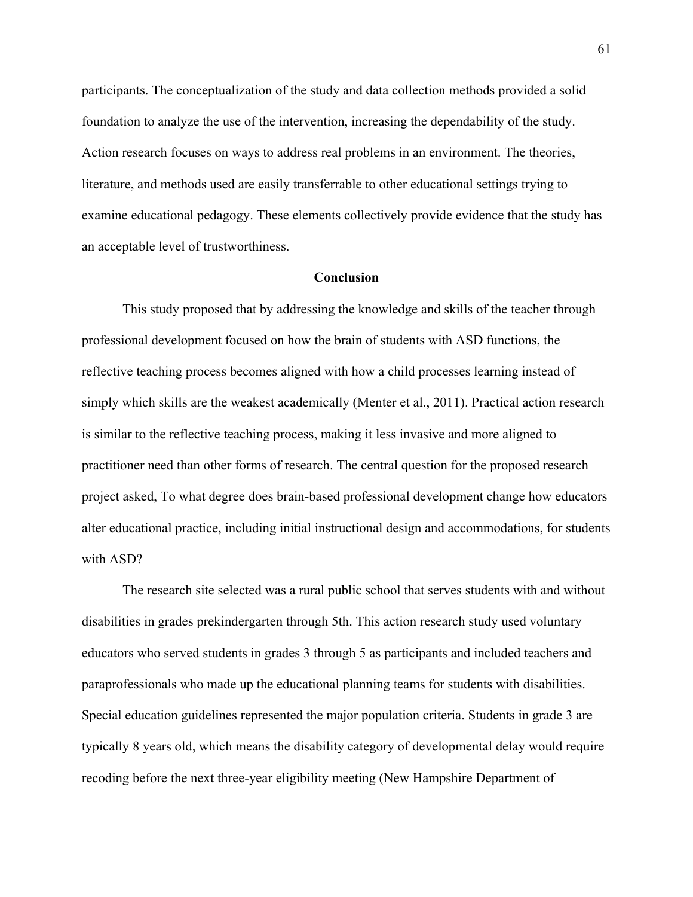participants. The conceptualization of the study and data collection methods provided a solid foundation to analyze the use of the intervention, increasing the dependability of the study. Action research focuses on ways to address real problems in an environment. The theories, literature, and methods used are easily transferrable to other educational settings trying to examine educational pedagogy. These elements collectively provide evidence that the study has an acceptable level of trustworthiness.

## Conclusion

This study proposed that by addressing the knowledge and skills of the teacher through professional development focused on how the brain of students with ASD functions, the reflective teaching process becomes aligned with how a child processes learning instead of simply which skills are the weakest academically (Menter et al., 2011). Practical action research is similar to the reflective teaching process, making it less invasive and more aligned to practitioner need than other forms of research. The central question for the proposed research project asked, To what degree does brain-based professional development change how educators alter educational practice, including initial instructional design and accommodations, for students with ASD?

The research site selected was a rural public school that serves students with and without disabilities in grades prekindergarten through 5th. This action research study used voluntary educators who served students in grades 3 through 5 as participants and included teachers and paraprofessionals who made up the educational planning teams for students with disabilities. Special education guidelines represented the major population criteria. Students in grade 3 are typically 8 years old, which means the disability category of developmental delay would require recoding before the next three-year eligibility meeting (New Hampshire Department of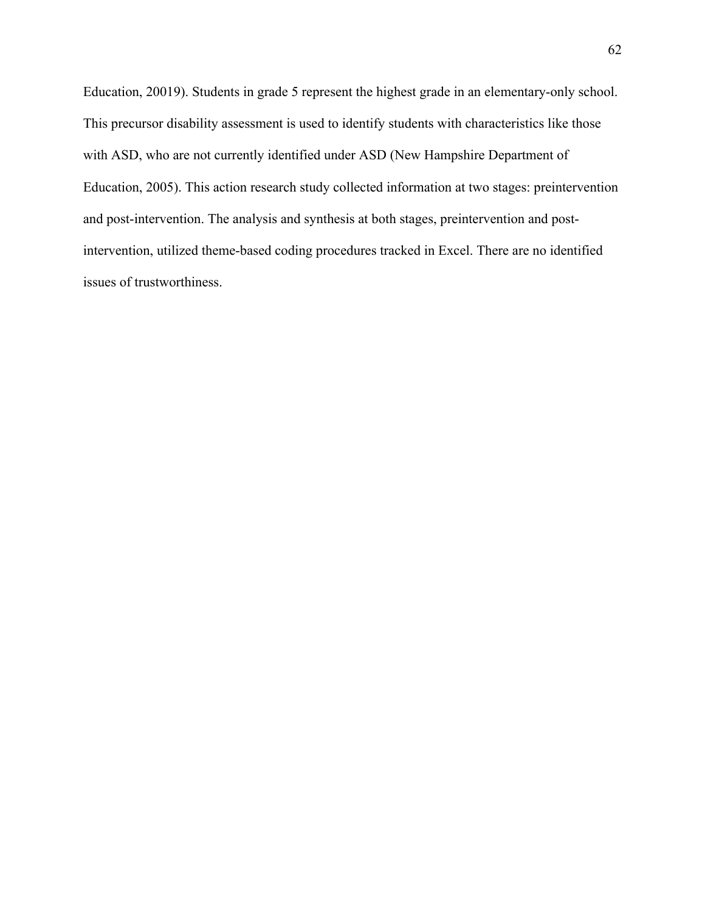Education, 20019). Students in grade 5 represent the highest grade in an elementary-only school. This precursor disability assessment is used to identify students with characteristics like those with ASD, who are not currently identified under ASD (New Hampshire Department of Education, 2005). This action research study collected information at two stages: preintervention and post-intervention. The analysis and synthesis at both stages, preintervention and post-intervention, utilized theme-based coding procedures tracked in Excel. There are no identified issues of trustworthiness.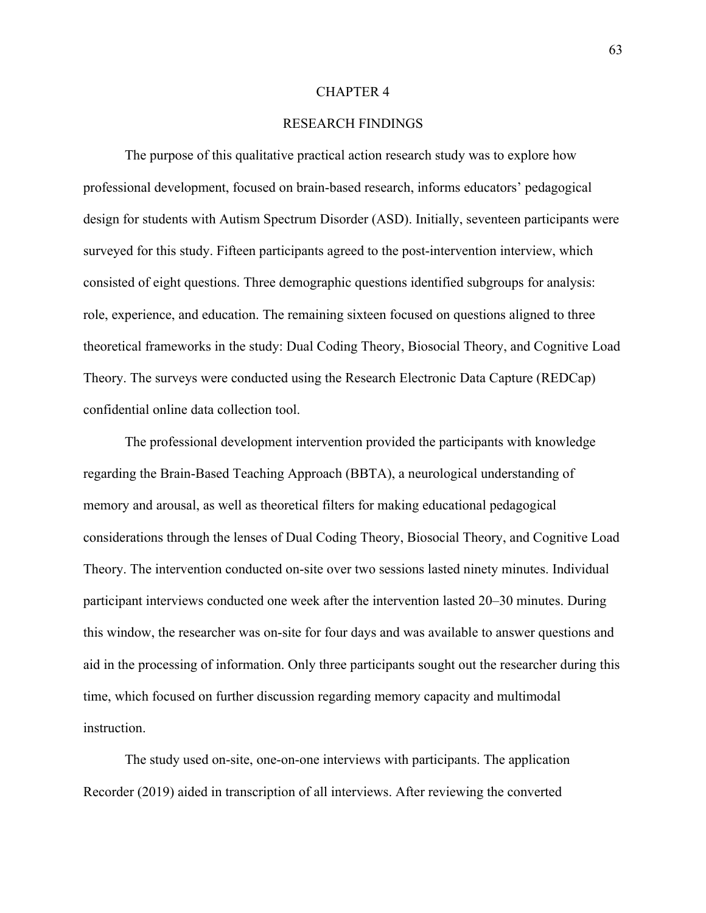# CHAPTER 4

## RESEARCH FINDINGS

The purpose of this qualitative practical action research study was to explore how professional development, focused on brain-based research, informs educators' pedagogical design for students with Autism Spectrum Disorder (ASD). Initially, seventeen participants were surveyed for this study. Fifteen participants agreed to the post-intervention interview, which consisted of eight questions. Three demographic questions identified subgroups for analysis: role, experience, and education. The remaining sixteen focused on questions aligned to three theoretical frameworks in the study: Dual Coding Theory, Biosocial Theory, and Cognitive Load Theory. The surveys were conducted using the Research Electronic Data Capture (REDCap) confidential online data collection tool.

The professional development intervention provided the participants with knowledge regarding the Brain-Based Teaching Approach (BBTA), a neurological understanding of memory and arousal, as well as theoretical filters for making educational pedagogical considerations through the lenses of Dual Coding Theory, Biosocial Theory, and Cognitive Load Theory. The intervention conducted on-site over two sessions lasted ninety minutes. Individual participant interviews conducted one week after the intervention lasted 20–30 minutes. During this window, the researcher was on-site for four days and was available to answer questions and aid in the processing of information. Only three participants sought out the researcher during this time, which focused on further discussion regarding memory capacity and multimodal instruction.

The study used on-site, one-on-one interviews with participants. The application Recorder (2019) aided in transcription of all interviews. After reviewing the converted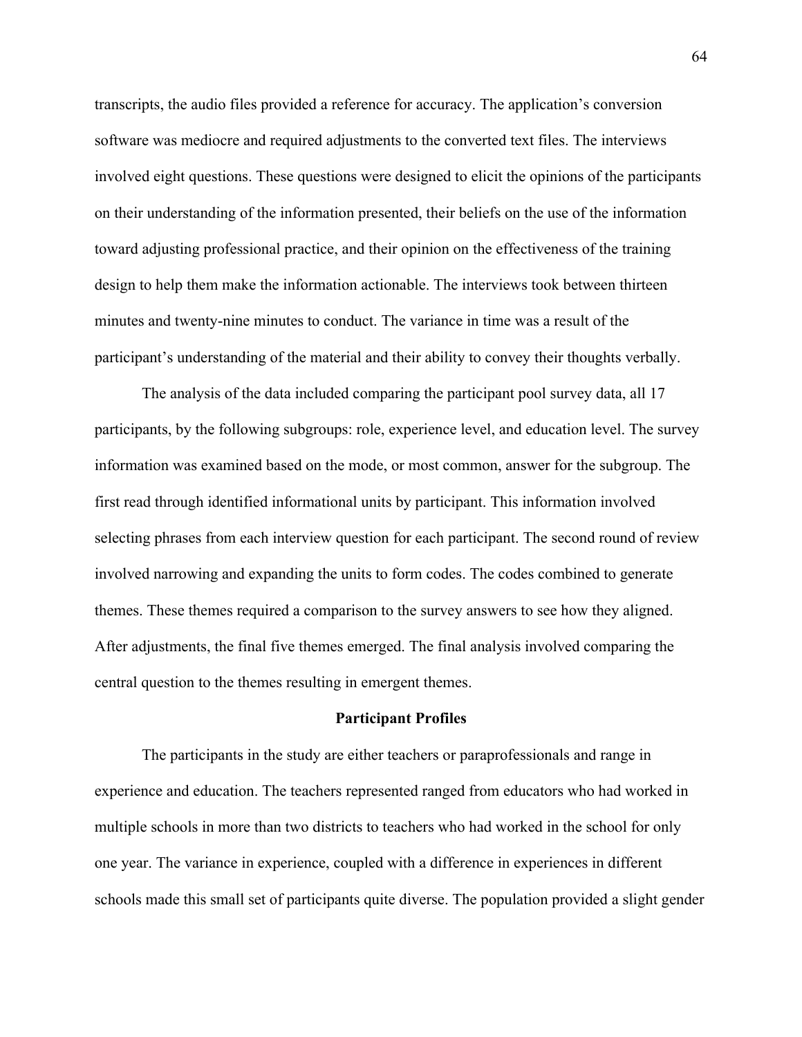transcripts, the audio files provided a reference for accuracy. The application's conversion software was mediocre and required adjustments to the converted text files. The interviews involved eight questions. These questions were designed to elicit the opinions of the participants on their understanding of the information presented, their beliefs on the use of the information toward adjusting professional practice, and their opinion on the effectiveness of the training design to help them make the information actionable. The interviews took between thirteen minutes and twenty-nine minutes to conduct. The variance in time was a result of the participant's understanding of the material and their ability to convey their thoughts verbally.

The analysis of the data included comparing the participant pool survey data, all 17 participants, by the following subgroups: role, experience level, and education level. The survey information was examined based on the mode, or most common, answer for the subgroup. The first read through identified informational units by participant. This information involved selecting phrases from each interview question for each participant. The second round of review involved narrowing and expanding the units to form codes. The codes combined to generate themes. These themes required a comparison to the survey answers to see how they aligned. After adjustments, the final five themes emerged. The final analysis involved comparing the central question to the themes resulting in emergent themes.

## Participant Profiles

The participants in the study are either teachers or paraprofessionals and range in experience and education. The teachers represented ranged from educators who had worked in multiple schools in more than two districts to teachers who had worked in the school for only one year. The variance in experience, coupled with a difference in experiences in different schools made this small set of participants quite diverse. The population provided a slight gender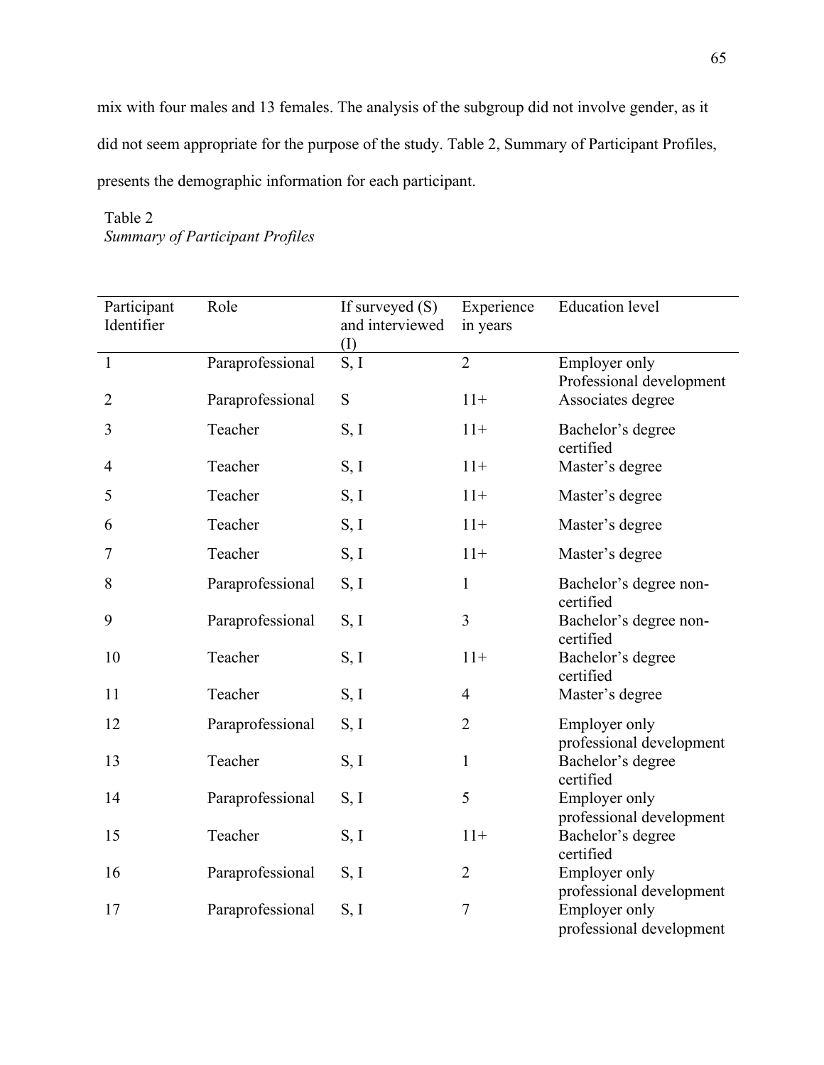mix with four males and 13 females. The analysis of the subgroup did not involve gender, as it did not seem appropriate for the purpose of the study. Table 2, Summary of Participant Profiles, presents the demographic information for each participant.

Table 2
*Summary of Participant Profiles*

| Participant Identifier | Role | If surveyed (S) and interviewed (I) | Experience in years | Education level |
|---|---|---|---|---|
| 1 | Paraprofessional | S, I | 2 | Employer only Professional development |
| 2 | Paraprofessional | S | 11+ | Associates degree |
| 3 | Teacher | S, I | 11+ | Bachelor's degree certified |
| 4 | Teacher | S, I | 11+ | Master's degree |
| 5 | Teacher | S, I | 11+ | Master's degree |
| 6 | Teacher | S, I | 11+ | Master's degree |
| 7 | Teacher | S, I | 11+ | Master's degree |
| 8 | Paraprofessional | S, I | 1 | Bachelor's degree non-certified |
| 9 | Paraprofessional | S, I | 3 | Bachelor's degree non-certified |
| 10 | Teacher | S, I | 11+ | Bachelor's degree certified |
| 11 | Teacher | S, I | 4 | Master's degree |
| 12 | Paraprofessional | S, I | 2 | Employer only professional development |
| 13 | Teacher | S, I | 1 | Bachelor's degree certified |
| 14 | Paraprofessional | S, I | 5 | Employer only professional development |
| 15 | Teacher | S, I | 11+ | Bachelor's degree certified |
| 16 | Paraprofessional | S, I | 2 | Employer only professional development |
| 17 | Paraprofessional | S, I | 7 | Employer only professional development |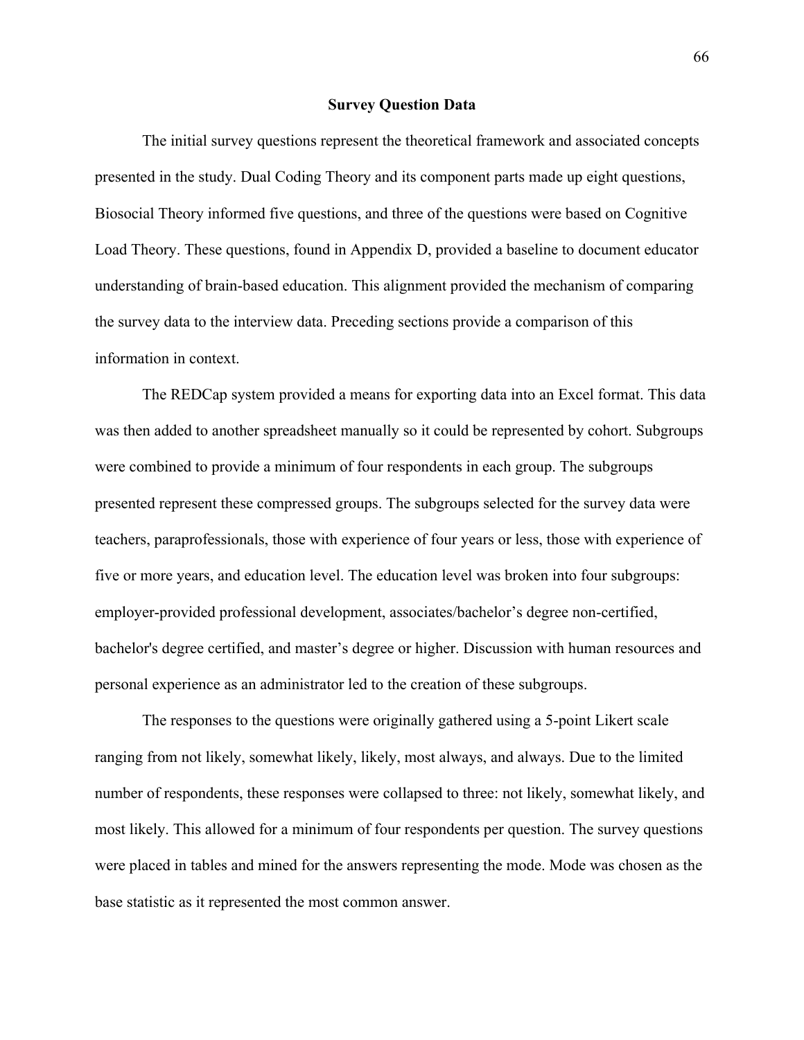## Survey Question Data

The initial survey questions represent the theoretical framework and associated concepts presented in the study. Dual Coding Theory and its component parts made up eight questions, Biosocial Theory informed five questions, and three of the questions were based on Cognitive Load Theory. These questions, found in Appendix D, provided a baseline to document educator understanding of brain-based education. This alignment provided the mechanism of comparing the survey data to the interview data. Preceding sections provide a comparison of this information in context.

The REDCap system provided a means for exporting data into an Excel format. This data was then added to another spreadsheet manually so it could be represented by cohort. Subgroups were combined to provide a minimum of four respondents in each group. The subgroups presented represent these compressed groups. The subgroups selected for the survey data were teachers, paraprofessionals, those with experience of four years or less, those with experience of five or more years, and education level. The education level was broken into four subgroups: employer-provided professional development, associates/bachelor's degree non-certified, bachelor's degree certified, and master's degree or higher. Discussion with human resources and personal experience as an administrator led to the creation of these subgroups.

The responses to the questions were originally gathered using a 5-point Likert scale ranging from not likely, somewhat likely, likely, most always, and always. Due to the limited number of respondents, these responses were collapsed to three: not likely, somewhat likely, and most likely. This allowed for a minimum of four respondents per question. The survey questions were placed in tables and mined for the answers representing the mode. Mode was chosen as the base statistic as it represented the most common answer.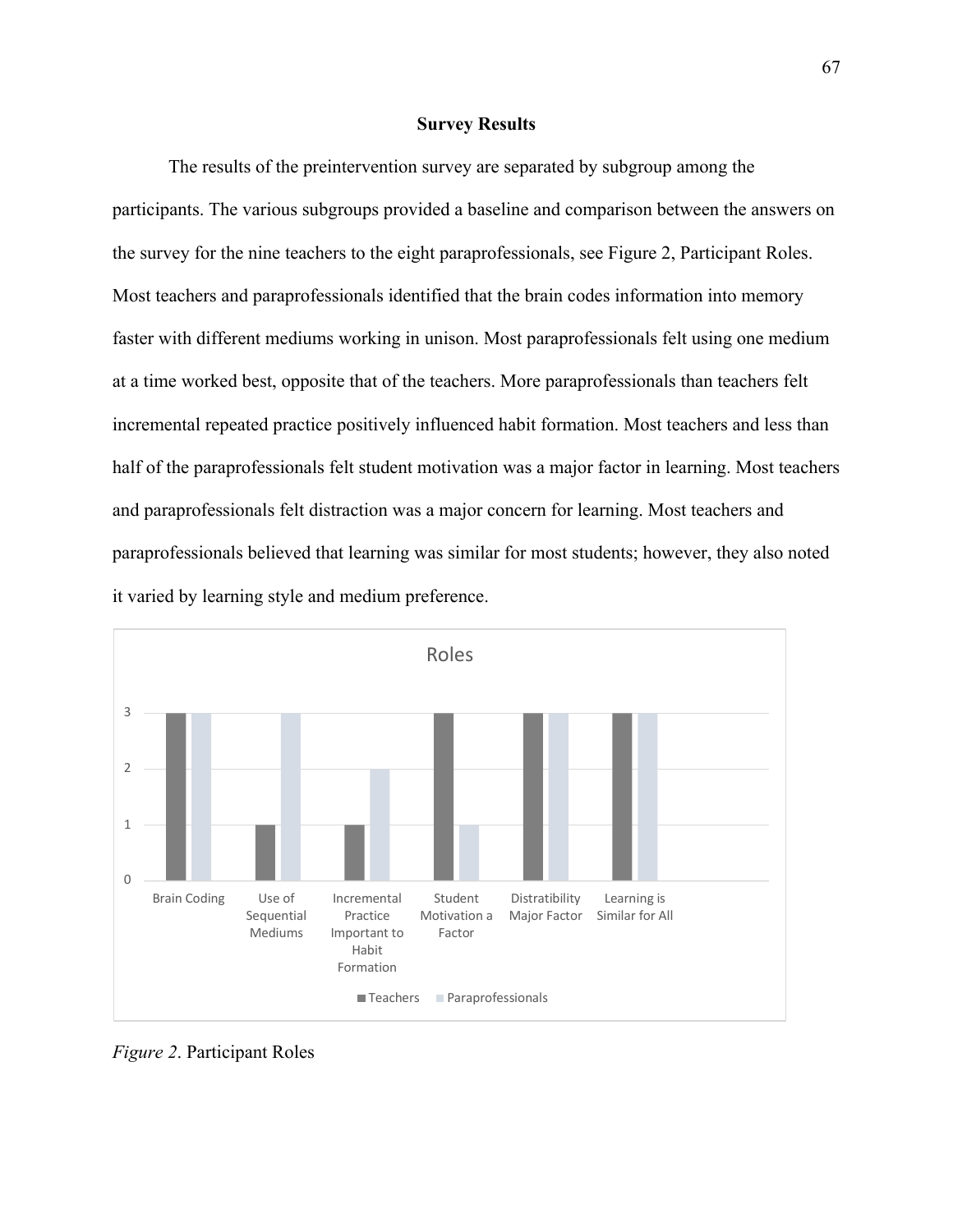## Survey Results

The results of the preintervention survey are separated by subgroup among the participants. The various subgroups provided a baseline and comparison between the answers on the survey for the nine teachers to the eight paraprofessionals, see Figure 2, Participant Roles. Most teachers and paraprofessionals identified that the brain codes information into memory faster with different mediums working in unison. Most paraprofessionals felt using one medium at a time worked best, opposite that of the teachers. More paraprofessionals than teachers felt incremental repeated practice positively influenced habit formation. Most teachers and less than half of the paraprofessionals felt student motivation was a major factor in learning. Most teachers and paraprofessionals felt distraction was a major concern for learning. Most teachers and paraprofessionals believed that learning was similar for most students; however, they also noted it varied by learning style and medium preference.

**Roles**

| | Teachers | Paraprofessionals |
|---|---|---|
| Brain Coding | 3 | 3 |
| Use of Sequential Mediums | 1 | 3 |
| Incremental Practice Important to Habit Formation | 1 | 2 |
| Student Motivation a Factor | 3 | 1 |
| Distratibility Major Factor | 3 | 3 |
| Learning is Similar for All | 3 | 3 |

*Figure 2*. Participant Roles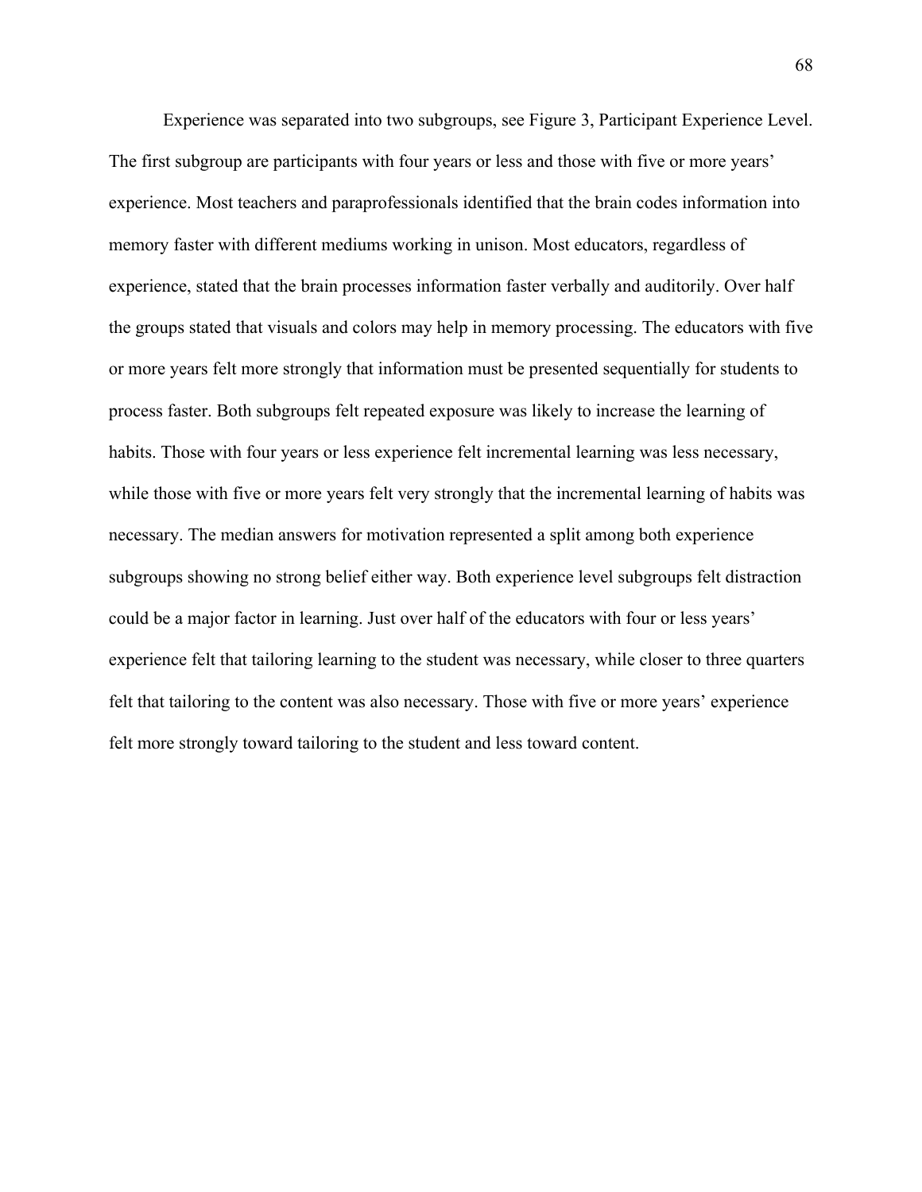Experience was separated into two subgroups, see Figure 3, Participant Experience Level. The first subgroup are participants with four years or less and those with five or more years' experience. Most teachers and paraprofessionals identified that the brain codes information into memory faster with different mediums working in unison. Most educators, regardless of experience, stated that the brain processes information faster verbally and auditorily. Over half the groups stated that visuals and colors may help in memory processing. The educators with five or more years felt more strongly that information must be presented sequentially for students to process faster. Both subgroups felt repeated exposure was likely to increase the learning of habits. Those with four years or less experience felt incremental learning was less necessary, while those with five or more years felt very strongly that the incremental learning of habits was necessary. The median answers for motivation represented a split among both experience subgroups showing no strong belief either way. Both experience level subgroups felt distraction could be a major factor in learning. Just over half of the educators with four or less years' experience felt that tailoring learning to the student was necessary, while closer to three quarters felt that tailoring to the content was also necessary. Those with five or more years' experience felt more strongly toward tailoring to the student and less toward content.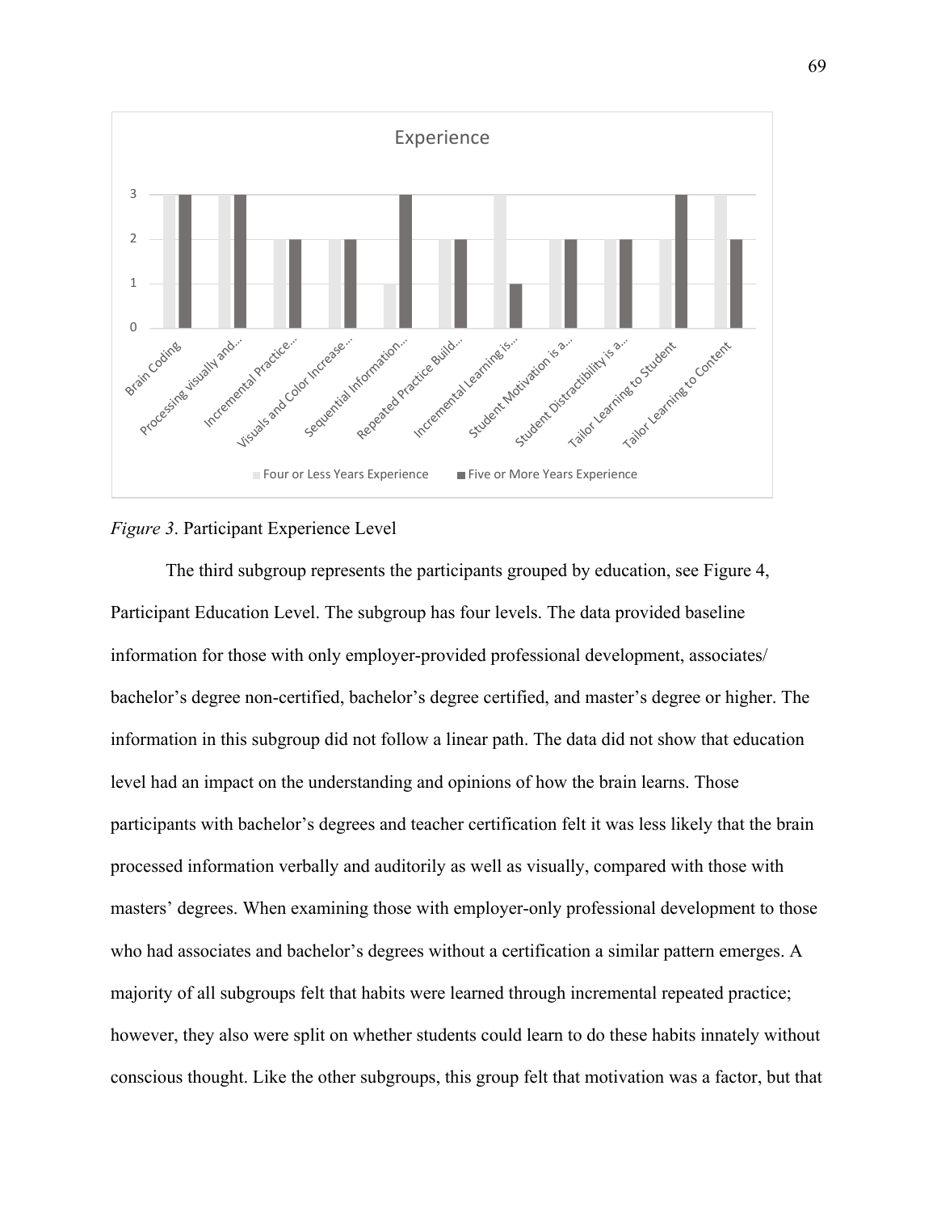*Figure 3*. Participant Experience Level

The third subgroup represents the participants grouped by education, see Figure 4, Participant Education Level. The subgroup has four levels. The data provided baseline information for those with only employer-provided professional development, associates/ bachelor's degree non-certified, bachelor's degree certified, and master's degree or higher. The information in this subgroup did not follow a linear path. The data did not show that education level had an impact on the understanding and opinions of how the brain learns. Those participants with bachelor's degrees and teacher certification felt it was less likely that the brain processed information verbally and auditorily as well as visually, compared with those with masters' degrees. When examining those with employer-only professional development to those who had associates and bachelor's degrees without a certification a similar pattern emerges. A majority of all subgroups felt that habits were learned through incremental repeated practice; however, they also were split on whether students could learn to do these habits innately without conscious thought. Like the other subgroups, this group felt that motivation was a factor, but that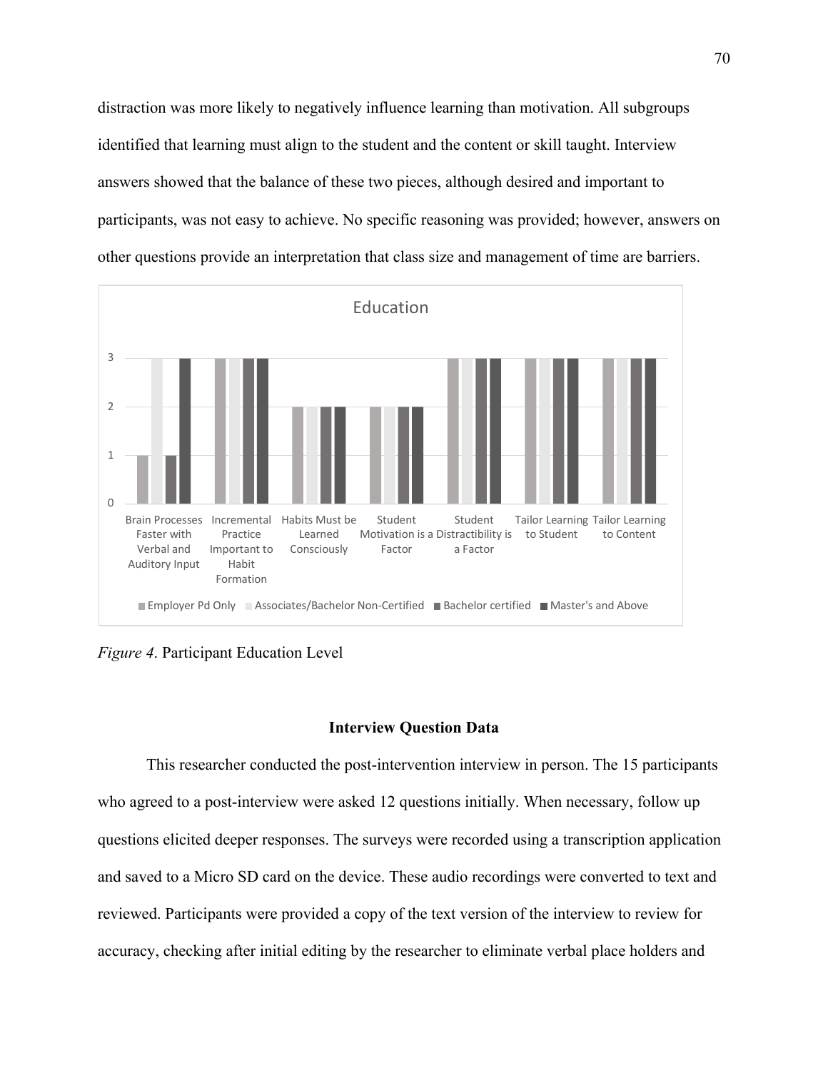distraction was more likely to negatively influence learning than motivation. All subgroups identified that learning must align to the student and the content or skill taught. Interview answers showed that the balance of these two pieces, although desired and important to participants, was not easy to achieve. No specific reasoning was provided; however, answers on other questions provide an interpretation that class size and management of time are barriers.

*Figure 4*. Participant Education Level

## Interview Question Data

This researcher conducted the post-intervention interview in person. The 15 participants who agreed to a post-interview were asked 12 questions initially. When necessary, follow up questions elicited deeper responses. The surveys were recorded using a transcription application and saved to a Micro SD card on the device. These audio recordings were converted to text and reviewed. Participants were provided a copy of the text version of the interview to review for accuracy, checking after initial editing by the researcher to eliminate verbal place holders and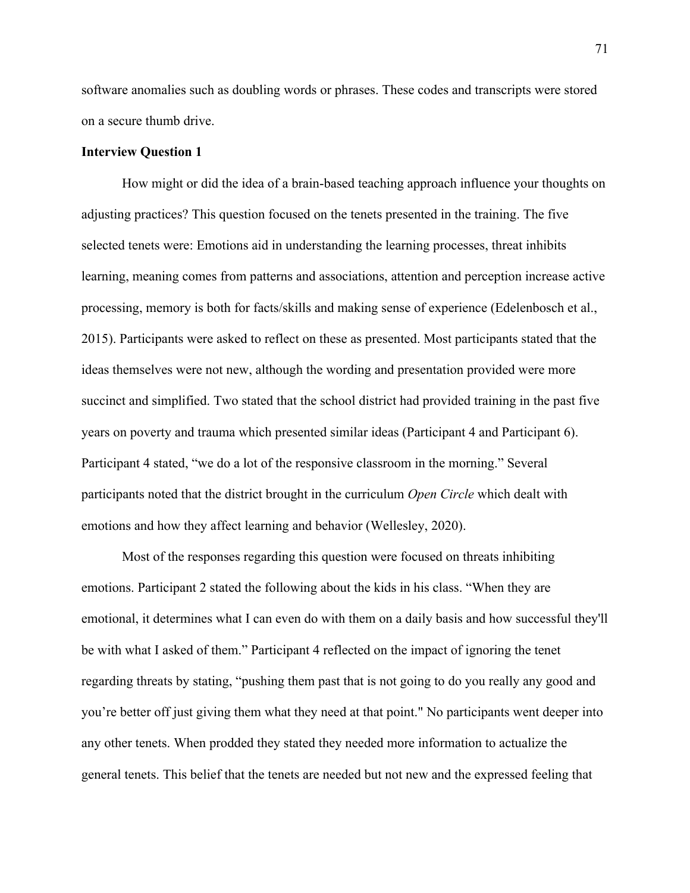software anomalies such as doubling words or phrases. These codes and transcripts were stored on a secure thumb drive.

**Interview Question 1**

How might or did the idea of a brain-based teaching approach influence your thoughts on adjusting practices? This question focused on the tenets presented in the training. The five selected tenets were: Emotions aid in understanding the learning processes, threat inhibits learning, meaning comes from patterns and associations, attention and perception increase active processing, memory is both for facts/skills and making sense of experience (Edelenbosch et al., 2015). Participants were asked to reflect on these as presented. Most participants stated that the ideas themselves were not new, although the wording and presentation provided were more succinct and simplified. Two stated that the school district had provided training in the past five years on poverty and trauma which presented similar ideas (Participant 4 and Participant 6). Participant 4 stated, "we do a lot of the responsive classroom in the morning." Several participants noted that the district brought in the curriculum *Open Circle* which dealt with emotions and how they affect learning and behavior (Wellesley, 2020).

Most of the responses regarding this question were focused on threats inhibiting emotions. Participant 2 stated the following about the kids in his class. "When they are emotional, it determines what I can even do with them on a daily basis and how successful they'll be with what I asked of them." Participant 4 reflected on the impact of ignoring the tenet regarding threats by stating, "pushing them past that is not going to do you really any good and you're better off just giving them what they need at that point." No participants went deeper into any other tenets. When prodded they stated they needed more information to actualize the general tenets. This belief that the tenets are needed but not new and the expressed feeling that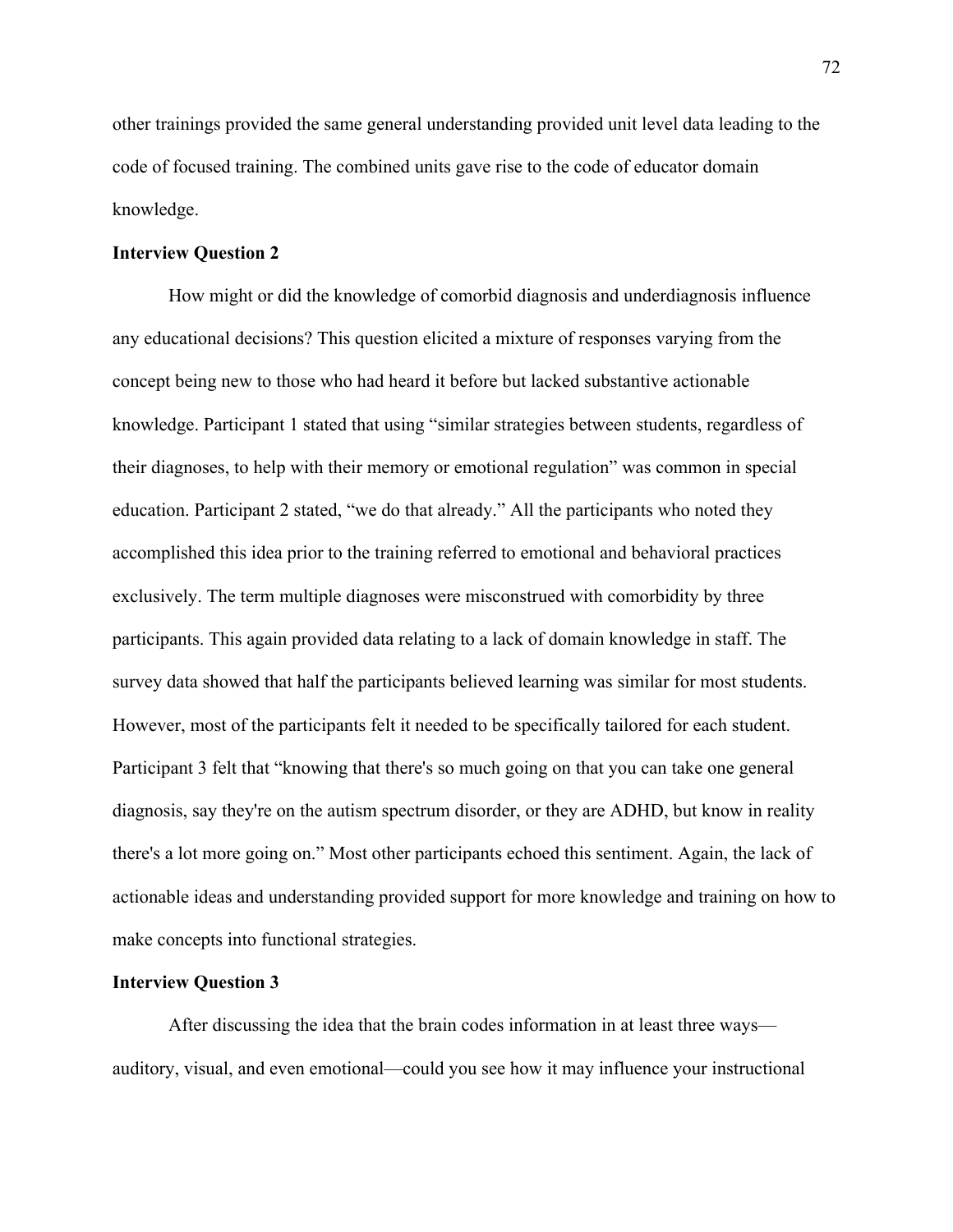other trainings provided the same general understanding provided unit level data leading to the code of focused training. The combined units gave rise to the code of educator domain knowledge.

**Interview Question 2**

How might or did the knowledge of comorbid diagnosis and underdiagnosis influence any educational decisions? This question elicited a mixture of responses varying from the concept being new to those who had heard it before but lacked substantive actionable knowledge. Participant 1 stated that using "similar strategies between students, regardless of their diagnoses, to help with their memory or emotional regulation" was common in special education. Participant 2 stated, "we do that already." All the participants who noted they accomplished this idea prior to the training referred to emotional and behavioral practices exclusively. The term multiple diagnoses were misconstrued with comorbidity by three participants. This again provided data relating to a lack of domain knowledge in staff. The survey data showed that half the participants believed learning was similar for most students. However, most of the participants felt it needed to be specifically tailored for each student. Participant 3 felt that "knowing that there's so much going on that you can take one general diagnosis, say they're on the autism spectrum disorder, or they are ADHD, but know in reality there's a lot more going on." Most other participants echoed this sentiment. Again, the lack of actionable ideas and understanding provided support for more knowledge and training on how to make concepts into functional strategies.

**Interview Question 3**

After discussing the idea that the brain codes information in at least three ways—auditory, visual, and even emotional—could you see how it may influence your instructional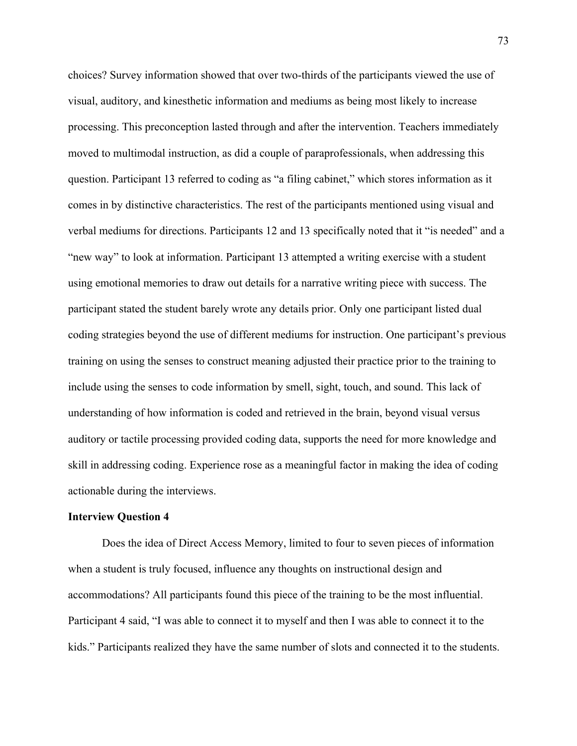choices? Survey information showed that over two-thirds of the participants viewed the use of visual, auditory, and kinesthetic information and mediums as being most likely to increase processing. This preconception lasted through and after the intervention. Teachers immediately moved to multimodal instruction, as did a couple of paraprofessionals, when addressing this question. Participant 13 referred to coding as "a filing cabinet," which stores information as it comes in by distinctive characteristics. The rest of the participants mentioned using visual and verbal mediums for directions. Participants 12 and 13 specifically noted that it "is needed" and a "new way" to look at information. Participant 13 attempted a writing exercise with a student using emotional memories to draw out details for a narrative writing piece with success. The participant stated the student barely wrote any details prior. Only one participant listed dual coding strategies beyond the use of different mediums for instruction. One participant's previous training on using the senses to construct meaning adjusted their practice prior to the training to include using the senses to code information by smell, sight, touch, and sound. This lack of understanding of how information is coded and retrieved in the brain, beyond visual versus auditory or tactile processing provided coding data, supports the need for more knowledge and skill in addressing coding. Experience rose as a meaningful factor in making the idea of coding actionable during the interviews.

**Interview Question 4**

Does the idea of Direct Access Memory, limited to four to seven pieces of information when a student is truly focused, influence any thoughts on instructional design and accommodations? All participants found this piece of the training to be the most influential. Participant 4 said, "I was able to connect it to myself and then I was able to connect it to the kids." Participants realized they have the same number of slots and connected it to the students.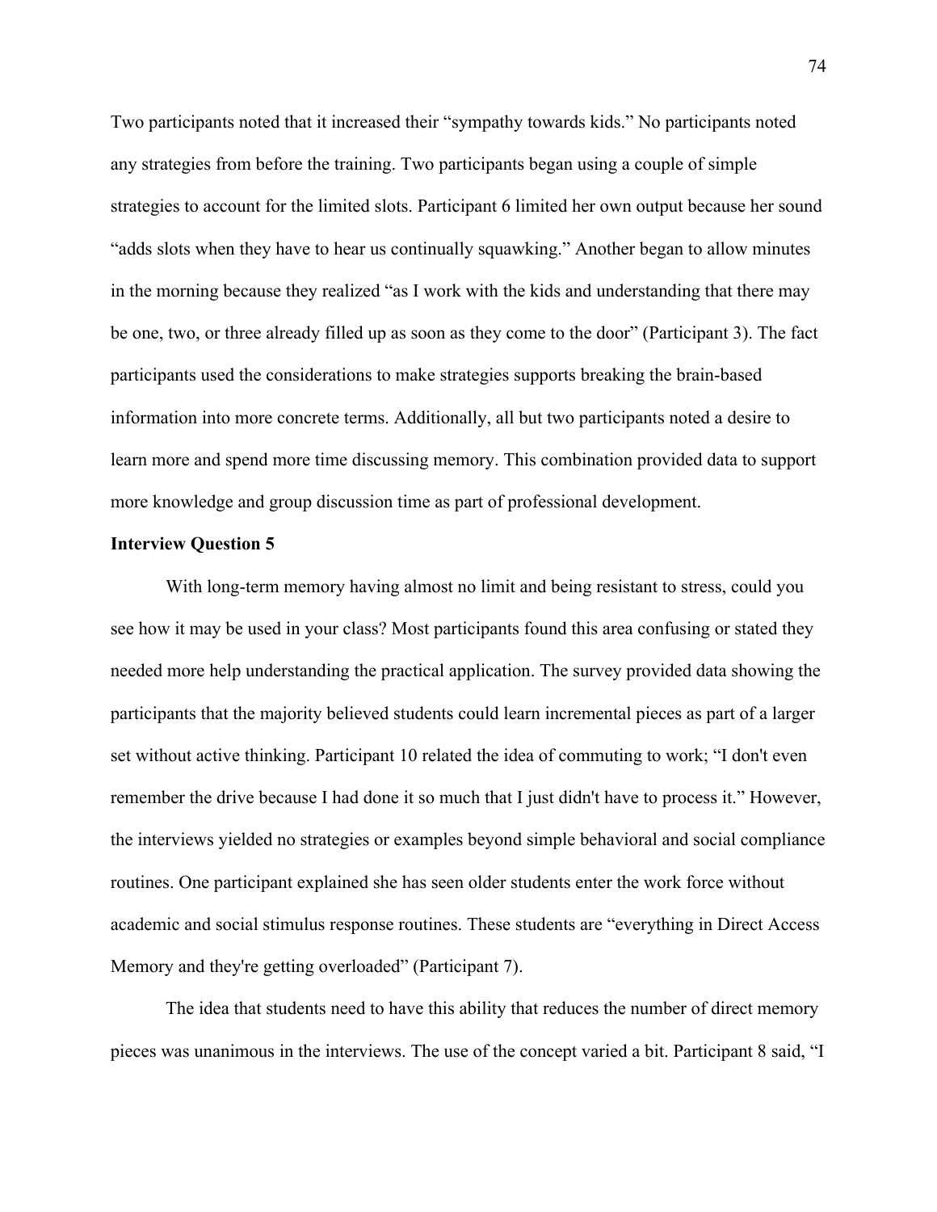Two participants noted that it increased their "sympathy towards kids." No participants noted any strategies from before the training. Two participants began using a couple of simple strategies to account for the limited slots. Participant 6 limited her own output because her sound "adds slots when they have to hear us continually squawking." Another began to allow minutes in the morning because they realized "as I work with the kids and understanding that there may be one, two, or three already filled up as soon as they come to the door" (Participant 3). The fact participants used the considerations to make strategies supports breaking the brain-based information into more concrete terms. Additionally, all but two participants noted a desire to learn more and spend more time discussing memory. This combination provided data to support more knowledge and group discussion time as part of professional development.

**Interview Question 5**

With long-term memory having almost no limit and being resistant to stress, could you see how it may be used in your class? Most participants found this area confusing or stated they needed more help understanding the practical application. The survey provided data showing the participants that the majority believed students could learn incremental pieces as part of a larger set without active thinking. Participant 10 related the idea of commuting to work; "I don't even remember the drive because I had done it so much that I just didn't have to process it." However, the interviews yielded no strategies or examples beyond simple behavioral and social compliance routines. One participant explained she has seen older students enter the work force without academic and social stimulus response routines. These students are "everything in Direct Access Memory and they're getting overloaded" (Participant 7).

The idea that students need to have this ability that reduces the number of direct memory pieces was unanimous in the interviews. The use of the concept varied a bit. Participant 8 said, "I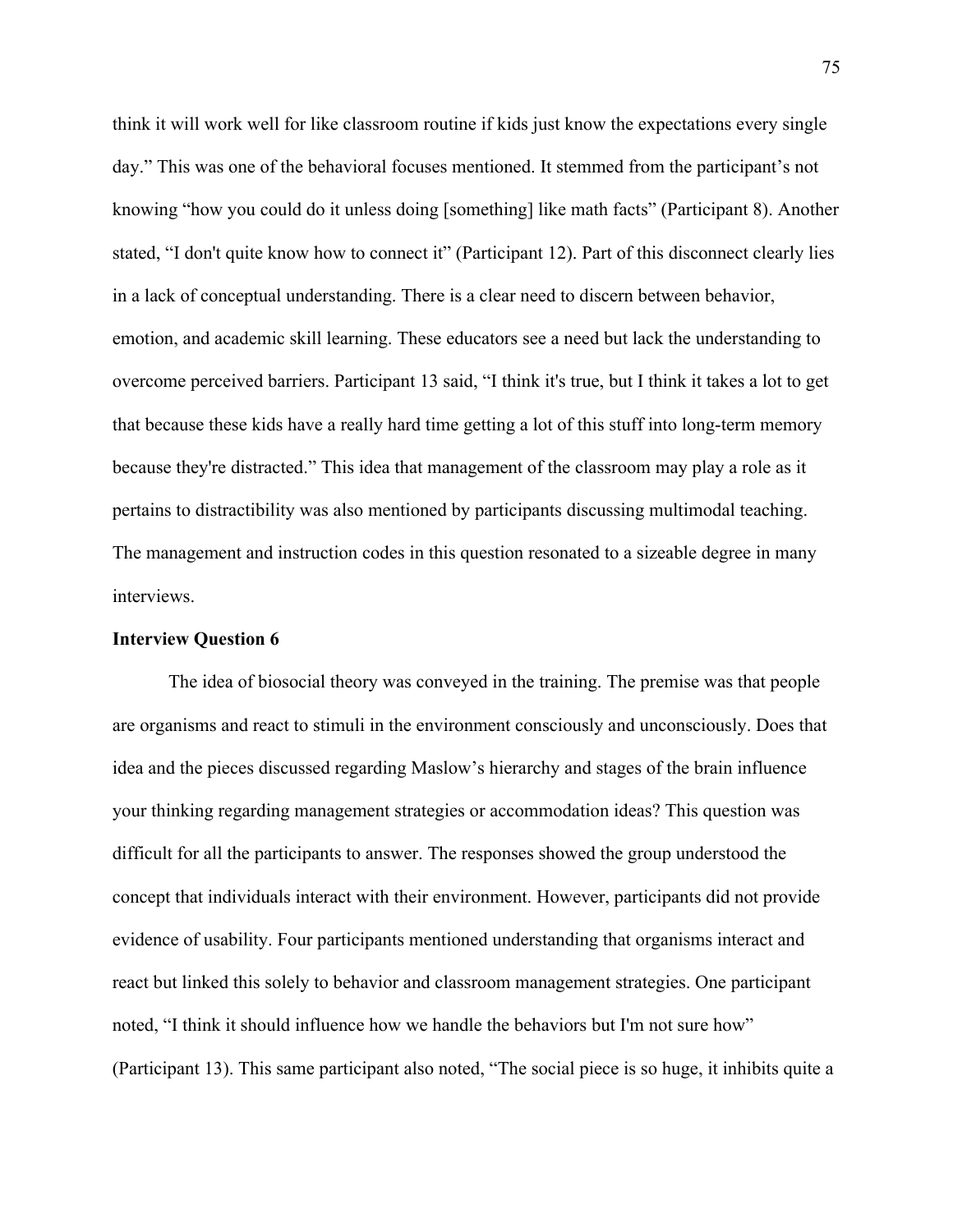think it will work well for like classroom routine if kids just know the expectations every single day." This was one of the behavioral focuses mentioned. It stemmed from the participant's not knowing "how you could do it unless doing [something] like math facts" (Participant 8). Another stated, "I don't quite know how to connect it" (Participant 12). Part of this disconnect clearly lies in a lack of conceptual understanding. There is a clear need to discern between behavior, emotion, and academic skill learning. These educators see a need but lack the understanding to overcome perceived barriers. Participant 13 said, "I think it's true, but I think it takes a lot to get that because these kids have a really hard time getting a lot of this stuff into long-term memory because they're distracted." This idea that management of the classroom may play a role as it pertains to distractibility was also mentioned by participants discussing multimodal teaching. The management and instruction codes in this question resonated to a sizeable degree in many interviews.

**Interview Question 6**

The idea of biosocial theory was conveyed in the training. The premise was that people are organisms and react to stimuli in the environment consciously and unconsciously. Does that idea and the pieces discussed regarding Maslow's hierarchy and stages of the brain influence your thinking regarding management strategies or accommodation ideas? This question was difficult for all the participants to answer. The responses showed the group understood the concept that individuals interact with their environment. However, participants did not provide evidence of usability. Four participants mentioned understanding that organisms interact and react but linked this solely to behavior and classroom management strategies. One participant noted, "I think it should influence how we handle the behaviors but I'm not sure how" (Participant 13). This same participant also noted, "The social piece is so huge, it inhibits quite a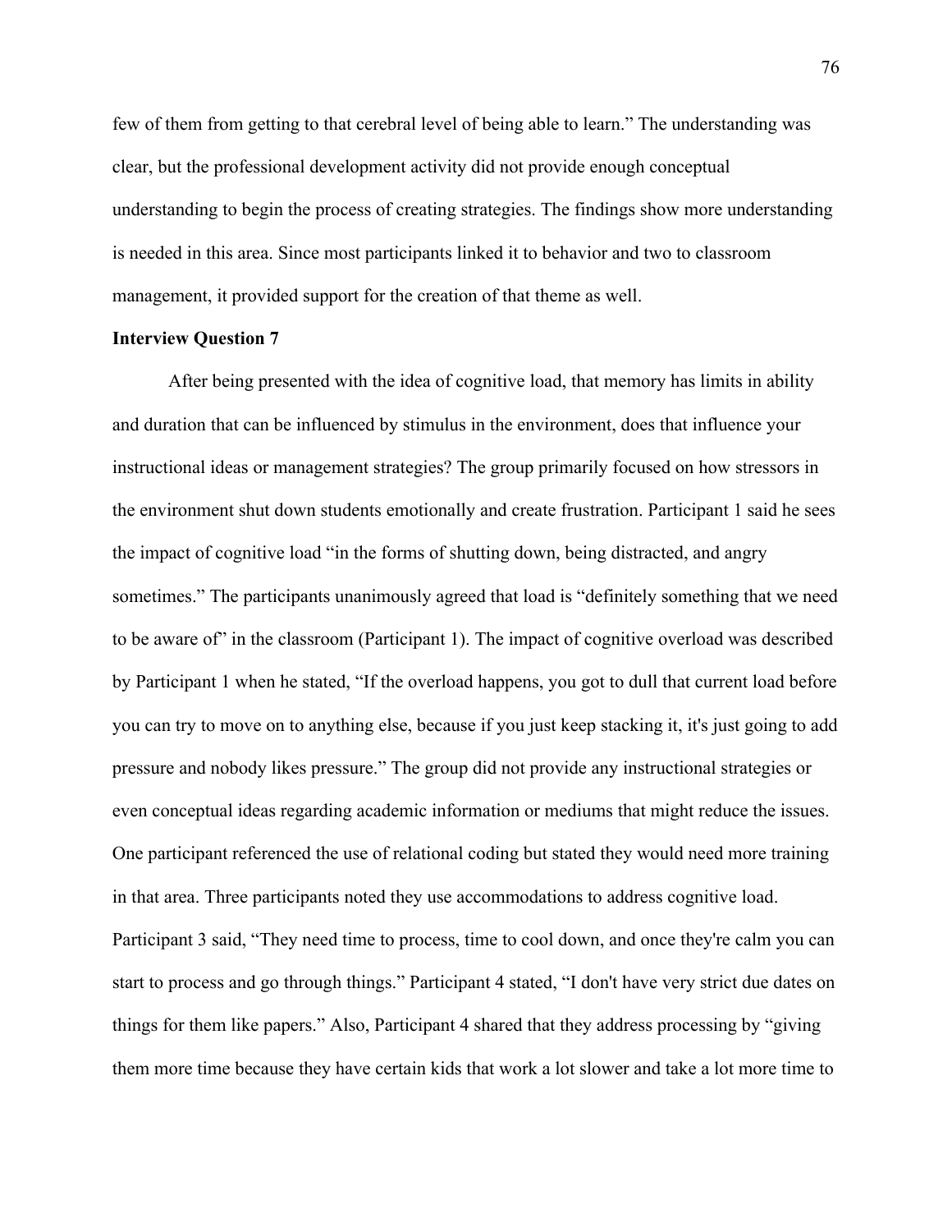few of them from getting to that cerebral level of being able to learn." The understanding was clear, but the professional development activity did not provide enough conceptual understanding to begin the process of creating strategies. The findings show more understanding is needed in this area. Since most participants linked it to behavior and two to classroom management, it provided support for the creation of that theme as well.

**Interview Question 7**

After being presented with the idea of cognitive load, that memory has limits in ability and duration that can be influenced by stimulus in the environment, does that influence your instructional ideas or management strategies? The group primarily focused on how stressors in the environment shut down students emotionally and create frustration. Participant 1 said he sees the impact of cognitive load "in the forms of shutting down, being distracted, and angry sometimes." The participants unanimously agreed that load is "definitely something that we need to be aware of" in the classroom (Participant 1). The impact of cognitive overload was described by Participant 1 when he stated, "If the overload happens, you got to dull that current load before you can try to move on to anything else, because if you just keep stacking it, it's just going to add pressure and nobody likes pressure." The group did not provide any instructional strategies or even conceptual ideas regarding academic information or mediums that might reduce the issues. One participant referenced the use of relational coding but stated they would need more training in that area. Three participants noted they use accommodations to address cognitive load. Participant 3 said, "They need time to process, time to cool down, and once they're calm you can start to process and go through things." Participant 4 stated, "I don't have very strict due dates on things for them like papers." Also, Participant 4 shared that they address processing by "giving them more time because they have certain kids that work a lot slower and take a lot more time to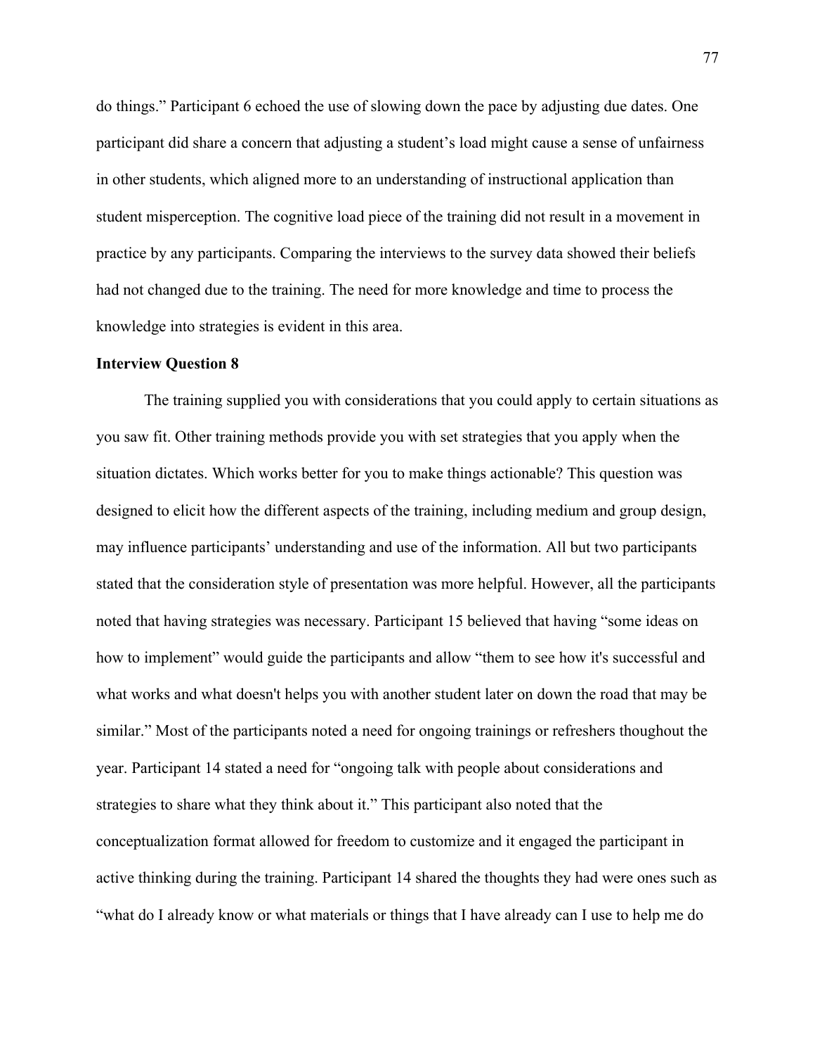do things." Participant 6 echoed the use of slowing down the pace by adjusting due dates. One participant did share a concern that adjusting a student's load might cause a sense of unfairness in other students, which aligned more to an understanding of instructional application than student misperception. The cognitive load piece of the training did not result in a movement in practice by any participants. Comparing the interviews to the survey data showed their beliefs had not changed due to the training. The need for more knowledge and time to process the knowledge into strategies is evident in this area.

**Interview Question 8**

The training supplied you with considerations that you could apply to certain situations as you saw fit. Other training methods provide you with set strategies that you apply when the situation dictates. Which works better for you to make things actionable? This question was designed to elicit how the different aspects of the training, including medium and group design, may influence participants' understanding and use of the information. All but two participants stated that the consideration style of presentation was more helpful. However, all the participants noted that having strategies was necessary. Participant 15 believed that having "some ideas on how to implement" would guide the participants and allow "them to see how it's successful and what works and what doesn't helps you with another student later on down the road that may be similar." Most of the participants noted a need for ongoing trainings or refreshers thoughout the year. Participant 14 stated a need for "ongoing talk with people about considerations and strategies to share what they think about it." This participant also noted that the conceptualization format allowed for freedom to customize and it engaged the participant in active thinking during the training. Participant 14 shared the thoughts they had were ones such as "what do I already know or what materials or things that I have already can I use to help me do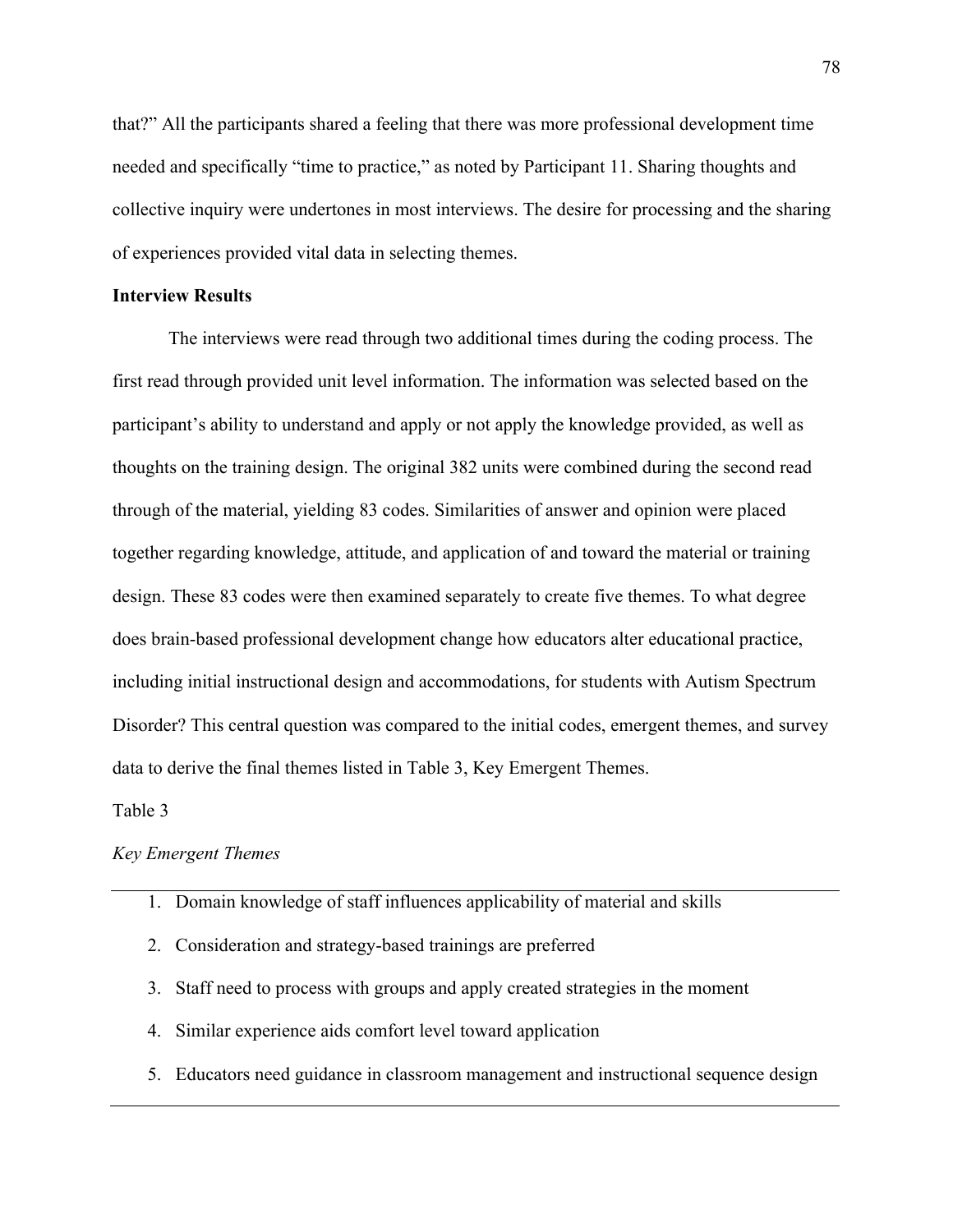that?" All the participants shared a feeling that there was more professional development time needed and specifically "time to practice," as noted by Participant 11. Sharing thoughts and collective inquiry were undertones in most interviews. The desire for processing and the sharing of experiences provided vital data in selecting themes.

**Interview Results**

The interviews were read through two additional times during the coding process. The first read through provided unit level information. The information was selected based on the participant's ability to understand and apply or not apply the knowledge provided, as well as thoughts on the training design. The original 382 units were combined during the second read through of the material, yielding 83 codes. Similarities of answer and opinion were placed together regarding knowledge, attitude, and application of and toward the material or training design. These 83 codes were then examined separately to create five themes. To what degree does brain-based professional development change how educators alter educational practice, including initial instructional design and accommodations, for students with Autism Spectrum Disorder? This central question was compared to the initial codes, emergent themes, and survey data to derive the final themes listed in Table 3, Key Emergent Themes.

Table 3

*Key Emergent Themes*

1. Domain knowledge of staff influences applicability of material and skills
2. Consideration and strategy-based trainings are preferred
3. Staff need to process with groups and apply created strategies in the moment
4. Similar experience aids comfort level toward application
5. Educators need guidance in classroom management and instructional sequence design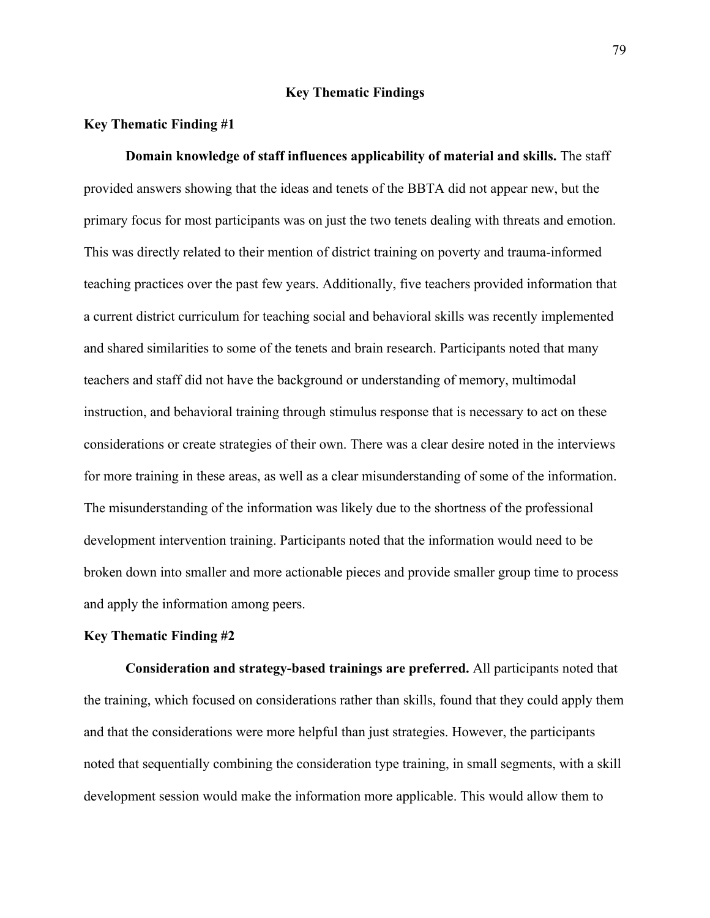## Key Thematic Findings

### Key Thematic Finding #1

**Domain knowledge of staff influences applicability of material and skills.** The staff provided answers showing that the ideas and tenets of the BBTA did not appear new, but the primary focus for most participants was on just the two tenets dealing with threats and emotion. This was directly related to their mention of district training on poverty and trauma-informed teaching practices over the past few years. Additionally, five teachers provided information that a current district curriculum for teaching social and behavioral skills was recently implemented and shared similarities to some of the tenets and brain research. Participants noted that many teachers and staff did not have the background or understanding of memory, multimodal instruction, and behavioral training through stimulus response that is necessary to act on these considerations or create strategies of their own. There was a clear desire noted in the interviews for more training in these areas, as well as a clear misunderstanding of some of the information. The misunderstanding of the information was likely due to the shortness of the professional development intervention training. Participants noted that the information would need to be broken down into smaller and more actionable pieces and provide smaller group time to process and apply the information among peers.

### Key Thematic Finding #2

**Consideration and strategy-based trainings are preferred.** All participants noted that the training, which focused on considerations rather than skills, found that they could apply them and that the considerations were more helpful than just strategies. However, the participants noted that sequentially combining the consideration type training, in small segments, with a skill development session would make the information more applicable. This would allow them to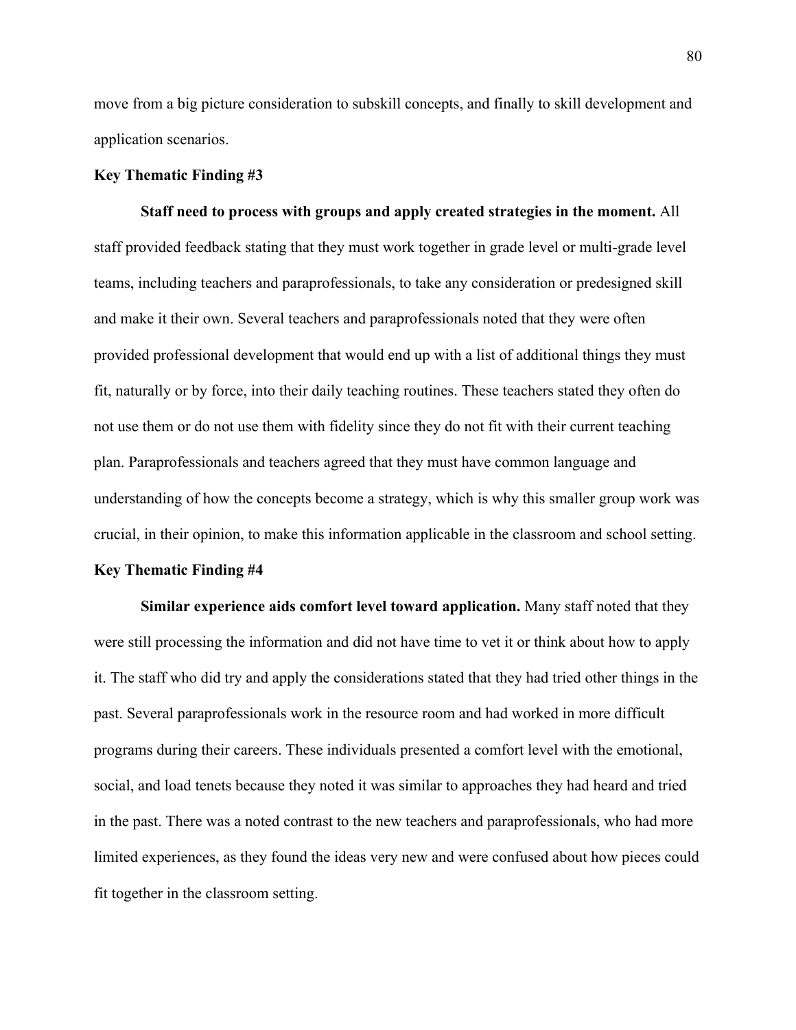move from a big picture consideration to subskill concepts, and finally to skill development and application scenarios.

### Key Thematic Finding #3

**Staff need to process with groups and apply created strategies in the moment.** All staff provided feedback stating that they must work together in grade level or multi-grade level teams, including teachers and paraprofessionals, to take any consideration or predesigned skill and make it their own. Several teachers and paraprofessionals noted that they were often provided professional development that would end up with a list of additional things they must fit, naturally or by force, into their daily teaching routines. These teachers stated they often do not use them or do not use them with fidelity since they do not fit with their current teaching plan. Paraprofessionals and teachers agreed that they must have common language and understanding of how the concepts become a strategy, which is why this smaller group work was crucial, in their opinion, to make this information applicable in the classroom and school setting.

### Key Thematic Finding #4

**Similar experience aids comfort level toward application.** Many staff noted that they were still processing the information and did not have time to vet it or think about how to apply it. The staff who did try and apply the considerations stated that they had tried other things in the past. Several paraprofessionals work in the resource room and had worked in more difficult programs during their careers. These individuals presented a comfort level with the emotional, social, and load tenets because they noted it was similar to approaches they had heard and tried in the past. There was a noted contrast to the new teachers and paraprofessionals, who had more limited experiences, as they found the ideas very new and were confused about how pieces could fit together in the classroom setting.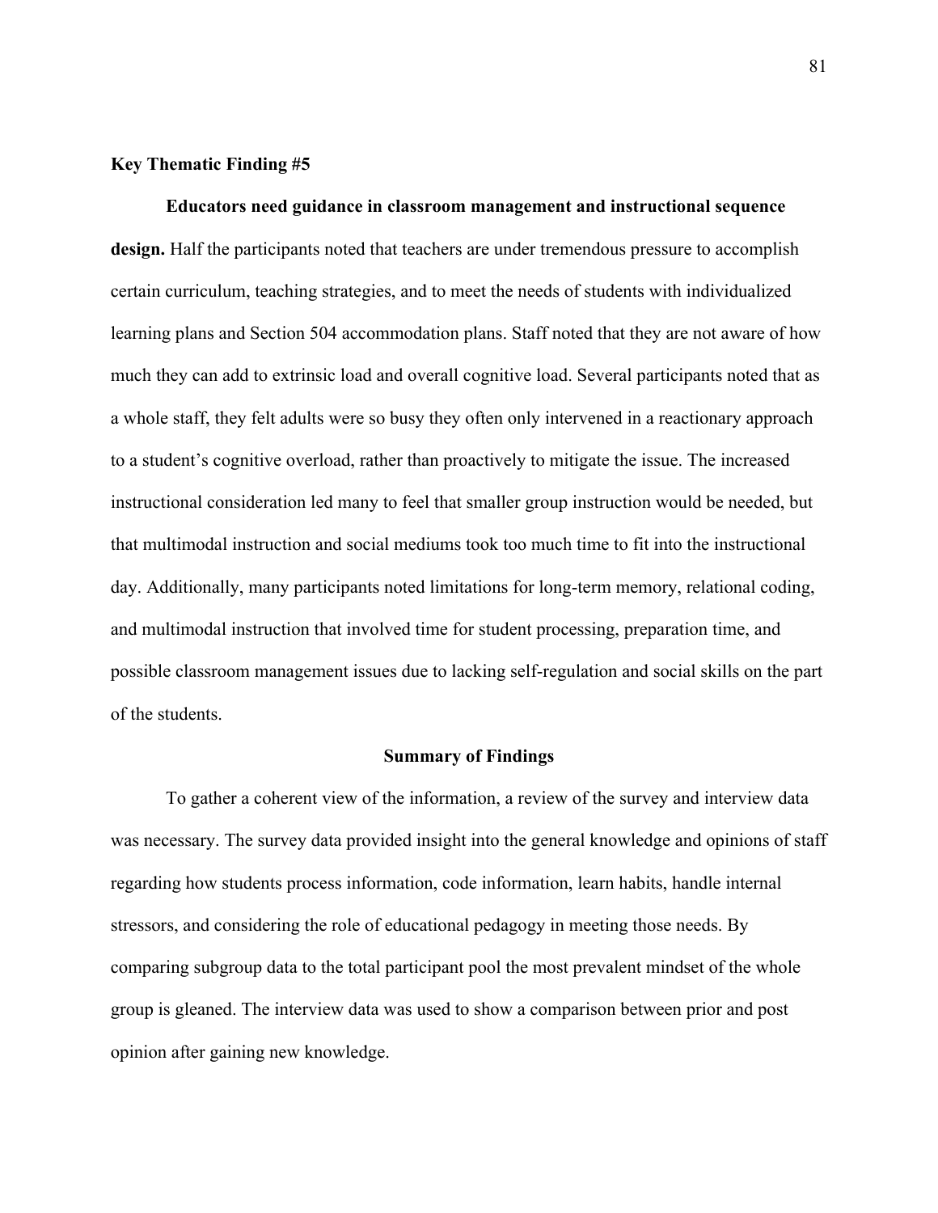**Key Thematic Finding #5**

**Educators need guidance in classroom management and instructional sequence design.** Half the participants noted that teachers are under tremendous pressure to accomplish certain curriculum, teaching strategies, and to meet the needs of students with individualized learning plans and Section 504 accommodation plans. Staff noted that they are not aware of how much they can add to extrinsic load and overall cognitive load. Several participants noted that as a whole staff, they felt adults were so busy they often only intervened in a reactionary approach to a student's cognitive overload, rather than proactively to mitigate the issue. The increased instructional consideration led many to feel that smaller group instruction would be needed, but that multimodal instruction and social mediums took too much time to fit into the instructional day. Additionally, many participants noted limitations for long-term memory, relational coding, and multimodal instruction that involved time for student processing, preparation time, and possible classroom management issues due to lacking self-regulation and social skills on the part of the students.

## Summary of Findings

To gather a coherent view of the information, a review of the survey and interview data was necessary. The survey data provided insight into the general knowledge and opinions of staff regarding how students process information, code information, learn habits, handle internal stressors, and considering the role of educational pedagogy in meeting those needs. By comparing subgroup data to the total participant pool the most prevalent mindset of the whole group is gleaned. The interview data was used to show a comparison between prior and post opinion after gaining new knowledge.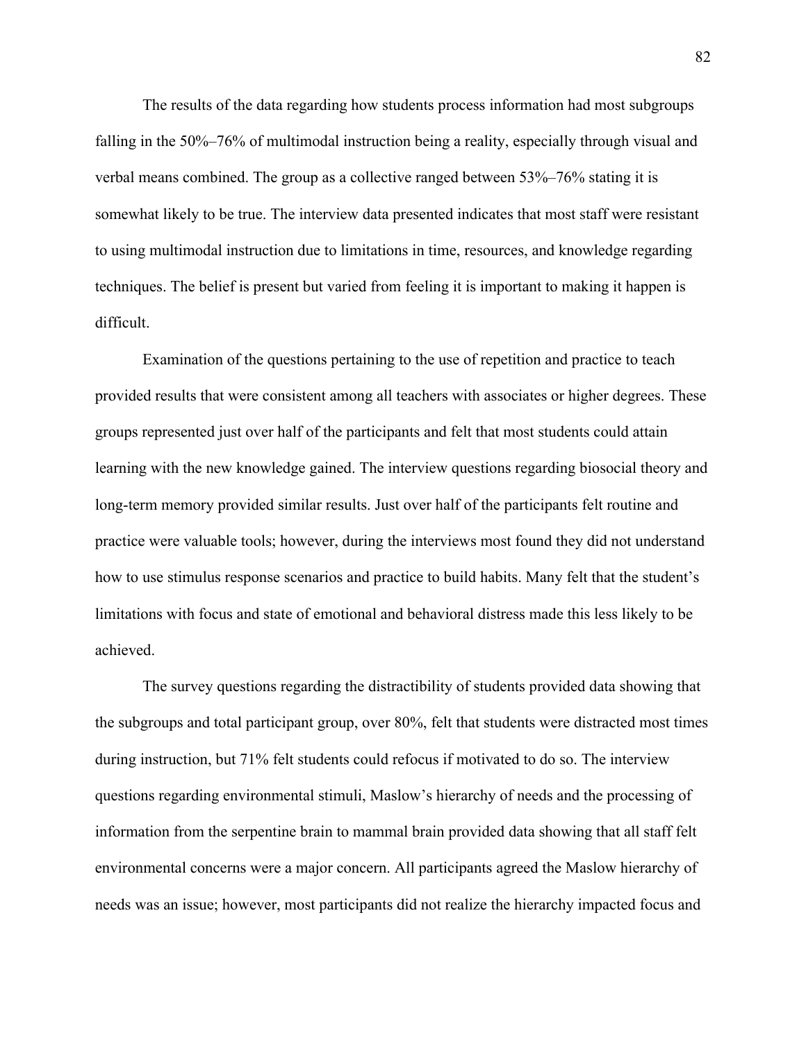The results of the data regarding how students process information had most subgroups falling in the 50%–76% of multimodal instruction being a reality, especially through visual and verbal means combined. The group as a collective ranged between 53%–76% stating it is somewhat likely to be true. The interview data presented indicates that most staff were resistant to using multimodal instruction due to limitations in time, resources, and knowledge regarding techniques. The belief is present but varied from feeling it is important to making it happen is difficult.

Examination of the questions pertaining to the use of repetition and practice to teach provided results that were consistent among all teachers with associates or higher degrees. These groups represented just over half of the participants and felt that most students could attain learning with the new knowledge gained. The interview questions regarding biosocial theory and long-term memory provided similar results. Just over half of the participants felt routine and practice were valuable tools; however, during the interviews most found they did not understand how to use stimulus response scenarios and practice to build habits. Many felt that the student's limitations with focus and state of emotional and behavioral distress made this less likely to be achieved.

The survey questions regarding the distractibility of students provided data showing that the subgroups and total participant group, over 80%, felt that students were distracted most times during instruction, but 71% felt students could refocus if motivated to do so. The interview questions regarding environmental stimuli, Maslow's hierarchy of needs and the processing of information from the serpentine brain to mammal brain provided data showing that all staff felt environmental concerns were a major concern. All participants agreed the Maslow hierarchy of needs was an issue; however, most participants did not realize the hierarchy impacted focus and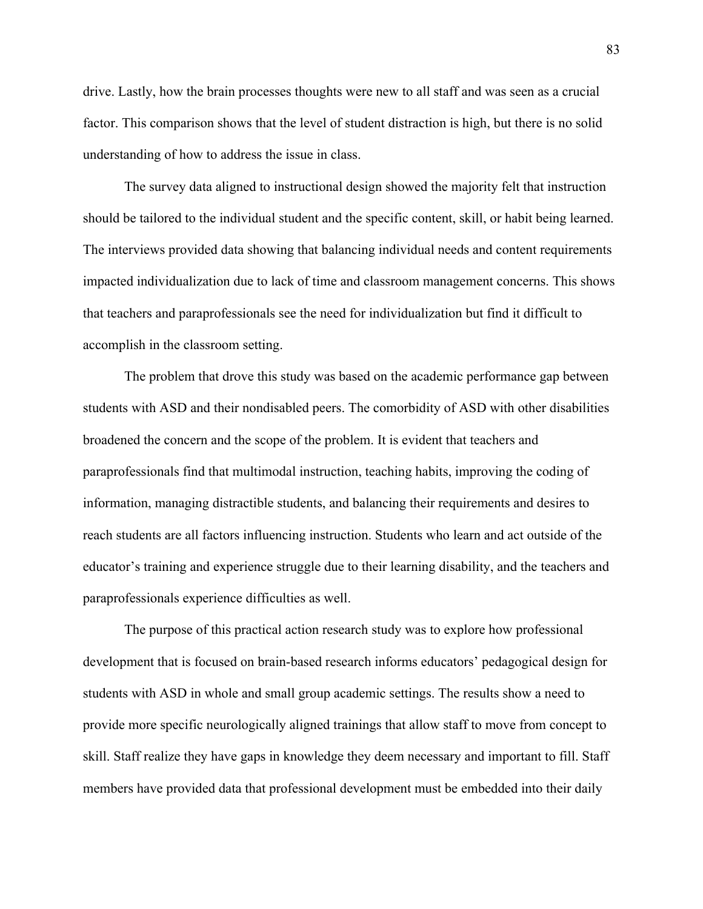drive. Lastly, how the brain processes thoughts were new to all staff and was seen as a crucial factor. This comparison shows that the level of student distraction is high, but there is no solid understanding of how to address the issue in class.

The survey data aligned to instructional design showed the majority felt that instruction should be tailored to the individual student and the specific content, skill, or habit being learned. The interviews provided data showing that balancing individual needs and content requirements impacted individualization due to lack of time and classroom management concerns. This shows that teachers and paraprofessionals see the need for individualization but find it difficult to accomplish in the classroom setting.

The problem that drove this study was based on the academic performance gap between students with ASD and their nondisabled peers. The comorbidity of ASD with other disabilities broadened the concern and the scope of the problem. It is evident that teachers and paraprofessionals find that multimodal instruction, teaching habits, improving the coding of information, managing distractible students, and balancing their requirements and desires to reach students are all factors influencing instruction. Students who learn and act outside of the educator's training and experience struggle due to their learning disability, and the teachers and paraprofessionals experience difficulties as well.

The purpose of this practical action research study was to explore how professional development that is focused on brain-based research informs educators' pedagogical design for students with ASD in whole and small group academic settings. The results show a need to provide more specific neurologically aligned trainings that allow staff to move from concept to skill. Staff realize they have gaps in knowledge they deem necessary and important to fill. Staff members have provided data that professional development must be embedded into their daily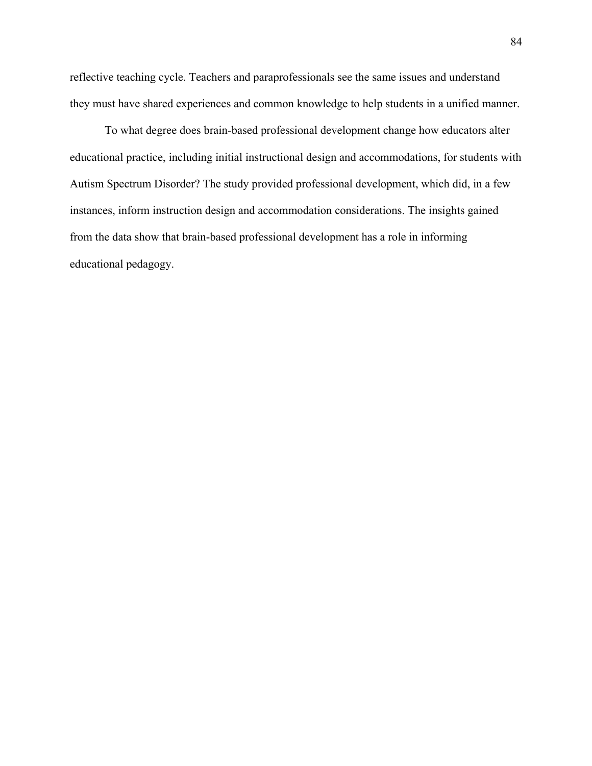reflective teaching cycle. Teachers and paraprofessionals see the same issues and understand they must have shared experiences and common knowledge to help students in a unified manner.

To what degree does brain-based professional development change how educators alter educational practice, including initial instructional design and accommodations, for students with Autism Spectrum Disorder? The study provided professional development, which did, in a few instances, inform instruction design and accommodation considerations. The insights gained from the data show that brain-based professional development has a role in informing educational pedagogy.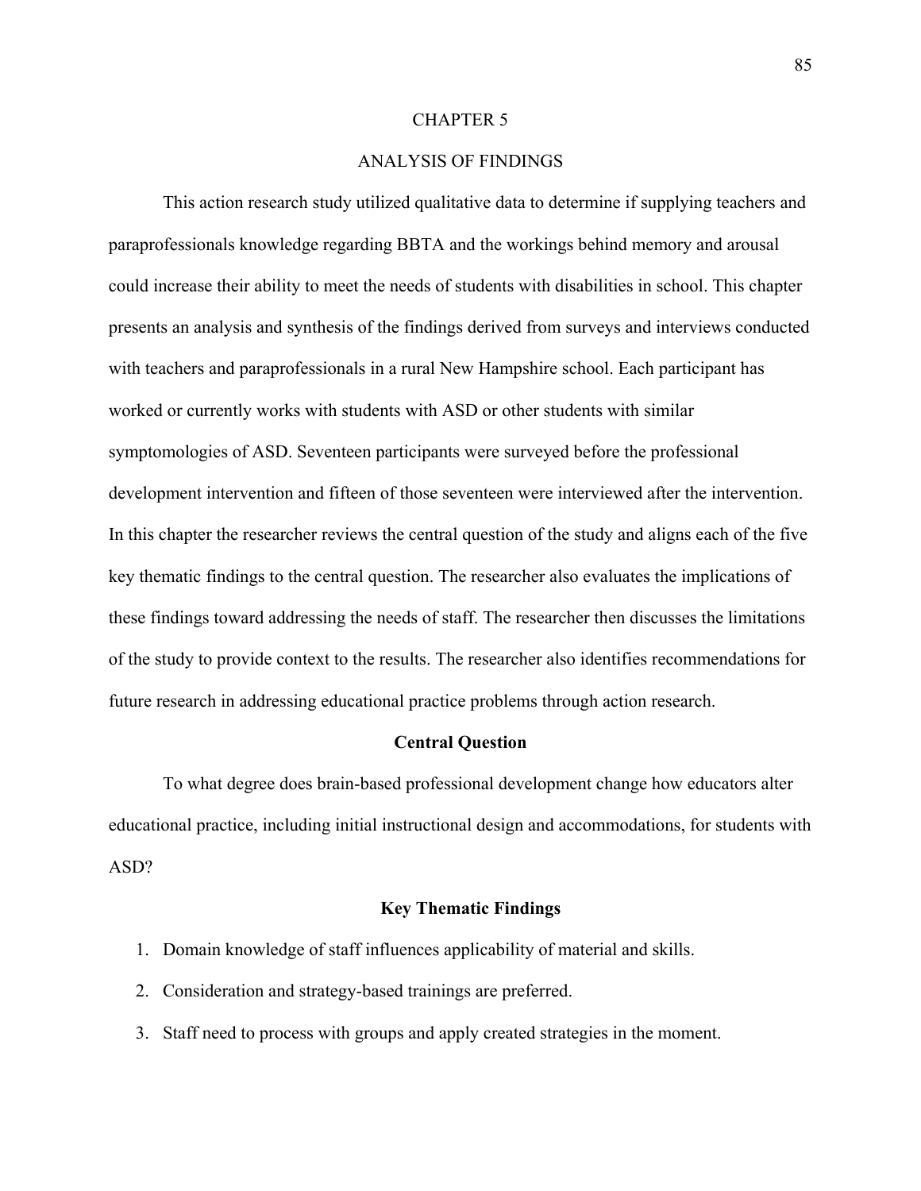# CHAPTER 5

# ANALYSIS OF FINDINGS

This action research study utilized qualitative data to determine if supplying teachers and paraprofessionals knowledge regarding BBTA and the workings behind memory and arousal could increase their ability to meet the needs of students with disabilities in school. This chapter presents an analysis and synthesis of the findings derived from surveys and interviews conducted with teachers and paraprofessionals in a rural New Hampshire school. Each participant has worked or currently works with students with ASD or other students with similar symptomologies of ASD. Seventeen participants were surveyed before the professional development intervention and fifteen of those seventeen were interviewed after the intervention. In this chapter the researcher reviews the central question of the study and aligns each of the five key thematic findings to the central question. The researcher also evaluates the implications of these findings toward addressing the needs of staff. The researcher then discusses the limitations of the study to provide context to the results. The researcher also identifies recommendations for future research in addressing educational practice problems through action research.

## Central Question

To what degree does brain-based professional development change how educators alter educational practice, including initial instructional design and accommodations, for students with ASD?

## Key Thematic Findings

1. Domain knowledge of staff influences applicability of material and skills.
2. Consideration and strategy-based trainings are preferred.
3. Staff need to process with groups and apply created strategies in the moment.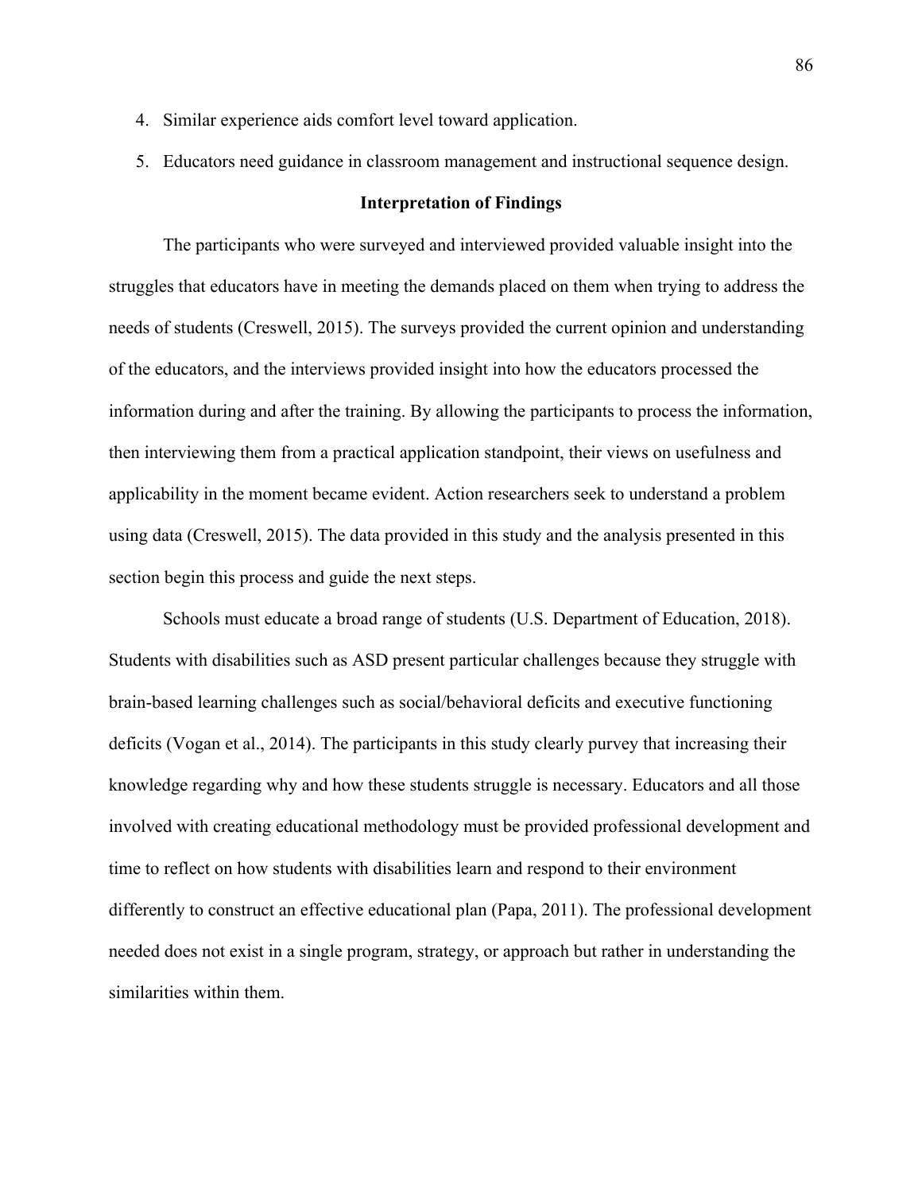4. Similar experience aids comfort level toward application.
5. Educators need guidance in classroom management and instructional sequence design.

## Interpretation of Findings

The participants who were surveyed and interviewed provided valuable insight into the struggles that educators have in meeting the demands placed on them when trying to address the needs of students (Creswell, 2015). The surveys provided the current opinion and understanding of the educators, and the interviews provided insight into how the educators processed the information during and after the training. By allowing the participants to process the information, then interviewing them from a practical application standpoint, their views on usefulness and applicability in the moment became evident. Action researchers seek to understand a problem using data (Creswell, 2015). The data provided in this study and the analysis presented in this section begin this process and guide the next steps.

Schools must educate a broad range of students (U.S. Department of Education, 2018). Students with disabilities such as ASD present particular challenges because they struggle with brain-based learning challenges such as social/behavioral deficits and executive functioning deficits (Vogan et al., 2014). The participants in this study clearly purvey that increasing their knowledge regarding why and how these students struggle is necessary. Educators and all those involved with creating educational methodology must be provided professional development and time to reflect on how students with disabilities learn and respond to their environment differently to construct an effective educational plan (Papa, 2011). The professional development needed does not exist in a single program, strategy, or approach but rather in understanding the similarities within them.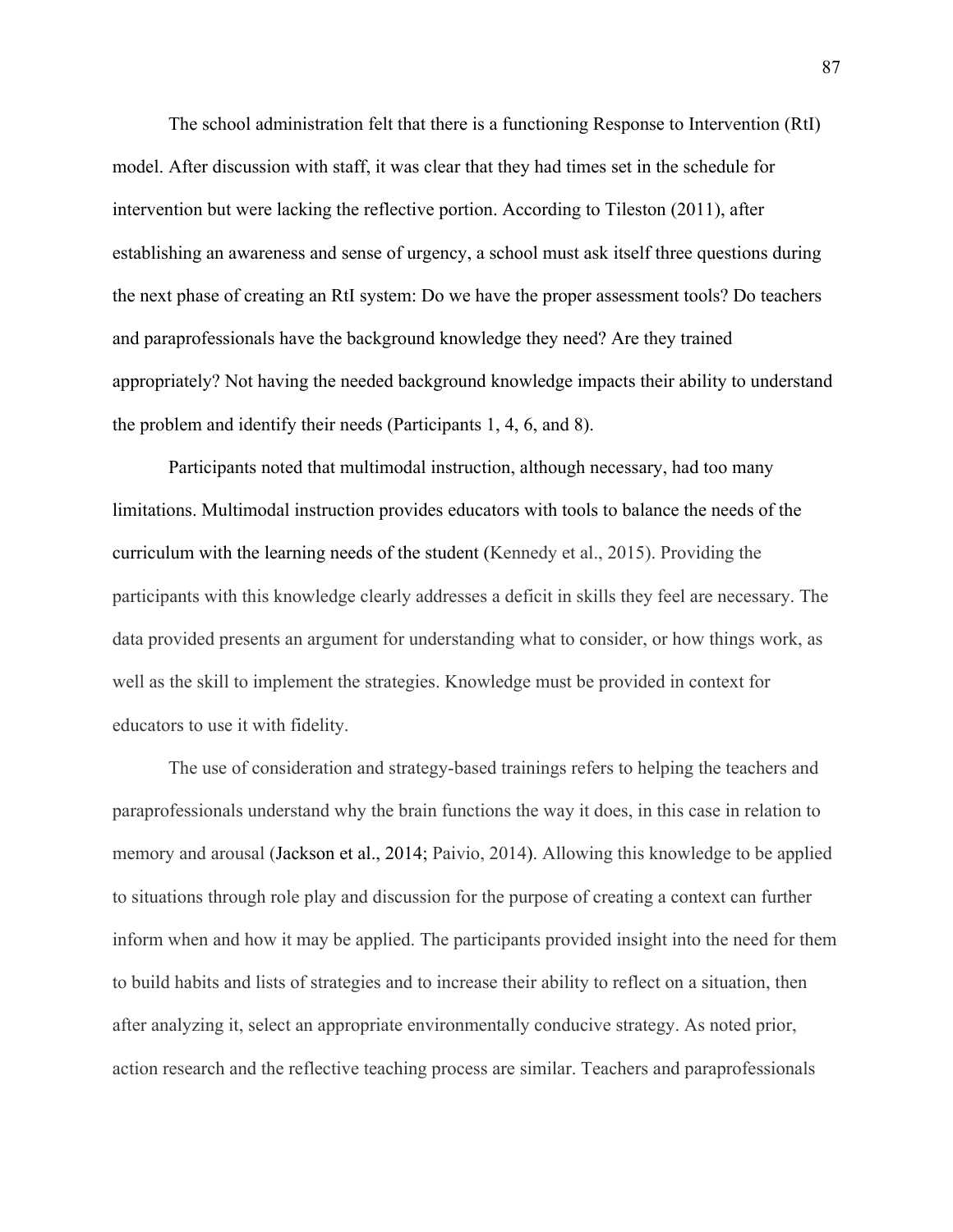The school administration felt that there is a functioning Response to Intervention (RtI) model. After discussion with staff, it was clear that they had times set in the schedule for intervention but were lacking the reflective portion. According to Tileston (2011), after establishing an awareness and sense of urgency, a school must ask itself three questions during the next phase of creating an RtI system: Do we have the proper assessment tools? Do teachers and paraprofessionals have the background knowledge they need? Are they trained appropriately? Not having the needed background knowledge impacts their ability to understand the problem and identify their needs (Participants 1, 4, 6, and 8).

Participants noted that multimodal instruction, although necessary, had too many limitations. Multimodal instruction provides educators with tools to balance the needs of the curriculum with the learning needs of the student (Kennedy et al., 2015). Providing the participants with this knowledge clearly addresses a deficit in skills they feel are necessary. The data provided presents an argument for understanding what to consider, or how things work, as well as the skill to implement the strategies. Knowledge must be provided in context for educators to use it with fidelity.

The use of consideration and strategy-based trainings refers to helping the teachers and paraprofessionals understand why the brain functions the way it does, in this case in relation to memory and arousal (Jackson et al., 2014; Paivio, 2014). Allowing this knowledge to be applied to situations through role play and discussion for the purpose of creating a context can further inform when and how it may be applied. The participants provided insight into the need for them to build habits and lists of strategies and to increase their ability to reflect on a situation, then after analyzing it, select an appropriate environmentally conducive strategy. As noted prior, action research and the reflective teaching process are similar. Teachers and paraprofessionals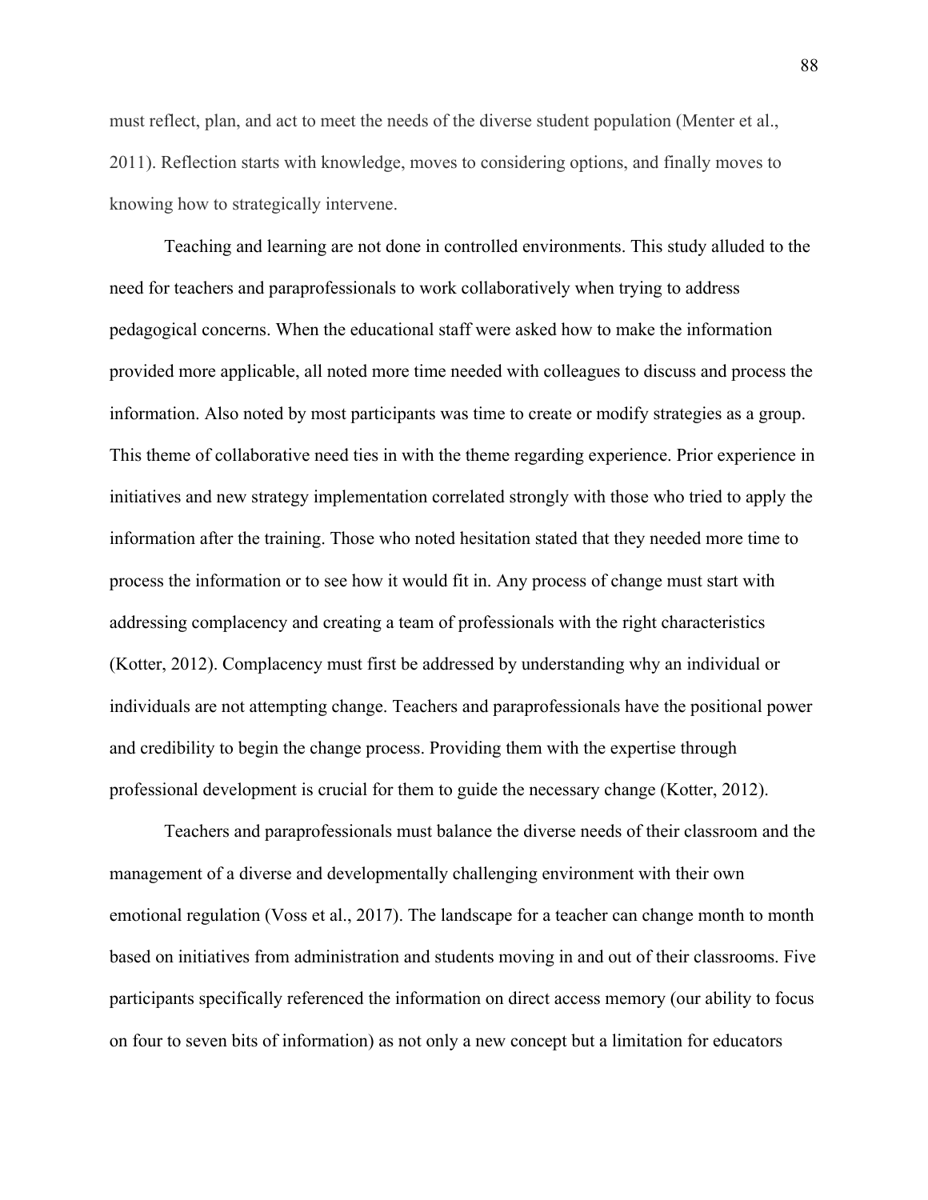must reflect, plan, and act to meet the needs of the diverse student population (Menter et al., 2011). Reflection starts with knowledge, moves to considering options, and finally moves to knowing how to strategically intervene.

Teaching and learning are not done in controlled environments. This study alluded to the need for teachers and paraprofessionals to work collaboratively when trying to address pedagogical concerns. When the educational staff were asked how to make the information provided more applicable, all noted more time needed with colleagues to discuss and process the information. Also noted by most participants was time to create or modify strategies as a group. This theme of collaborative need ties in with the theme regarding experience. Prior experience in initiatives and new strategy implementation correlated strongly with those who tried to apply the information after the training. Those who noted hesitation stated that they needed more time to process the information or to see how it would fit in. Any process of change must start with addressing complacency and creating a team of professionals with the right characteristics (Kotter, 2012). Complacency must first be addressed by understanding why an individual or individuals are not attempting change. Teachers and paraprofessionals have the positional power and credibility to begin the change process. Providing them with the expertise through professional development is crucial for them to guide the necessary change (Kotter, 2012).

Teachers and paraprofessionals must balance the diverse needs of their classroom and the management of a diverse and developmentally challenging environment with their own emotional regulation (Voss et al., 2017). The landscape for a teacher can change month to month based on initiatives from administration and students moving in and out of their classrooms. Five participants specifically referenced the information on direct access memory (our ability to focus on four to seven bits of information) as not only a new concept but a limitation for educators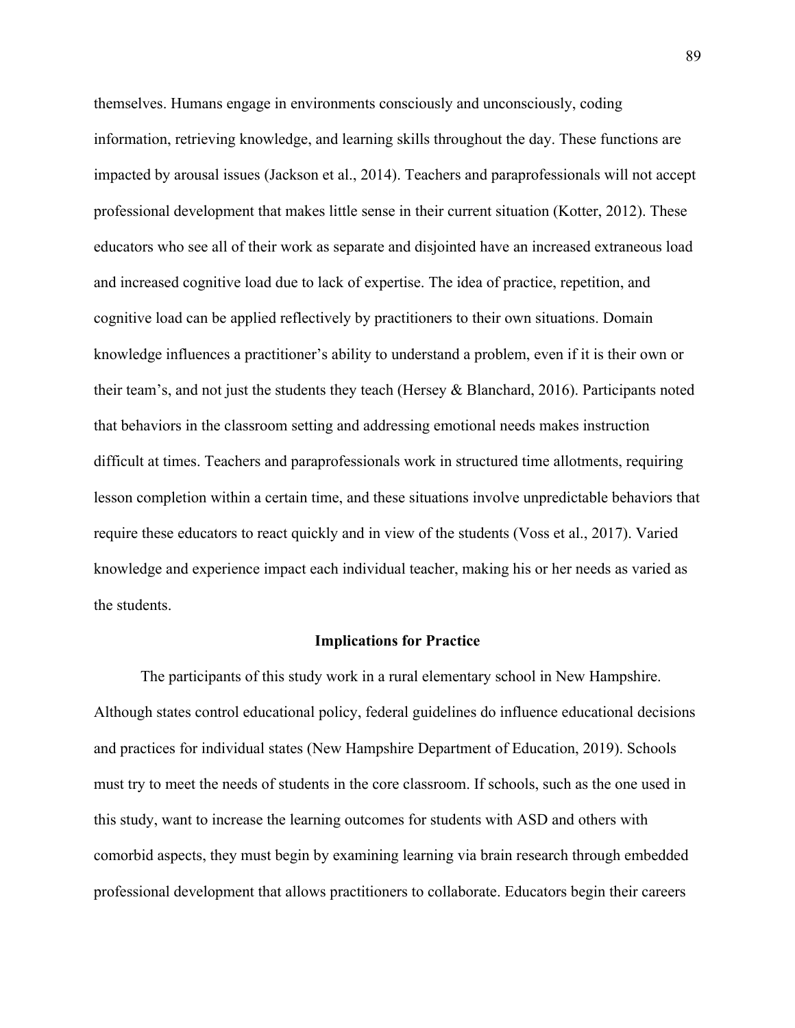themselves. Humans engage in environments consciously and unconsciously, coding information, retrieving knowledge, and learning skills throughout the day. These functions are impacted by arousal issues (Jackson et al., 2014). Teachers and paraprofessionals will not accept professional development that makes little sense in their current situation (Kotter, 2012). These educators who see all of their work as separate and disjointed have an increased extraneous load and increased cognitive load due to lack of expertise. The idea of practice, repetition, and cognitive load can be applied reflectively by practitioners to their own situations. Domain knowledge influences a practitioner's ability to understand a problem, even if it is their own or their team's, and not just the students they teach (Hersey & Blanchard, 2016). Participants noted that behaviors in the classroom setting and addressing emotional needs makes instruction difficult at times. Teachers and paraprofessionals work in structured time allotments, requiring lesson completion within a certain time, and these situations involve unpredictable behaviors that require these educators to react quickly and in view of the students (Voss et al., 2017). Varied knowledge and experience impact each individual teacher, making his or her needs as varied as the students.

## Implications for Practice

The participants of this study work in a rural elementary school in New Hampshire. Although states control educational policy, federal guidelines do influence educational decisions and practices for individual states (New Hampshire Department of Education, 2019). Schools must try to meet the needs of students in the core classroom. If schools, such as the one used in this study, want to increase the learning outcomes for students with ASD and others with comorbid aspects, they must begin by examining learning via brain research through embedded professional development that allows practitioners to collaborate. Educators begin their careers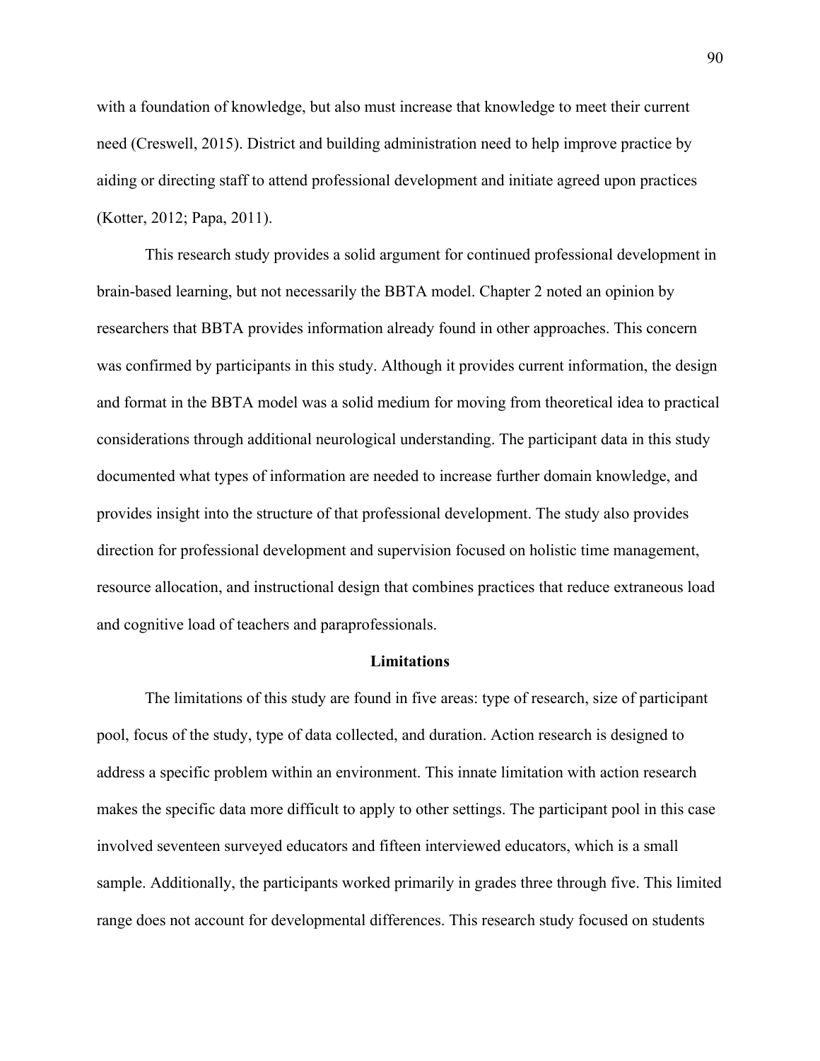with a foundation of knowledge, but also must increase that knowledge to meet their current need (Creswell, 2015). District and building administration need to help improve practice by aiding or directing staff to attend professional development and initiate agreed upon practices (Kotter, 2012; Papa, 2011).

This research study provides a solid argument for continued professional development in brain-based learning, but not necessarily the BBTA model. Chapter 2 noted an opinion by researchers that BBTA provides information already found in other approaches. This concern was confirmed by participants in this study. Although it provides current information, the design and format in the BBTA model was a solid medium for moving from theoretical idea to practical considerations through additional neurological understanding. The participant data in this study documented what types of information are needed to increase further domain knowledge, and provides insight into the structure of that professional development. The study also provides direction for professional development and supervision focused on holistic time management, resource allocation, and instructional design that combines practices that reduce extraneous load and cognitive load of teachers and paraprofessionals.

## Limitations

The limitations of this study are found in five areas: type of research, size of participant pool, focus of the study, type of data collected, and duration. Action research is designed to address a specific problem within an environment. This innate limitation with action research makes the specific data more difficult to apply to other settings. The participant pool in this case involved seventeen surveyed educators and fifteen interviewed educators, which is a small sample. Additionally, the participants worked primarily in grades three through five. This limited range does not account for developmental differences. This research study focused on students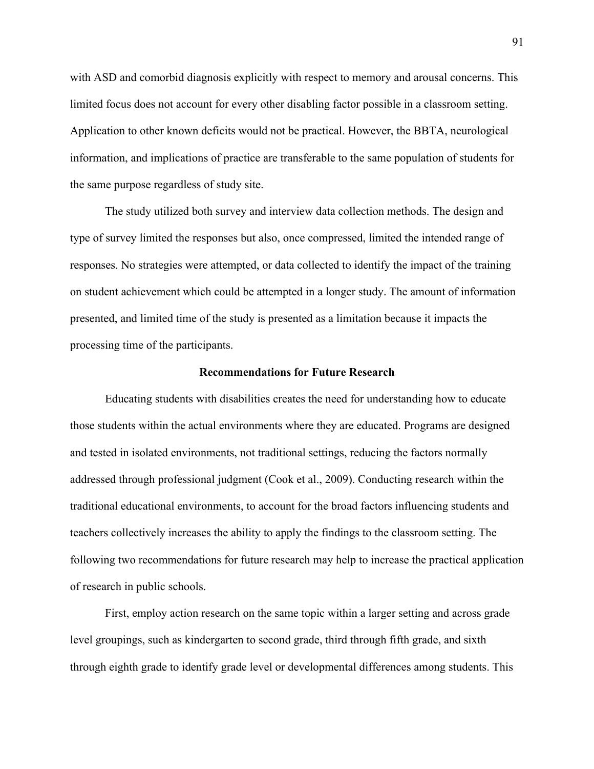with ASD and comorbid diagnosis explicitly with respect to memory and arousal concerns. This limited focus does not account for every other disabling factor possible in a classroom setting. Application to other known deficits would not be practical. However, the BBTA, neurological information, and implications of practice are transferable to the same population of students for the same purpose regardless of study site.

The study utilized both survey and interview data collection methods. The design and type of survey limited the responses but also, once compressed, limited the intended range of responses. No strategies were attempted, or data collected to identify the impact of the training on student achievement which could be attempted in a longer study. The amount of information presented, and limited time of the study is presented as a limitation because it impacts the processing time of the participants.

## Recommendations for Future Research

Educating students with disabilities creates the need for understanding how to educate those students within the actual environments where they are educated. Programs are designed and tested in isolated environments, not traditional settings, reducing the factors normally addressed through professional judgment (Cook et al., 2009). Conducting research within the traditional educational environments, to account for the broad factors influencing students and teachers collectively increases the ability to apply the findings to the classroom setting. The following two recommendations for future research may help to increase the practical application of research in public schools.

First, employ action research on the same topic within a larger setting and across grade level groupings, such as kindergarten to second grade, third through fifth grade, and sixth through eighth grade to identify grade level or developmental differences among students. This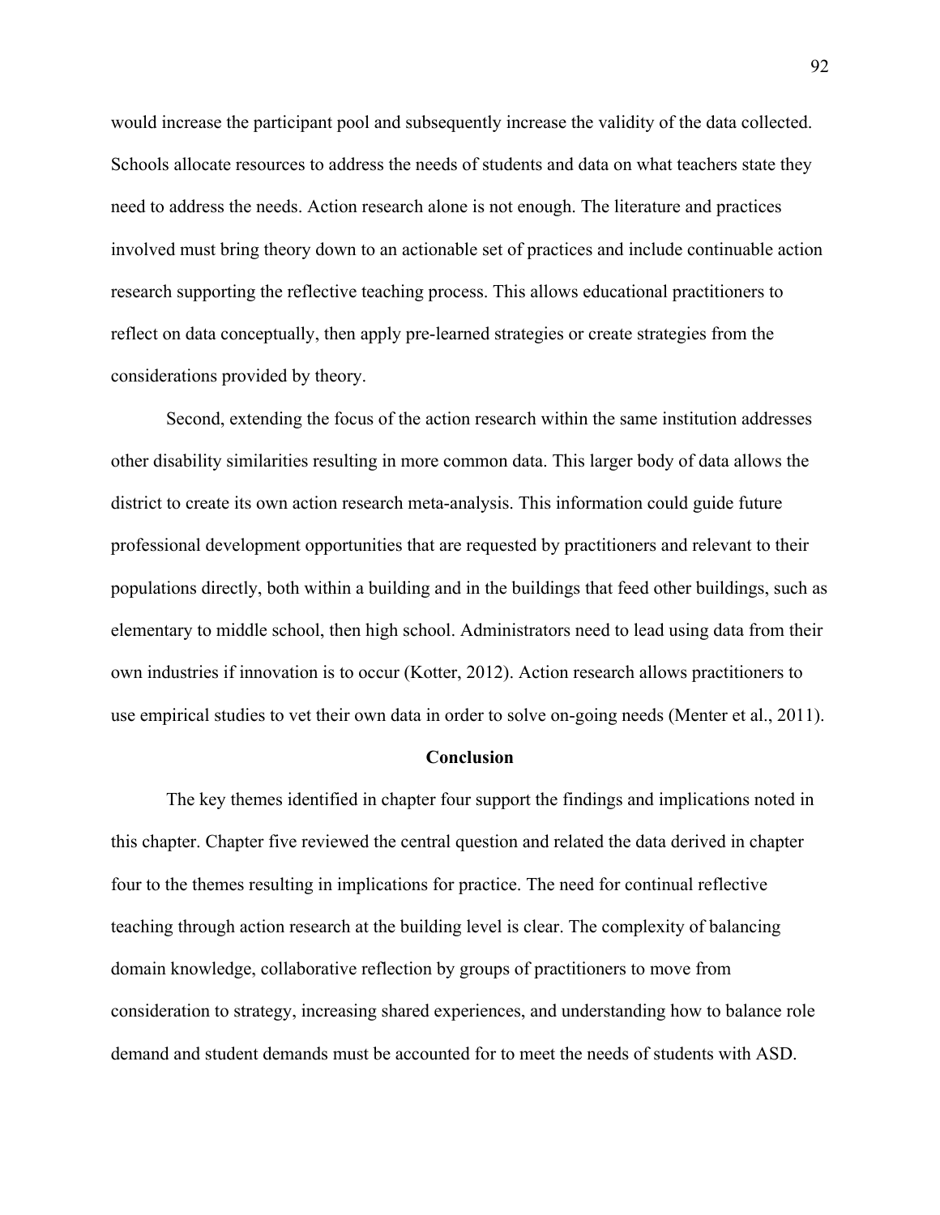would increase the participant pool and subsequently increase the validity of the data collected. Schools allocate resources to address the needs of students and data on what teachers state they need to address the needs. Action research alone is not enough. The literature and practices involved must bring theory down to an actionable set of practices and include continuable action research supporting the reflective teaching process. This allows educational practitioners to reflect on data conceptually, then apply pre-learned strategies or create strategies from the considerations provided by theory.

Second, extending the focus of the action research within the same institution addresses other disability similarities resulting in more common data. This larger body of data allows the district to create its own action research meta-analysis. This information could guide future professional development opportunities that are requested by practitioners and relevant to their populations directly, both within a building and in the buildings that feed other buildings, such as elementary to middle school, then high school. Administrators need to lead using data from their own industries if innovation is to occur (Kotter, 2012). Action research allows practitioners to use empirical studies to vet their own data in order to solve on-going needs (Menter et al., 2011).

## Conclusion

The key themes identified in chapter four support the findings and implications noted in this chapter. Chapter five reviewed the central question and related the data derived in chapter four to the themes resulting in implications for practice. The need for continual reflective teaching through action research at the building level is clear. The complexity of balancing domain knowledge, collaborative reflection by groups of practitioners to move from consideration to strategy, increasing shared experiences, and understanding how to balance role demand and student demands must be accounted for to meet the needs of students with ASD.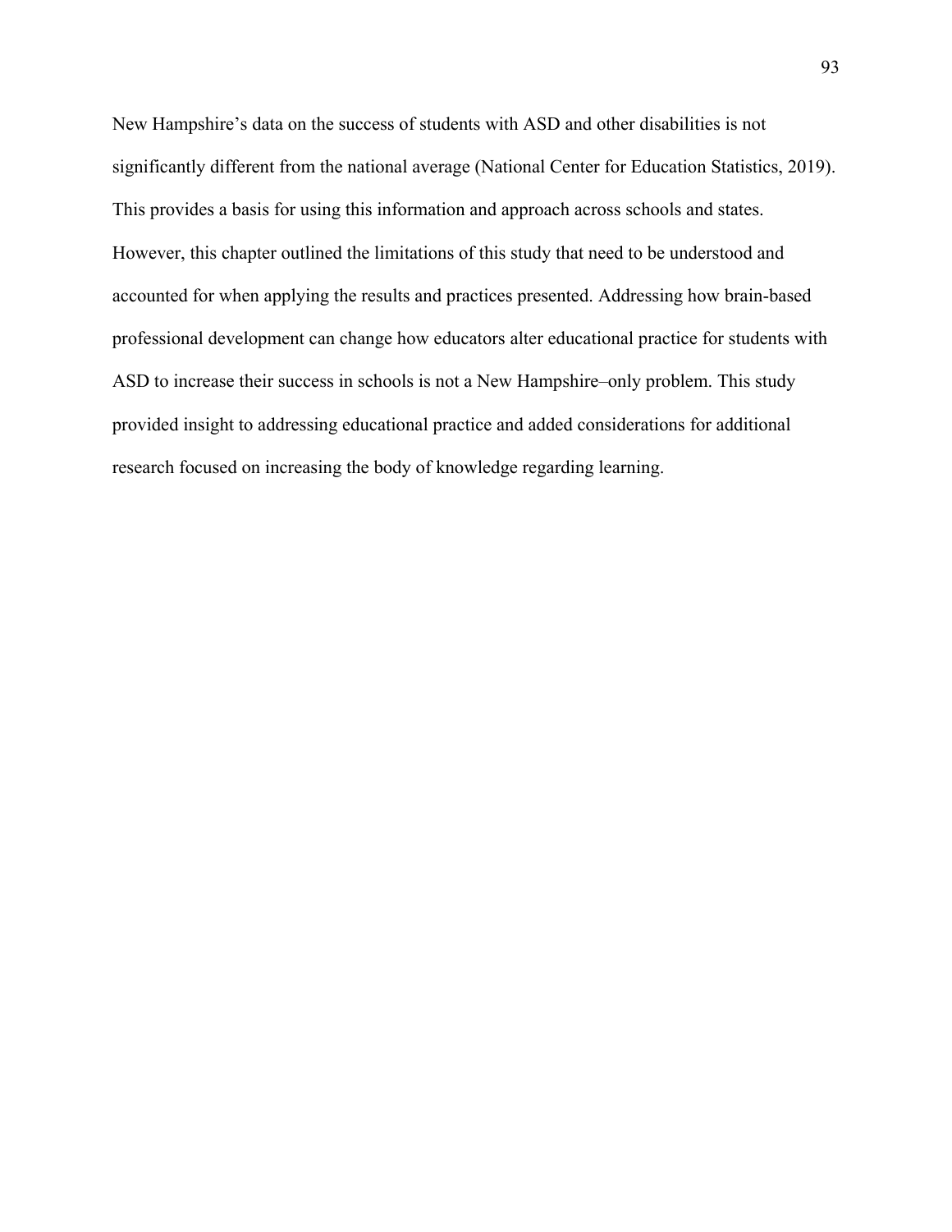New Hampshire’s data on the success of students with ASD and other disabilities is not significantly different from the national average (National Center for Education Statistics, 2019). This provides a basis for using this information and approach across schools and states. However, this chapter outlined the limitations of this study that need to be understood and accounted for when applying the results and practices presented. Addressing how brain-based professional development can change how educators alter educational practice for students with ASD to increase their success in schools is not a New Hampshire–only problem. This study provided insight to addressing educational practice and added considerations for additional research focused on increasing the body of knowledge regarding learning.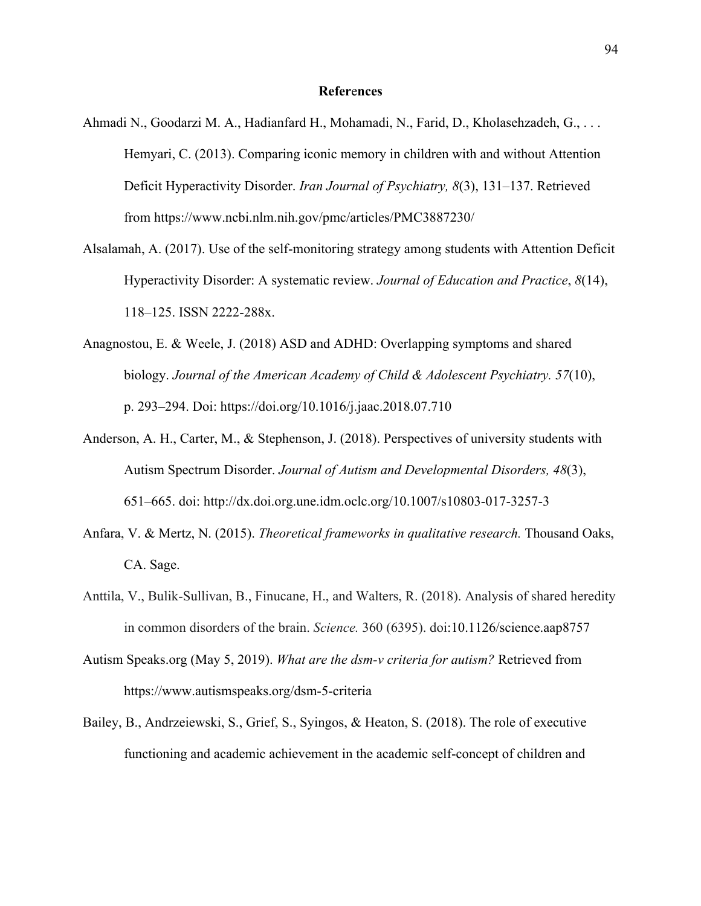# References

Ahmadi N., Goodarzi M. A., Hadianfard H., Mohamadi, N., Farid, D., Kholasehzadeh, G., . . . Hemyari, C. (2013). Comparing iconic memory in children with and without Attention Deficit Hyperactivity Disorder. *Iran Journal of Psychiatry, 8*(3), 131–137. Retrieved from https://www.ncbi.nlm.nih.gov/pmc/articles/PMC3887230/

Alsalamah, A. (2017). Use of the self-monitoring strategy among students with Attention Deficit Hyperactivity Disorder: A systematic review. *Journal of Education and Practice*, *8*(14), 118–125. ISSN 2222-288x.

Anagnostou, E. & Weele, J. (2018) ASD and ADHD: Overlapping symptoms and shared biology. *Journal of the American Academy of Child & Adolescent Psychiatry. 57*(10), p. 293–294. Doi: https://doi.org/10.1016/j.jaac.2018.07.710

Anderson, A. H., Carter, M., & Stephenson, J. (2018). Perspectives of university students with Autism Spectrum Disorder. *Journal of Autism and Developmental Disorders, 48*(3), 651–665. doi: http://dx.doi.org.une.idm.oclc.org/10.1007/s10803-017-3257-3

Anfara, V. & Mertz, N. (2015). *Theoretical frameworks in qualitative research.* Thousand Oaks, CA. Sage.

Anttila, V., Bulik-Sullivan, B., Finucane, H., and Walters, R. (2018). Analysis of shared heredity in common disorders of the brain. *Science.* 360 (6395). doi:10.1126/science.aap8757

Autism Speaks.org (May 5, 2019). *What are the dsm-v criteria for autism?* Retrieved from https://www.autismspeaks.org/dsm-5-criteria

Bailey, B., Andrzeiewski, S., Grief, S., Syingos, & Heaton, S. (2018). The role of executive functioning and academic achievement in the academic self-concept of children and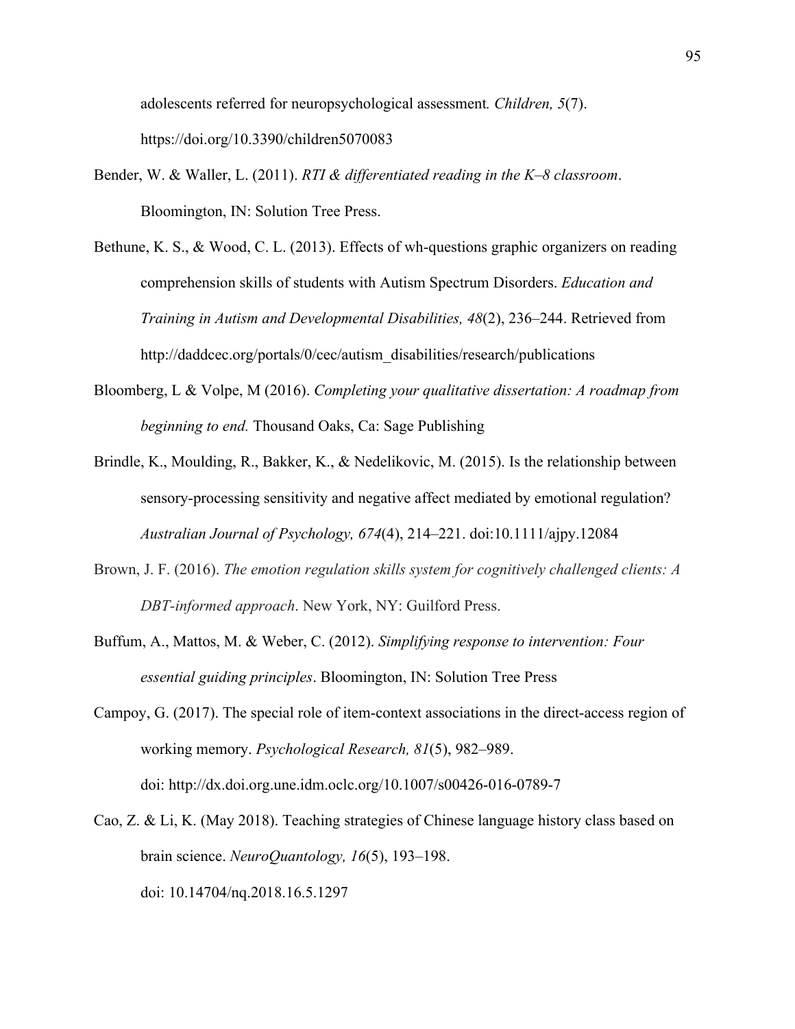adolescents referred for neuropsychological assessment*. Children, 5*(7). https://doi.org/10.3390/children5070083

Bender, W. & Waller, L. (2011). *RTI & differentiated reading in the K–8 classroom*. Bloomington, IN: Solution Tree Press.

Bethune, K. S., & Wood, C. L. (2013). Effects of wh-questions graphic organizers on reading comprehension skills of students with Autism Spectrum Disorders. *Education and Training in Autism and Developmental Disabilities, 48*(2), 236–244. Retrieved from http://daddcec.org/portals/0/cec/autism_disabilities/research/publications

Bloomberg, L & Volpe, M (2016). *Completing your qualitative dissertation: A roadmap from beginning to end.* Thousand Oaks, Ca: Sage Publishing

Brindle, K., Moulding, R., Bakker, K., & Nedelikovic, M. (2015). Is the relationship between sensory-processing sensitivity and negative affect mediated by emotional regulation? *Australian Journal of Psychology, 674*(4), 214–221. doi:10.1111/ajpy.12084

Brown, J. F. (2016). *The emotion regulation skills system for cognitively challenged clients: A DBT-informed approach*. New York, NY: Guilford Press.

Buffum, A., Mattos, M. & Weber, C. (2012). *Simplifying response to intervention: Four essential guiding principles*. Bloomington, IN: Solution Tree Press

Campoy, G. (2017). The special role of item-context associations in the direct-access region of working memory. *Psychological Research, 81*(5), 982–989. doi: http://dx.doi.org.une.idm.oclc.org/10.1007/s00426-016-0789-7

Cao, Z. & Li, K. (May 2018). Teaching strategies of Chinese language history class based on brain science. *NeuroQuantology, 16*(5), 193–198. doi: 10.14704/nq.2018.16.5.1297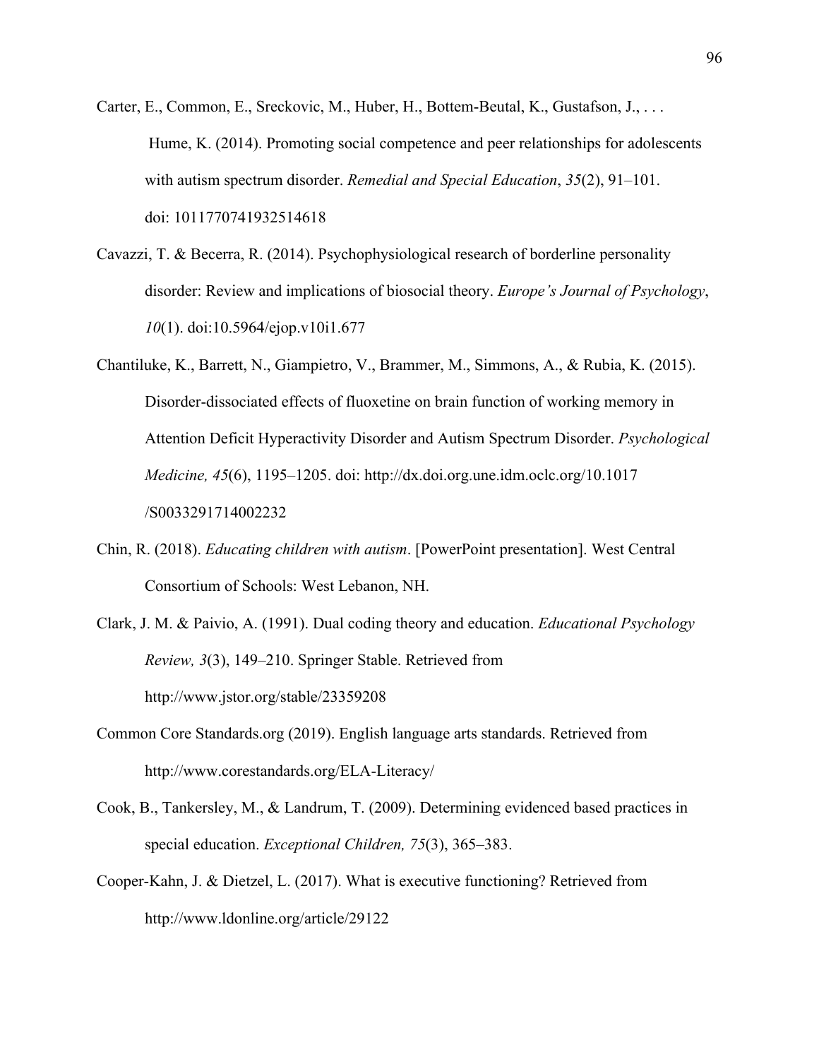Carter, E., Common, E., Sreckovic, M., Huber, H., Bottem-Beutal, K., Gustafson, J., . . . Hume, K. (2014). Promoting social competence and peer relationships for adolescents with autism spectrum disorder. *Remedial and Special Education*, *35*(2), 91–101. doi: 1011770741932514618

Cavazzi, T. & Becerra, R. (2014). Psychophysiological research of borderline personality disorder: Review and implications of biosocial theory. *Europe's Journal of Psychology*, *10*(1). doi:10.5964/ejop.v10i1.677

Chantiluke, K., Barrett, N., Giampietro, V., Brammer, M., Simmons, A., & Rubia, K. (2015). Disorder-dissociated effects of fluoxetine on brain function of working memory in Attention Deficit Hyperactivity Disorder and Autism Spectrum Disorder. *Psychological Medicine, 45*(6), 1195–1205. doi: http://dx.doi.org.une.idm.oclc.org/10.1017/S0033291714002232

Chin, R. (2018). *Educating children with autism*. [PowerPoint presentation]. West Central Consortium of Schools: West Lebanon, NH.

Clark, J. M. & Paivio, A. (1991). Dual coding theory and education. *Educational Psychology Review, 3*(3), 149–210. Springer Stable. Retrieved from http://www.jstor.org/stable/23359208

Common Core Standards.org (2019). English language arts standards. Retrieved from http://www.corestandards.org/ELA-Literacy/

Cook, B., Tankersley, M., & Landrum, T. (2009). Determining evidenced based practices in special education. *Exceptional Children, 75*(3), 365–383.

Cooper-Kahn, J. & Dietzel, L. (2017). What is executive functioning? Retrieved from http://www.ldonline.org/article/29122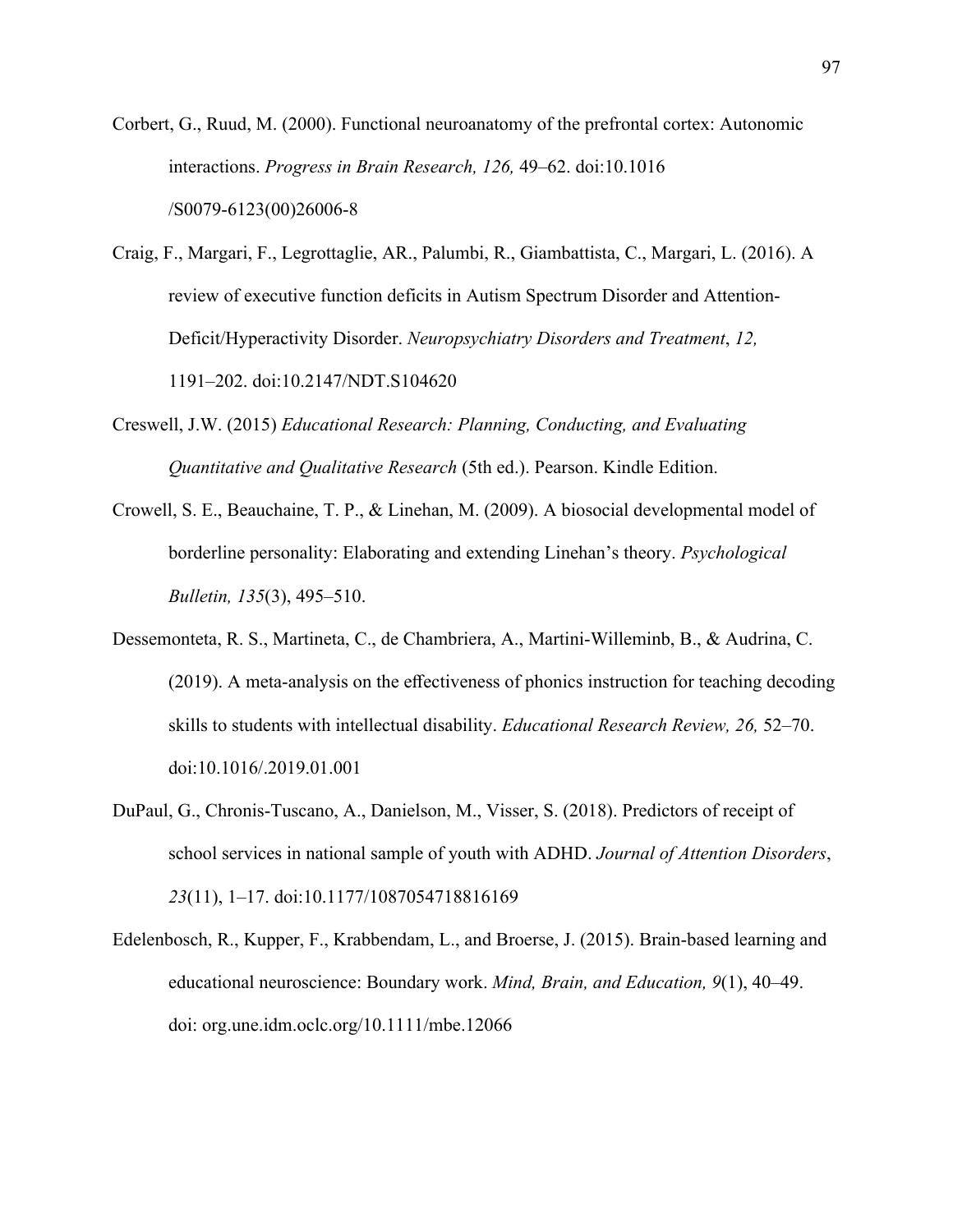Corbert, G., Ruud, M. (2000). Functional neuroanatomy of the prefrontal cortex: Autonomic interactions. *Progress in Brain Research, 126,* 49–62. doi:10.1016 /S0079-6123(00)26006-8

Craig, F., Margari, F., Legrottaglie, AR., Palumbi, R., Giambattista, C., Margari, L. (2016). A review of executive function deficits in Autism Spectrum Disorder and Attention-Deficit/Hyperactivity Disorder. *Neuropsychiatry Disorders and Treatment*, *12,* 1191–202. doi:10.2147/NDT.S104620

Creswell, J.W. (2015) *Educational Research: Planning, Conducting, and Evaluating Quantitative and Qualitative Research* (5th ed.). Pearson. Kindle Edition.

Crowell, S. E., Beauchaine, T. P., & Linehan, M. (2009). A biosocial developmental model of borderline personality: Elaborating and extending Linehan's theory. *Psychological Bulletin, 135*(3), 495–510.

Dessemonteta, R. S., Martineta, C., de Chambriera, A., Martini-Willeminb, B., & Audrina, C. (2019). A meta-analysis on the effectiveness of phonics instruction for teaching decoding skills to students with intellectual disability. *Educational Research Review, 26,* 52–70. doi:10.1016/.2019.01.001

DuPaul, G., Chronis-Tuscano, A., Danielson, M., Visser, S. (2018). Predictors of receipt of school services in national sample of youth with ADHD. *Journal of Attention Disorders*, *23*(11), 1–17. doi:10.1177/1087054718816169

Edelenbosch, R., Kupper, F., Krabbendam, L., and Broerse, J. (2015). Brain-based learning and educational neuroscience: Boundary work. *Mind, Brain, and Education, 9*(1), 40–49. doi: org.une.idm.oclc.org/10.1111/mbe.12066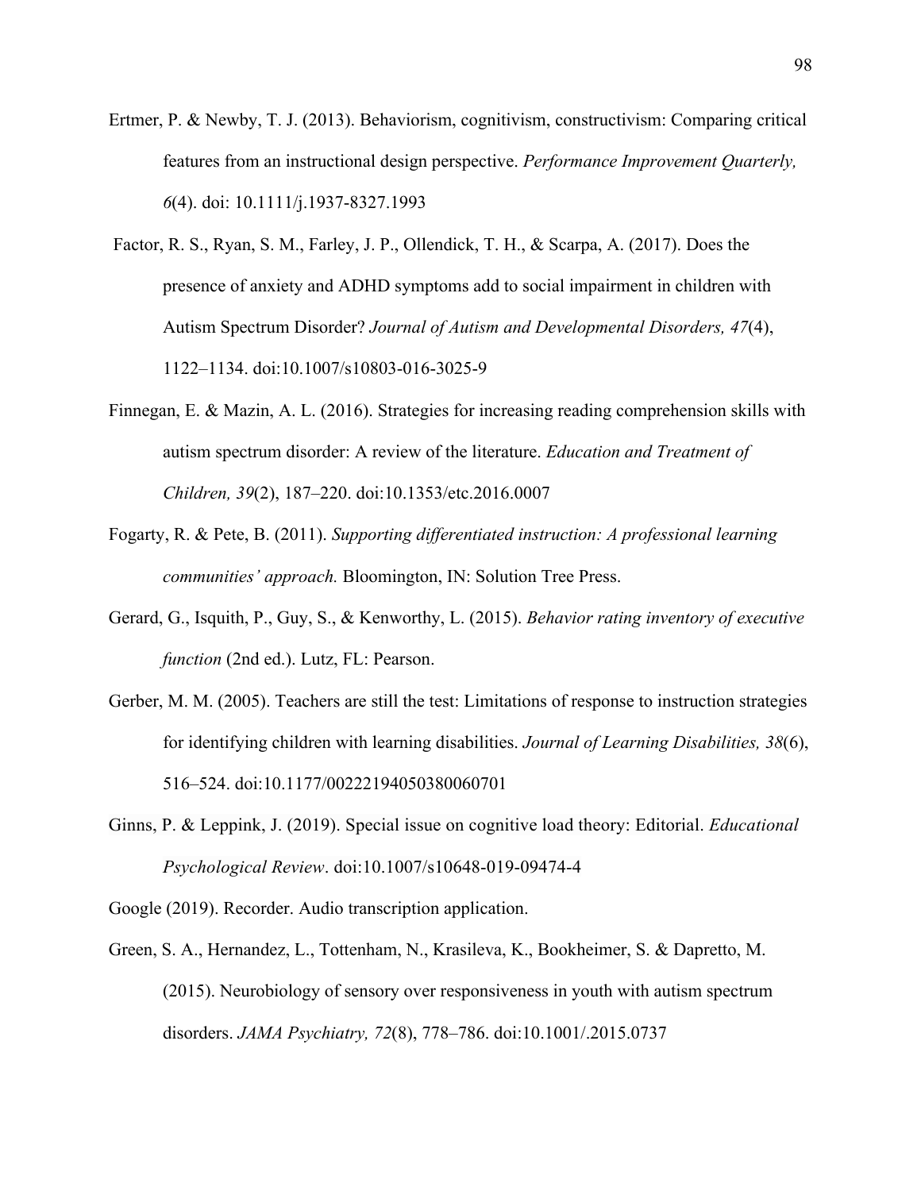Ertmer, P. & Newby, T. J. (2013). Behaviorism, cognitivism, constructivism: Comparing critical features from an instructional design perspective. *Performance Improvement Quarterly, 6*(4). doi: 10.1111/j.1937-8327.1993

Factor, R. S., Ryan, S. M., Farley, J. P., Ollendick, T. H., & Scarpa, A. (2017). Does the presence of anxiety and ADHD symptoms add to social impairment in children with Autism Spectrum Disorder? *Journal of Autism and Developmental Disorders, 47*(4), 1122–1134. doi:10.1007/s10803-016-3025-9

Finnegan, E. & Mazin, A. L. (2016). Strategies for increasing reading comprehension skills with autism spectrum disorder: A review of the literature. *Education and Treatment of Children, 39*(2), 187–220. doi:10.1353/etc.2016.0007

Fogarty, R. & Pete, B. (2011). *Supporting differentiated instruction: A professional learning communities' approach.* Bloomington, IN: Solution Tree Press.

Gerard, G., Isquith, P., Guy, S., & Kenworthy, L. (2015). *Behavior rating inventory of executive function* (2nd ed.). Lutz, FL: Pearson.

Gerber, M. M. (2005). Teachers are still the test: Limitations of response to instruction strategies for identifying children with learning disabilities. *Journal of Learning Disabilities, 38*(6), 516–524. doi:10.1177/00222194050380060701

Ginns, P. & Leppink, J. (2019). Special issue on cognitive load theory: Editorial. *Educational Psychological Review*. doi:10.1007/s10648-019-09474-4

Google (2019). Recorder. Audio transcription application.

Green, S. A., Hernandez, L., Tottenham, N., Krasileva, K., Bookheimer, S. & Dapretto, M. (2015). Neurobiology of sensory over responsiveness in youth with autism spectrum disorders. *JAMA Psychiatry, 72*(8), 778–786. doi:10.1001/.2015.0737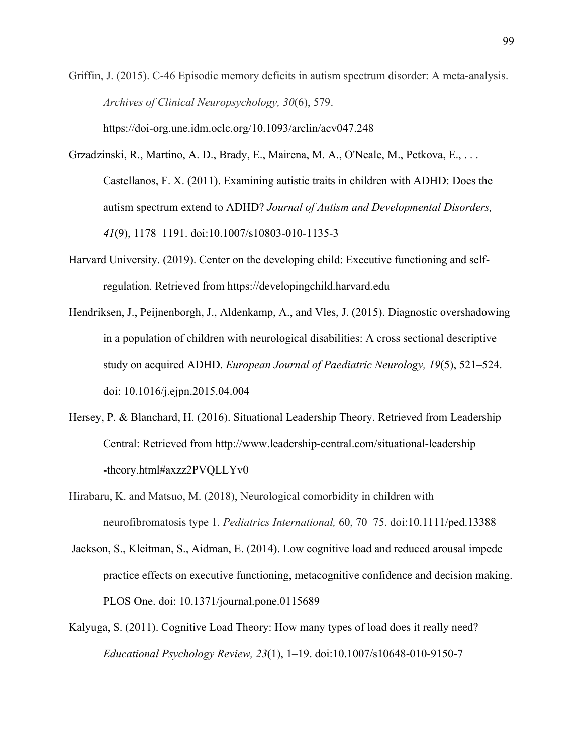Griffin, J. (2015). C-46 Episodic memory deficits in autism spectrum disorder: A meta-analysis. *Archives of Clinical Neuropsychology, 30*(6), 579. https://doi-org.une.idm.oclc.org/10.1093/arclin/acv047.248

Grzadzinski, R., Martino, A. D., Brady, E., Mairena, M. A., O'Neale, M., Petkova, E., . . . Castellanos, F. X. (2011). Examining autistic traits in children with ADHD: Does the autism spectrum extend to ADHD? *Journal of Autism and Developmental Disorders, 41*(9), 1178–1191. doi:10.1007/s10803-010-1135-3

Harvard University. (2019). Center on the developing child: Executive functioning and self-regulation. Retrieved from https://developingchild.harvard.edu

Hendriksen, J., Peijnenborgh, J., Aldenkamp, A., and Vles, J. (2015). Diagnostic overshadowing in a population of children with neurological disabilities: A cross sectional descriptive study on acquired ADHD. *European Journal of Paediatric Neurology, 19*(5), 521–524. doi: 10.1016/j.ejpn.2015.04.004

Hersey, P. & Blanchard, H. (2016). Situational Leadership Theory. Retrieved from Leadership Central: Retrieved from http://www.leadership-central.com/situational-leadership-theory.html#axzz2PVQLLYv0

Hirabaru, K. and Matsuo, M. (2018), Neurological comorbidity in children with neurofibromatosis type 1. *Pediatrics International,* 60, 70–75. doi:10.1111/ped.13388

Jackson, S., Kleitman, S., Aidman, E. (2014). Low cognitive load and reduced arousal impede practice effects on executive functioning, metacognitive confidence and decision making. PLOS One. doi: 10.1371/journal.pone.0115689

Kalyuga, S. (2011). Cognitive Load Theory: How many types of load does it really need? *Educational Psychology Review, 23*(1), 1–19. doi:10.1007/s10648-010-9150-7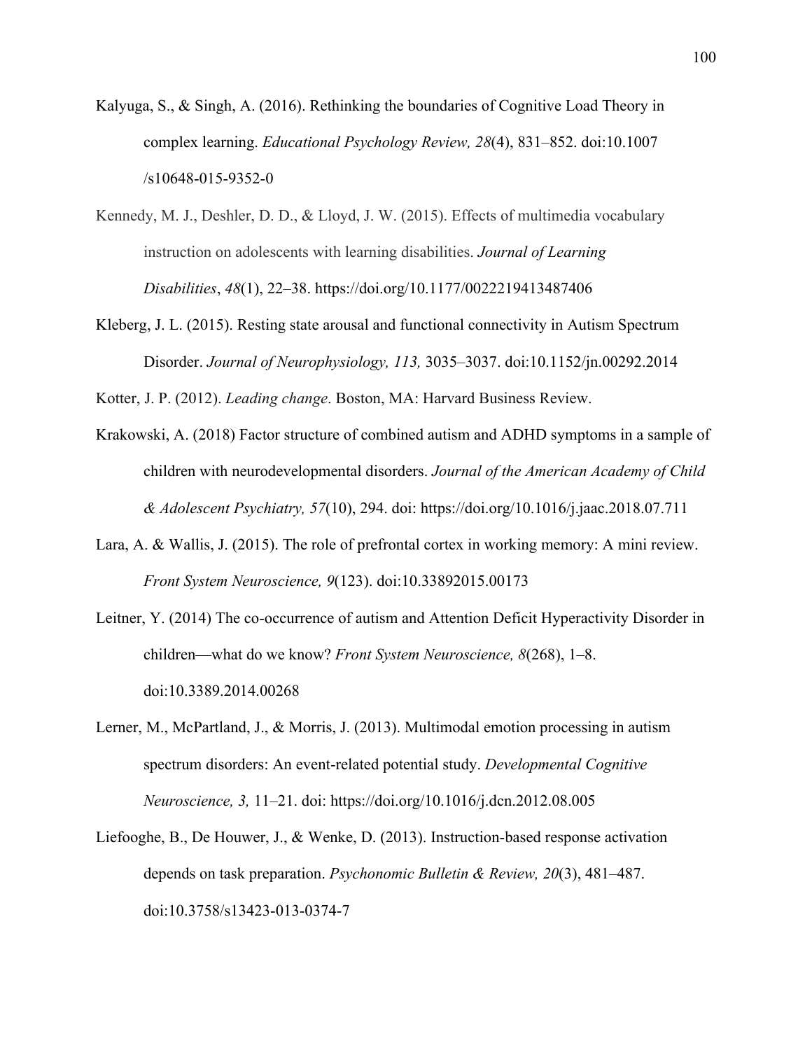Kalyuga, S., & Singh, A. (2016). Rethinking the boundaries of Cognitive Load Theory in complex learning. *Educational Psychology Review, 28*(4), 831–852. doi:10.1007 /s10648-015-9352-0

Kennedy, M. J., Deshler, D. D., & Lloyd, J. W. (2015). Effects of multimedia vocabulary instruction on adolescents with learning disabilities. *Journal of Learning Disabilities*, *48*(1), 22–38. https://doi.org/10.1177/0022219413487406

Kleberg, J. L. (2015). Resting state arousal and functional connectivity in Autism Spectrum Disorder. *Journal of Neurophysiology, 113,* 3035–3037. doi:10.1152/jn.00292.2014

Kotter, J. P. (2012). *Leading change*. Boston, MA: Harvard Business Review.

Krakowski, A. (2018) Factor structure of combined autism and ADHD symptoms in a sample of children with neurodevelopmental disorders. *Journal of the American Academy of Child & Adolescent Psychiatry, 57*(10), 294. doi: https://doi.org/10.1016/j.jaac.2018.07.711

Lara, A. & Wallis, J. (2015). The role of prefrontal cortex in working memory: A mini review. *Front System Neuroscience, 9*(123). doi:10.33892015.00173

Leitner, Y. (2014) The co-occurrence of autism and Attention Deficit Hyperactivity Disorder in children—what do we know? *Front System Neuroscience, 8*(268), 1–8. doi:10.3389.2014.00268

Lerner, M., McPartland, J., & Morris, J. (2013). Multimodal emotion processing in autism spectrum disorders: An event-related potential study. *Developmental Cognitive Neuroscience, 3,* 11–21. doi: https://doi.org/10.1016/j.dcn.2012.08.005

Liefooghe, B., De Houwer, J., & Wenke, D. (2013). Instruction-based response activation depends on task preparation. *Psychonomic Bulletin & Review, 20*(3), 481–487. doi:10.3758/s13423-013-0374-7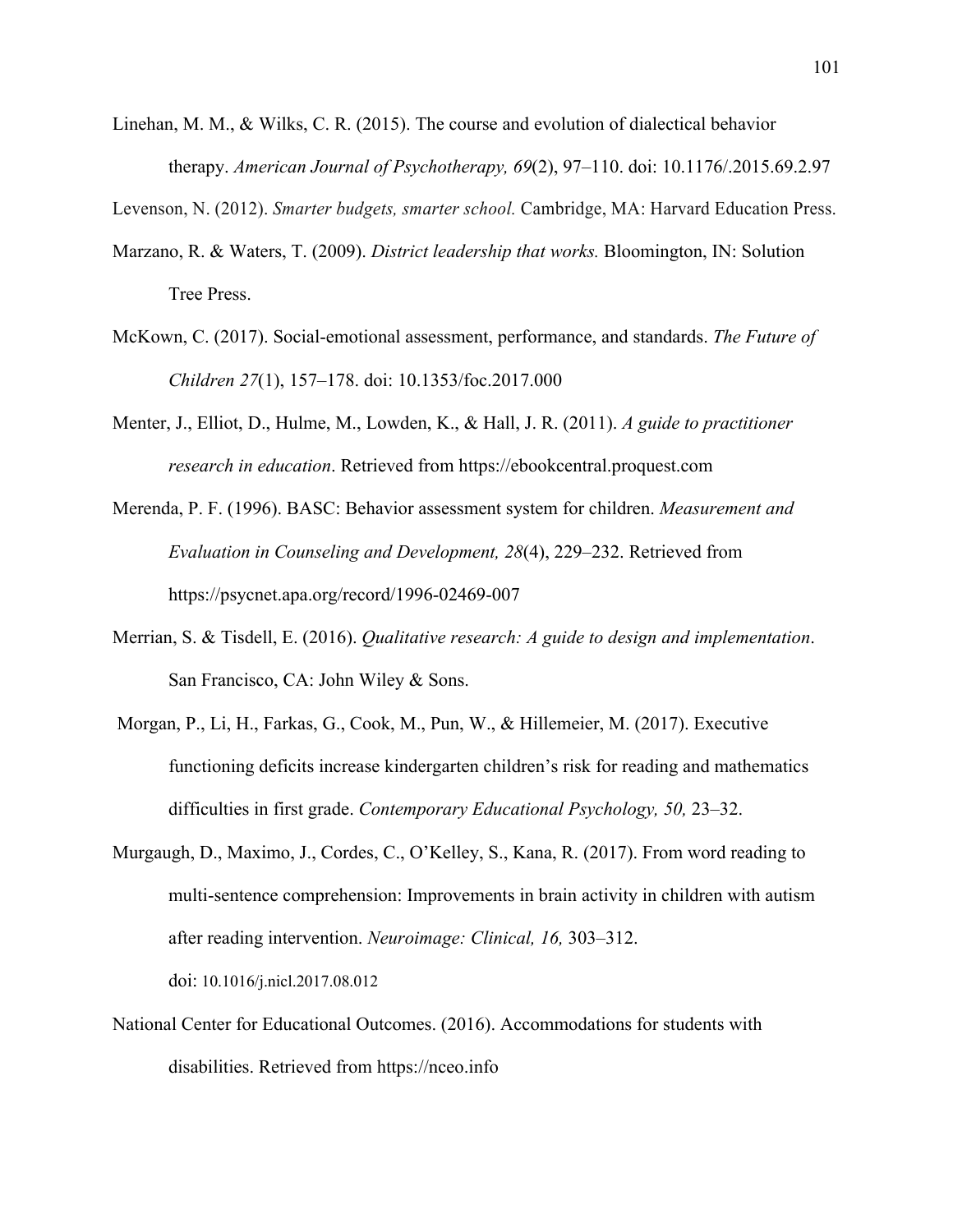Linehan, M. M., & Wilks, C. R. (2015). The course and evolution of dialectical behavior therapy. *American Journal of Psychotherapy, 69*(2), 97–110. doi: 10.1176/.2015.69.2.97

Levenson, N. (2012). *Smarter budgets, smarter school.* Cambridge, MA: Harvard Education Press.

Marzano, R. & Waters, T. (2009). *District leadership that works.* Bloomington, IN: Solution Tree Press.

McKown, C. (2017). Social-emotional assessment, performance, and standards. *The Future of Children 27*(1), 157–178. doi: 10.1353/foc.2017.000

Menter, J., Elliot, D., Hulme, M., Lowden, K., & Hall, J. R. (2011). *A guide to practitioner research in education*. Retrieved from https://ebookcentral.proquest.com

Merenda, P. F. (1996). BASC: Behavior assessment system for children. *Measurement and Evaluation in Counseling and Development, 28*(4), 229–232. Retrieved from https://psycnet.apa.org/record/1996-02469-007

Merrian, S. & Tisdell, E. (2016). *Qualitative research: A guide to design and implementation*. San Francisco, CA: John Wiley & Sons.

Morgan, P., Li, H., Farkas, G., Cook, M., Pun, W., & Hillemeier, M. (2017). Executive functioning deficits increase kindergarten children's risk for reading and mathematics difficulties in first grade. *Contemporary Educational Psychology, 50,* 23–32.

Murgaugh, D., Maximo, J., Cordes, C., O'Kelley, S., Kana, R. (2017). From word reading to multi-sentence comprehension: Improvements in brain activity in children with autism after reading intervention. *Neuroimage: Clinical, 16,* 303–312. doi: 10.1016/j.nicl.2017.08.012

National Center for Educational Outcomes. (2016). Accommodations for students with disabilities. Retrieved from https://nceo.info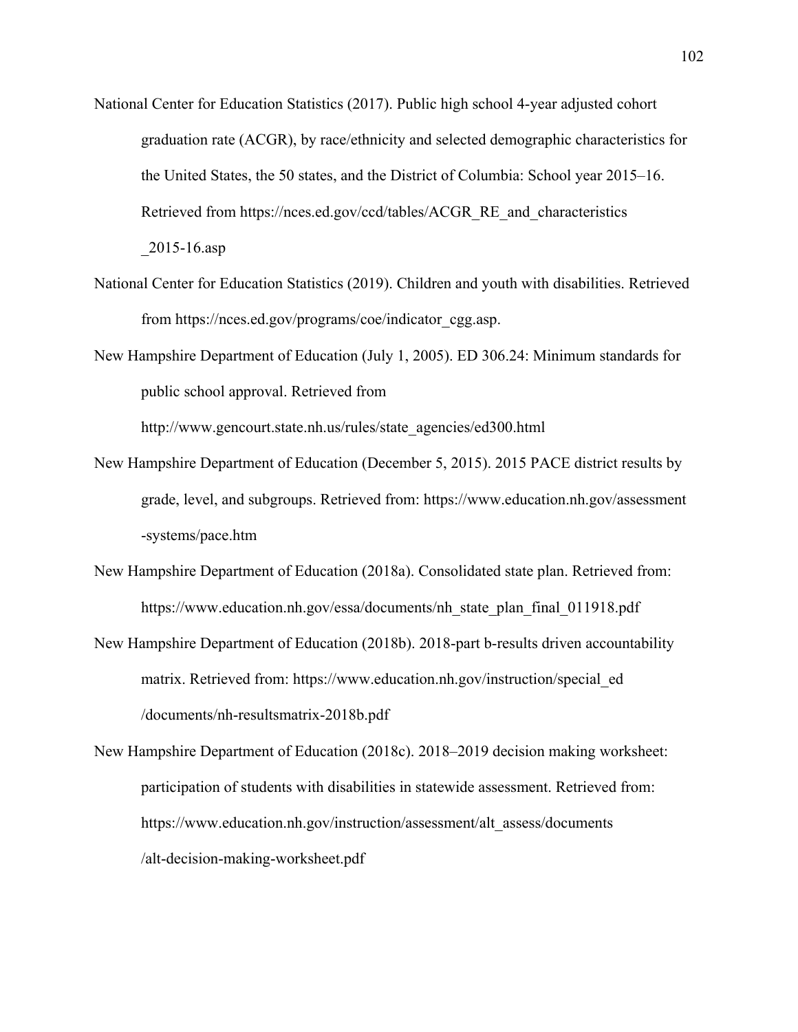National Center for Education Statistics (2017). Public high school 4-year adjusted cohort graduation rate (ACGR), by race/ethnicity and selected demographic characteristics for the United States, the 50 states, and the District of Columbia: School year 2015–16. Retrieved from https://nces.ed.gov/ccd/tables/ACGR_RE_and_characteristics_2015-16.asp

National Center for Education Statistics (2019). Children and youth with disabilities. Retrieved from https://nces.ed.gov/programs/coe/indicator_cgg.asp.

New Hampshire Department of Education (July 1, 2005). ED 306.24: Minimum standards for public school approval. Retrieved from http://www.gencourt.state.nh.us/rules/state_agencies/ed300.html

New Hampshire Department of Education (December 5, 2015). 2015 PACE district results by grade, level, and subgroups. Retrieved from: https://www.education.nh.gov/assessment-systems/pace.htm

New Hampshire Department of Education (2018a). Consolidated state plan. Retrieved from: https://www.education.nh.gov/essa/documents/nh_state_plan_final_011918.pdf

New Hampshire Department of Education (2018b). 2018-part b-results driven accountability matrix. Retrieved from: https://www.education.nh.gov/instruction/special_ed/documents/nh-resultsmatrix-2018b.pdf

New Hampshire Department of Education (2018c). 2018–2019 decision making worksheet: participation of students with disabilities in statewide assessment. Retrieved from: https://www.education.nh.gov/instruction/assessment/alt_assess/documents/alt-decision-making-worksheet.pdf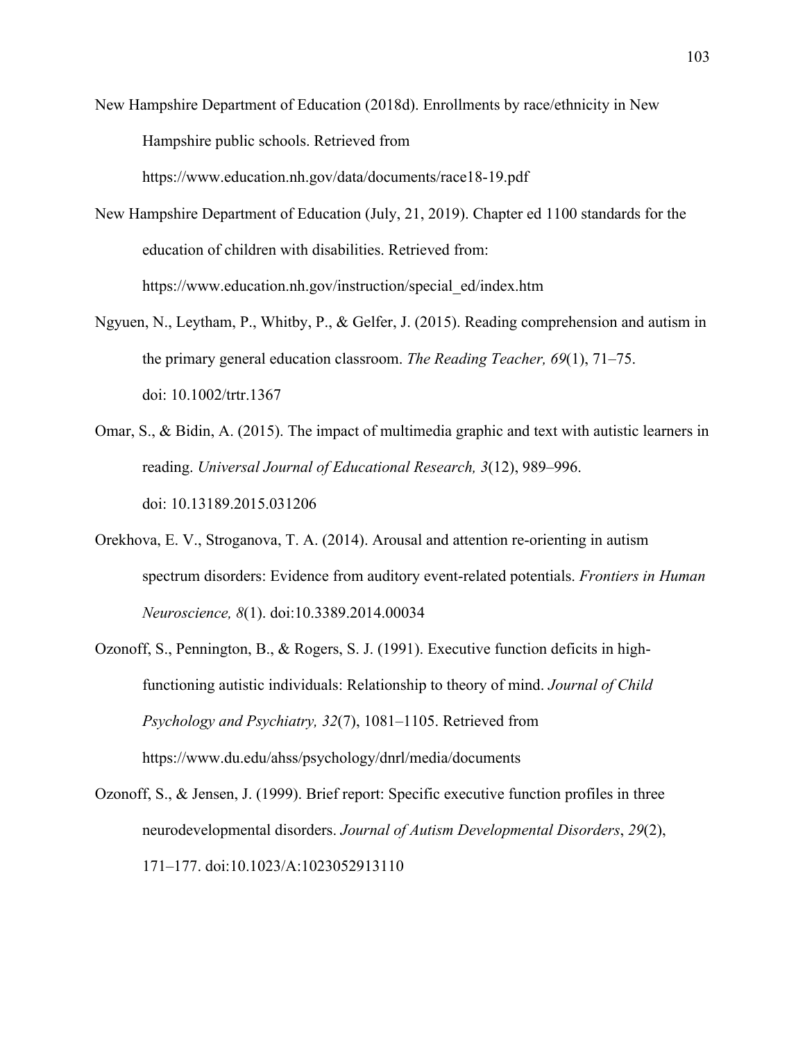New Hampshire Department of Education (2018d). Enrollments by race/ethnicity in New Hampshire public schools. Retrieved from https://www.education.nh.gov/data/documents/race18-19.pdf

New Hampshire Department of Education (July, 21, 2019). Chapter ed 1100 standards for the education of children with disabilities. Retrieved from: https://www.education.nh.gov/instruction/special_ed/index.htm

Ngyuen, N., Leytham, P., Whitby, P., & Gelfer, J. (2015). Reading comprehension and autism in the primary general education classroom. *The Reading Teacher, 69*(1), 71–75. doi: 10.1002/trtr.1367

Omar, S., & Bidin, A. (2015). The impact of multimedia graphic and text with autistic learners in reading. *Universal Journal of Educational Research, 3*(12), 989–996. doi: 10.13189.2015.031206

Orekhova, E. V., Stroganova, T. A. (2014). Arousal and attention re-orienting in autism spectrum disorders: Evidence from auditory event-related potentials. *Frontiers in Human Neuroscience, 8*(1). doi:10.3389.2014.00034

Ozonoff, S., Pennington, B., & Rogers, S. J. (1991). Executive function deficits in high-functioning autistic individuals: Relationship to theory of mind. *Journal of Child Psychology and Psychiatry, 32*(7), 1081–1105. Retrieved from https://www.du.edu/ahss/psychology/dnrl/media/documents

Ozonoff, S., & Jensen, J. (1999). Brief report: Specific executive function profiles in three neurodevelopmental disorders. *Journal of Autism Developmental Disorders*, *29*(2), 171–177. doi:10.1023/A:1023052913110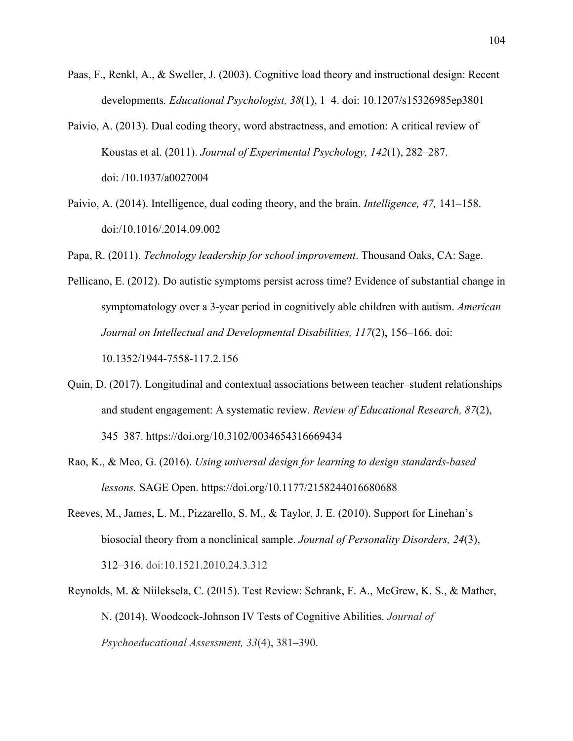Paas, F., Renkl, A., & Sweller, J. (2003). Cognitive load theory and instructional design: Recent developments*.* *Educational Psychologist, 38*(1), 1–4. doi: 10.1207/s15326985ep3801

Paivio, A. (2013). Dual coding theory, word abstractness, and emotion: A critical review of Koustas et al. (2011). *Journal of Experimental Psychology, 142*(1), 282–287. doi: /10.1037/a0027004

Paivio, A. (2014). Intelligence, dual coding theory, and the brain. *Intelligence, 47,* 141–158. doi:/10.1016/.2014.09.002

Papa, R. (2011). *Technology leadership for school improvement*. Thousand Oaks, CA: Sage.

Pellicano, E. (2012). Do autistic symptoms persist across time? Evidence of substantial change in symptomatology over a 3-year period in cognitively able children with autism. *American Journal on Intellectual and Developmental Disabilities, 117*(2), 156–166. doi: 10.1352/1944-7558-117.2.156

Quin, D. (2017). Longitudinal and contextual associations between teacher–student relationships and student engagement: A systematic review. *Review of Educational Research, 87*(2), 345–387. https://doi.org/10.3102/0034654316669434

Rao, K., & Meo, G. (2016). *Using universal design for learning to design standards-based lessons.* SAGE Open. https://doi.org/10.1177/2158244016680688

Reeves, M., James, L. M., Pizzarello, S. M., & Taylor, J. E. (2010). Support for Linehan's biosocial theory from a nonclinical sample. *Journal of Personality Disorders, 24*(3), 312–316. doi:10.1521.2010.24.3.312

Reynolds, M. & Niileksela, C. (2015). Test Review: Schrank, F. A., McGrew, K. S., & Mather, N. (2014). Woodcock-Johnson IV Tests of Cognitive Abilities. *Journal of Psychoeducational Assessment, 33*(4), 381–390.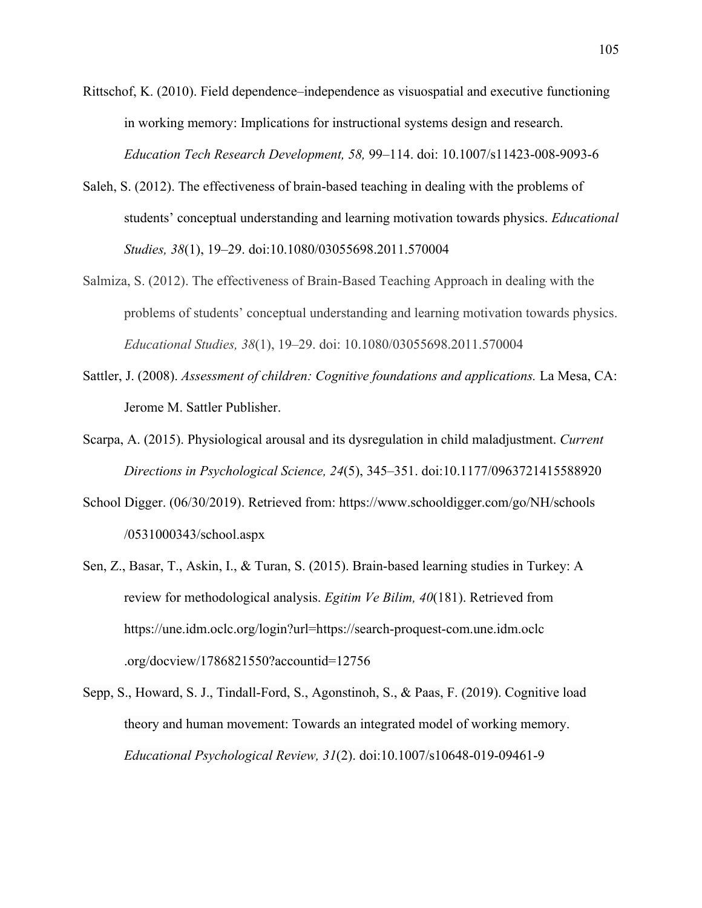Rittschof, K. (2010). Field dependence–independence as visuospatial and executive functioning in working memory: Implications for instructional systems design and research. *Education Tech Research Development, 58,* 99–114. doi: 10.1007/s11423-008-9093-6

Saleh, S. (2012). The effectiveness of brain-based teaching in dealing with the problems of students' conceptual understanding and learning motivation towards physics. *Educational Studies, 38*(1), 19–29. doi:10.1080/03055698.2011.570004

Salmiza, S. (2012). The effectiveness of Brain-Based Teaching Approach in dealing with the problems of students' conceptual understanding and learning motivation towards physics. *Educational Studies, 38*(1), 19–29. doi: 10.1080/03055698.2011.570004

Sattler, J. (2008). *Assessment of children: Cognitive foundations and applications.* La Mesa, CA: Jerome M. Sattler Publisher.

Scarpa, A. (2015). Physiological arousal and its dysregulation in child maladjustment. *Current Directions in Psychological Science, 24*(5), 345–351. doi:10.1177/0963721415588920

School Digger. (06/30/2019). Retrieved from: https://www.schooldigger.com/go/NH/schools /0531000343/school.aspx

Sen, Z., Basar, T., Askin, I., & Turan, S. (2015). Brain-based learning studies in Turkey: A review for methodological analysis. *Egitim Ve Bilim, 40*(181). Retrieved from https://une.idm.oclc.org/login?url=https://search-proquest-com.une.idm.oclc .org/docview/1786821550?accountid=12756

Sepp, S., Howard, S. J., Tindall-Ford, S., Agonstinoh, S., & Paas, F. (2019). Cognitive load theory and human movement: Towards an integrated model of working memory. *Educational Psychological Review, 31*(2). doi:10.1007/s10648-019-09461-9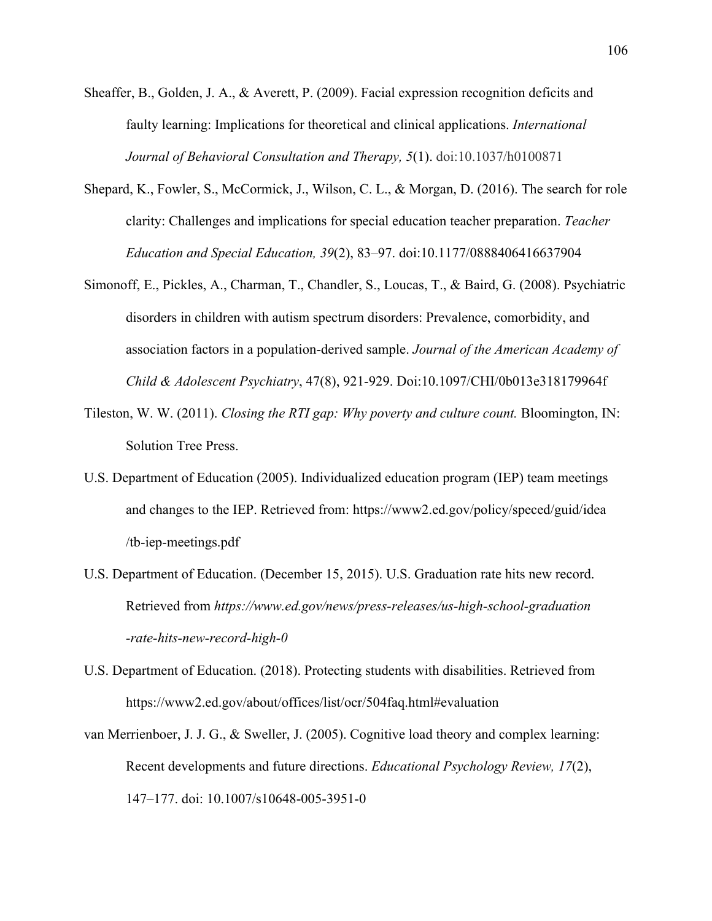Sheaffer, B., Golden, J. A., & Averett, P. (2009). Facial expression recognition deficits and faulty learning: Implications for theoretical and clinical applications. *International Journal of Behavioral Consultation and Therapy, 5*(1). doi:10.1037/h0100871

Shepard, K., Fowler, S., McCormick, J., Wilson, C. L., & Morgan, D. (2016). The search for role clarity: Challenges and implications for special education teacher preparation. *Teacher Education and Special Education, 39*(2), 83–97. doi:10.1177/0888406416637904

Simonoff, E., Pickles, A., Charman, T., Chandler, S., Loucas, T., & Baird, G. (2008). Psychiatric disorders in children with autism spectrum disorders: Prevalence, comorbidity, and association factors in a population-derived sample. *Journal of the American Academy of Child & Adolescent Psychiatry*, 47(8), 921-929. Doi:10.1097/CHI/0b013e318179964f

Tileston, W. W. (2011). *Closing the RTI gap: Why poverty and culture count.* Bloomington, IN: Solution Tree Press.

U.S. Department of Education (2005). Individualized education program (IEP) team meetings and changes to the IEP. Retrieved from: https://www2.ed.gov/policy/speced/guid/idea/tb-iep-meetings.pdf

U.S. Department of Education. (December 15, 2015). U.S. Graduation rate hits new record. Retrieved from *https://www.ed.gov/news/press-releases/us-high-school-graduation-rate-hits-new-record-high-0*

U.S. Department of Education. (2018). Protecting students with disabilities. Retrieved from https://www2.ed.gov/about/offices/list/ocr/504faq.html#evaluation

van Merrienboer, J. J. G., & Sweller, J. (2005). Cognitive load theory and complex learning: Recent developments and future directions. *Educational Psychology Review, 17*(2), 147–177. doi: 10.1007/s10648-005-3951-0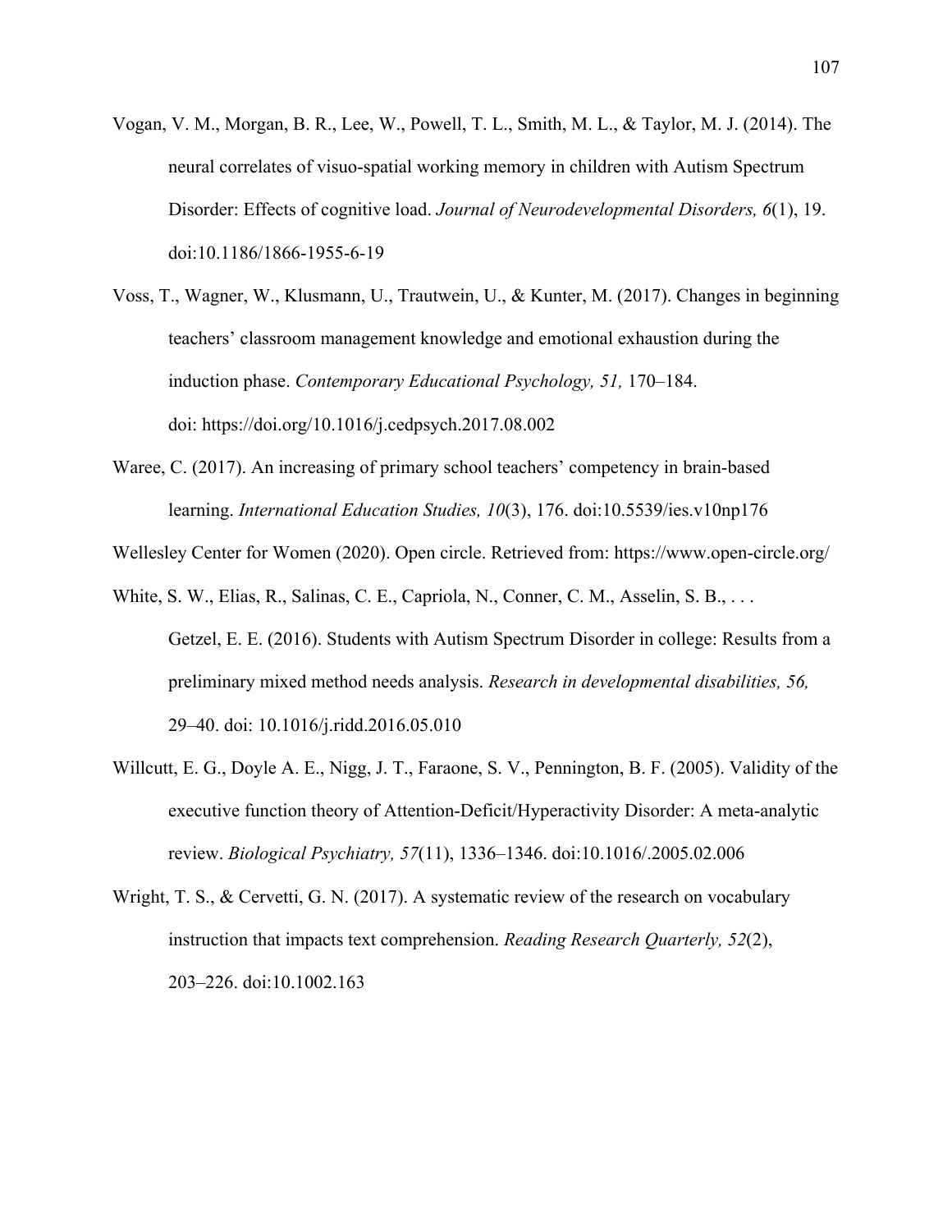Vogan, V. M., Morgan, B. R., Lee, W., Powell, T. L., Smith, M. L., & Taylor, M. J. (2014). The neural correlates of visuo-spatial working memory in children with Autism Spectrum Disorder: Effects of cognitive load. *Journal of Neurodevelopmental Disorders, 6*(1), 19. doi:10.1186/1866-1955-6-19

Voss, T., Wagner, W., Klusmann, U., Trautwein, U., & Kunter, M. (2017). Changes in beginning teachers' classroom management knowledge and emotional exhaustion during the induction phase. *Contemporary Educational Psychology, 51,* 170–184. doi: https://doi.org/10.1016/j.cedpsych.2017.08.002

Waree, C. (2017). An increasing of primary school teachers' competency in brain-based learning. *International Education Studies, 10*(3), 176. doi:10.5539/ies.v10np176

Wellesley Center for Women (2020). Open circle. Retrieved from: https://www.open-circle.org/

White, S. W., Elias, R., Salinas, C. E., Capriola, N., Conner, C. M., Asselin, S. B., . . . Getzel, E. E. (2016). Students with Autism Spectrum Disorder in college: Results from a preliminary mixed method needs analysis. *Research in developmental disabilities, 56,* 29–40. doi: 10.1016/j.ridd.2016.05.010

Willcutt, E. G., Doyle A. E., Nigg, J. T., Faraone, S. V., Pennington, B. F. (2005). Validity of the executive function theory of Attention-Deficit/Hyperactivity Disorder: A meta-analytic review. *Biological Psychiatry, 57*(11), 1336–1346. doi:10.1016/.2005.02.006

Wright, T. S., & Cervetti, G. N. (2017). A systematic review of the research on vocabulary instruction that impacts text comprehension. *Reading Research Quarterly, 52*(2), 203–226. doi:10.1002.163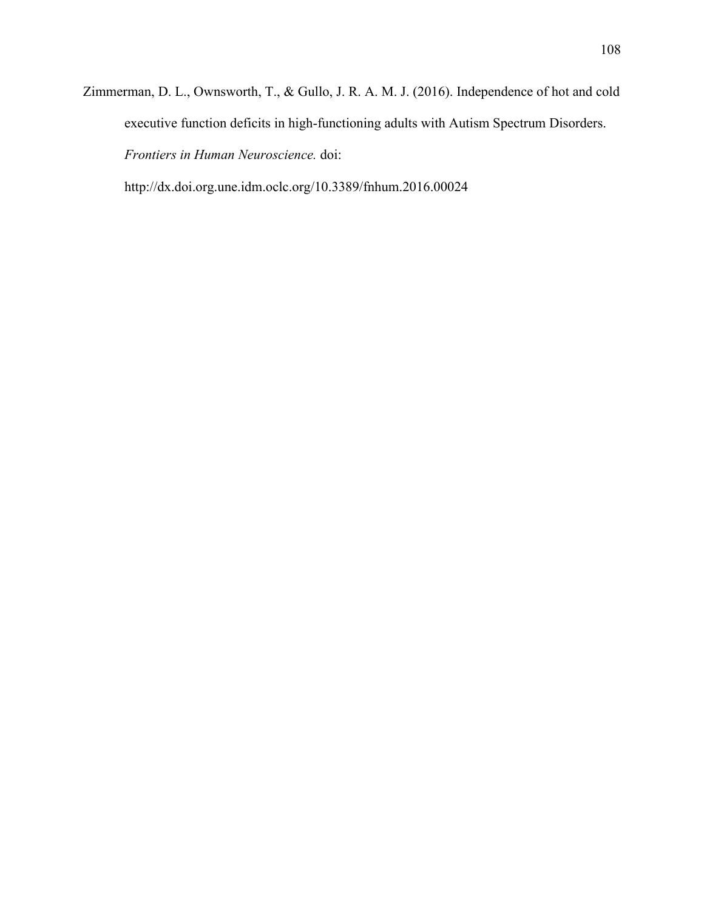Zimmerman, D. L., Ownsworth, T., & Gullo, J. R. A. M. J. (2016). Independence of hot and cold executive function deficits in high-functioning adults with Autism Spectrum Disorders. *Frontiers in Human Neuroscience.* doi: http://dx.doi.org.une.idm.oclc.org/10.3389/fnhum.2016.00024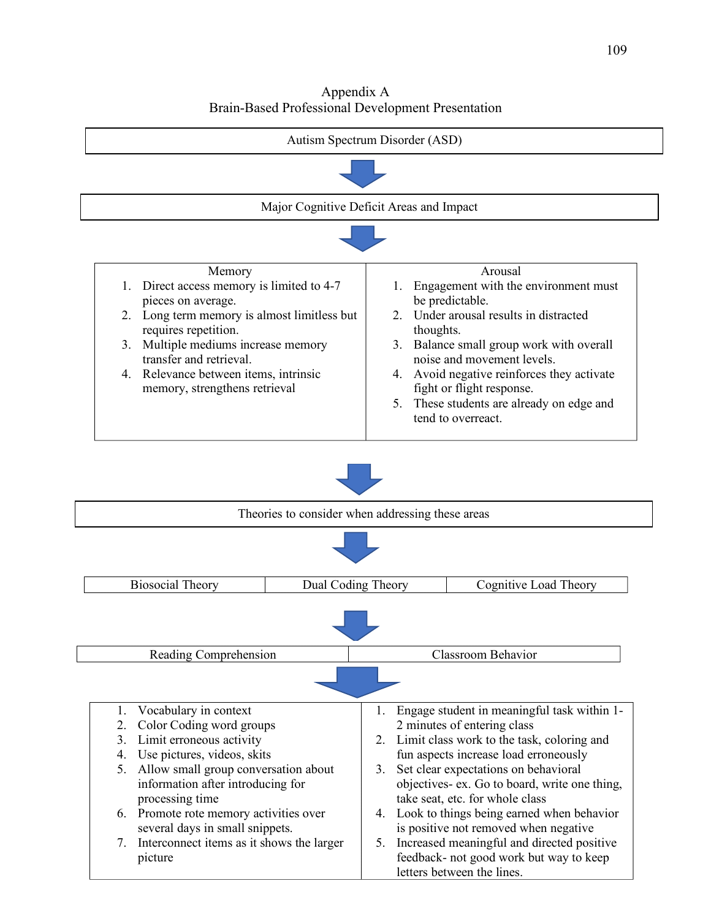# Appendix A
## Brain-Based Professional Development Presentation

**Autism Spectrum Disorder (ASD)**

↓

**Major Cognitive Deficit Areas and Impact**

↓

| Memory | Arousal |
| --- | --- |
| 1. Direct access memory is limited to 4-7 pieces on average.<br>2. Long term memory is almost limitless but requires repetition.<br>3. Multiple mediums increase memory transfer and retrieval.<br>4. Relevance between items, intrinsic memory, strengthens retrieval | 1. Engagement with the environment must be predictable.<br>2. Under arousal results in distracted thoughts.<br>3. Balance small group work with overall noise and movement levels.<br>4. Avoid negative reinforces they activate fight or flight response.<br>5. These students are already on edge and tend to overreact. |

↓

**Theories to consider when addressing these areas**

↓

| Biosocial Theory | Dual Coding Theory | Cognitive Load Theory |
| --- | --- | --- |

↓

| Reading Comprehension | Classroom Behavior |
| --- | --- |
| 1. Vocabulary in context<br>2. Color Coding word groups<br>3. Limit erroneous activity<br>4. Use pictures, videos, skits<br>5. Allow small group conversation about information after introducing for processing time<br>6. Promote rote memory activities over several days in small snippets.<br>7. Interconnect items as it shows the larger picture | 1. Engage student in meaningful task within 1-2 minutes of entering class<br>2. Limit class work to the task, coloring and fun aspects increase load erroneously<br>3. Set clear expectations on behavioral objectives- ex. Go to board, write one thing, take seat, etc. for whole class<br>4. Look to things being earned when behavior is positive not removed when negative<br>5. Increased meaningful and directed positive feedback- not good work but way to keep letters between the lines. |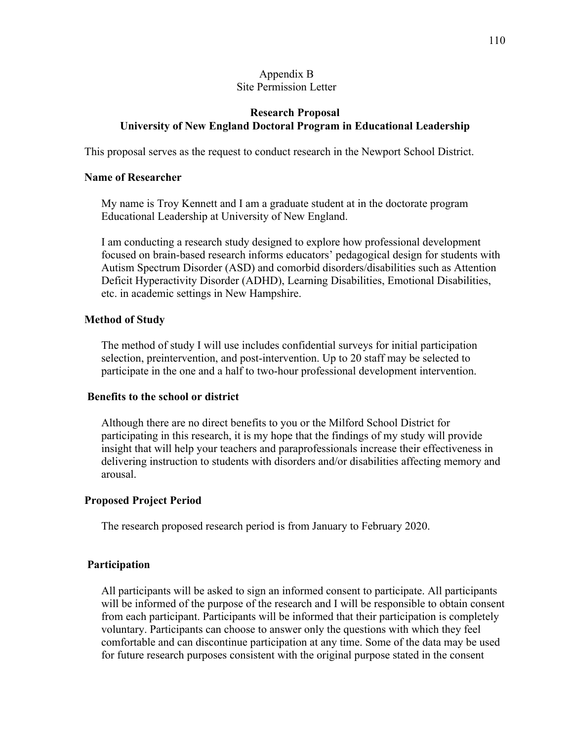Appendix B
Site Permission Letter

**Research Proposal**
**University of New England Doctoral Program in Educational Leadership**

This proposal serves as the request to conduct research in the Newport School District.

**Name of Researcher**

My name is Troy Kennett and I am a graduate student at in the doctorate program Educational Leadership at University of New England.

I am conducting a research study designed to explore how professional development focused on brain-based research informs educators' pedagogical design for students with Autism Spectrum Disorder (ASD) and comorbid disorders/disabilities such as Attention Deficit Hyperactivity Disorder (ADHD), Learning Disabilities, Emotional Disabilities, etc. in academic settings in New Hampshire.

**Method of Study**

The method of study I will use includes confidential surveys for initial participation selection, preintervention, and post-intervention. Up to 20 staff may be selected to participate in the one and a half to two-hour professional development intervention.

**Benefits to the school or district**

Although there are no direct benefits to you or the Milford School District for participating in this research, it is my hope that the findings of my study will provide insight that will help your teachers and paraprofessionals increase their effectiveness in delivering instruction to students with disorders and/or disabilities affecting memory and arousal.

**Proposed Project Period**

The research proposed research period is from January to February 2020.

**Participation**

All participants will be asked to sign an informed consent to participate. All participants will be informed of the purpose of the research and I will be responsible to obtain consent from each participant. Participants will be informed that their participation is completely voluntary. Participants can choose to answer only the questions with which they feel comfortable and can discontinue participation at any time. Some of the data may be used for future research purposes consistent with the original purpose stated in the consent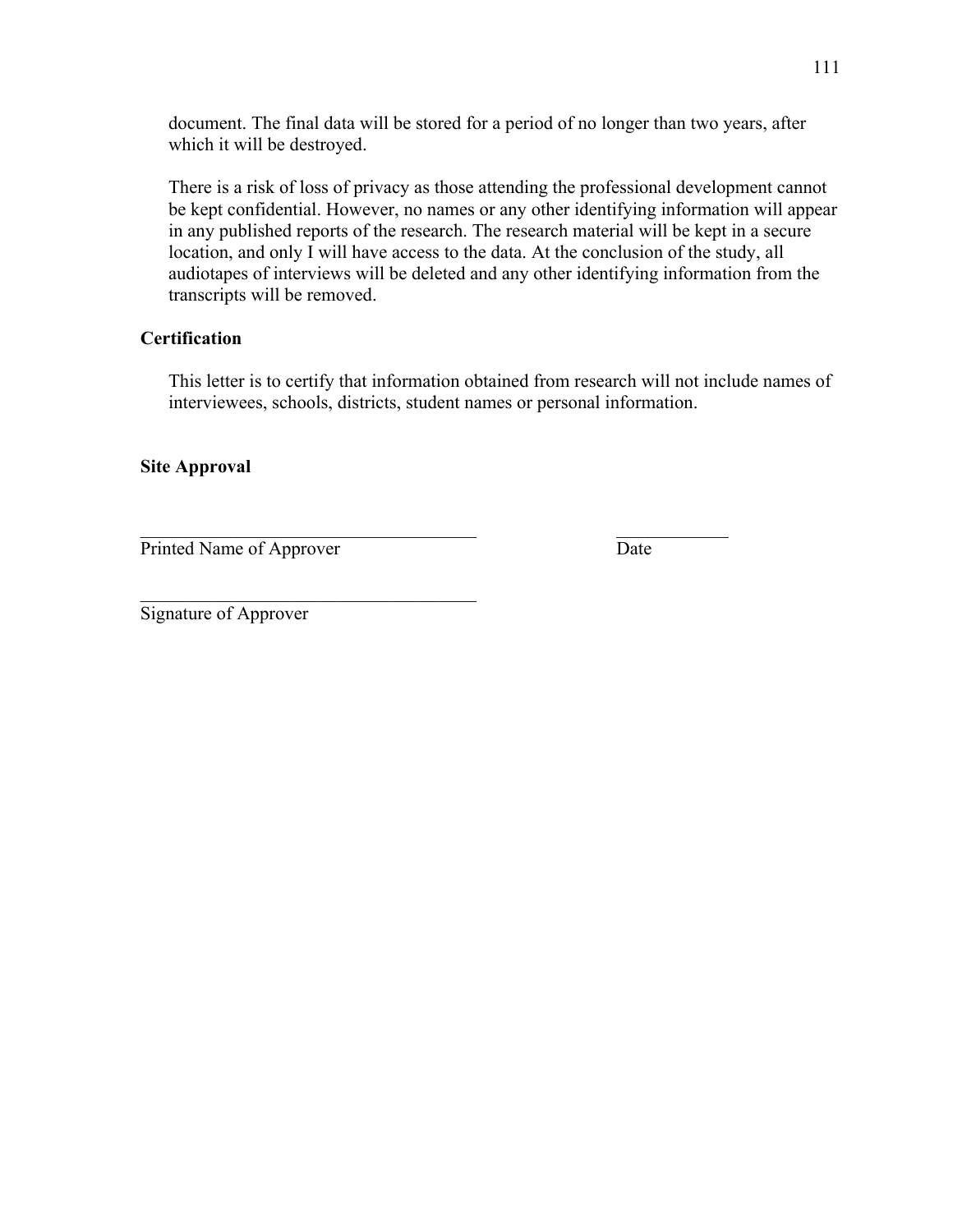document. The final data will be stored for a period of no longer than two years, after which it will be destroyed.

There is a risk of loss of privacy as those attending the professional development cannot be kept confidential. However, no names or any other identifying information will appear in any published reports of the research. The research material will be kept in a secure location, and only I will have access to the data. At the conclusion of the study, all audiotapes of interviews will be deleted and any other identifying information from the transcripts will be removed.

**Certification**

This letter is to certify that information obtained from research will not include names of interviewees, schools, districts, student names or personal information.

**Site Approval**

\_\_\_\_\_\_\_\_\_\_\_\_\_\_\_\_\_\_\_\_\_\_\_\_\_\_\_\_\_\_\_\_\_\_\_\_\_\_ \_\_\_\_\_\_\_\_\_\_\_\_\_
Printed Name of Approver Date

\_\_\_\_\_\_\_\_\_\_\_\_\_\_\_\_\_\_\_\_\_\_\_\_\_\_\_\_\_\_\_\_\_\_\_\_\_\_
Signature of Approver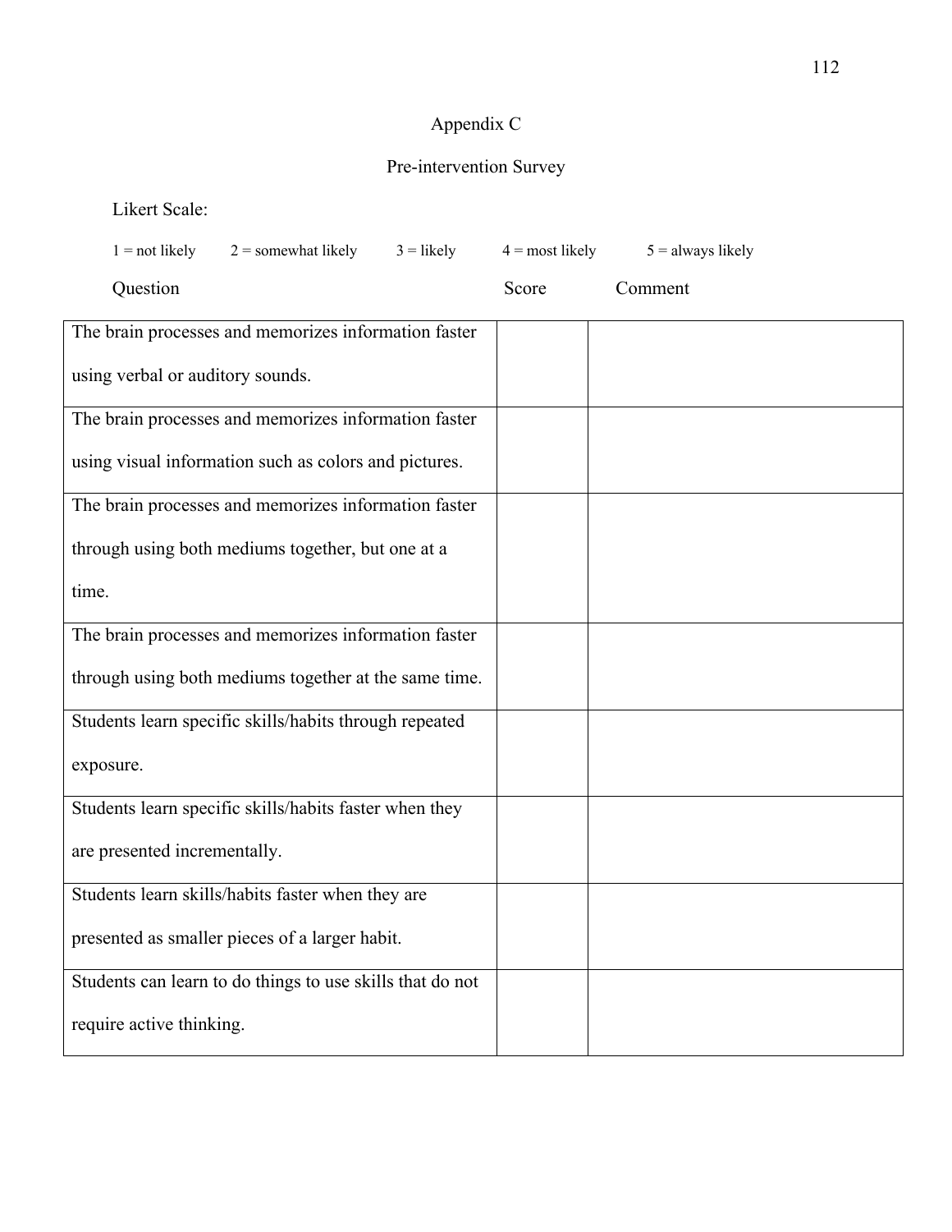# Appendix C

## Pre-intervention Survey

Likert Scale:

1 = not likely  2 = somewhat likely  3 = likely  4 = most likely  5 = always likely

| Question | Score | Comment |
|---|---|---|
| The brain processes and memorizes information faster using verbal or auditory sounds. | | |
| The brain processes and memorizes information faster using visual information such as colors and pictures. | | |
| The brain processes and memorizes information faster through using both mediums together, but one at a time. | | |
| The brain processes and memorizes information faster through using both mediums together at the same time. | | |
| Students learn specific skills/habits through repeated exposure. | | |
| Students learn specific skills/habits faster when they are presented incrementally. | | |
| Students learn skills/habits faster when they are presented as smaller pieces of a larger habit. | | |
| Students can learn to do things to use skills that do not require active thinking. | | |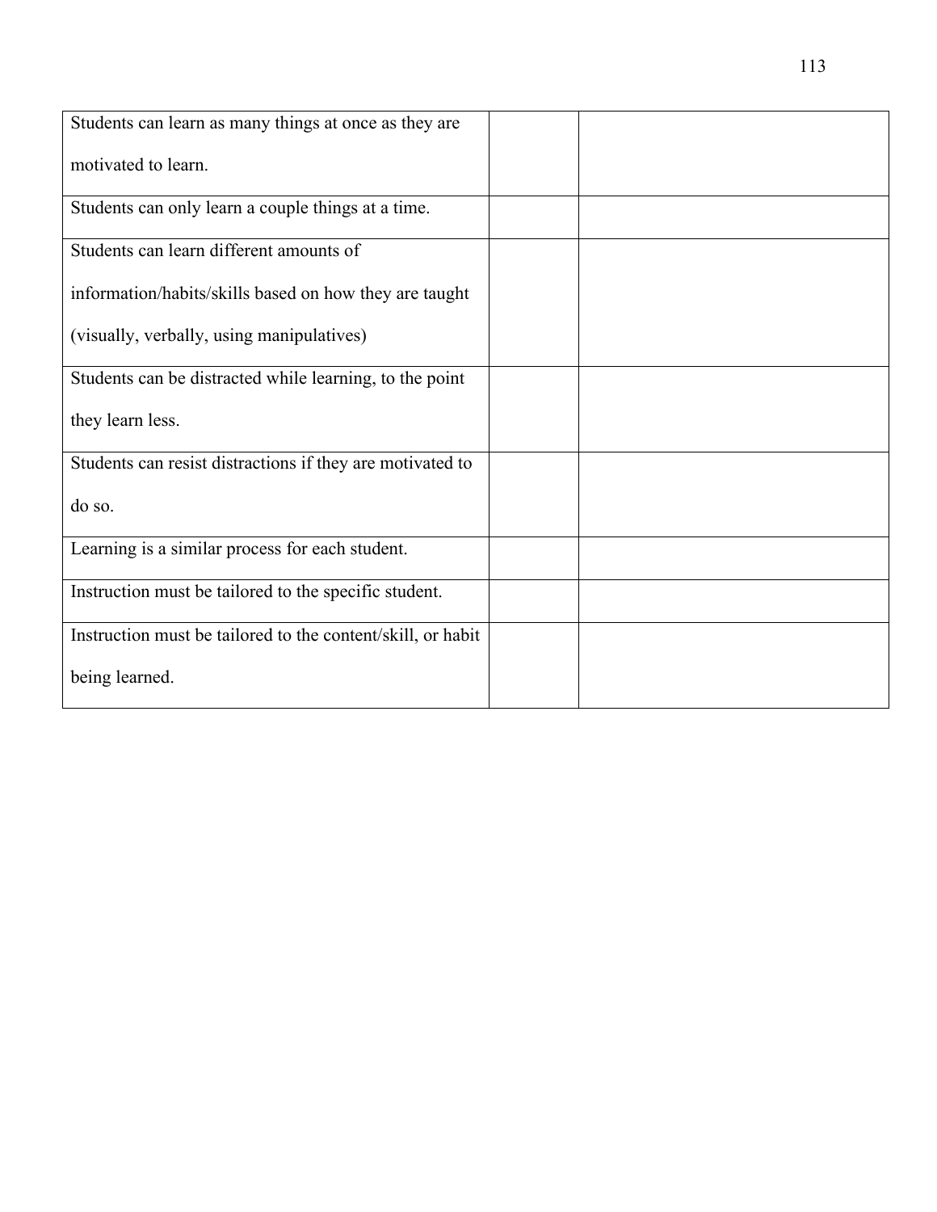| | | |
|---|---|---|
| Students can learn as many things at once as they are motivated to learn. | | |
| Students can only learn a couple things at a time. | | |
| Students can learn different amounts of information/habits/skills based on how they are taught (visually, verbally, using manipulatives) | | |
| Students can be distracted while learning, to the point they learn less. | | |
| Students can resist distractions if they are motivated to do so. | | |
| Learning is a similar process for each student. | | |
| Instruction must be tailored to the specific student. | | |
| Instruction must be tailored to the content/skill, or habit being learned. | | |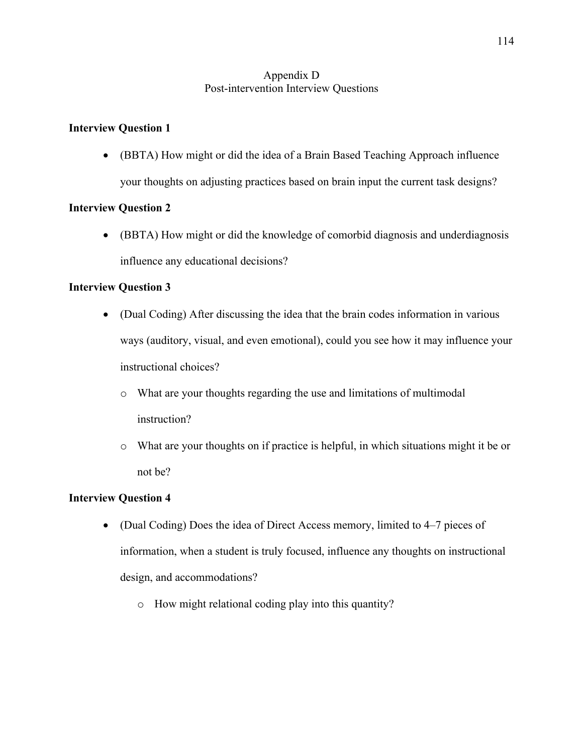# Appendix D
## Post-intervention Interview Questions

**Interview Question 1**

- (BBTA) How might or did the idea of a Brain Based Teaching Approach influence your thoughts on adjusting practices based on brain input the current task designs?

**Interview Question 2**

- (BBTA) How might or did the knowledge of comorbid diagnosis and underdiagnosis influence any educational decisions?

**Interview Question 3**

- (Dual Coding) After discussing the idea that the brain codes information in various ways (auditory, visual, and even emotional), could you see how it may influence your instructional choices?
    - What are your thoughts regarding the use and limitations of multimodal instruction?
    - What are your thoughts on if practice is helpful, in which situations might it be or not be?

**Interview Question 4**

- (Dual Coding) Does the idea of Direct Access memory, limited to 4–7 pieces of information, when a student is truly focused, influence any thoughts on instructional design, and accommodations?
    - How might relational coding play into this quantity?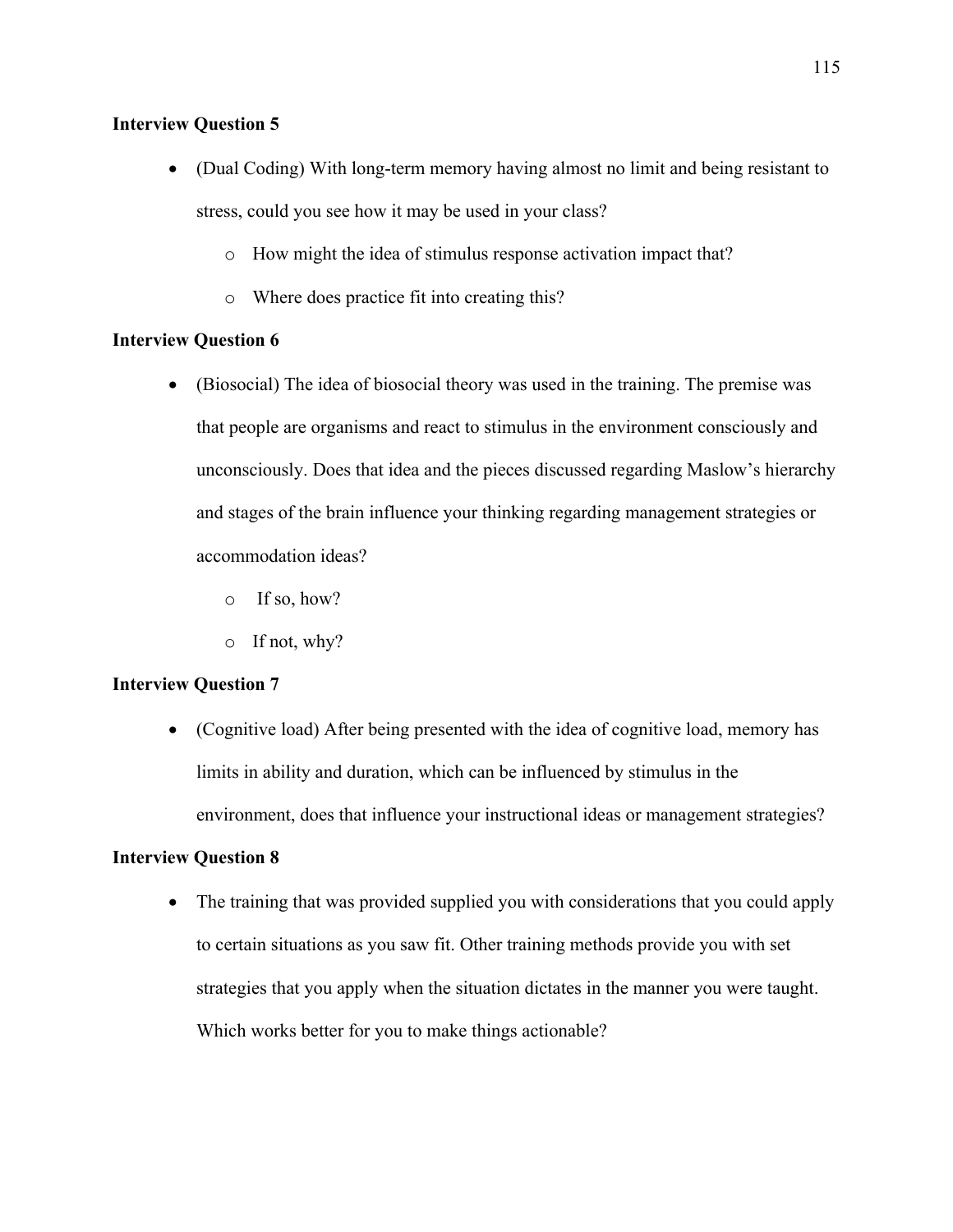**Interview Question 5**

- (Dual Coding) With long-term memory having almost no limit and being resistant to stress, could you see how it may be used in your class?
  - How might the idea of stimulus response activation impact that?
  - Where does practice fit into creating this?

**Interview Question 6**

- (Biosocial) The idea of biosocial theory was used in the training. The premise was that people are organisms and react to stimulus in the environment consciously and unconsciously. Does that idea and the pieces discussed regarding Maslow's hierarchy and stages of the brain influence your thinking regarding management strategies or accommodation ideas?
  - If so, how?
  - If not, why?

**Interview Question 7**

- (Cognitive load) After being presented with the idea of cognitive load, memory has limits in ability and duration, which can be influenced by stimulus in the environment, does that influence your instructional ideas or management strategies?

**Interview Question 8**

- The training that was provided supplied you with considerations that you could apply to certain situations as you saw fit. Other training methods provide you with set strategies that you apply when the situation dictates in the manner you were taught. Which works better for you to make things actionable?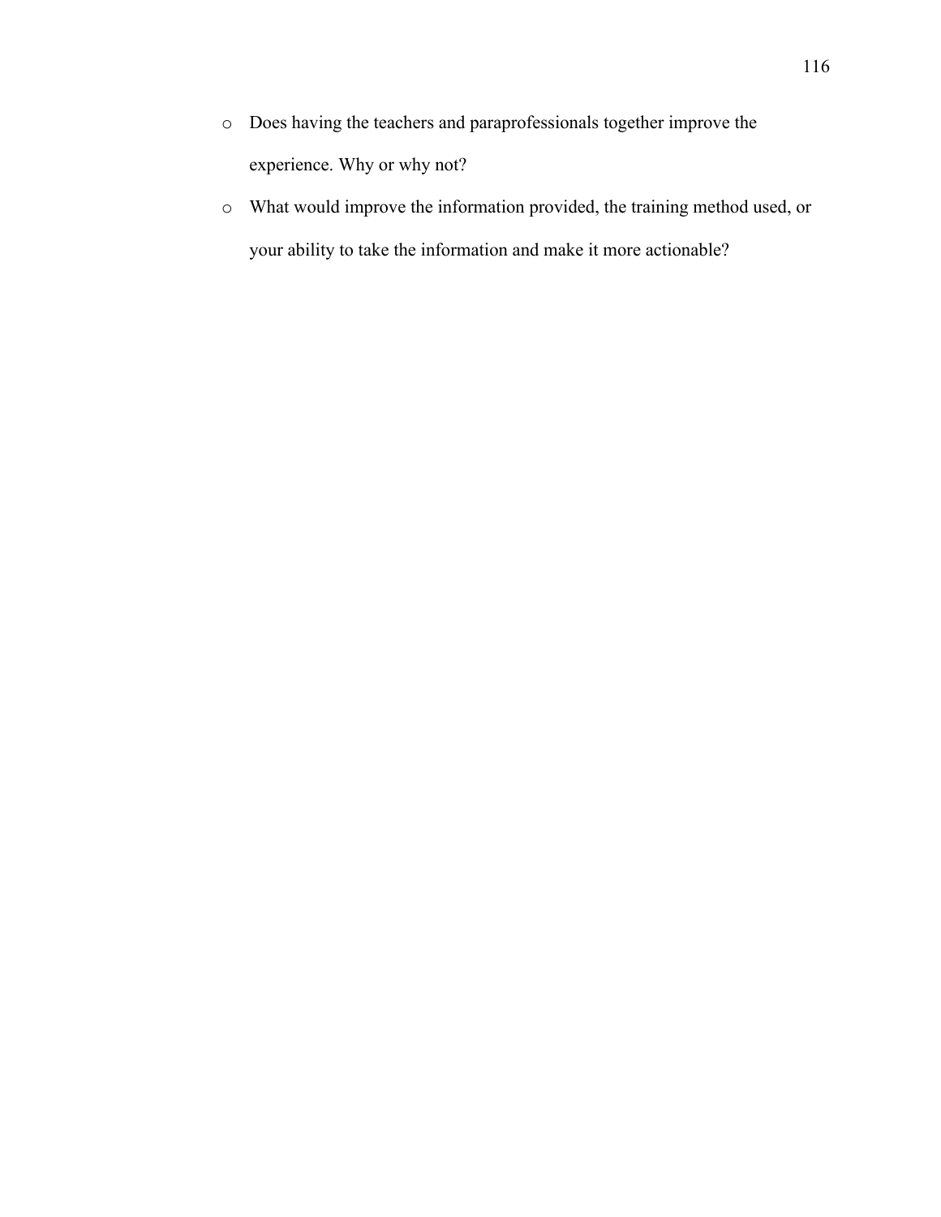- Does having the teachers and paraprofessionals together improve the experience. Why or why not?
- What would improve the information provided, the training method used, or your ability to take the information and make it more actionable?